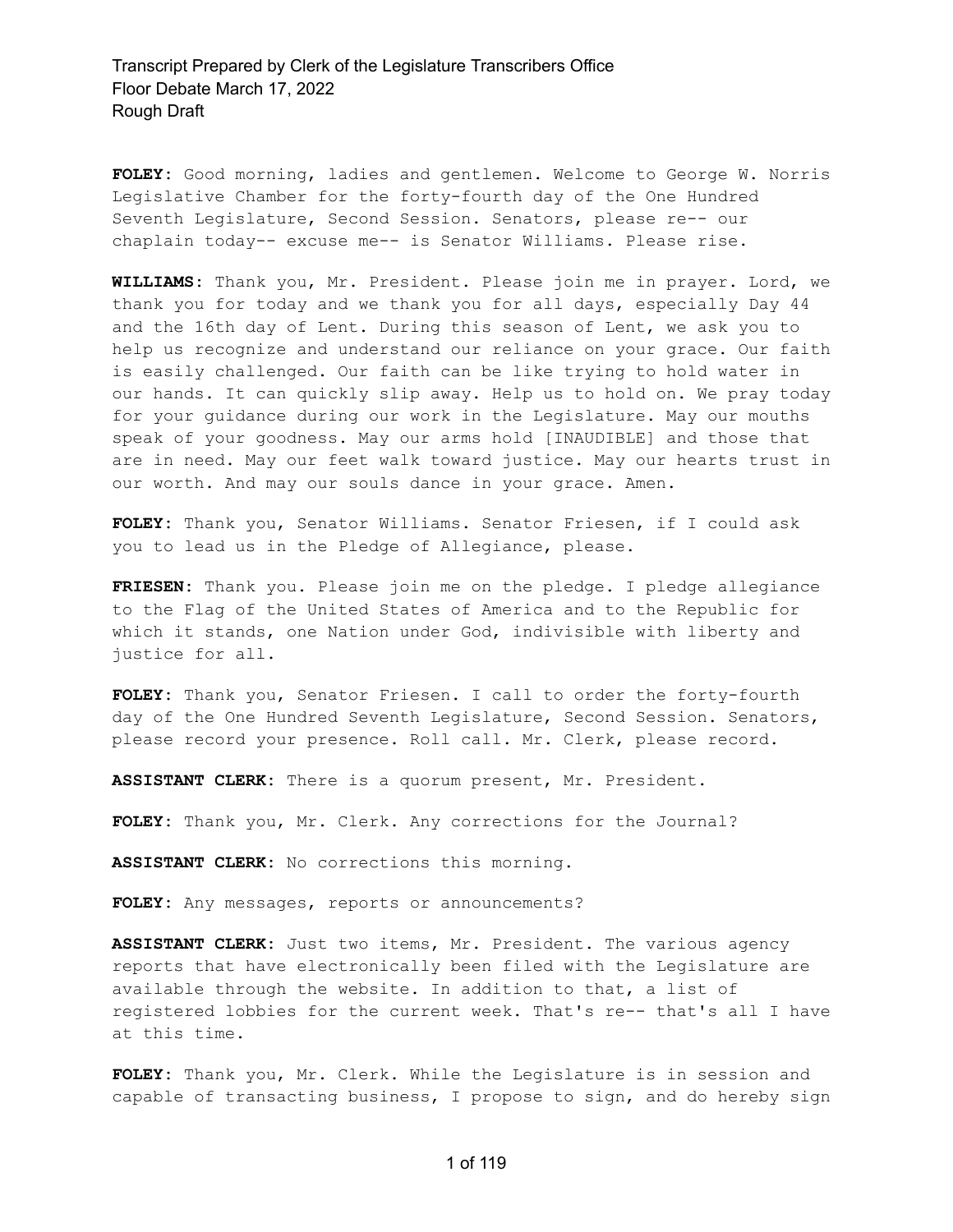Transcript Prepared by Clerk of the Legislature Transcribers Office
Floor Debate March 17, 2022
Rough Draft

**FOLEY:** Good morning, ladies and gentlemen. Welcome to George W. Norris Legislative Chamber for the forty-fourth day of the One Hundred Seventh Legislature, Second Session. Senators, please re-- our chaplain today-- excuse me-- is Senator Williams. Please rise.

**WILLIAMS:** Thank you, Mr. President. Please join me in prayer. Lord, we thank you for today and we thank you for all days, especially Day 44 and the 16th day of Lent. During this season of Lent, we ask you to help us recognize and understand our reliance on your grace. Our faith is easily challenged. Our faith can be like trying to hold water in our hands. It can quickly slip away. Help us to hold on. We pray today for your guidance during our work in the Legislature. May our mouths speak of your goodness. May our arms hold [INAUDIBLE] and those that are in need. May our feet walk toward justice. May our hearts trust in our worth. And may our souls dance in your grace. Amen.

**FOLEY:** Thank you, Senator Williams. Senator Friesen, if I could ask you to lead us in the Pledge of Allegiance, please.

**FRIESEN:** Thank you. Please join me on the pledge. I pledge allegiance to the Flag of the United States of America and to the Republic for which it stands, one Nation under God, indivisible with liberty and justice for all.

**FOLEY:** Thank you, Senator Friesen. I call to order the forty-fourth day of the One Hundred Seventh Legislature, Second Session. Senators, please record your presence. Roll call. Mr. Clerk, please record.

**ASSISTANT CLERK:** There is a quorum present, Mr. President.

**FOLEY:** Thank you, Mr. Clerk. Any corrections for the Journal?

**ASSISTANT CLERK:** No corrections this morning.

**FOLEY:** Any messages, reports or announcements?

**ASSISTANT CLERK:** Just two items, Mr. President. The various agency reports that have electronically been filed with the Legislature are available through the website. In addition to that, a list of registered lobbies for the current week. That's re-- that's all I have at this time.

**FOLEY:** Thank you, Mr. Clerk. While the Legislature is in session and capable of transacting business, I propose to sign, and do hereby sign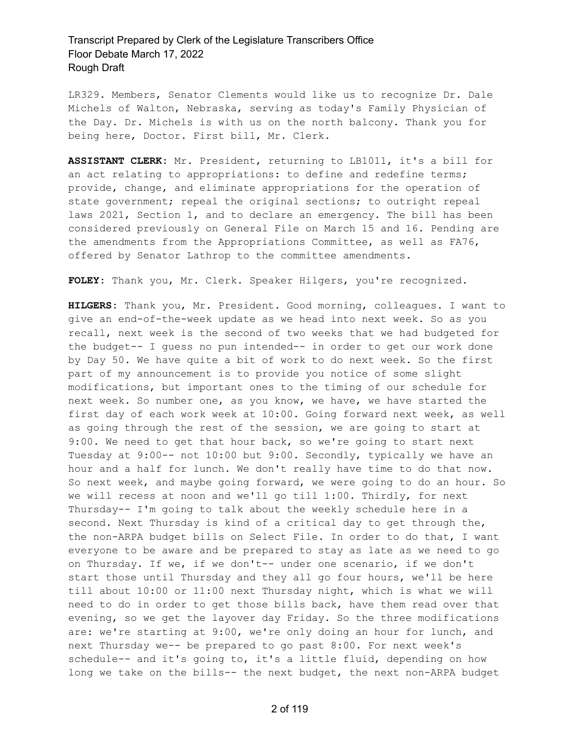LR329. Members, Senator Clements would like us to recognize Dr. Dale Michels of Walton, Nebraska, serving as today's Family Physician of the Day. Dr. Michels is with us on the north balcony. Thank you for being here, Doctor. First bill, Mr. Clerk.

**ASSISTANT CLERK**: Mr. President, returning to LB1011, it's a bill for an act relating to appropriations: to define and redefine terms; provide, change, and eliminate appropriations for the operation of state government; repeal the original sections; to outright repeal laws 2021, Section 1, and to declare an emergency. The bill has been considered previously on General File on March 15 and 16. Pending are the amendments from the Appropriations Committee, as well as FA76, offered by Senator Lathrop to the committee amendments.

**FOLEY**: Thank you, Mr. Clerk. Speaker Hilgers, you're recognized.

**HILGERS**: Thank you, Mr. President. Good morning, colleagues. I want to give an end-of-the-week update as we head into next week. So as you recall, next week is the second of two weeks that we had budgeted for the budget-- I guess no pun intended-- in order to get our work done by Day 50. We have quite a bit of work to do next week. So the first part of my announcement is to provide you notice of some slight modifications, but important ones to the timing of our schedule for next week. So number one, as you know, we have, we have started the first day of each work week at 10:00. Going forward next week, as well as going through the rest of the session, we are going to start at 9:00. We need to get that hour back, so we're going to start next Tuesday at 9:00-- not 10:00 but 9:00. Secondly, typically we have an hour and a half for lunch. We don't really have time to do that now. So next week, and maybe going forward, we were going to do an hour. So we will recess at noon and we'll go till 1:00. Thirdly, for next Thursday-- I'm going to talk about the weekly schedule here in a second. Next Thursday is kind of a critical day to get through the, the non-ARPA budget bills on Select File. In order to do that, I want everyone to be aware and be prepared to stay as late as we need to go on Thursday. If we, if we don't-- under one scenario, if we don't start those until Thursday and they all go four hours, we'll be here till about 10:00 or 11:00 next Thursday night, which is what we will need to do in order to get those bills back, have them read over that evening, so we get the layover day Friday. So the three modifications are: we're starting at 9:00, we're only doing an hour for lunch, and next Thursday we-- be prepared to go past 8:00. For next week's schedule-- and it's going to, it's a little fluid, depending on how long we take on the bills-- the next budget, the next non-ARPA budget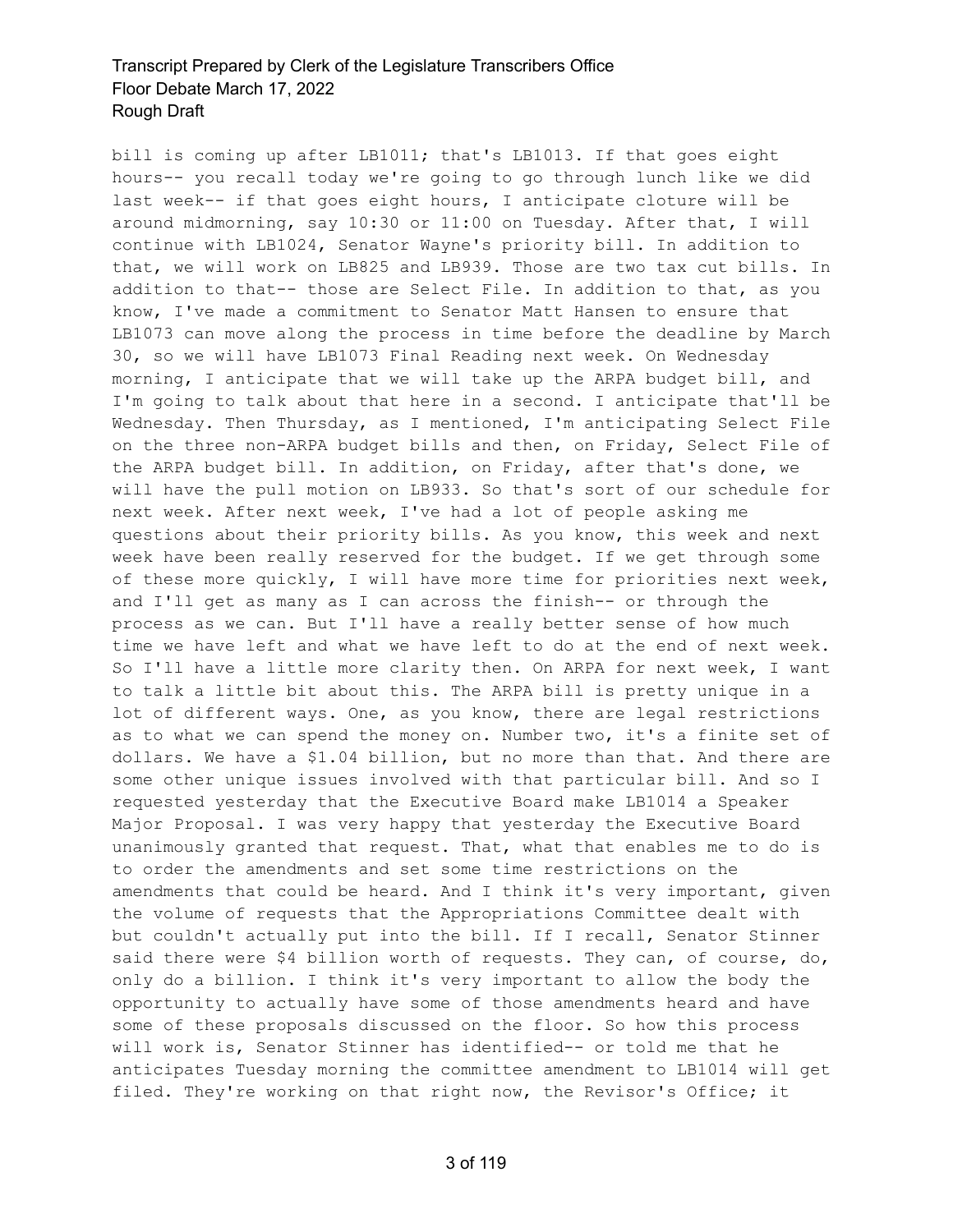bill is coming up after LB1011; that's LB1013. If that goes eight hours-- you recall today we're going to go through lunch like we did last week-- if that goes eight hours, I anticipate cloture will be around midmorning, say 10:30 or 11:00 on Tuesday. After that, I will continue with LB1024, Senator Wayne's priority bill. In addition to that, we will work on LB825 and LB939. Those are two tax cut bills. In addition to that-- those are Select File. In addition to that, as you know, I've made a commitment to Senator Matt Hansen to ensure that LB1073 can move along the process in time before the deadline by March 30, so we will have LB1073 Final Reading next week. On Wednesday morning, I anticipate that we will take up the ARPA budget bill, and I'm going to talk about that here in a second. I anticipate that'll be Wednesday. Then Thursday, as I mentioned, I'm anticipating Select File on the three non-ARPA budget bills and then, on Friday, Select File of the ARPA budget bill. In addition, on Friday, after that's done, we will have the pull motion on LB933. So that's sort of our schedule for next week. After next week, I've had a lot of people asking me questions about their priority bills. As you know, this week and next week have been really reserved for the budget. If we get through some of these more quickly, I will have more time for priorities next week, and I'll get as many as I can across the finish-- or through the process as we can. But I'll have a really better sense of how much time we have left and what we have left to do at the end of next week. So I'll have a little more clarity then. On ARPA for next week, I want to talk a little bit about this. The ARPA bill is pretty unique in a lot of different ways. One, as you know, there are legal restrictions as to what we can spend the money on. Number two, it's a finite set of dollars. We have a $1.04 billion, but no more than that. And there are some other unique issues involved with that particular bill. And so I requested yesterday that the Executive Board make LB1014 a Speaker Major Proposal. I was very happy that yesterday the Executive Board unanimously granted that request. That, what that enables me to do is to order the amendments and set some time restrictions on the amendments that could be heard. And I think it's very important, given the volume of requests that the Appropriations Committee dealt with but couldn't actually put into the bill. If I recall, Senator Stinner said there were $4 billion worth of requests. They can, of course, do, only do a billion. I think it's very important to allow the body the opportunity to actually have some of those amendments heard and have some of these proposals discussed on the floor. So how this process will work is, Senator Stinner has identified-- or told me that he anticipates Tuesday morning the committee amendment to LB1014 will get filed. They're working on that right now, the Revisor's Office; it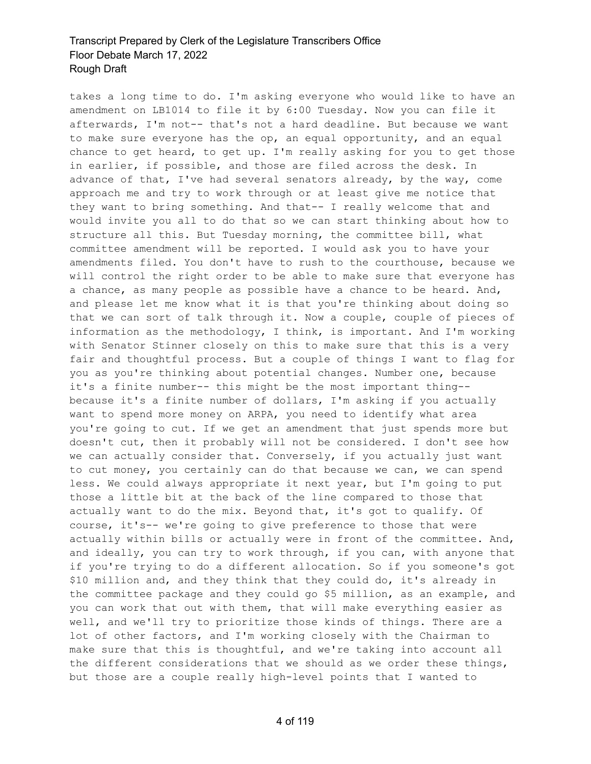takes a long time to do. I'm asking everyone who would like to have an amendment on LB1014 to file it by 6:00 Tuesday. Now you can file it afterwards, I'm not-- that's not a hard deadline. But because we want to make sure everyone has the op, an equal opportunity, and an equal chance to get heard, to get up. I'm really asking for you to get those in earlier, if possible, and those are filed across the desk. In advance of that, I've had several senators already, by the way, come approach me and try to work through or at least give me notice that they want to bring something. And that-- I really welcome that and would invite you all to do that so we can start thinking about how to structure all this. But Tuesday morning, the committee bill, what committee amendment will be reported. I would ask you to have your amendments filed. You don't have to rush to the courthouse, because we will control the right order to be able to make sure that everyone has a chance, as many people as possible have a chance to be heard. And, and please let me know what it is that you're thinking about doing so that we can sort of talk through it. Now a couple, couple of pieces of information as the methodology, I think, is important. And I'm working with Senator Stinner closely on this to make sure that this is a very fair and thoughtful process. But a couple of things I want to flag for you as you're thinking about potential changes. Number one, because it's a finite number-- this might be the most important thing-- because it's a finite number of dollars, I'm asking if you actually want to spend more money on ARPA, you need to identify what area you're going to cut. If we get an amendment that just spends more but doesn't cut, then it probably will not be considered. I don't see how we can actually consider that. Conversely, if you actually just want to cut money, you certainly can do that because we can, we can spend less. We could always appropriate it next year, but I'm going to put those a little bit at the back of the line compared to those that actually want to do the mix. Beyond that, it's got to qualify. Of course, it's-- we're going to give preference to those that were actually within bills or actually were in front of the committee. And, and ideally, you can try to work through, if you can, with anyone that if you're trying to do a different allocation. So if you someone's got $10 million and, and they think that they could do, it's already in the committee package and they could go $5 million, as an example, and you can work that out with them, that will make everything easier as well, and we'll try to prioritize those kinds of things. There are a lot of other factors, and I'm working closely with the Chairman to make sure that this is thoughtful, and we're taking into account all the different considerations that we should as we order these things, but those are a couple really high-level points that I wanted to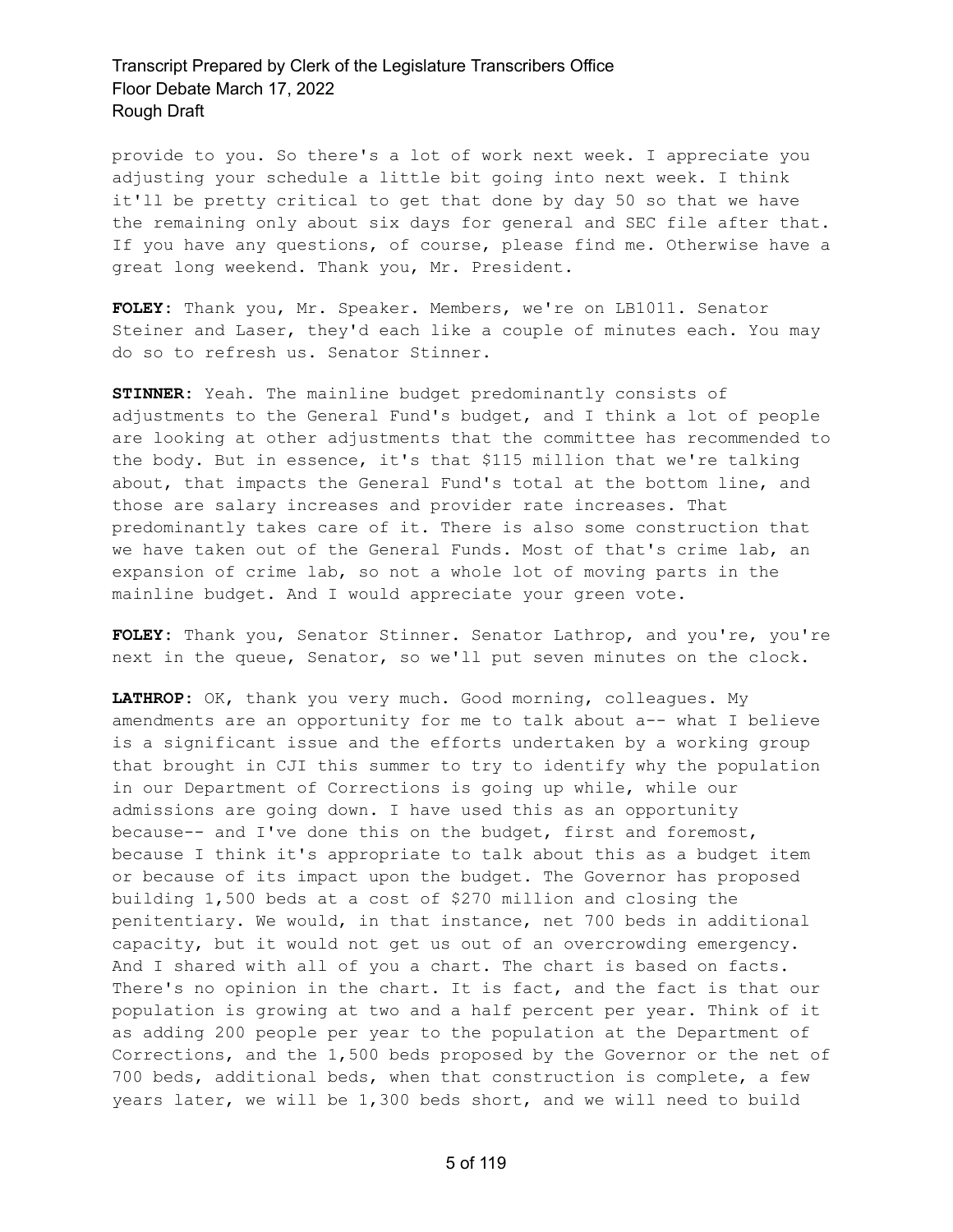provide to you. So there's a lot of work next week. I appreciate you adjusting your schedule a little bit going into next week. I think it'll be pretty critical to get that done by day 50 so that we have the remaining only about six days for general and SEC file after that. If you have any questions, of course, please find me. Otherwise have a great long weekend. Thank you, Mr. President.

**FOLEY:** Thank you, Mr. Speaker. Members, we're on LB1011. Senator Steiner and Laser, they'd each like a couple of minutes each. You may do so to refresh us. Senator Stinner.

**STINNER:** Yeah. The mainline budget predominantly consists of adjustments to the General Fund's budget, and I think a lot of people are looking at other adjustments that the committee has recommended to the body. But in essence, it's that $115 million that we're talking about, that impacts the General Fund's total at the bottom line, and those are salary increases and provider rate increases. That predominantly takes care of it. There is also some construction that we have taken out of the General Funds. Most of that's crime lab, an expansion of crime lab, so not a whole lot of moving parts in the mainline budget. And I would appreciate your green vote.

**FOLEY:** Thank you, Senator Stinner. Senator Lathrop, and you're, you're next in the queue, Senator, so we'll put seven minutes on the clock.

**LATHROP:** OK, thank you very much. Good morning, colleagues. My amendments are an opportunity for me to talk about a-- what I believe is a significant issue and the efforts undertaken by a working group that brought in CJI this summer to try to identify why the population in our Department of Corrections is going up while, while our admissions are going down. I have used this as an opportunity because-- and I've done this on the budget, first and foremost, because I think it's appropriate to talk about this as a budget item or because of its impact upon the budget. The Governor has proposed building 1,500 beds at a cost of $270 million and closing the penitentiary. We would, in that instance, net 700 beds in additional capacity, but it would not get us out of an overcrowding emergency. And I shared with all of you a chart. The chart is based on facts. There's no opinion in the chart. It is fact, and the fact is that our population is growing at two and a half percent per year. Think of it as adding 200 people per year to the population at the Department of Corrections, and the 1,500 beds proposed by the Governor or the net of 700 beds, additional beds, when that construction is complete, a few years later, we will be 1,300 beds short, and we will need to build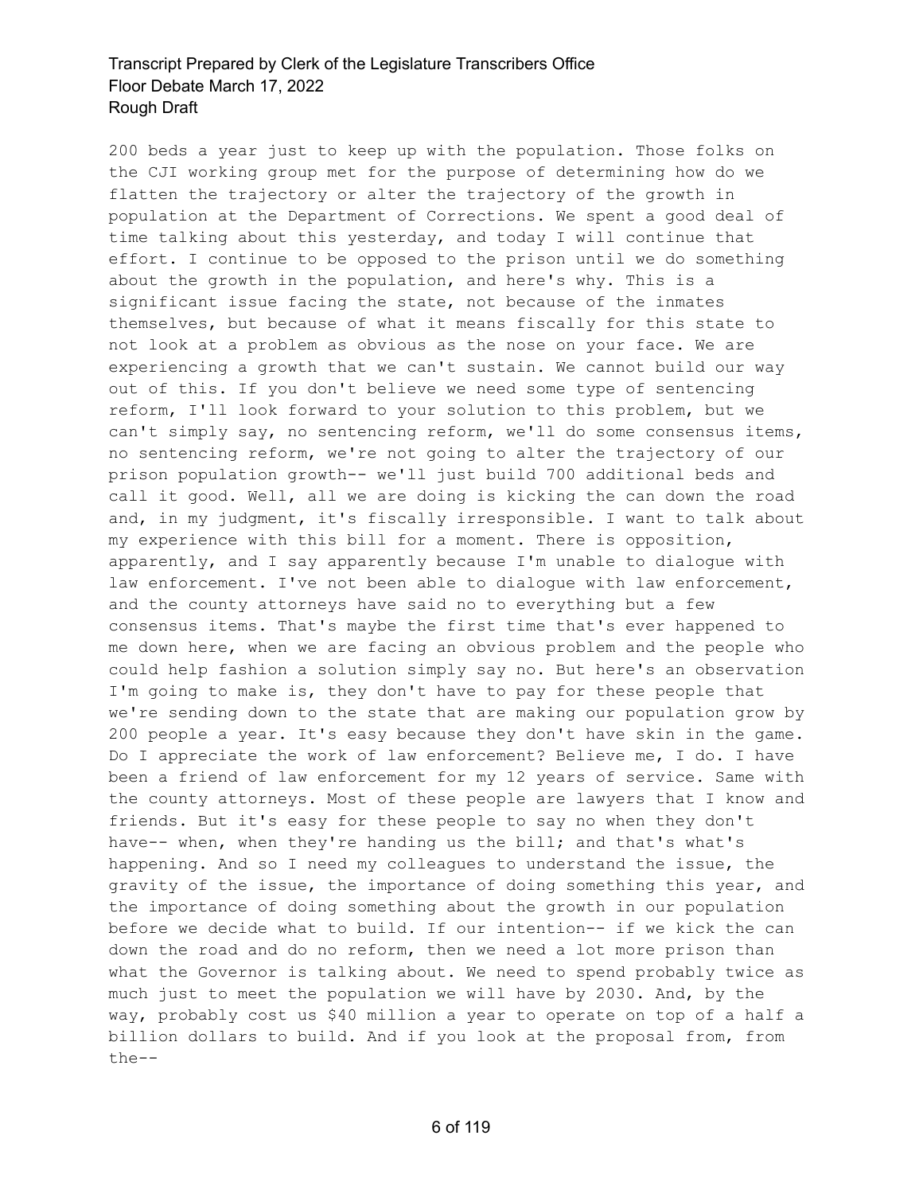200 beds a year just to keep up with the population. Those folks on the CJI working group met for the purpose of determining how do we flatten the trajectory or alter the trajectory of the growth in population at the Department of Corrections. We spent a good deal of time talking about this yesterday, and today I will continue that effort. I continue to be opposed to the prison until we do something about the growth in the population, and here's why. This is a significant issue facing the state, not because of the inmates themselves, but because of what it means fiscally for this state to not look at a problem as obvious as the nose on your face. We are experiencing a growth that we can't sustain. We cannot build our way out of this. If you don't believe we need some type of sentencing reform, I'll look forward to your solution to this problem, but we can't simply say, no sentencing reform, we'll do some consensus items, no sentencing reform, we're not going to alter the trajectory of our prison population growth-- we'll just build 700 additional beds and call it good. Well, all we are doing is kicking the can down the road and, in my judgment, it's fiscally irresponsible. I want to talk about my experience with this bill for a moment. There is opposition, apparently, and I say apparently because I'm unable to dialogue with law enforcement. I've not been able to dialogue with law enforcement, and the county attorneys have said no to everything but a few consensus items. That's maybe the first time that's ever happened to me down here, when we are facing an obvious problem and the people who could help fashion a solution simply say no. But here's an observation I'm going to make is, they don't have to pay for these people that we're sending down to the state that are making our population grow by 200 people a year. It's easy because they don't have skin in the game. Do I appreciate the work of law enforcement? Believe me, I do. I have been a friend of law enforcement for my 12 years of service. Same with the county attorneys. Most of these people are lawyers that I know and friends. But it's easy for these people to say no when they don't have-- when, when they're handing us the bill; and that's what's happening. And so I need my colleagues to understand the issue, the gravity of the issue, the importance of doing something this year, and the importance of doing something about the growth in our population before we decide what to build. If our intention-- if we kick the can down the road and do no reform, then we need a lot more prison than what the Governor is talking about. We need to spend probably twice as much just to meet the population we will have by 2030. And, by the way, probably cost us $40 million a year to operate on top of a half a billion dollars to build. And if you look at the proposal from, from the--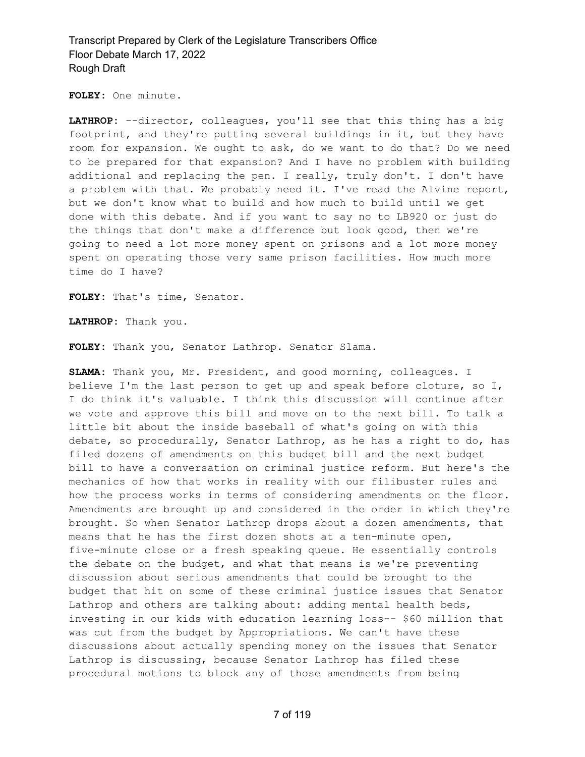**FOLEY:** One minute.

**LATHROP:** --director, colleagues, you'll see that this thing has a big footprint, and they're putting several buildings in it, but they have room for expansion. We ought to ask, do we want to do that? Do we need to be prepared for that expansion? And I have no problem with building additional and replacing the pen. I really, truly don't. I don't have a problem with that. We probably need it. I've read the Alvine report, but we don't know what to build and how much to build until we get done with this debate. And if you want to say no to LB920 or just do the things that don't make a difference but look good, then we're going to need a lot more money spent on prisons and a lot more money spent on operating those very same prison facilities. How much more time do I have?

**FOLEY:** That's time, Senator.

**LATHROP:** Thank you.

**FOLEY:** Thank you, Senator Lathrop. Senator Slama.

**SLAMA:** Thank you, Mr. President, and good morning, colleagues. I believe I'm the last person to get up and speak before cloture, so I, I do think it's valuable. I think this discussion will continue after we vote and approve this bill and move on to the next bill. To talk a little bit about the inside baseball of what's going on with this debate, so procedurally, Senator Lathrop, as he has a right to do, has filed dozens of amendments on this budget bill and the next budget bill to have a conversation on criminal justice reform. But here's the mechanics of how that works in reality with our filibuster rules and how the process works in terms of considering amendments on the floor. Amendments are brought up and considered in the order in which they're brought. So when Senator Lathrop drops about a dozen amendments, that means that he has the first dozen shots at a ten-minute open, five-minute close or a fresh speaking queue. He essentially controls the debate on the budget, and what that means is we're preventing discussion about serious amendments that could be brought to the budget that hit on some of these criminal justice issues that Senator Lathrop and others are talking about: adding mental health beds, investing in our kids with education learning loss-- $60 million that was cut from the budget by Appropriations. We can't have these discussions about actually spending money on the issues that Senator Lathrop is discussing, because Senator Lathrop has filed these procedural motions to block any of those amendments from being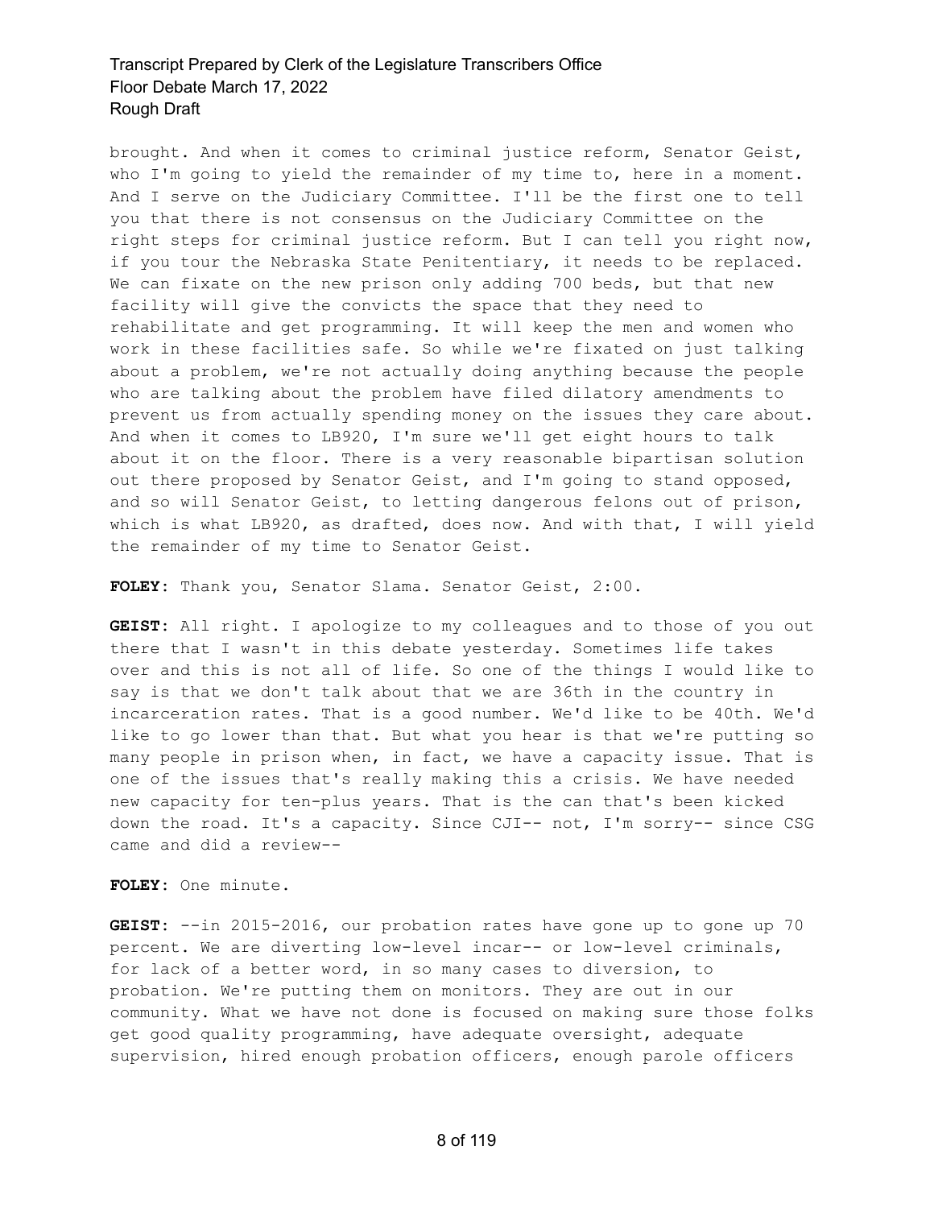brought. And when it comes to criminal justice reform, Senator Geist, who I'm going to yield the remainder of my time to, here in a moment. And I serve on the Judiciary Committee. I'll be the first one to tell you that there is not consensus on the Judiciary Committee on the right steps for criminal justice reform. But I can tell you right now, if you tour the Nebraska State Penitentiary, it needs to be replaced. We can fixate on the new prison only adding 700 beds, but that new facility will give the convicts the space that they need to rehabilitate and get programming. It will keep the men and women who work in these facilities safe. So while we're fixated on just talking about a problem, we're not actually doing anything because the people who are talking about the problem have filed dilatory amendments to prevent us from actually spending money on the issues they care about. And when it comes to LB920, I'm sure we'll get eight hours to talk about it on the floor. There is a very reasonable bipartisan solution out there proposed by Senator Geist, and I'm going to stand opposed, and so will Senator Geist, to letting dangerous felons out of prison, which is what LB920, as drafted, does now. And with that, I will yield the remainder of my time to Senator Geist.

**FOLEY:** Thank you, Senator Slama. Senator Geist, 2:00.

**GEIST:** All right. I apologize to my colleagues and to those of you out there that I wasn't in this debate yesterday. Sometimes life takes over and this is not all of life. So one of the things I would like to say is that we don't talk about that we are 36th in the country in incarceration rates. That is a good number. We'd like to be 40th. We'd like to go lower than that. But what you hear is that we're putting so many people in prison when, in fact, we have a capacity issue. That is one of the issues that's really making this a crisis. We have needed new capacity for ten-plus years. That is the can that's been kicked down the road. It's a capacity. Since CJI-- not, I'm sorry-- since CSG came and did a review--

**FOLEY:** One minute.

**GEIST:** --in 2015-2016, our probation rates have gone up to gone up 70 percent. We are diverting low-level incar-- or low-level criminals, for lack of a better word, in so many cases to diversion, to probation. We're putting them on monitors. They are out in our community. What we have not done is focused on making sure those folks get good quality programming, have adequate oversight, adequate supervision, hired enough probation officers, enough parole officers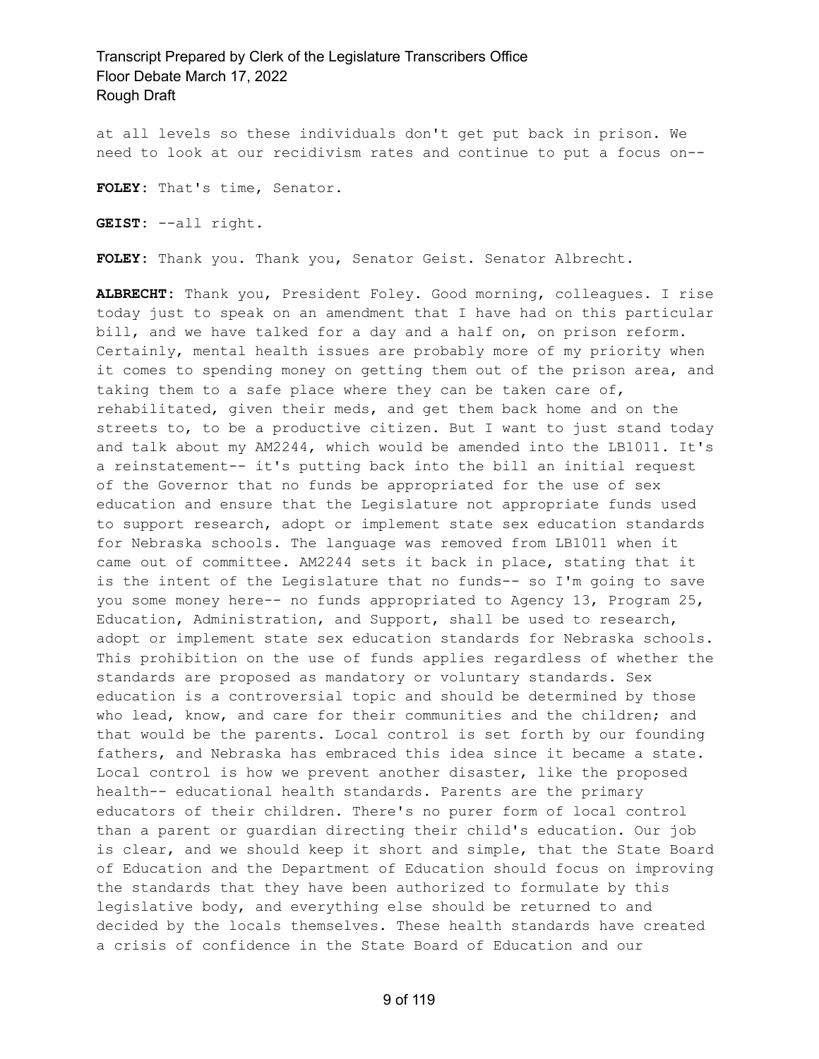at all levels so these individuals don't get put back in prison. We need to look at our recidivism rates and continue to put a focus on--

**FOLEY:** That's time, Senator.

**GEIST:** --all right.

**FOLEY:** Thank you. Thank you, Senator Geist. Senator Albrecht.

**ALBRECHT:** Thank you, President Foley. Good morning, colleagues. I rise today just to speak on an amendment that I have had on this particular bill, and we have talked for a day and a half on, on prison reform. Certainly, mental health issues are probably more of my priority when it comes to spending money on getting them out of the prison area, and taking them to a safe place where they can be taken care of, rehabilitated, given their meds, and get them back home and on the streets to, to be a productive citizen. But I want to just stand today and talk about my AM2244, which would be amended into the LB1011. It's a reinstatement-- it's putting back into the bill an initial request of the Governor that no funds be appropriated for the use of sex education and ensure that the Legislature not appropriate funds used to support research, adopt or implement state sex education standards for Nebraska schools. The language was removed from LB1011 when it came out of committee. AM2244 sets it back in place, stating that it is the intent of the Legislature that no funds-- so I'm going to save you some money here-- no funds appropriated to Agency 13, Program 25, Education, Administration, and Support, shall be used to research, adopt or implement state sex education standards for Nebraska schools. This prohibition on the use of funds applies regardless of whether the standards are proposed as mandatory or voluntary standards. Sex education is a controversial topic and should be determined by those who lead, know, and care for their communities and the children; and that would be the parents. Local control is set forth by our founding fathers, and Nebraska has embraced this idea since it became a state. Local control is how we prevent another disaster, like the proposed health-- educational health standards. Parents are the primary educators of their children. There's no purer form of local control than a parent or guardian directing their child's education. Our job is clear, and we should keep it short and simple, that the State Board of Education and the Department of Education should focus on improving the standards that they have been authorized to formulate by this legislative body, and everything else should be returned to and decided by the locals themselves. These health standards have created a crisis of confidence in the State Board of Education and our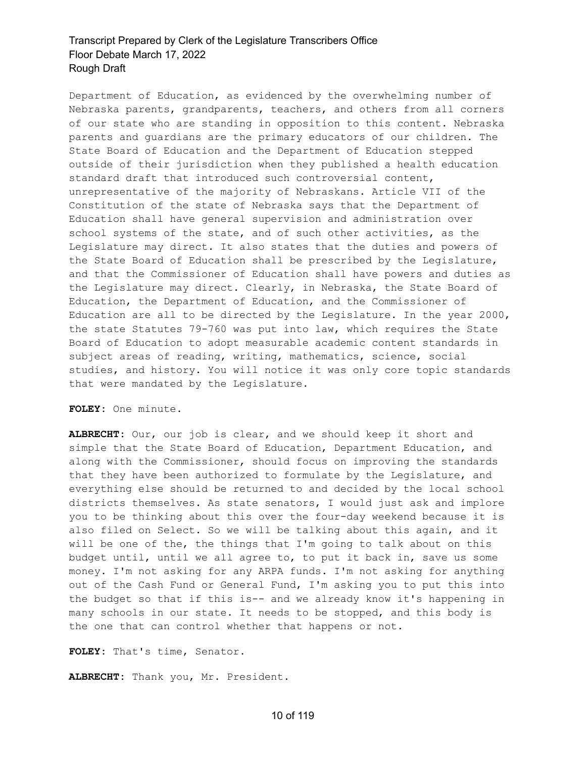Department of Education, as evidenced by the overwhelming number of Nebraska parents, grandparents, teachers, and others from all corners of our state who are standing in opposition to this content. Nebraska parents and guardians are the primary educators of our children. The State Board of Education and the Department of Education stepped outside of their jurisdiction when they published a health education standard draft that introduced such controversial content, unrepresentative of the majority of Nebraskans. Article VII of the Constitution of the state of Nebraska says that the Department of Education shall have general supervision and administration over school systems of the state, and of such other activities, as the Legislature may direct. It also states that the duties and powers of the State Board of Education shall be prescribed by the Legislature, and that the Commissioner of Education shall have powers and duties as the Legislature may direct. Clearly, in Nebraska, the State Board of Education, the Department of Education, and the Commissioner of Education are all to be directed by the Legislature. In the year 2000, the state Statutes 79-760 was put into law, which requires the State Board of Education to adopt measurable academic content standards in subject areas of reading, writing, mathematics, science, social studies, and history. You will notice it was only core topic standards that were mandated by the Legislature.

**FOLEY:** One minute.

**ALBRECHT:** Our, our job is clear, and we should keep it short and simple that the State Board of Education, Department Education, and along with the Commissioner, should focus on improving the standards that they have been authorized to formulate by the Legislature, and everything else should be returned to and decided by the local school districts themselves. As state senators, I would just ask and implore you to be thinking about this over the four-day weekend because it is also filed on Select. So we will be talking about this again, and it will be one of the, the things that I'm going to talk about on this budget until, until we all agree to, to put it back in, save us some money. I'm not asking for any ARPA funds. I'm not asking for anything out of the Cash Fund or General Fund, I'm asking you to put this into the budget so that if this is-- and we already know it's happening in many schools in our state. It needs to be stopped, and this body is the one that can control whether that happens or not.

**FOLEY:** That's time, Senator.

**ALBRECHT:** Thank you, Mr. President.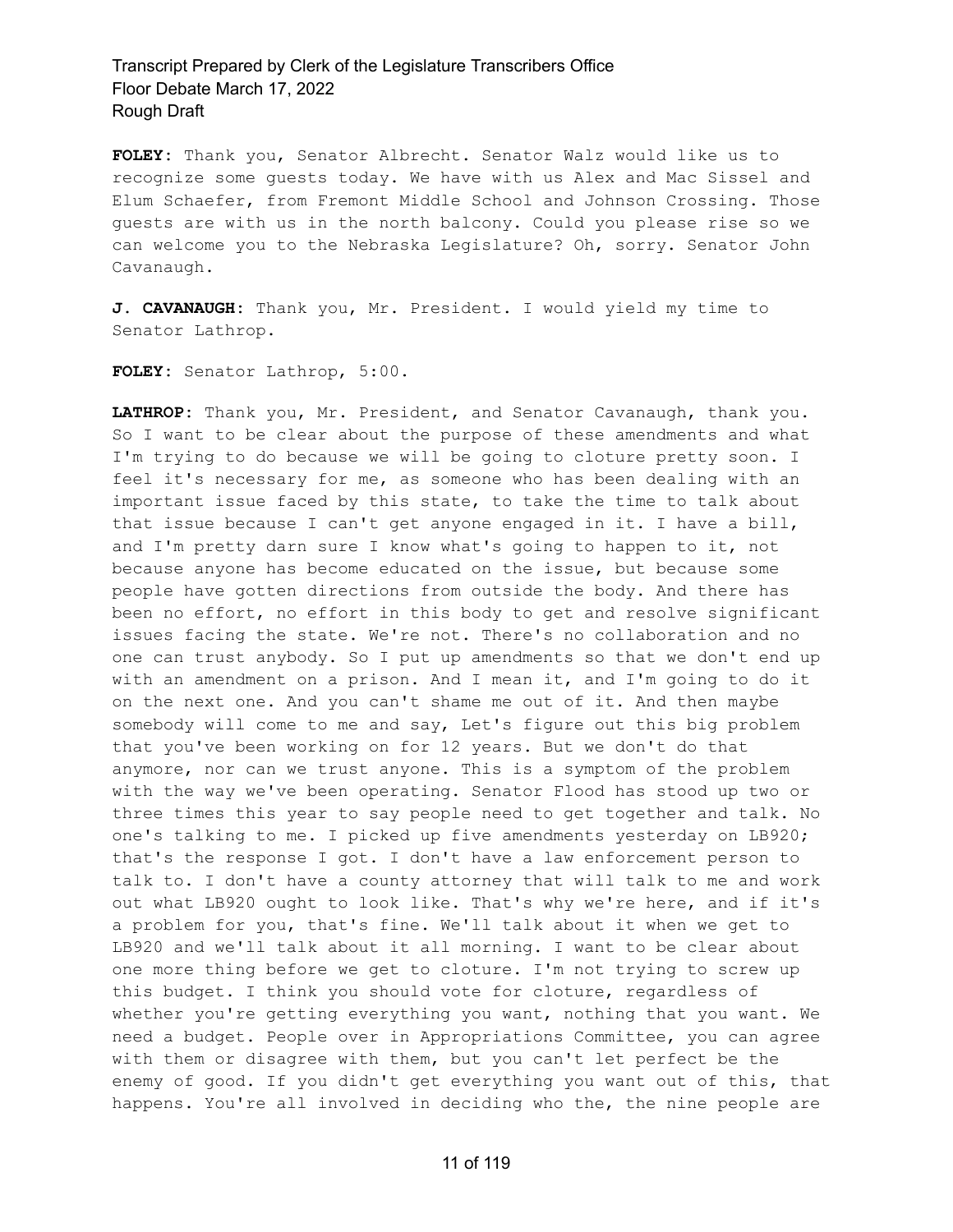**FOLEY:** Thank you, Senator Albrecht. Senator Walz would like us to recognize some guests today. We have with us Alex and Mac Sissel and Elum Schaefer, from Fremont Middle School and Johnson Crossing. Those guests are with us in the north balcony. Could you please rise so we can welcome you to the Nebraska Legislature? Oh, sorry. Senator John Cavanaugh.

**J. CAVANAUGH:** Thank you, Mr. President. I would yield my time to Senator Lathrop.

**FOLEY:** Senator Lathrop, 5:00.

**LATHROP:** Thank you, Mr. President, and Senator Cavanaugh, thank you. So I want to be clear about the purpose of these amendments and what I'm trying to do because we will be going to cloture pretty soon. I feel it's necessary for me, as someone who has been dealing with an important issue faced by this state, to take the time to talk about that issue because I can't get anyone engaged in it. I have a bill, and I'm pretty darn sure I know what's going to happen to it, not because anyone has become educated on the issue, but because some people have gotten directions from outside the body. And there has been no effort, no effort in this body to get and resolve significant issues facing the state. We're not. There's no collaboration and no one can trust anybody. So I put up amendments so that we don't end up with an amendment on a prison. And I mean it, and I'm going to do it on the next one. And you can't shame me out of it. And then maybe somebody will come to me and say, Let's figure out this big problem that you've been working on for 12 years. But we don't do that anymore, nor can we trust anyone. This is a symptom of the problem with the way we've been operating. Senator Flood has stood up two or three times this year to say people need to get together and talk. No one's talking to me. I picked up five amendments yesterday on LB920; that's the response I got. I don't have a law enforcement person to talk to. I don't have a county attorney that will talk to me and work out what LB920 ought to look like. That's why we're here, and if it's a problem for you, that's fine. We'll talk about it when we get to LB920 and we'll talk about it all morning. I want to be clear about one more thing before we get to cloture. I'm not trying to screw up this budget. I think you should vote for cloture, regardless of whether you're getting everything you want, nothing that you want. We need a budget. People over in Appropriations Committee, you can agree with them or disagree with them, but you can't let perfect be the enemy of good. If you didn't get everything you want out of this, that happens. You're all involved in deciding who the, the nine people are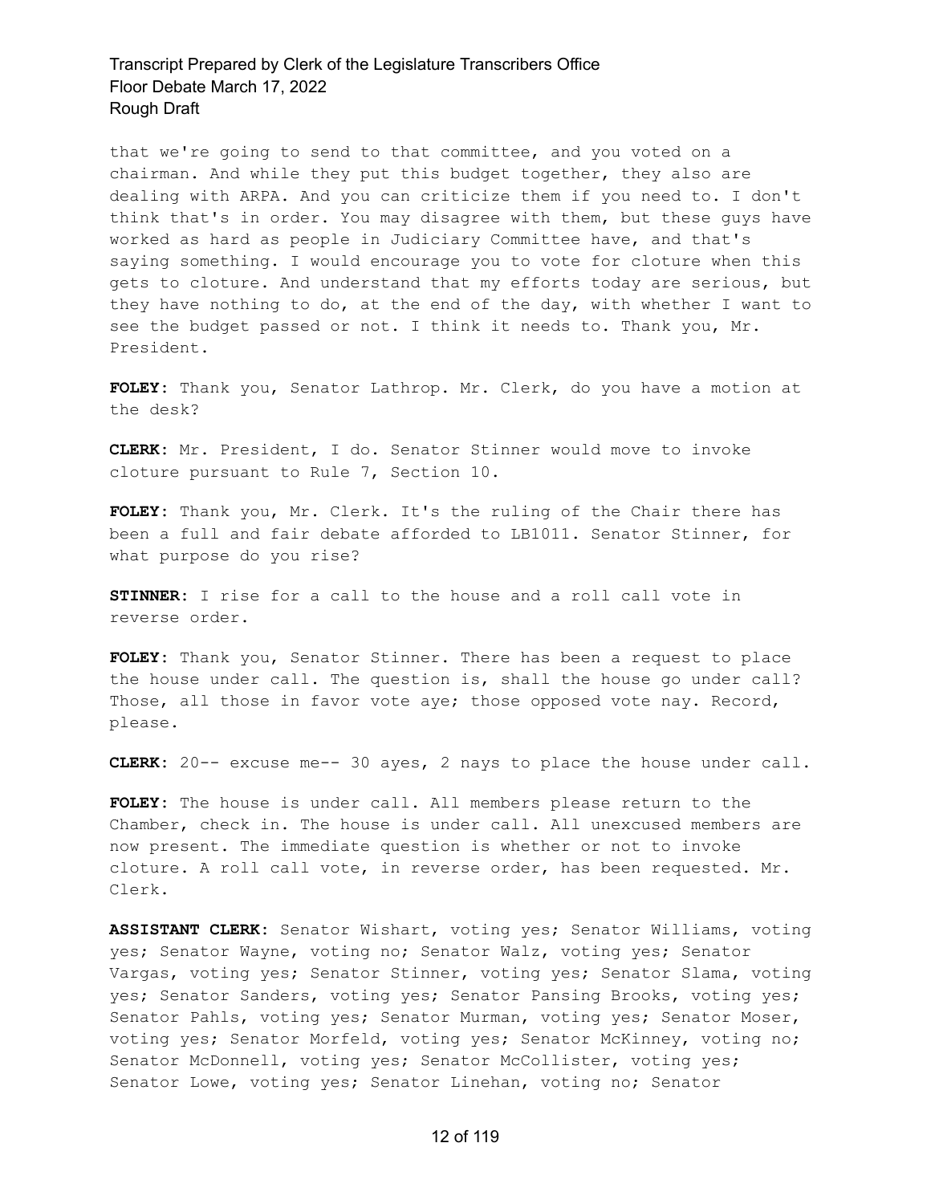that we're going to send to that committee, and you voted on a chairman. And while they put this budget together, they also are dealing with ARPA. And you can criticize them if you need to. I don't think that's in order. You may disagree with them, but these guys have worked as hard as people in Judiciary Committee have, and that's saying something. I would encourage you to vote for cloture when this gets to cloture. And understand that my efforts today are serious, but they have nothing to do, at the end of the day, with whether I want to see the budget passed or not. I think it needs to. Thank you, Mr. President.

**FOLEY:** Thank you, Senator Lathrop. Mr. Clerk, do you have a motion at the desk?

**CLERK:** Mr. President, I do. Senator Stinner would move to invoke cloture pursuant to Rule 7, Section 10.

**FOLEY:** Thank you, Mr. Clerk. It's the ruling of the Chair there has been a full and fair debate afforded to LB1011. Senator Stinner, for what purpose do you rise?

**STINNER:** I rise for a call to the house and a roll call vote in reverse order.

**FOLEY:** Thank you, Senator Stinner. There has been a request to place the house under call. The question is, shall the house go under call? Those, all those in favor vote aye; those opposed vote nay. Record, please.

**CLERK:** 20-- excuse me-- 30 ayes, 2 nays to place the house under call.

**FOLEY:** The house is under call. All members please return to the Chamber, check in. The house is under call. All unexcused members are now present. The immediate question is whether or not to invoke cloture. A roll call vote, in reverse order, has been requested. Mr. Clerk.

**ASSISTANT CLERK:** Senator Wishart, voting yes; Senator Williams, voting yes; Senator Wayne, voting no; Senator Walz, voting yes; Senator Vargas, voting yes; Senator Stinner, voting yes; Senator Slama, voting yes; Senator Sanders, voting yes; Senator Pansing Brooks, voting yes; Senator Pahls, voting yes; Senator Murman, voting yes; Senator Moser, voting yes; Senator Morfeld, voting yes; Senator McKinney, voting no; Senator McDonnell, voting yes; Senator McCollister, voting yes; Senator Lowe, voting yes; Senator Linehan, voting no; Senator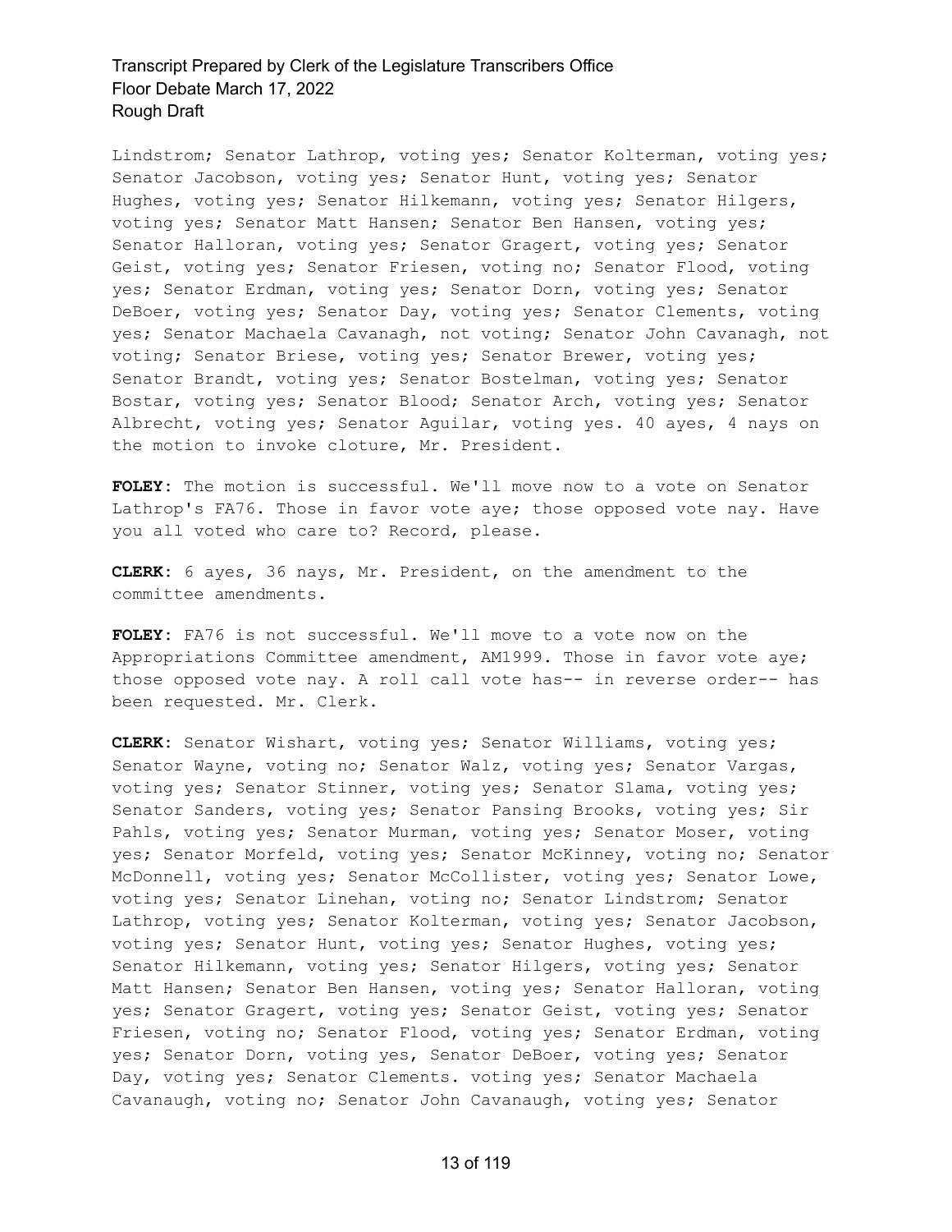Lindstrom; Senator Lathrop, voting yes; Senator Kolterman, voting yes; Senator Jacobson, voting yes; Senator Hunt, voting yes; Senator Hughes, voting yes; Senator Hilkemann, voting yes; Senator Hilgers, voting yes; Senator Matt Hansen; Senator Ben Hansen, voting yes; Senator Halloran, voting yes; Senator Gragert, voting yes; Senator Geist, voting yes; Senator Friesen, voting no; Senator Flood, voting yes; Senator Erdman, voting yes; Senator Dorn, voting yes; Senator DeBoer, voting yes; Senator Day, voting yes; Senator Clements, voting yes; Senator Machaela Cavanagh, not voting; Senator John Cavanagh, not voting; Senator Briese, voting yes; Senator Brewer, voting yes; Senator Brandt, voting yes; Senator Bostelman, voting yes; Senator Bostar, voting yes; Senator Blood; Senator Arch, voting yes; Senator Albrecht, voting yes; Senator Aguilar, voting yes. 40 ayes, 4 nays on the motion to invoke cloture, Mr. President.

**FOLEY:** The motion is successful. We'll move now to a vote on Senator Lathrop's FA76. Those in favor vote aye; those opposed vote nay. Have you all voted who care to? Record, please.

**CLERK:** 6 ayes, 36 nays, Mr. President, on the amendment to the committee amendments.

**FOLEY:** FA76 is not successful. We'll move to a vote now on the Appropriations Committee amendment, AM1999. Those in favor vote aye; those opposed vote nay. A roll call vote has-- in reverse order-- has been requested. Mr. Clerk.

**CLERK:** Senator Wishart, voting yes; Senator Williams, voting yes; Senator Wayne, voting no; Senator Walz, voting yes; Senator Vargas, voting yes; Senator Stinner, voting yes; Senator Slama, voting yes; Senator Sanders, voting yes; Senator Pansing Brooks, voting yes; Sir Pahls, voting yes; Senator Murman, voting yes; Senator Moser, voting yes; Senator Morfeld, voting yes; Senator McKinney, voting no; Senator McDonnell, voting yes; Senator McCollister, voting yes; Senator Lowe, voting yes; Senator Linehan, voting no; Senator Lindstrom; Senator Lathrop, voting yes; Senator Kolterman, voting yes; Senator Jacobson, voting yes; Senator Hunt, voting yes; Senator Hughes, voting yes; Senator Hilkemann, voting yes; Senator Hilgers, voting yes; Senator Matt Hansen; Senator Ben Hansen, voting yes; Senator Halloran, voting yes; Senator Gragert, voting yes; Senator Geist, voting yes; Senator Friesen, voting no; Senator Flood, voting yes; Senator Erdman, voting yes; Senator Dorn, voting yes, Senator DeBoer, voting yes; Senator Day, voting yes; Senator Clements. voting yes; Senator Machaela Cavanaugh, voting no; Senator John Cavanaugh, voting yes; Senator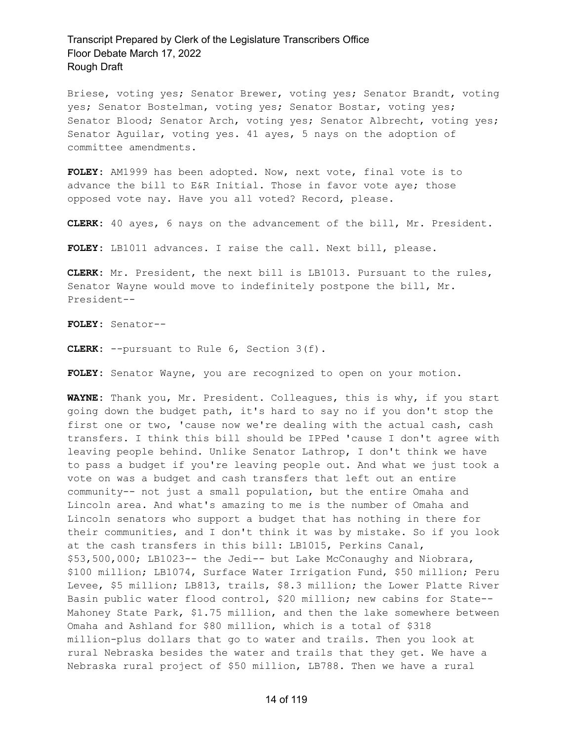Briese, voting yes; Senator Brewer, voting yes; Senator Brandt, voting yes; Senator Bostelman, voting yes; Senator Bostar, voting yes; Senator Blood; Senator Arch, voting yes; Senator Albrecht, voting yes; Senator Aguilar, voting yes. 41 ayes, 5 nays on the adoption of committee amendments.

**FOLEY:** AM1999 has been adopted. Now, next vote, final vote is to advance the bill to E&R Initial. Those in favor vote aye; those opposed vote nay. Have you all voted? Record, please.

**CLERK:** 40 ayes, 6 nays on the advancement of the bill, Mr. President.

**FOLEY:** LB1011 advances. I raise the call. Next bill, please.

**CLERK:** Mr. President, the next bill is LB1013. Pursuant to the rules, Senator Wayne would move to indefinitely postpone the bill, Mr. President--

**FOLEY:** Senator--

**CLERK:** --pursuant to Rule 6, Section 3(f).

**FOLEY:** Senator Wayne, you are recognized to open on your motion.

**WAYNE:** Thank you, Mr. President. Colleagues, this is why, if you start going down the budget path, it's hard to say no if you don't stop the first one or two, 'cause now we're dealing with the actual cash, cash transfers. I think this bill should be IPPed 'cause I don't agree with leaving people behind. Unlike Senator Lathrop, I don't think we have to pass a budget if you're leaving people out. And what we just took a vote on was a budget and cash transfers that left out an entire community-- not just a small population, but the entire Omaha and Lincoln area. And what's amazing to me is the number of Omaha and Lincoln senators who support a budget that has nothing in there for their communities, and I don't think it was by mistake. So if you look at the cash transfers in this bill: LB1015, Perkins Canal, $53,500,000; LB1023-- the Jedi-- but Lake McConaughy and Niobrara, $100 million; LB1074, Surface Water Irrigation Fund, $50 million; Peru Levee, $5 million; LB813, trails, $8.3 million; the Lower Platte River Basin public water flood control, $20 million; new cabins for State-- Mahoney State Park, $1.75 million, and then the lake somewhere between Omaha and Ashland for $80 million, which is a total of $318 million-plus dollars that go to water and trails. Then you look at rural Nebraska besides the water and trails that they get. We have a Nebraska rural project of $50 million, LB788. Then we have a rural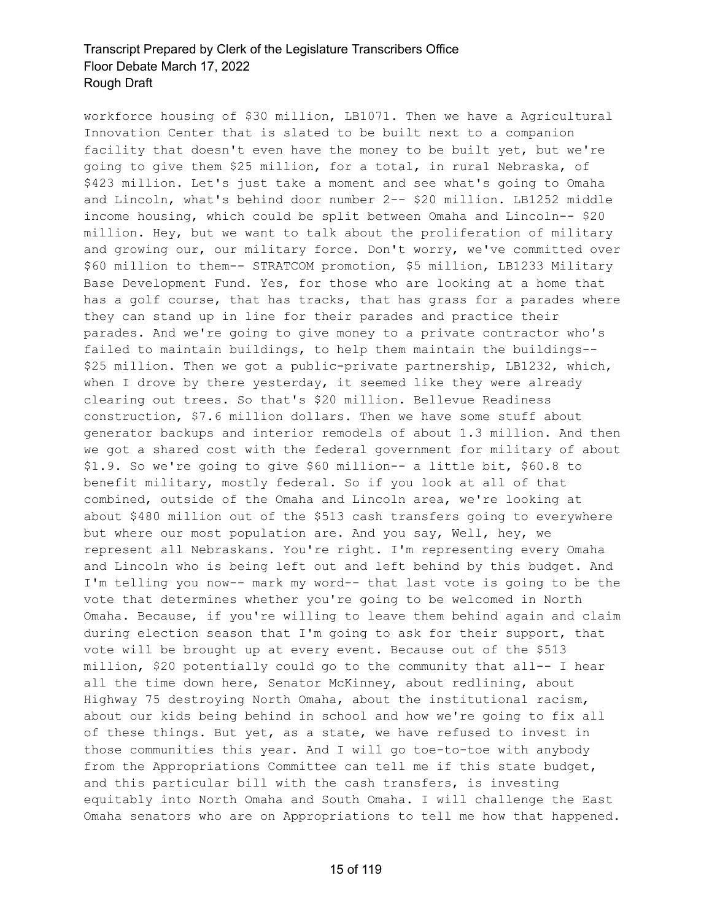workforce housing of $30 million, LB1071. Then we have a Agricultural Innovation Center that is slated to be built next to a companion facility that doesn't even have the money to be built yet, but we're going to give them $25 million, for a total, in rural Nebraska, of $423 million. Let's just take a moment and see what's going to Omaha and Lincoln, what's behind door number 2-- $20 million. LB1252 middle income housing, which could be split between Omaha and Lincoln-- $20 million. Hey, but we want to talk about the proliferation of military and growing our, our military force. Don't worry, we've committed over $60 million to them-- STRATCOM promotion, $5 million, LB1233 Military Base Development Fund. Yes, for those who are looking at a home that has a golf course, that has tracks, that has grass for a parades where they can stand up in line for their parades and practice their parades. And we're going to give money to a private contractor who's failed to maintain buildings, to help them maintain the buildings-- $25 million. Then we got a public-private partnership, LB1232, which, when I drove by there yesterday, it seemed like they were already clearing out trees. So that's $20 million. Bellevue Readiness construction, $7.6 million dollars. Then we have some stuff about generator backups and interior remodels of about 1.3 million. And then we got a shared cost with the federal government for military of about $1.9. So we're going to give $60 million-- a little bit, $60.8 to benefit military, mostly federal. So if you look at all of that combined, outside of the Omaha and Lincoln area, we're looking at about $480 million out of the $513 cash transfers going to everywhere but where our most population are. And you say, Well, hey, we represent all Nebraskans. You're right. I'm representing every Omaha and Lincoln who is being left out and left behind by this budget. And I'm telling you now-- mark my word-- that last vote is going to be the vote that determines whether you're going to be welcomed in North Omaha. Because, if you're willing to leave them behind again and claim during election season that I'm going to ask for their support, that vote will be brought up at every event. Because out of the $513 million, $20 potentially could go to the community that all-- I hear all the time down here, Senator McKinney, about redlining, about Highway 75 destroying North Omaha, about the institutional racism, about our kids being behind in school and how we're going to fix all of these things. But yet, as a state, we have refused to invest in those communities this year. And I will go toe-to-toe with anybody from the Appropriations Committee can tell me if this state budget, and this particular bill with the cash transfers, is investing equitably into North Omaha and South Omaha. I will challenge the East Omaha senators who are on Appropriations to tell me how that happened.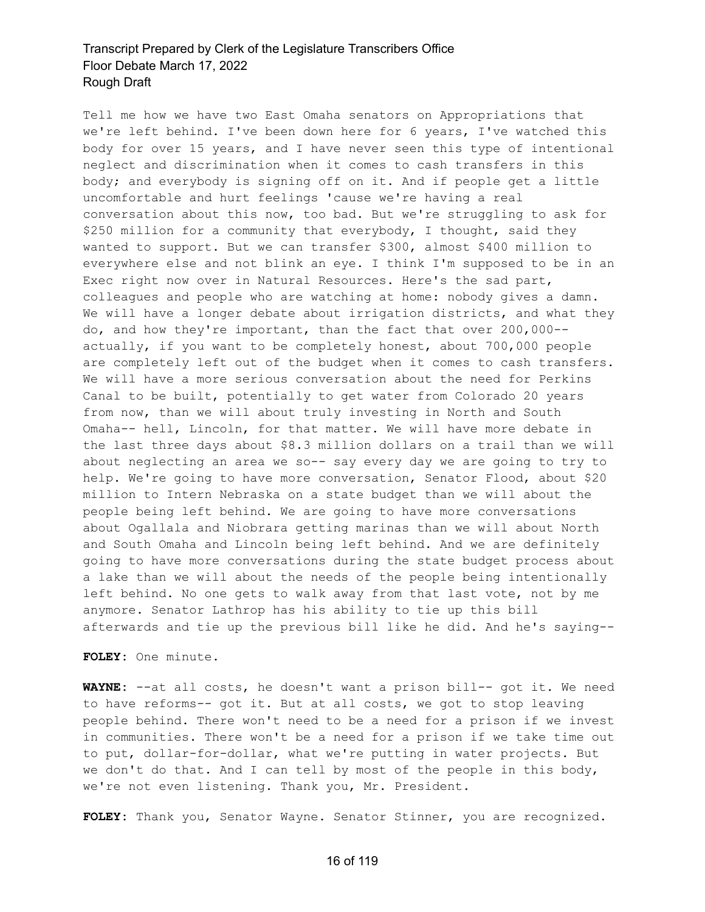Tell me how we have two East Omaha senators on Appropriations that we're left behind. I've been down here for 6 years, I've watched this body for over 15 years, and I have never seen this type of intentional neglect and discrimination when it comes to cash transfers in this body; and everybody is signing off on it. And if people get a little uncomfortable and hurt feelings 'cause we're having a real conversation about this now, too bad. But we're struggling to ask for $250 million for a community that everybody, I thought, said they wanted to support. But we can transfer $300, almost $400 million to everywhere else and not blink an eye. I think I'm supposed to be in an Exec right now over in Natural Resources. Here's the sad part, colleagues and people who are watching at home: nobody gives a damn. We will have a longer debate about irrigation districts, and what they do, and how they're important, than the fact that over 200,000-- actually, if you want to be completely honest, about 700,000 people are completely left out of the budget when it comes to cash transfers. We will have a more serious conversation about the need for Perkins Canal to be built, potentially to get water from Colorado 20 years from now, than we will about truly investing in North and South Omaha-- hell, Lincoln, for that matter. We will have more debate in the last three days about $8.3 million dollars on a trail than we will about neglecting an area we so-- say every day we are going to try to help. We're going to have more conversation, Senator Flood, about $20 million to Intern Nebraska on a state budget than we will about the people being left behind. We are going to have more conversations about Ogallala and Niobrara getting marinas than we will about North and South Omaha and Lincoln being left behind. And we are definitely going to have more conversations during the state budget process about a lake than we will about the needs of the people being intentionally left behind. No one gets to walk away from that last vote, not by me anymore. Senator Lathrop has his ability to tie up this bill afterwards and tie up the previous bill like he did. And he's saying--

**FOLEY:** One minute.

**WAYNE:** --at all costs, he doesn't want a prison bill-- got it. We need to have reforms-- got it. But at all costs, we got to stop leaving people behind. There won't need to be a need for a prison if we invest in communities. There won't be a need for a prison if we take time out to put, dollar-for-dollar, what we're putting in water projects. But we don't do that. And I can tell by most of the people in this body, we're not even listening. Thank you, Mr. President.

**FOLEY:** Thank you, Senator Wayne. Senator Stinner, you are recognized.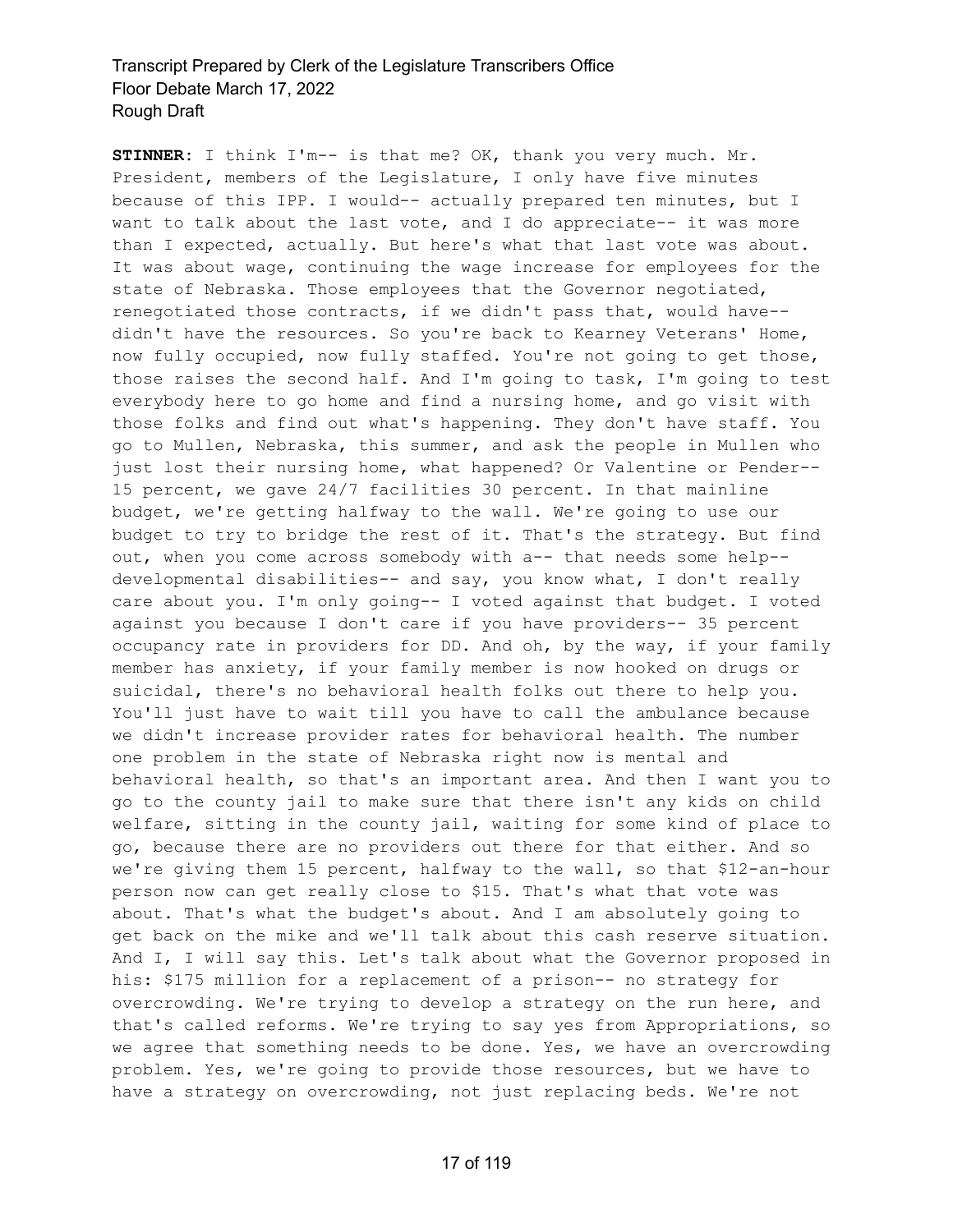**STINNER:** I think I'm-- is that me? OK, thank you very much. Mr. President, members of the Legislature, I only have five minutes because of this IPP. I would-- actually prepared ten minutes, but I want to talk about the last vote, and I do appreciate-- it was more than I expected, actually. But here's what that last vote was about. It was about wage, continuing the wage increase for employees for the state of Nebraska. Those employees that the Governor negotiated, renegotiated those contracts, if we didn't pass that, would have-- didn't have the resources. So you're back to Kearney Veterans' Home, now fully occupied, now fully staffed. You're not going to get those, those raises the second half. And I'm going to task, I'm going to test everybody here to go home and find a nursing home, and go visit with those folks and find out what's happening. They don't have staff. You go to Mullen, Nebraska, this summer, and ask the people in Mullen who just lost their nursing home, what happened? Or Valentine or Pender-- 15 percent, we gave 24/7 facilities 30 percent. In that mainline budget, we're getting halfway to the wall. We're going to use our budget to try to bridge the rest of it. That's the strategy. But find out, when you come across somebody with a-- that needs some help-- developmental disabilities-- and say, you know what, I don't really care about you. I'm only going-- I voted against that budget. I voted against you because I don't care if you have providers-- 35 percent occupancy rate in providers for DD. And oh, by the way, if your family member has anxiety, if your family member is now hooked on drugs or suicidal, there's no behavioral health folks out there to help you. You'll just have to wait till you have to call the ambulance because we didn't increase provider rates for behavioral health. The number one problem in the state of Nebraska right now is mental and behavioral health, so that's an important area. And then I want you to go to the county jail to make sure that there isn't any kids on child welfare, sitting in the county jail, waiting for some kind of place to go, because there are no providers out there for that either. And so we're giving them 15 percent, halfway to the wall, so that $12-an-hour person now can get really close to $15. That's what that vote was about. That's what the budget's about. And I am absolutely going to get back on the mike and we'll talk about this cash reserve situation. And I, I will say this. Let's talk about what the Governor proposed in his: $175 million for a replacement of a prison-- no strategy for overcrowding. We're trying to develop a strategy on the run here, and that's called reforms. We're trying to say yes from Appropriations, so we agree that something needs to be done. Yes, we have an overcrowding problem. Yes, we're going to provide those resources, but we have to have a strategy on overcrowding, not just replacing beds. We're not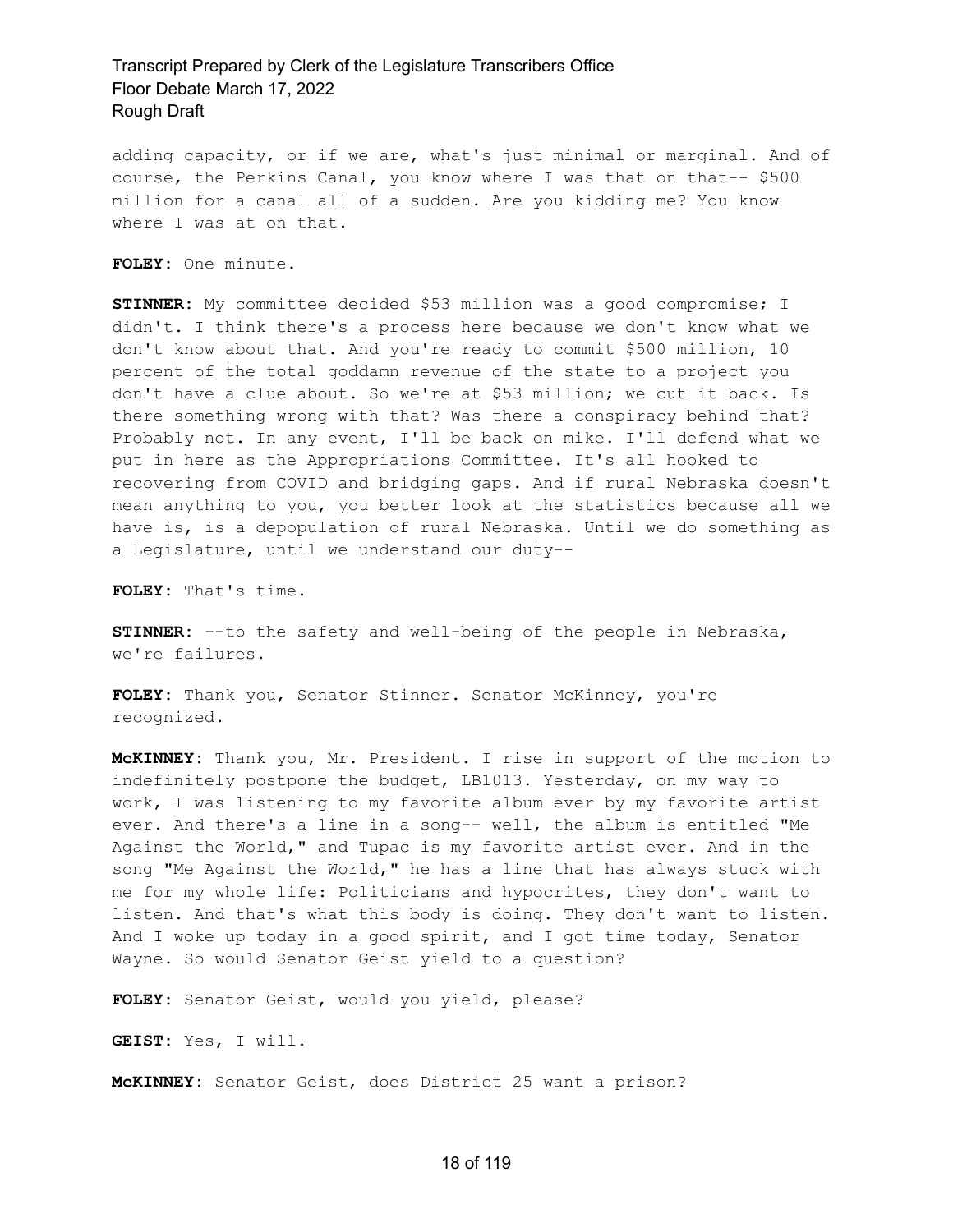adding capacity, or if we are, what's just minimal or marginal. And of course, the Perkins Canal, you know where I was that on that-- $500 million for a canal all of a sudden. Are you kidding me? You know where I was at on that.

**FOLEY:** One minute.

**STINNER:** My committee decided $53 million was a good compromise; I didn't. I think there's a process here because we don't know what we don't know about that. And you're ready to commit $500 million, 10 percent of the total goddamn revenue of the state to a project you don't have a clue about. So we're at $53 million; we cut it back. Is there something wrong with that? Was there a conspiracy behind that? Probably not. In any event, I'll be back on mike. I'll defend what we put in here as the Appropriations Committee. It's all hooked to recovering from COVID and bridging gaps. And if rural Nebraska doesn't mean anything to you, you better look at the statistics because all we have is, is a depopulation of rural Nebraska. Until we do something as a Legislature, until we understand our duty--

**FOLEY:** That's time.

**STINNER:** --to the safety and well-being of the people in Nebraska, we're failures.

**FOLEY:** Thank you, Senator Stinner. Senator McKinney, you're recognized.

**McKINNEY:** Thank you, Mr. President. I rise in support of the motion to indefinitely postpone the budget, LB1013. Yesterday, on my way to work, I was listening to my favorite album ever by my favorite artist ever. And there's a line in a song-- well, the album is entitled "Me Against the World," and Tupac is my favorite artist ever. And in the song "Me Against the World," he has a line that has always stuck with me for my whole life: Politicians and hypocrites, they don't want to listen. And that's what this body is doing. They don't want to listen. And I woke up today in a good spirit, and I got time today, Senator Wayne. So would Senator Geist yield to a question?

**FOLEY:** Senator Geist, would you yield, please?

**GEIST:** Yes, I will.

**McKINNEY:** Senator Geist, does District 25 want a prison?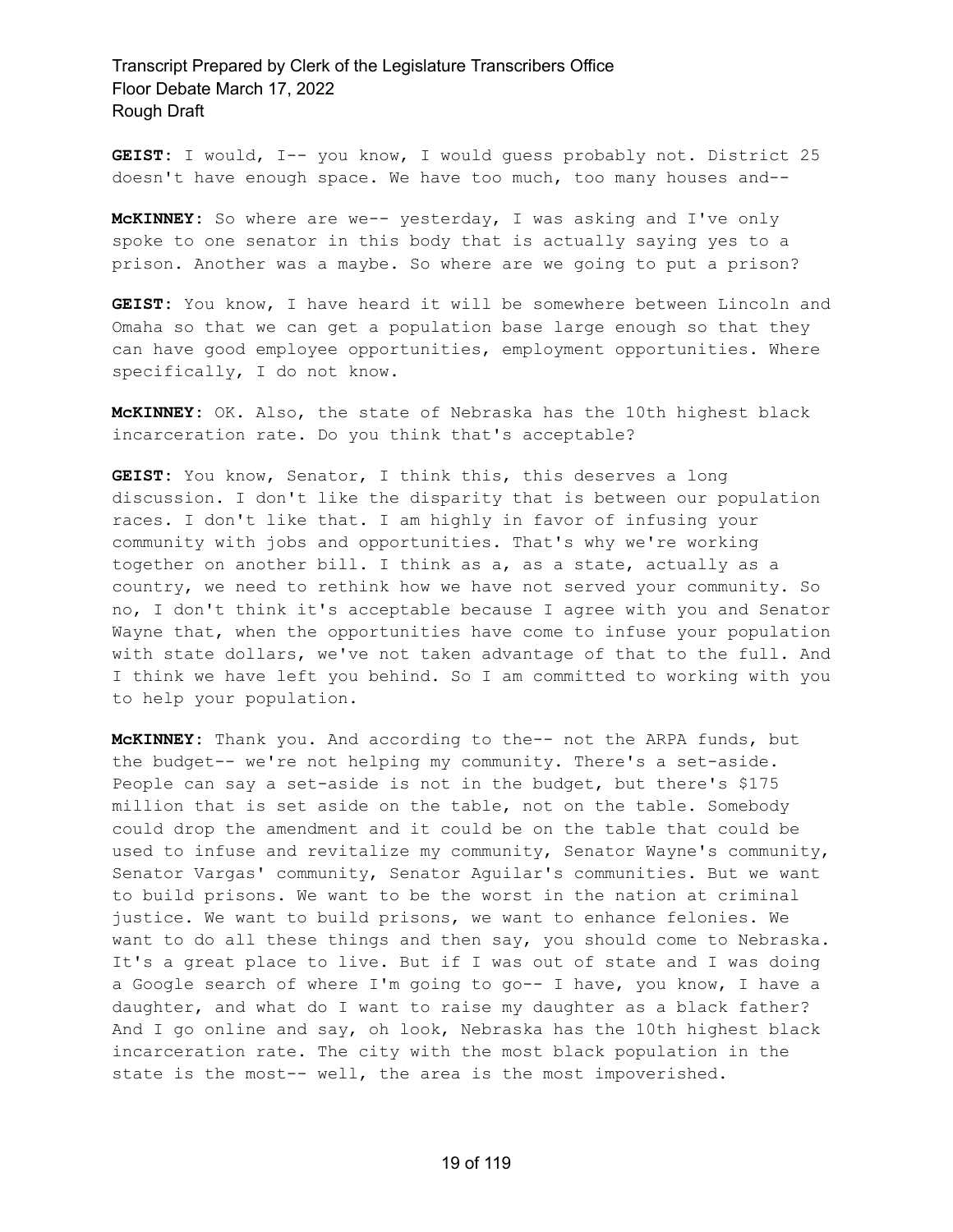**GEIST:** I would, I-- you know, I would guess probably not. District 25 doesn't have enough space. We have too much, too many houses and--

**McKINNEY:** So where are we-- yesterday, I was asking and I've only spoke to one senator in this body that is actually saying yes to a prison. Another was a maybe. So where are we going to put a prison?

**GEIST:** You know, I have heard it will be somewhere between Lincoln and Omaha so that we can get a population base large enough so that they can have good employee opportunities, employment opportunities. Where specifically, I do not know.

**McKINNEY:** OK. Also, the state of Nebraska has the 10th highest black incarceration rate. Do you think that's acceptable?

**GEIST:** You know, Senator, I think this, this deserves a long discussion. I don't like the disparity that is between our population races. I don't like that. I am highly in favor of infusing your community with jobs and opportunities. That's why we're working together on another bill. I think as a, as a state, actually as a country, we need to rethink how we have not served your community. So no, I don't think it's acceptable because I agree with you and Senator Wayne that, when the opportunities have come to infuse your population with state dollars, we've not taken advantage of that to the full. And I think we have left you behind. So I am committed to working with you to help your population.

**McKINNEY:** Thank you. And according to the-- not the ARPA funds, but the budget-- we're not helping my community. There's a set-aside. People can say a set-aside is not in the budget, but there's $175 million that is set aside on the table, not on the table. Somebody could drop the amendment and it could be on the table that could be used to infuse and revitalize my community, Senator Wayne's community, Senator Vargas' community, Senator Aguilar's communities. But we want to build prisons. We want to be the worst in the nation at criminal justice. We want to build prisons, we want to enhance felonies. We want to do all these things and then say, you should come to Nebraska. It's a great place to live. But if I was out of state and I was doing a Google search of where I'm going to go-- I have, you know, I have a daughter, and what do I want to raise my daughter as a black father? And I go online and say, oh look, Nebraska has the 10th highest black incarceration rate. The city with the most black population in the state is the most-- well, the area is the most impoverished.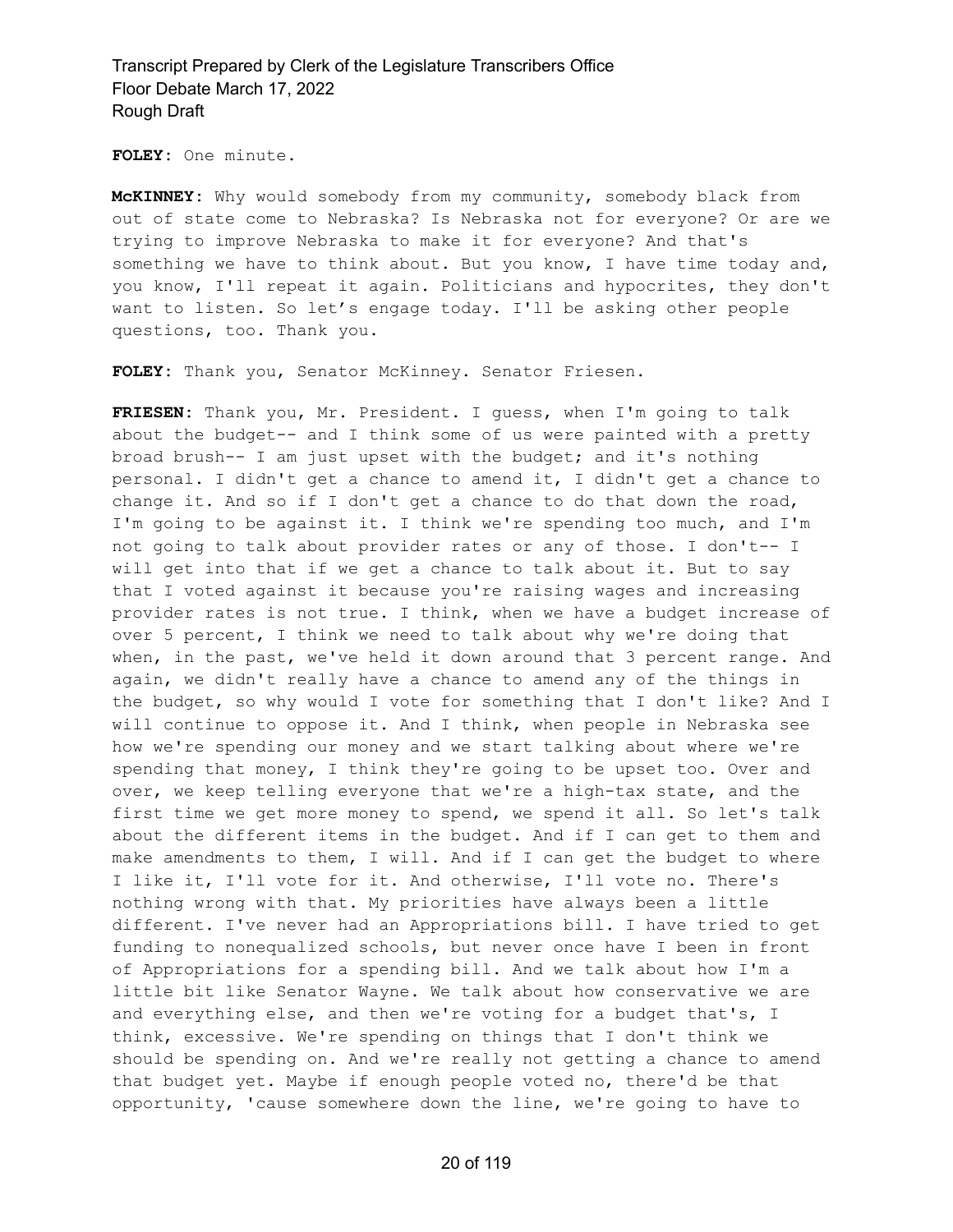**FOLEY:** One minute.

**McKINNEY:** Why would somebody from my community, somebody black from out of state come to Nebraska? Is Nebraska not for everyone? Or are we trying to improve Nebraska to make it for everyone? And that's something we have to think about. But you know, I have time today and, you know, I'll repeat it again. Politicians and hypocrites, they don't want to listen. So let's engage today. I'll be asking other people questions, too. Thank you.

**FOLEY:** Thank you, Senator McKinney. Senator Friesen.

**FRIESEN:** Thank you, Mr. President. I guess, when I'm going to talk about the budget-- and I think some of us were painted with a pretty broad brush-- I am just upset with the budget; and it's nothing personal. I didn't get a chance to amend it, I didn't get a chance to change it. And so if I don't get a chance to do that down the road, I'm going to be against it. I think we're spending too much, and I'm not going to talk about provider rates or any of those. I don't-- I will get into that if we get a chance to talk about it. But to say that I voted against it because you're raising wages and increasing provider rates is not true. I think, when we have a budget increase of over 5 percent, I think we need to talk about why we're doing that when, in the past, we've held it down around that 3 percent range. And again, we didn't really have a chance to amend any of the things in the budget, so why would I vote for something that I don't like? And I will continue to oppose it. And I think, when people in Nebraska see how we're spending our money and we start talking about where we're spending that money, I think they're going to be upset too. Over and over, we keep telling everyone that we're a high-tax state, and the first time we get more money to spend, we spend it all. So let's talk about the different items in the budget. And if I can get to them and make amendments to them, I will. And if I can get the budget to where I like it, I'll vote for it. And otherwise, I'll vote no. There's nothing wrong with that. My priorities have always been a little different. I've never had an Appropriations bill. I have tried to get funding to nonequalized schools, but never once have I been in front of Appropriations for a spending bill. And we talk about how I'm a little bit like Senator Wayne. We talk about how conservative we are and everything else, and then we're voting for a budget that's, I think, excessive. We're spending on things that I don't think we should be spending on. And we're really not getting a chance to amend that budget yet. Maybe if enough people voted no, there'd be that opportunity, 'cause somewhere down the line, we're going to have to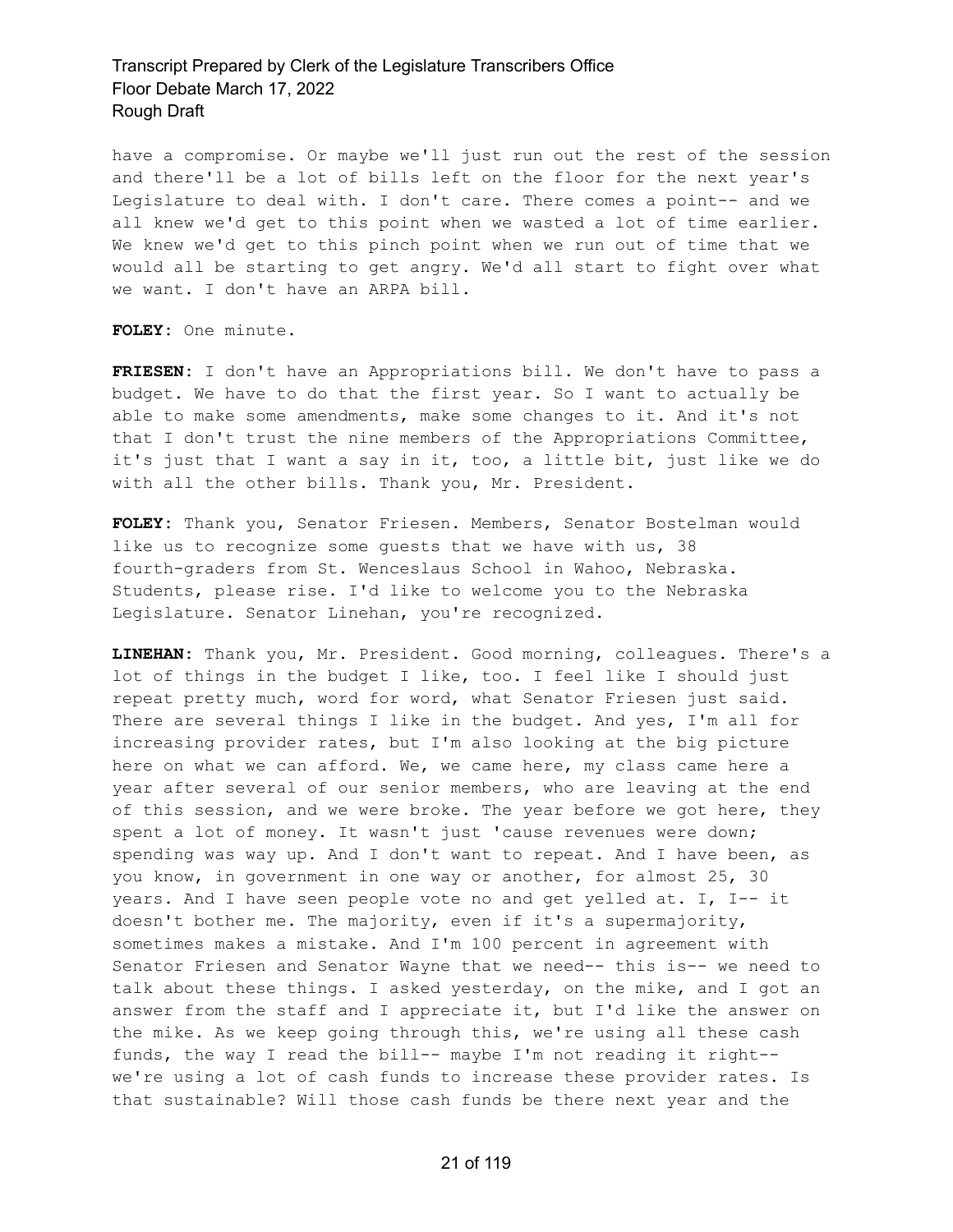have a compromise. Or maybe we'll just run out the rest of the session and there'll be a lot of bills left on the floor for the next year's Legislature to deal with. I don't care. There comes a point-- and we all knew we'd get to this point when we wasted a lot of time earlier. We knew we'd get to this pinch point when we run out of time that we would all be starting to get angry. We'd all start to fight over what we want. I don't have an ARPA bill.

**FOLEY:** One minute.

**FRIESEN:** I don't have an Appropriations bill. We don't have to pass a budget. We have to do that the first year. So I want to actually be able to make some amendments, make some changes to it. And it's not that I don't trust the nine members of the Appropriations Committee, it's just that I want a say in it, too, a little bit, just like we do with all the other bills. Thank you, Mr. President.

**FOLEY:** Thank you, Senator Friesen. Members, Senator Bostelman would like us to recognize some guests that we have with us, 38 fourth-graders from St. Wenceslaus School in Wahoo, Nebraska. Students, please rise. I'd like to welcome you to the Nebraska Legislature. Senator Linehan, you're recognized.

**LINEHAN:** Thank you, Mr. President. Good morning, colleagues. There's a lot of things in the budget I like, too. I feel like I should just repeat pretty much, word for word, what Senator Friesen just said. There are several things I like in the budget. And yes, I'm all for increasing provider rates, but I'm also looking at the big picture here on what we can afford. We, we came here, my class came here a year after several of our senior members, who are leaving at the end of this session, and we were broke. The year before we got here, they spent a lot of money. It wasn't just 'cause revenues were down; spending was way up. And I don't want to repeat. And I have been, as you know, in government in one way or another, for almost 25, 30 years. And I have seen people vote no and get yelled at. I, I-- it doesn't bother me. The majority, even if it's a supermajority, sometimes makes a mistake. And I'm 100 percent in agreement with Senator Friesen and Senator Wayne that we need-- this is-- we need to talk about these things. I asked yesterday, on the mike, and I got an answer from the staff and I appreciate it, but I'd like the answer on the mike. As we keep going through this, we're using all these cash funds, the way I read the bill-- maybe I'm not reading it right-- we're using a lot of cash funds to increase these provider rates. Is that sustainable? Will those cash funds be there next year and the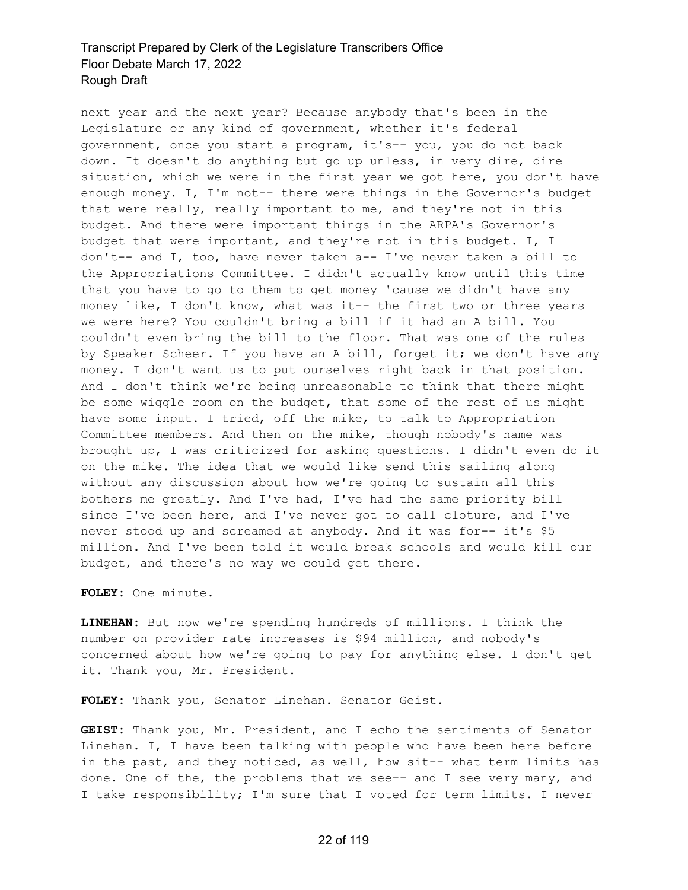next year and the next year? Because anybody that's been in the Legislature or any kind of government, whether it's federal government, once you start a program, it's-- you, you do not back down. It doesn't do anything but go up unless, in very dire, dire situation, which we were in the first year we got here, you don't have enough money. I, I'm not-- there were things in the Governor's budget that were really, really important to me, and they're not in this budget. And there were important things in the ARPA's Governor's budget that were important, and they're not in this budget. I, I don't-- and I, too, have never taken a-- I've never taken a bill to the Appropriations Committee. I didn't actually know until this time that you have to go to them to get money 'cause we didn't have any money like, I don't know, what was it-- the first two or three years we were here? You couldn't bring a bill if it had an A bill. You couldn't even bring the bill to the floor. That was one of the rules by Speaker Scheer. If you have an A bill, forget it; we don't have any money. I don't want us to put ourselves right back in that position. And I don't think we're being unreasonable to think that there might be some wiggle room on the budget, that some of the rest of us might have some input. I tried, off the mike, to talk to Appropriation Committee members. And then on the mike, though nobody's name was brought up, I was criticized for asking questions. I didn't even do it on the mike. The idea that we would like send this sailing along without any discussion about how we're going to sustain all this bothers me greatly. And I've had, I've had the same priority bill since I've been here, and I've never got to call cloture, and I've never stood up and screamed at anybody. And it was for-- it's $5 million. And I've been told it would break schools and would kill our budget, and there's no way we could get there.

**FOLEY:** One minute.

**LINEHAN:** But now we're spending hundreds of millions. I think the number on provider rate increases is $94 million, and nobody's concerned about how we're going to pay for anything else. I don't get it. Thank you, Mr. President.

**FOLEY:** Thank you, Senator Linehan. Senator Geist.

**GEIST:** Thank you, Mr. President, and I echo the sentiments of Senator Linehan. I, I have been talking with people who have been here before in the past, and they noticed, as well, how sit-- what term limits has done. One of the, the problems that we see-- and I see very many, and I take responsibility; I'm sure that I voted for term limits. I never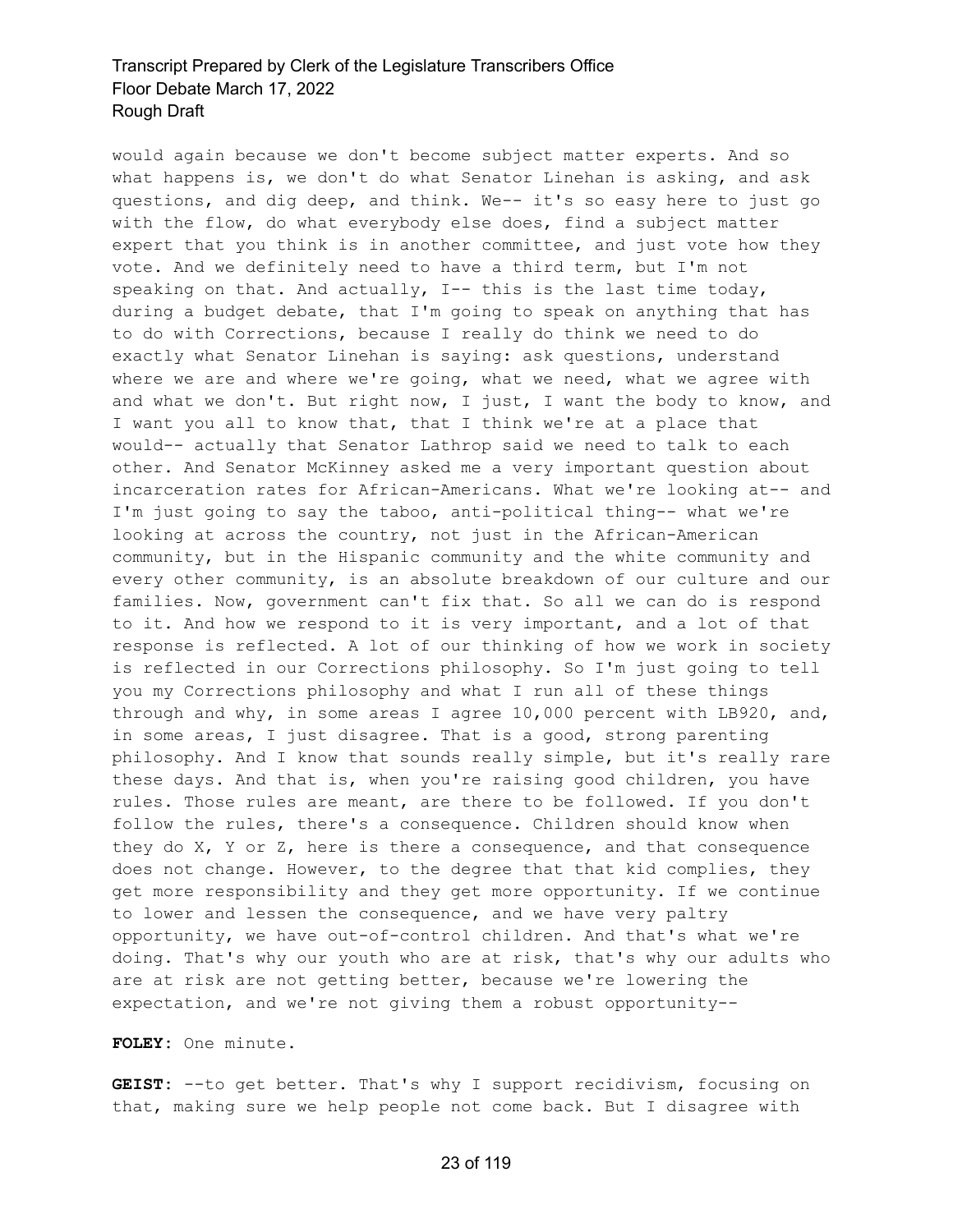would again because we don't become subject matter experts. And so what happens is, we don't do what Senator Linehan is asking, and ask questions, and dig deep, and think. We-- it's so easy here to just go with the flow, do what everybody else does, find a subject matter expert that you think is in another committee, and just vote how they vote. And we definitely need to have a third term, but I'm not speaking on that. And actually, I-- this is the last time today, during a budget debate, that I'm going to speak on anything that has to do with Corrections, because I really do think we need to do exactly what Senator Linehan is saying: ask questions, understand where we are and where we're going, what we need, what we agree with and what we don't. But right now, I just, I want the body to know, and I want you all to know that, that I think we're at a place that would-- actually that Senator Lathrop said we need to talk to each other. And Senator McKinney asked me a very important question about incarceration rates for African-Americans. What we're looking at-- and I'm just going to say the taboo, anti-political thing-- what we're looking at across the country, not just in the African-American community, but in the Hispanic community and the white community and every other community, is an absolute breakdown of our culture and our families. Now, government can't fix that. So all we can do is respond to it. And how we respond to it is very important, and a lot of that response is reflected. A lot of our thinking of how we work in society is reflected in our Corrections philosophy. So I'm just going to tell you my Corrections philosophy and what I run all of these things through and why, in some areas I agree 10,000 percent with LB920, and, in some areas, I just disagree. That is a good, strong parenting philosophy. And I know that sounds really simple, but it's really rare these days. And that is, when you're raising good children, you have rules. Those rules are meant, are there to be followed. If you don't follow the rules, there's a consequence. Children should know when they do X, Y or Z, here is there a consequence, and that consequence does not change. However, to the degree that that kid complies, they get more responsibility and they get more opportunity. If we continue to lower and lessen the consequence, and we have very paltry opportunity, we have out-of-control children. And that's what we're doing. That's why our youth who are at risk, that's why our adults who are at risk are not getting better, because we're lowering the expectation, and we're not giving them a robust opportunity--

**FOLEY:** One minute.

**GEIST:** --to get better. That's why I support recidivism, focusing on that, making sure we help people not come back. But I disagree with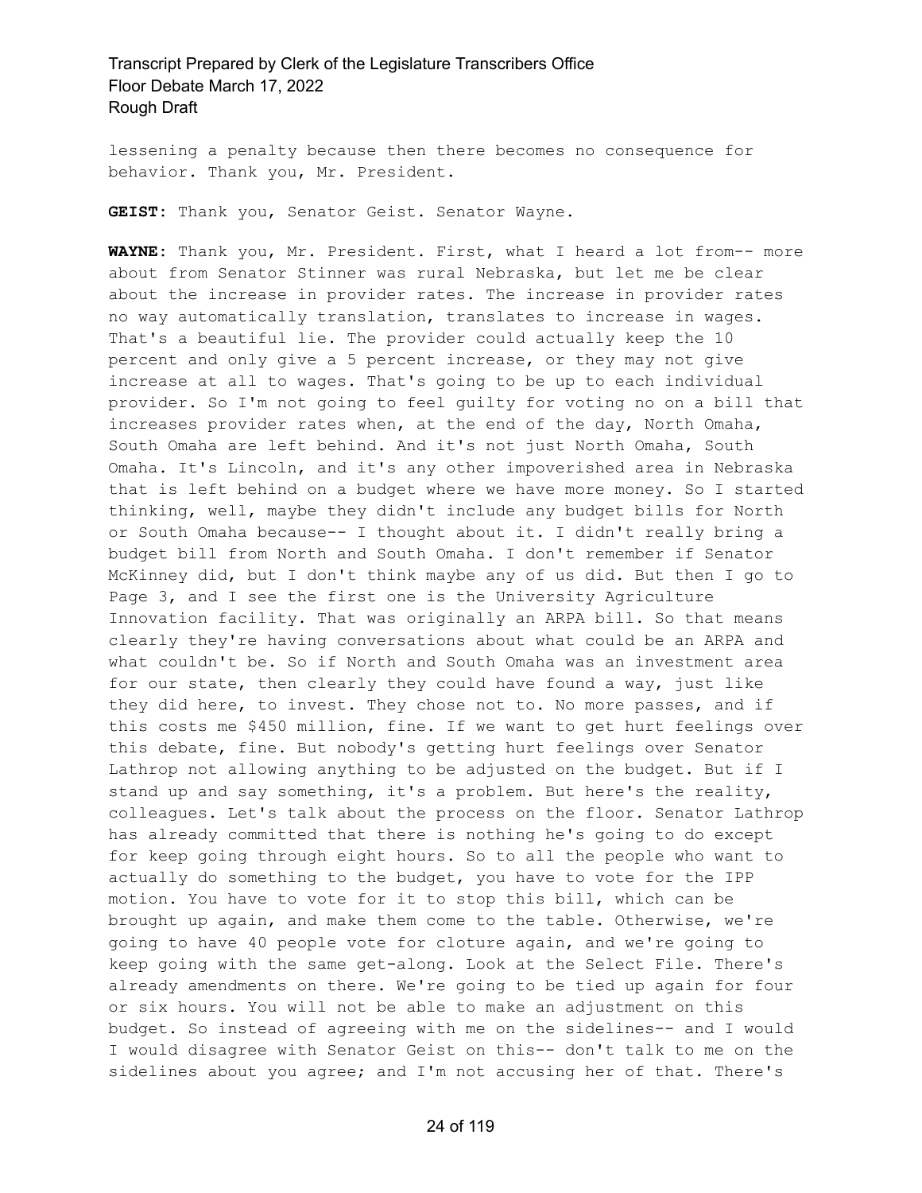lessening a penalty because then there becomes no consequence for behavior. Thank you, Mr. President.

**GEIST:** Thank you, Senator Geist. Senator Wayne.

**WAYNE:** Thank you, Mr. President. First, what I heard a lot from-- more about from Senator Stinner was rural Nebraska, but let me be clear about the increase in provider rates. The increase in provider rates no way automatically translation, translates to increase in wages. That's a beautiful lie. The provider could actually keep the 10 percent and only give a 5 percent increase, or they may not give increase at all to wages. That's going to be up to each individual provider. So I'm not going to feel guilty for voting no on a bill that increases provider rates when, at the end of the day, North Omaha, South Omaha are left behind. And it's not just North Omaha, South Omaha. It's Lincoln, and it's any other impoverished area in Nebraska that is left behind on a budget where we have more money. So I started thinking, well, maybe they didn't include any budget bills for North or South Omaha because-- I thought about it. I didn't really bring a budget bill from North and South Omaha. I don't remember if Senator McKinney did, but I don't think maybe any of us did. But then I go to Page 3, and I see the first one is the University Agriculture Innovation facility. That was originally an ARPA bill. So that means clearly they're having conversations about what could be an ARPA and what couldn't be. So if North and South Omaha was an investment area for our state, then clearly they could have found a way, just like they did here, to invest. They chose not to. No more passes, and if this costs me $450 million, fine. If we want to get hurt feelings over this debate, fine. But nobody's getting hurt feelings over Senator Lathrop not allowing anything to be adjusted on the budget. But if I stand up and say something, it's a problem. But here's the reality, colleagues. Let's talk about the process on the floor. Senator Lathrop has already committed that there is nothing he's going to do except for keep going through eight hours. So to all the people who want to actually do something to the budget, you have to vote for the IPP motion. You have to vote for it to stop this bill, which can be brought up again, and make them come to the table. Otherwise, we're going to have 40 people vote for cloture again, and we're going to keep going with the same get-along. Look at the Select File. There's already amendments on there. We're going to be tied up again for four or six hours. You will not be able to make an adjustment on this budget. So instead of agreeing with me on the sidelines-- and I would I would disagree with Senator Geist on this-- don't talk to me on the sidelines about you agree; and I'm not accusing her of that. There's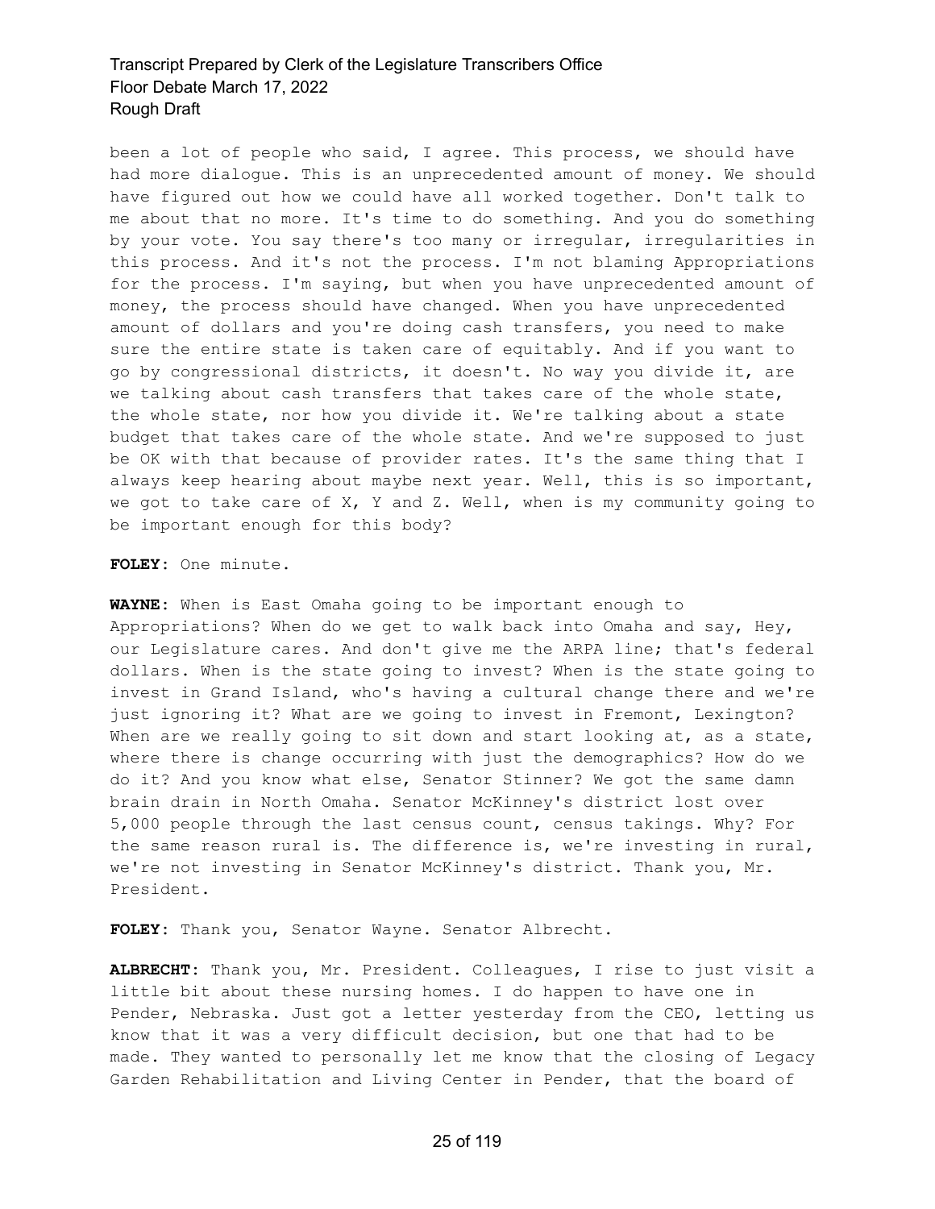been a lot of people who said, I agree. This process, we should have had more dialogue. This is an unprecedented amount of money. We should have figured out how we could have all worked together. Don't talk to me about that no more. It's time to do something. And you do something by your vote. You say there's too many or irregular, irregularities in this process. And it's not the process. I'm not blaming Appropriations for the process. I'm saying, but when you have unprecedented amount of money, the process should have changed. When you have unprecedented amount of dollars and you're doing cash transfers, you need to make sure the entire state is taken care of equitably. And if you want to go by congressional districts, it doesn't. No way you divide it, are we talking about cash transfers that takes care of the whole state, the whole state, nor how you divide it. We're talking about a state budget that takes care of the whole state. And we're supposed to just be OK with that because of provider rates. It's the same thing that I always keep hearing about maybe next year. Well, this is so important, we got to take care of X, Y and Z. Well, when is my community going to be important enough for this body?

**FOLEY:** One minute.

**WAYNE:** When is East Omaha going to be important enough to Appropriations? When do we get to walk back into Omaha and say, Hey, our Legislature cares. And don't give me the ARPA line; that's federal dollars. When is the state going to invest? When is the state going to invest in Grand Island, who's having a cultural change there and we're just ignoring it? What are we going to invest in Fremont, Lexington? When are we really going to sit down and start looking at, as a state, where there is change occurring with just the demographics? How do we do it? And you know what else, Senator Stinner? We got the same damn brain drain in North Omaha. Senator McKinney's district lost over 5,000 people through the last census count, census takings. Why? For the same reason rural is. The difference is, we're investing in rural, we're not investing in Senator McKinney's district. Thank you, Mr. President.

**FOLEY:** Thank you, Senator Wayne. Senator Albrecht.

**ALBRECHT:** Thank you, Mr. President. Colleagues, I rise to just visit a little bit about these nursing homes. I do happen to have one in Pender, Nebraska. Just got a letter yesterday from the CEO, letting us know that it was a very difficult decision, but one that had to be made. They wanted to personally let me know that the closing of Legacy Garden Rehabilitation and Living Center in Pender, that the board of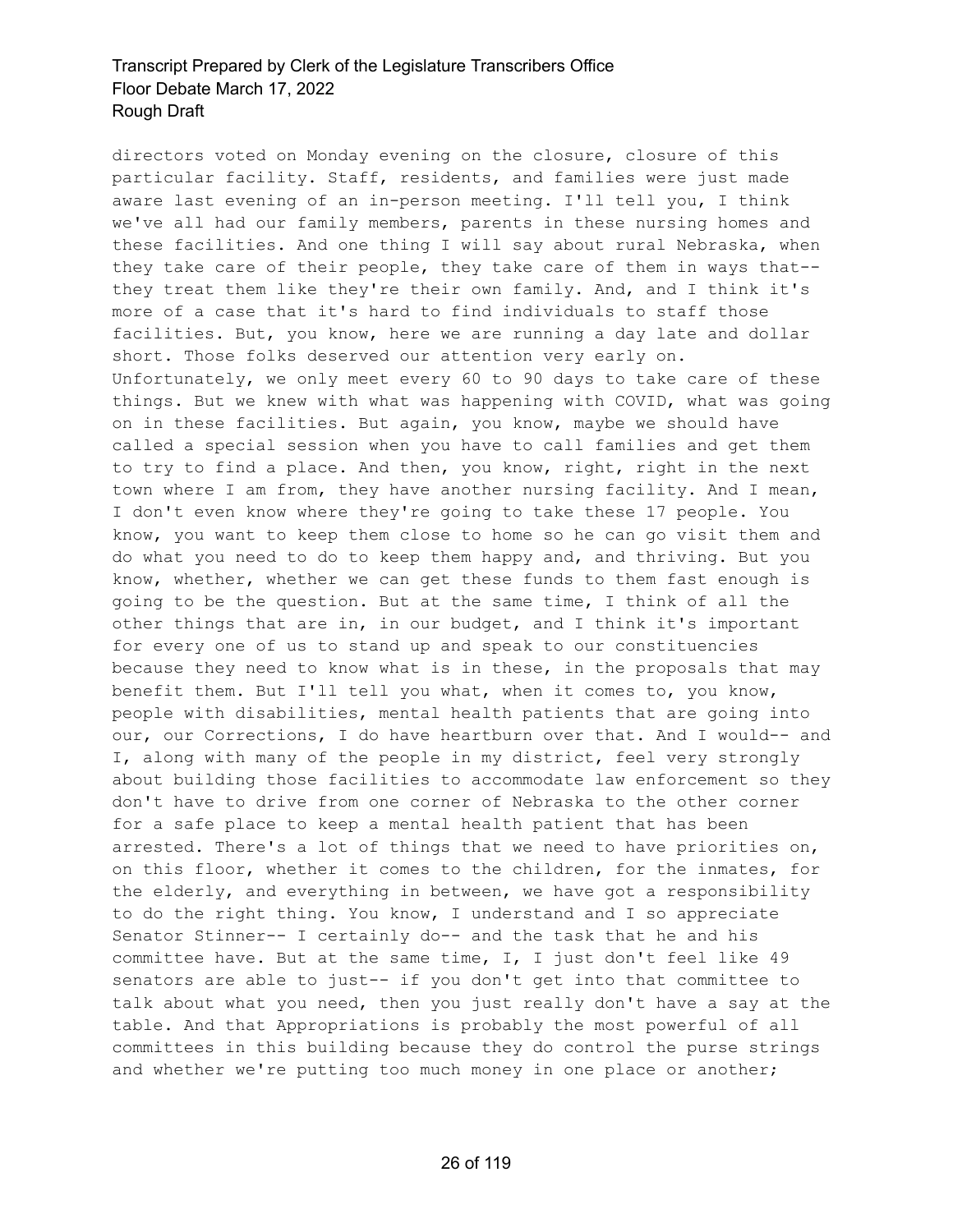directors voted on Monday evening on the closure, closure of this particular facility. Staff, residents, and families were just made aware last evening of an in-person meeting. I'll tell you, I think we've all had our family members, parents in these nursing homes and these facilities. And one thing I will say about rural Nebraska, when they take care of their people, they take care of them in ways that-- they treat them like they're their own family. And, and I think it's more of a case that it's hard to find individuals to staff those facilities. But, you know, here we are running a day late and dollar short. Those folks deserved our attention very early on. Unfortunately, we only meet every 60 to 90 days to take care of these things. But we knew with what was happening with COVID, what was going on in these facilities. But again, you know, maybe we should have called a special session when you have to call families and get them to try to find a place. And then, you know, right, right in the next town where I am from, they have another nursing facility. And I mean, I don't even know where they're going to take these 17 people. You know, you want to keep them close to home so he can go visit them and do what you need to do to keep them happy and, and thriving. But you know, whether, whether we can get these funds to them fast enough is going to be the question. But at the same time, I think of all the other things that are in, in our budget, and I think it's important for every one of us to stand up and speak to our constituencies because they need to know what is in these, in the proposals that may benefit them. But I'll tell you what, when it comes to, you know, people with disabilities, mental health patients that are going into our, our Corrections, I do have heartburn over that. And I would-- and I, along with many of the people in my district, feel very strongly about building those facilities to accommodate law enforcement so they don't have to drive from one corner of Nebraska to the other corner for a safe place to keep a mental health patient that has been arrested. There's a lot of things that we need to have priorities on, on this floor, whether it comes to the children, for the inmates, for the elderly, and everything in between, we have got a responsibility to do the right thing. You know, I understand and I so appreciate Senator Stinner-- I certainly do-- and the task that he and his committee have. But at the same time, I, I just don't feel like 49 senators are able to just-- if you don't get into that committee to talk about what you need, then you just really don't have a say at the table. And that Appropriations is probably the most powerful of all committees in this building because they do control the purse strings and whether we're putting too much money in one place or another;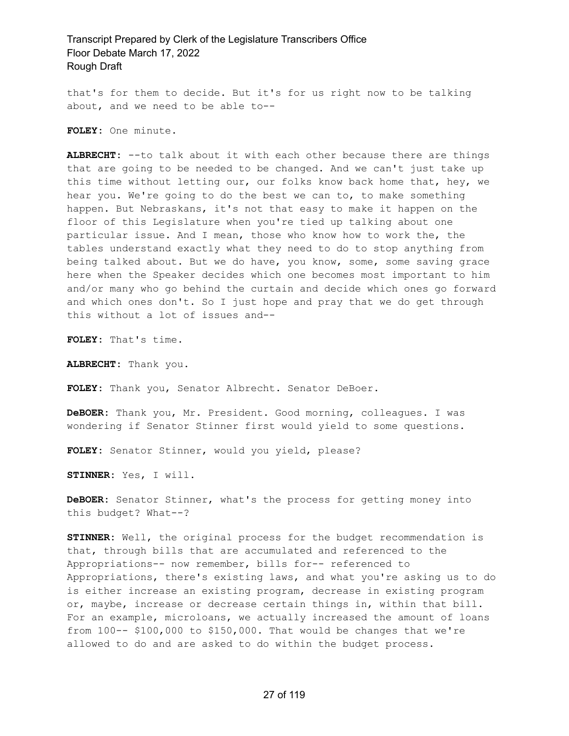that's for them to decide. But it's for us right now to be talking about, and we need to be able to--

**FOLEY:** One minute.

**ALBRECHT:** --to talk about it with each other because there are things that are going to be needed to be changed. And we can't just take up this time without letting our, our folks know back home that, hey, we hear you. We're going to do the best we can to, to make something happen. But Nebraskans, it's not that easy to make it happen on the floor of this Legislature when you're tied up talking about one particular issue. And I mean, those who know how to work the, the tables understand exactly what they need to do to stop anything from being talked about. But we do have, you know, some, some saving grace here when the Speaker decides which one becomes most important to him and/or many who go behind the curtain and decide which ones go forward and which ones don't. So I just hope and pray that we do get through this without a lot of issues and--

**FOLEY:** That's time.

**ALBRECHT:** Thank you.

**FOLEY:** Thank you, Senator Albrecht. Senator DeBoer.

**DeBOER:** Thank you, Mr. President. Good morning, colleagues. I was wondering if Senator Stinner first would yield to some questions.

**FOLEY:** Senator Stinner, would you yield, please?

**STINNER:** Yes, I will.

**DeBOER:** Senator Stinner, what's the process for getting money into this budget? What--?

**STINNER:** Well, the original process for the budget recommendation is that, through bills that are accumulated and referenced to the Appropriations-- now remember, bills for-- referenced to Appropriations, there's existing laws, and what you're asking us to do is either increase an existing program, decrease in existing program or, maybe, increase or decrease certain things in, within that bill. For an example, microloans, we actually increased the amount of loans from 100-- $100,000 to $150,000. That would be changes that we're allowed to do and are asked to do within the budget process.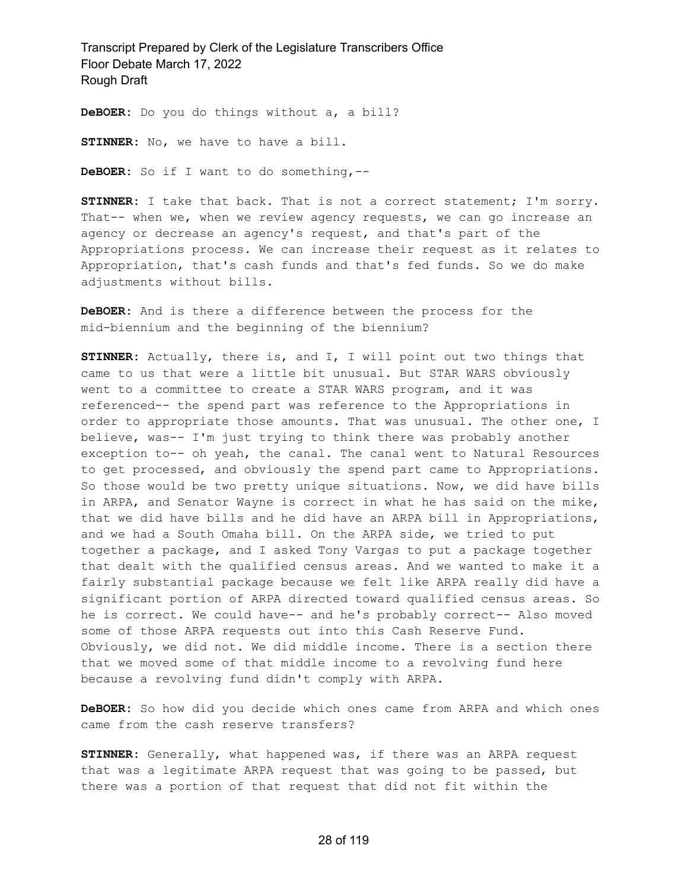**DeBOER:** Do you do things without a, a bill?

**STINNER:** No, we have to have a bill.

**DeBOER:** So if I want to do something,--

**STINNER:** I take that back. That is not a correct statement; I'm sorry. That-- when we, when we review agency requests, we can go increase an agency or decrease an agency's request, and that's part of the Appropriations process. We can increase their request as it relates to Appropriation, that's cash funds and that's fed funds. So we do make adjustments without bills.

**DeBOER:** And is there a difference between the process for the mid-biennium and the beginning of the biennium?

**STINNER:** Actually, there is, and I, I will point out two things that came to us that were a little bit unusual. But STAR WARS obviously went to a committee to create a STAR WARS program, and it was referenced-- the spend part was reference to the Appropriations in order to appropriate those amounts. That was unusual. The other one, I believe, was-- I'm just trying to think there was probably another exception to-- oh yeah, the canal. The canal went to Natural Resources to get processed, and obviously the spend part came to Appropriations. So those would be two pretty unique situations. Now, we did have bills in ARPA, and Senator Wayne is correct in what he has said on the mike, that we did have bills and he did have an ARPA bill in Appropriations, and we had a South Omaha bill. On the ARPA side, we tried to put together a package, and I asked Tony Vargas to put a package together that dealt with the qualified census areas. And we wanted to make it a fairly substantial package because we felt like ARPA really did have a significant portion of ARPA directed toward qualified census areas. So he is correct. We could have-- and he's probably correct-- Also moved some of those ARPA requests out into this Cash Reserve Fund. Obviously, we did not. We did middle income. There is a section there that we moved some of that middle income to a revolving fund here because a revolving fund didn't comply with ARPA.

**DeBOER:** So how did you decide which ones came from ARPA and which ones came from the cash reserve transfers?

**STINNER:** Generally, what happened was, if there was an ARPA request that was a legitimate ARPA request that was going to be passed, but there was a portion of that request that did not fit within the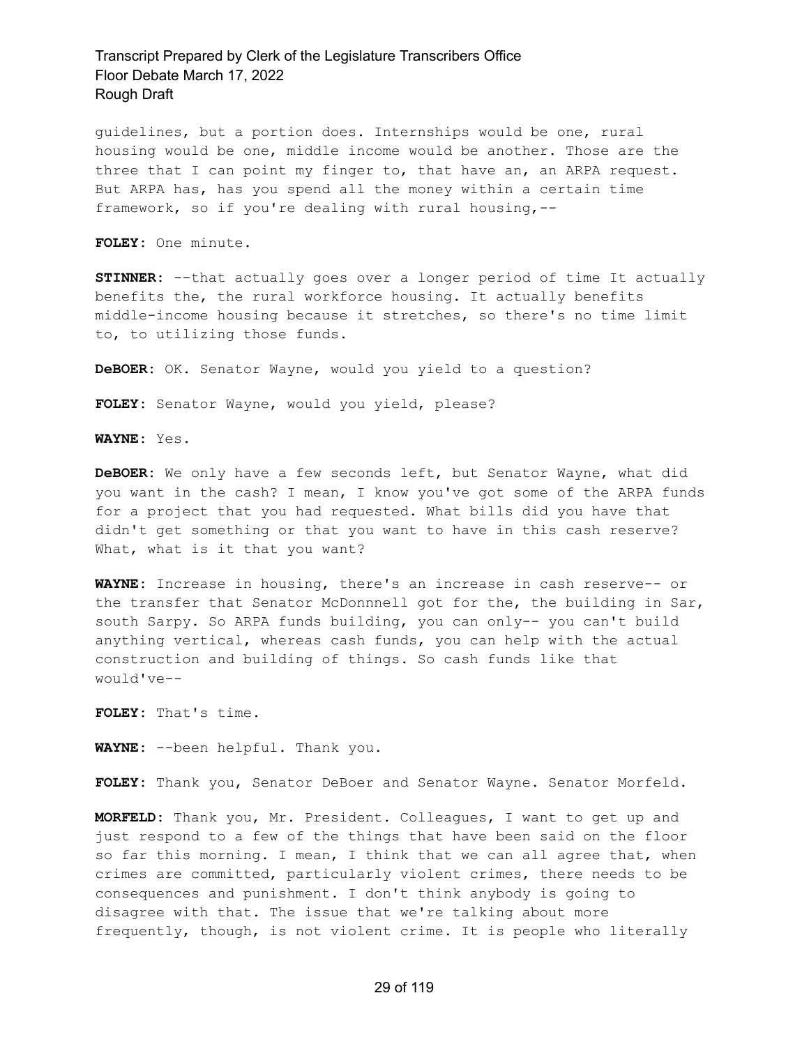guidelines, but a portion does. Internships would be one, rural housing would be one, middle income would be another. Those are the three that I can point my finger to, that have an, an ARPA request. But ARPA has, has you spend all the money within a certain time framework, so if you're dealing with rural housing,--

**FOLEY:** One minute.

**STINNER:** --that actually goes over a longer period of time It actually benefits the, the rural workforce housing. It actually benefits middle-income housing because it stretches, so there's no time limit to, to utilizing those funds.

**DeBOER:** OK. Senator Wayne, would you yield to a question?

**FOLEY:** Senator Wayne, would you yield, please?

**WAYNE:** Yes.

**DeBOER:** We only have a few seconds left, but Senator Wayne, what did you want in the cash? I mean, I know you've got some of the ARPA funds for a project that you had requested. What bills did you have that didn't get something or that you want to have in this cash reserve? What, what is it that you want?

**WAYNE:** Increase in housing, there's an increase in cash reserve-- or the transfer that Senator McDonnnell got for the, the building in Sar, south Sarpy. So ARPA funds building, you can only-- you can't build anything vertical, whereas cash funds, you can help with the actual construction and building of things. So cash funds like that would've--

**FOLEY:** That's time.

**WAYNE:** --been helpful. Thank you.

**FOLEY:** Thank you, Senator DeBoer and Senator Wayne. Senator Morfeld.

**MORFELD:** Thank you, Mr. President. Colleagues, I want to get up and just respond to a few of the things that have been said on the floor so far this morning. I mean, I think that we can all agree that, when crimes are committed, particularly violent crimes, there needs to be consequences and punishment. I don't think anybody is going to disagree with that. The issue that we're talking about more frequently, though, is not violent crime. It is people who literally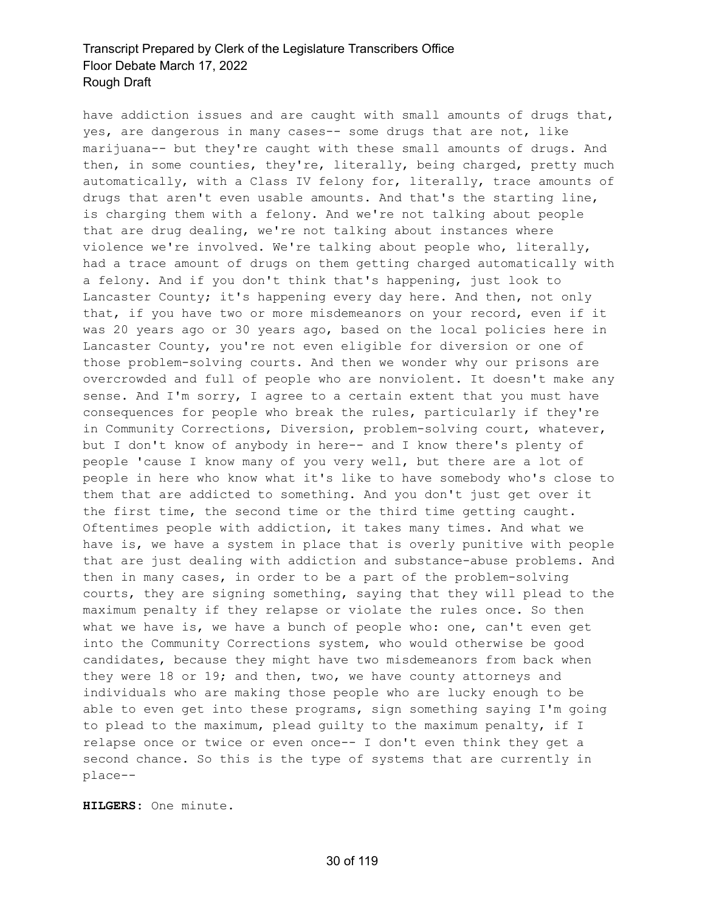have addiction issues and are caught with small amounts of drugs that, yes, are dangerous in many cases-- some drugs that are not, like marijuana-- but they're caught with these small amounts of drugs. And then, in some counties, they're, literally, being charged, pretty much automatically, with a Class IV felony for, literally, trace amounts of drugs that aren't even usable amounts. And that's the starting line, is charging them with a felony. And we're not talking about people that are drug dealing, we're not talking about instances where violence we're involved. We're talking about people who, literally, had a trace amount of drugs on them getting charged automatically with a felony. And if you don't think that's happening, just look to Lancaster County; it's happening every day here. And then, not only that, if you have two or more misdemeanors on your record, even if it was 20 years ago or 30 years ago, based on the local policies here in Lancaster County, you're not even eligible for diversion or one of those problem-solving courts. And then we wonder why our prisons are overcrowded and full of people who are nonviolent. It doesn't make any sense. And I'm sorry, I agree to a certain extent that you must have consequences for people who break the rules, particularly if they're in Community Corrections, Diversion, problem-solving court, whatever, but I don't know of anybody in here-- and I know there's plenty of people 'cause I know many of you very well, but there are a lot of people in here who know what it's like to have somebody who's close to them that are addicted to something. And you don't just get over it the first time, the second time or the third time getting caught. Oftentimes people with addiction, it takes many times. And what we have is, we have a system in place that is overly punitive with people that are just dealing with addiction and substance-abuse problems. And then in many cases, in order to be a part of the problem-solving courts, they are signing something, saying that they will plead to the maximum penalty if they relapse or violate the rules once. So then what we have is, we have a bunch of people who: one, can't even get into the Community Corrections system, who would otherwise be good candidates, because they might have two misdemeanors from back when they were 18 or 19; and then, two, we have county attorneys and individuals who are making those people who are lucky enough to be able to even get into these programs, sign something saying I'm going to plead to the maximum, plead guilty to the maximum penalty, if I relapse once or twice or even once-- I don't even think they get a second chance. So this is the type of systems that are currently in place--

**HILGERS:** One minute.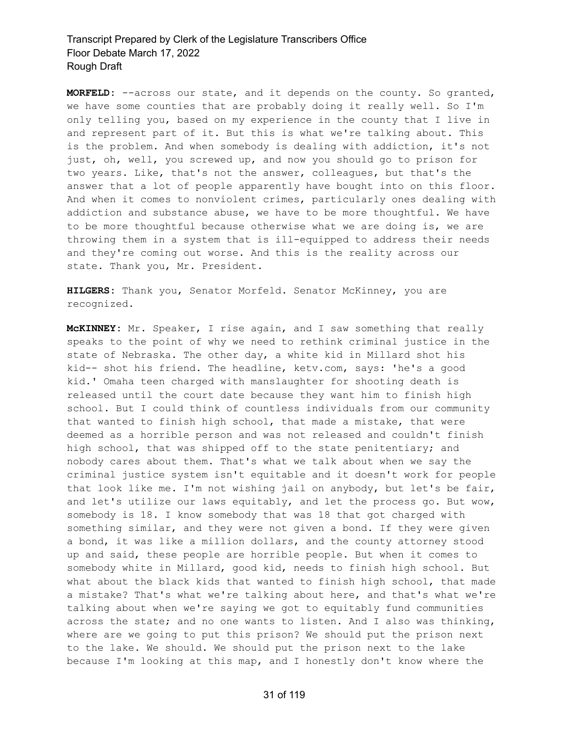**MORFELD:** --across our state, and it depends on the county. So granted, we have some counties that are probably doing it really well. So I'm only telling you, based on my experience in the county that I live in and represent part of it. But this is what we're talking about. This is the problem. And when somebody is dealing with addiction, it's not just, oh, well, you screwed up, and now you should go to prison for two years. Like, that's not the answer, colleagues, but that's the answer that a lot of people apparently have bought into on this floor. And when it comes to nonviolent crimes, particularly ones dealing with addiction and substance abuse, we have to be more thoughtful. We have to be more thoughtful because otherwise what we are doing is, we are throwing them in a system that is ill-equipped to address their needs and they're coming out worse. And this is the reality across our state. Thank you, Mr. President.

**HILGERS:** Thank you, Senator Morfeld. Senator McKinney, you are recognized.

**McKINNEY:** Mr. Speaker, I rise again, and I saw something that really speaks to the point of why we need to rethink criminal justice in the state of Nebraska. The other day, a white kid in Millard shot his kid-- shot his friend. The headline, ketv.com, says: 'he's a good kid.' Omaha teen charged with manslaughter for shooting death is released until the court date because they want him to finish high school. But I could think of countless individuals from our community that wanted to finish high school, that made a mistake, that were deemed as a horrible person and was not released and couldn't finish high school, that was shipped off to the state penitentiary; and nobody cares about them. That's what we talk about when we say the criminal justice system isn't equitable and it doesn't work for people that look like me. I'm not wishing jail on anybody, but let's be fair, and let's utilize our laws equitably, and let the process go. But wow, somebody is 18. I know somebody that was 18 that got charged with something similar, and they were not given a bond. If they were given a bond, it was like a million dollars, and the county attorney stood up and said, these people are horrible people. But when it comes to somebody white in Millard, good kid, needs to finish high school. But what about the black kids that wanted to finish high school, that made a mistake? That's what we're talking about here, and that's what we're talking about when we're saying we got to equitably fund communities across the state; and no one wants to listen. And I also was thinking, where are we going to put this prison? We should put the prison next to the lake. We should. We should put the prison next to the lake because I'm looking at this map, and I honestly don't know where the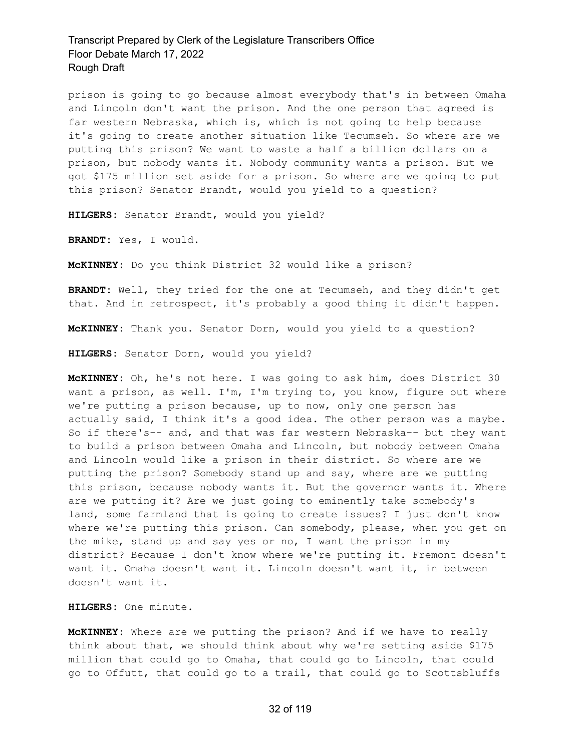prison is going to go because almost everybody that's in between Omaha and Lincoln don't want the prison. And the one person that agreed is far western Nebraska, which is, which is not going to help because it's going to create another situation like Tecumseh. So where are we putting this prison? We want to waste a half a billion dollars on a prison, but nobody wants it. Nobody community wants a prison. But we got $175 million set aside for a prison. So where are we going to put this prison? Senator Brandt, would you yield to a question?

**HILGERS:** Senator Brandt, would you yield?

**BRANDT:** Yes, I would.

**McKINNEY:** Do you think District 32 would like a prison?

**BRANDT:** Well, they tried for the one at Tecumseh, and they didn't get that. And in retrospect, it's probably a good thing it didn't happen.

**McKINNEY:** Thank you. Senator Dorn, would you yield to a question?

**HILGERS:** Senator Dorn, would you yield?

**McKINNEY:** Oh, he's not here. I was going to ask him, does District 30 want a prison, as well. I'm, I'm trying to, you know, figure out where we're putting a prison because, up to now, only one person has actually said, I think it's a good idea. The other person was a maybe. So if there's-- and, and that was far western Nebraska-- but they want to build a prison between Omaha and Lincoln, but nobody between Omaha and Lincoln would like a prison in their district. So where are we putting the prison? Somebody stand up and say, where are we putting this prison, because nobody wants it. But the governor wants it. Where are we putting it? Are we just going to eminently take somebody's land, some farmland that is going to create issues? I just don't know where we're putting this prison. Can somebody, please, when you get on the mike, stand up and say yes or no, I want the prison in my district? Because I don't know where we're putting it. Fremont doesn't want it. Omaha doesn't want it. Lincoln doesn't want it, in between doesn't want it.

**HILGERS:** One minute.

**McKINNEY:** Where are we putting the prison? And if we have to really think about that, we should think about why we're setting aside $175 million that could go to Omaha, that could go to Lincoln, that could go to Offutt, that could go to a trail, that could go to Scottsbluffs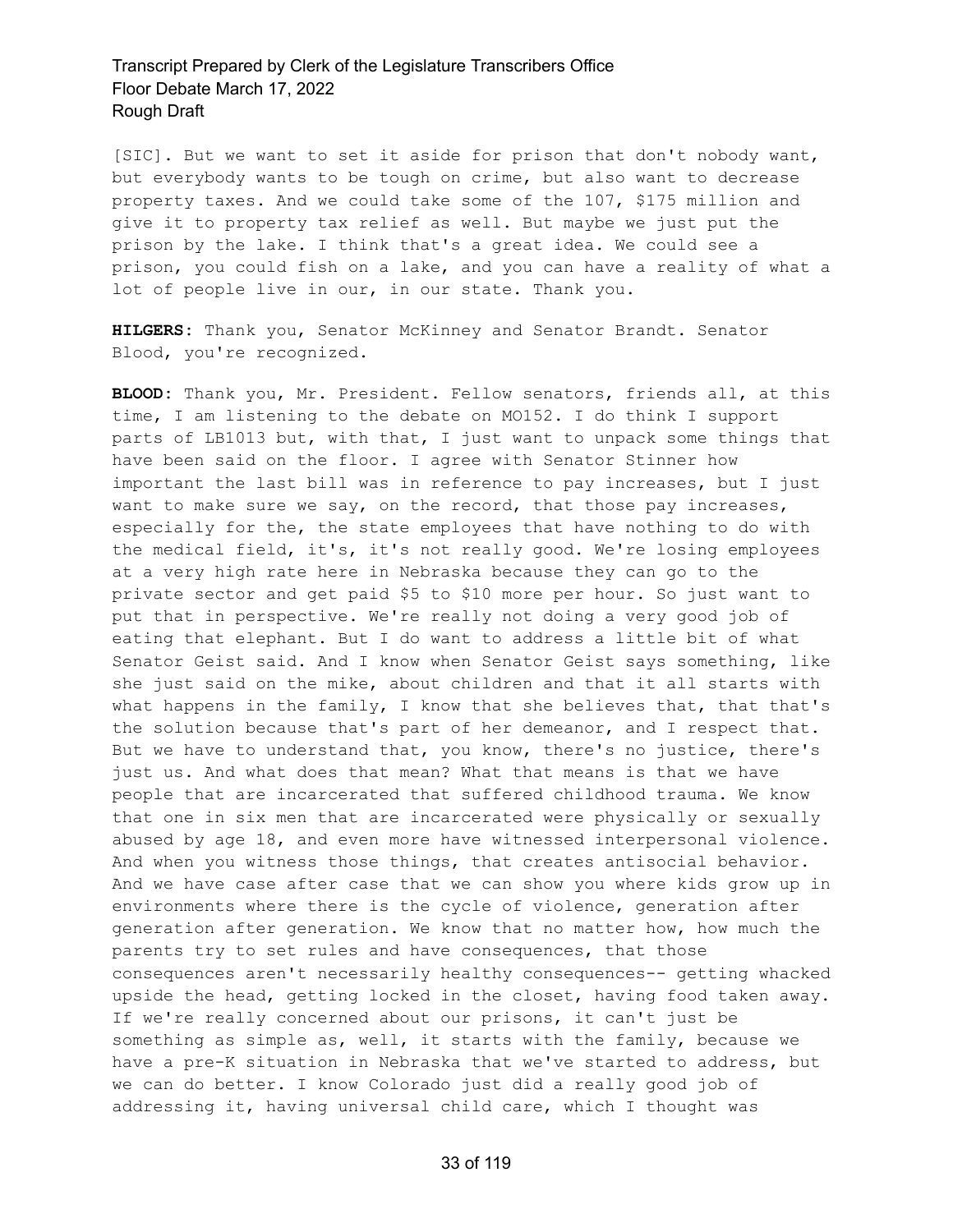[SIC]. But we want to set it aside for prison that don't nobody want, but everybody wants to be tough on crime, but also want to decrease property taxes. And we could take some of the 107, $175 million and give it to property tax relief as well. But maybe we just put the prison by the lake. I think that's a great idea. We could see a prison, you could fish on a lake, and you can have a reality of what a lot of people live in our, in our state. Thank you.

**HILGERS:** Thank you, Senator McKinney and Senator Brandt. Senator Blood, you're recognized.

**BLOOD:** Thank you, Mr. President. Fellow senators, friends all, at this time, I am listening to the debate on MO152. I do think I support parts of LB1013 but, with that, I just want to unpack some things that have been said on the floor. I agree with Senator Stinner how important the last bill was in reference to pay increases, but I just want to make sure we say, on the record, that those pay increases, especially for the, the state employees that have nothing to do with the medical field, it's, it's not really good. We're losing employees at a very high rate here in Nebraska because they can go to the private sector and get paid $5 to $10 more per hour. So just want to put that in perspective. We're really not doing a very good job of eating that elephant. But I do want to address a little bit of what Senator Geist said. And I know when Senator Geist says something, like she just said on the mike, about children and that it all starts with what happens in the family, I know that she believes that, that that's the solution because that's part of her demeanor, and I respect that. But we have to understand that, you know, there's no justice, there's just us. And what does that mean? What that means is that we have people that are incarcerated that suffered childhood trauma. We know that one in six men that are incarcerated were physically or sexually abused by age 18, and even more have witnessed interpersonal violence. And when you witness those things, that creates antisocial behavior. And we have case after case that we can show you where kids grow up in environments where there is the cycle of violence, generation after generation after generation. We know that no matter how, how much the parents try to set rules and have consequences, that those consequences aren't necessarily healthy consequences-- getting whacked upside the head, getting locked in the closet, having food taken away. If we're really concerned about our prisons, it can't just be something as simple as, well, it starts with the family, because we have a pre-K situation in Nebraska that we've started to address, but we can do better. I know Colorado just did a really good job of addressing it, having universal child care, which I thought was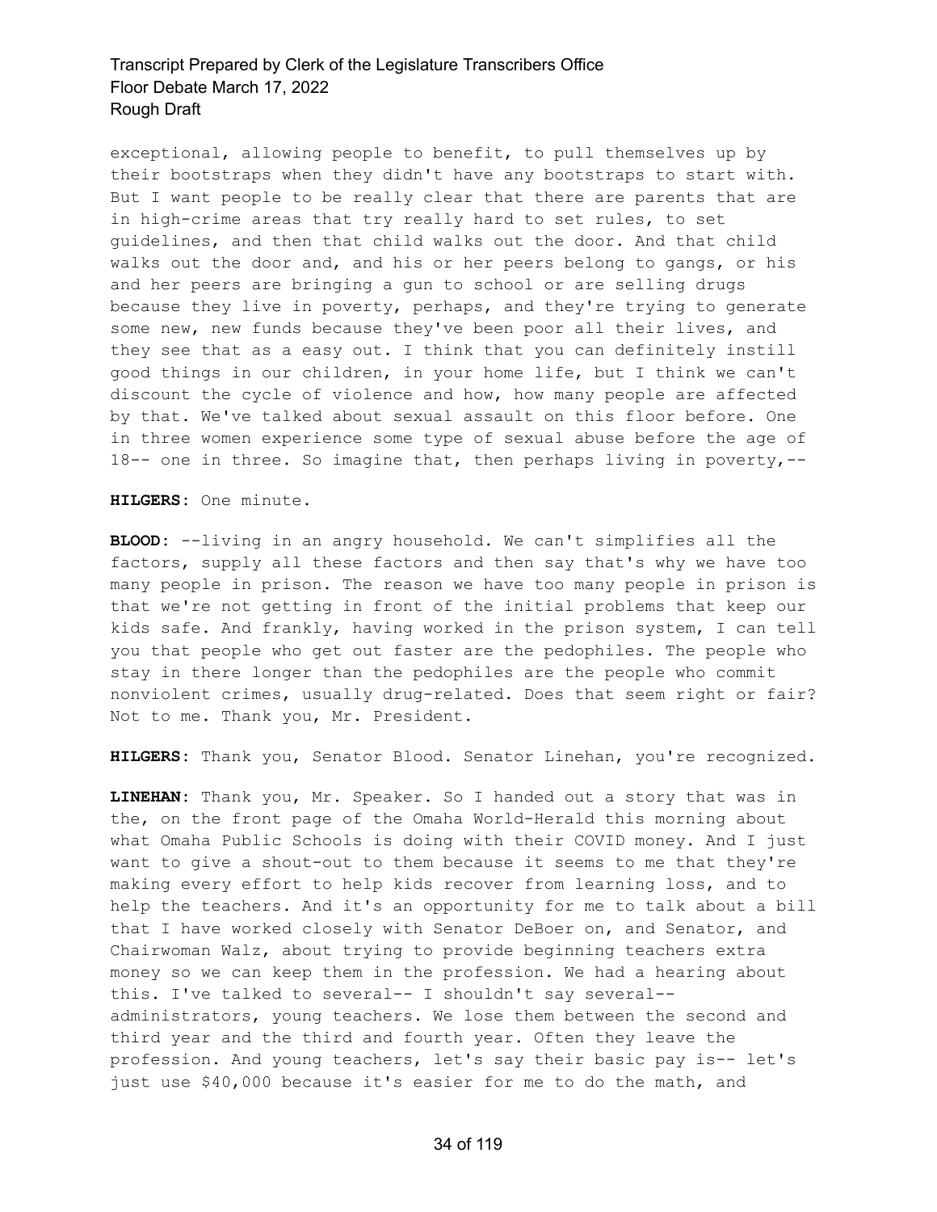exceptional, allowing people to benefit, to pull themselves up by their bootstraps when they didn't have any bootstraps to start with. But I want people to be really clear that there are parents that are in high-crime areas that try really hard to set rules, to set guidelines, and then that child walks out the door. And that child walks out the door and, and his or her peers belong to gangs, or his and her peers are bringing a gun to school or are selling drugs because they live in poverty, perhaps, and they're trying to generate some new, new funds because they've been poor all their lives, and they see that as a easy out. I think that you can definitely instill good things in our children, in your home life, but I think we can't discount the cycle of violence and how, how many people are affected by that. We've talked about sexual assault on this floor before. One in three women experience some type of sexual abuse before the age of 18-- one in three. So imagine that, then perhaps living in poverty,--

**HILGERS:** One minute.

**BLOOD:** --living in an angry household. We can't simplifies all the factors, supply all these factors and then say that's why we have too many people in prison. The reason we have too many people in prison is that we're not getting in front of the initial problems that keep our kids safe. And frankly, having worked in the prison system, I can tell you that people who get out faster are the pedophiles. The people who stay in there longer than the pedophiles are the people who commit nonviolent crimes, usually drug-related. Does that seem right or fair? Not to me. Thank you, Mr. President.

**HILGERS:** Thank you, Senator Blood. Senator Linehan, you're recognized.

**LINEHAN:** Thank you, Mr. Speaker. So I handed out a story that was in the, on the front page of the Omaha World-Herald this morning about what Omaha Public Schools is doing with their COVID money. And I just want to give a shout-out to them because it seems to me that they're making every effort to help kids recover from learning loss, and to help the teachers. And it's an opportunity for me to talk about a bill that I have worked closely with Senator DeBoer on, and Senator, and Chairwoman Walz, about trying to provide beginning teachers extra money so we can keep them in the profession. We had a hearing about this. I've talked to several-- I shouldn't say several-- administrators, young teachers. We lose them between the second and third year and the third and fourth year. Often they leave the profession. And young teachers, let's say their basic pay is-- let's just use $40,000 because it's easier for me to do the math, and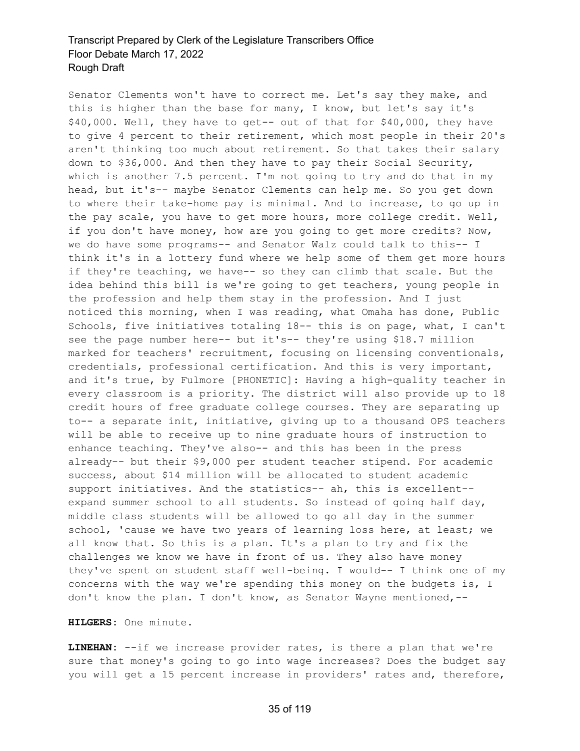Senator Clements won't have to correct me. Let's say they make, and this is higher than the base for many, I know, but let's say it's $40,000. Well, they have to get-- out of that for $40,000, they have to give 4 percent to their retirement, which most people in their 20's aren't thinking too much about retirement. So that takes their salary down to $36,000. And then they have to pay their Social Security, which is another 7.5 percent. I'm not going to try and do that in my head, but it's-- maybe Senator Clements can help me. So you get down to where their take-home pay is minimal. And to increase, to go up in the pay scale, you have to get more hours, more college credit. Well, if you don't have money, how are you going to get more credits? Now, we do have some programs-- and Senator Walz could talk to this-- I think it's in a lottery fund where we help some of them get more hours if they're teaching, we have-- so they can climb that scale. But the idea behind this bill is we're going to get teachers, young people in the profession and help them stay in the profession. And I just noticed this morning, when I was reading, what Omaha has done, Public Schools, five initiatives totaling 18-- this is on page, what, I can't see the page number here-- but it's-- they're using $18.7 million marked for teachers' recruitment, focusing on licensing conventionals, credentials, professional certification. And this is very important, and it's true, by Fulmore [PHONETIC]: Having a high-quality teacher in every classroom is a priority. The district will also provide up to 18 credit hours of free graduate college courses. They are separating up to-- a separate init, initiative, giving up to a thousand OPS teachers will be able to receive up to nine graduate hours of instruction to enhance teaching. They've also-- and this has been in the press already-- but their $9,000 per student teacher stipend. For academic success, about $14 million will be allocated to student academic support initiatives. And the statistics-- ah, this is excellent-- expand summer school to all students. So instead of going half day, middle class students will be allowed to go all day in the summer school, 'cause we have two years of learning loss here, at least; we all know that. So this is a plan. It's a plan to try and fix the challenges we know we have in front of us. They also have money they've spent on student staff well-being. I would-- I think one of my concerns with the way we're spending this money on the budgets is, I don't know the plan. I don't know, as Senator Wayne mentioned,--

**HILGERS:** One minute.

**LINEHAN:** --if we increase provider rates, is there a plan that we're sure that money's going to go into wage increases? Does the budget say you will get a 15 percent increase in providers' rates and, therefore,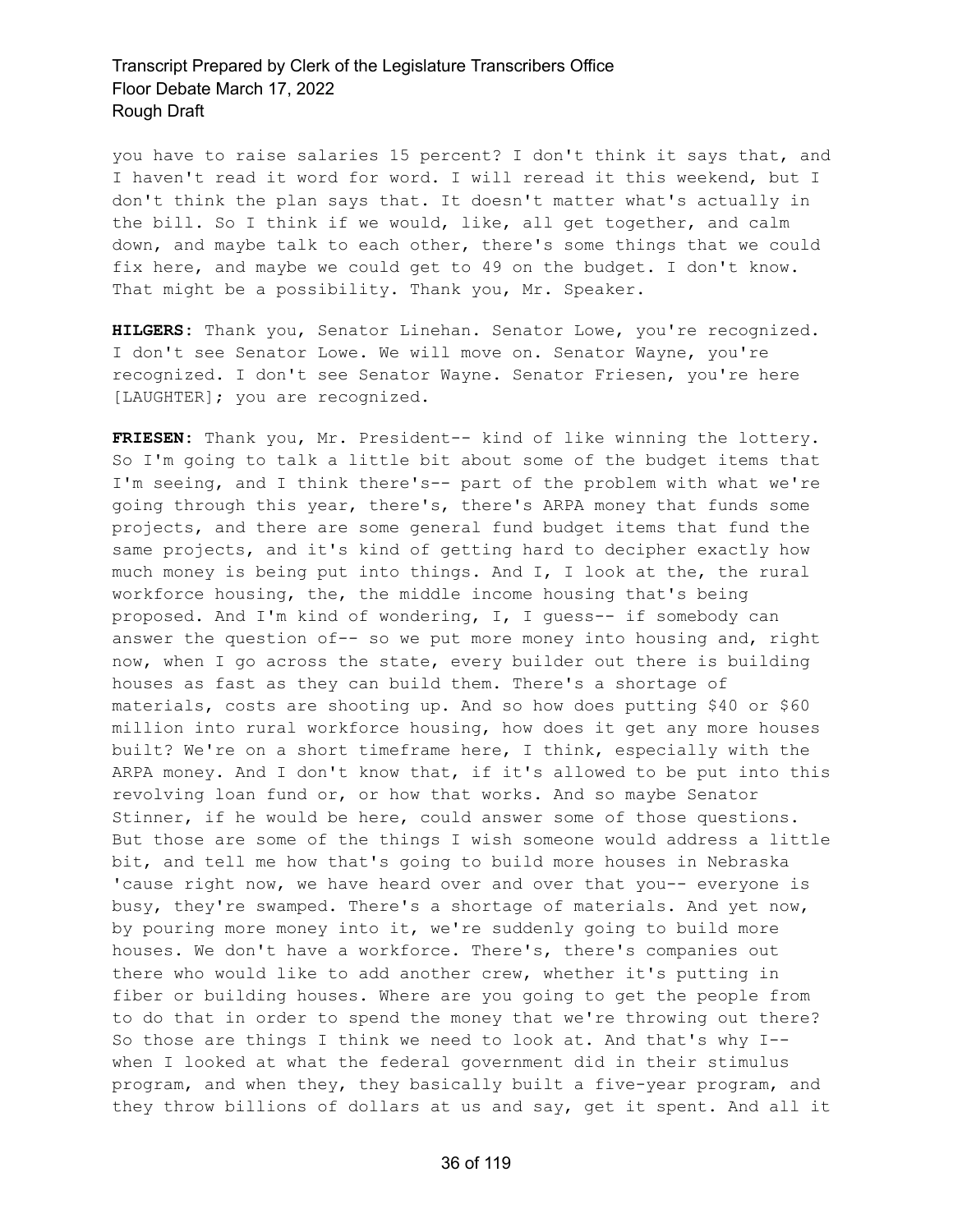you have to raise salaries 15 percent? I don't think it says that, and I haven't read it word for word. I will reread it this weekend, but I don't think the plan says that. It doesn't matter what's actually in the bill. So I think if we would, like, all get together, and calm down, and maybe talk to each other, there's some things that we could fix here, and maybe we could get to 49 on the budget. I don't know. That might be a possibility. Thank you, Mr. Speaker.

**HILGERS:** Thank you, Senator Linehan. Senator Lowe, you're recognized. I don't see Senator Lowe. We will move on. Senator Wayne, you're recognized. I don't see Senator Wayne. Senator Friesen, you're here [LAUGHTER]; you are recognized.

**FRIESEN:** Thank you, Mr. President-- kind of like winning the lottery. So I'm going to talk a little bit about some of the budget items that I'm seeing, and I think there's-- part of the problem with what we're going through this year, there's, there's ARPA money that funds some projects, and there are some general fund budget items that fund the same projects, and it's kind of getting hard to decipher exactly how much money is being put into things. And I, I look at the, the rural workforce housing, the, the middle income housing that's being proposed. And I'm kind of wondering, I, I guess-- if somebody can answer the question of-- so we put more money into housing and, right now, when I go across the state, every builder out there is building houses as fast as they can build them. There's a shortage of materials, costs are shooting up. And so how does putting $40 or $60 million into rural workforce housing, how does it get any more houses built? We're on a short timeframe here, I think, especially with the ARPA money. And I don't know that, if it's allowed to be put into this revolving loan fund or, or how that works. And so maybe Senator Stinner, if he would be here, could answer some of those questions. But those are some of the things I wish someone would address a little bit, and tell me how that's going to build more houses in Nebraska 'cause right now, we have heard over and over that you-- everyone is busy, they're swamped. There's a shortage of materials. And yet now, by pouring more money into it, we're suddenly going to build more houses. We don't have a workforce. There's, there's companies out there who would like to add another crew, whether it's putting in fiber or building houses. Where are you going to get the people from to do that in order to spend the money that we're throwing out there? So those are things I think we need to look at. And that's why I-- when I looked at what the federal government did in their stimulus program, and when they, they basically built a five-year program, and they throw billions of dollars at us and say, get it spent. And all it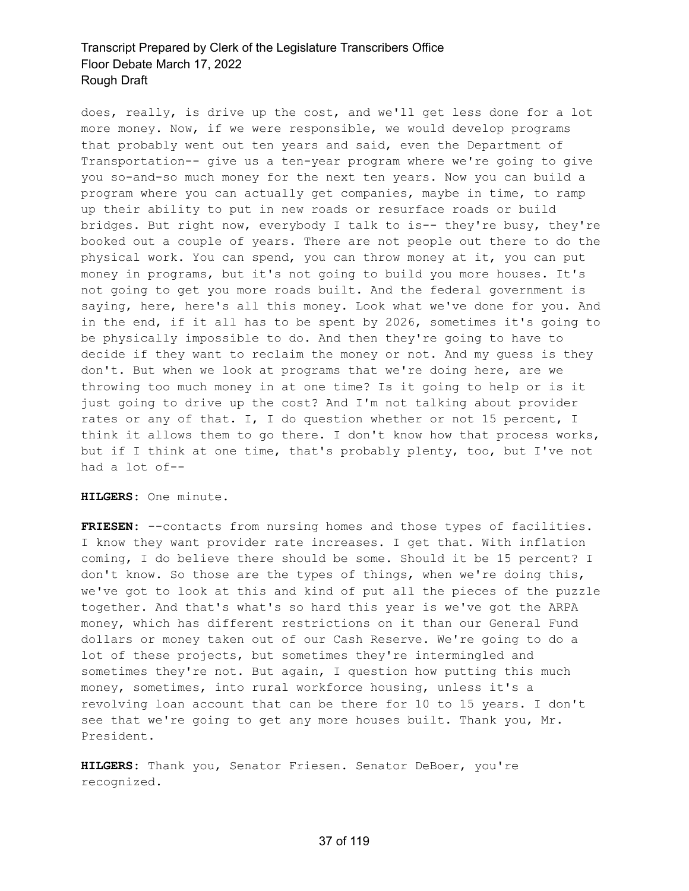does, really, is drive up the cost, and we'll get less done for a lot more money. Now, if we were responsible, we would develop programs that probably went out ten years and said, even the Department of Transportation-- give us a ten-year program where we're going to give you so-and-so much money for the next ten years. Now you can build a program where you can actually get companies, maybe in time, to ramp up their ability to put in new roads or resurface roads or build bridges. But right now, everybody I talk to is-- they're busy, they're booked out a couple of years. There are not people out there to do the physical work. You can spend, you can throw money at it, you can put money in programs, but it's not going to build you more houses. It's not going to get you more roads built. And the federal government is saying, here, here's all this money. Look what we've done for you. And in the end, if it all has to be spent by 2026, sometimes it's going to be physically impossible to do. And then they're going to have to decide if they want to reclaim the money or not. And my guess is they don't. But when we look at programs that we're doing here, are we throwing too much money in at one time? Is it going to help or is it just going to drive up the cost? And I'm not talking about provider rates or any of that. I, I do question whether or not 15 percent, I think it allows them to go there. I don't know how that process works, but if I think at one time, that's probably plenty, too, but I've not had a lot of--

**HILGERS:** One minute.

**FRIESEN:** --contacts from nursing homes and those types of facilities. I know they want provider rate increases. I get that. With inflation coming, I do believe there should be some. Should it be 15 percent? I don't know. So those are the types of things, when we're doing this, we've got to look at this and kind of put all the pieces of the puzzle together. And that's what's so hard this year is we've got the ARPA money, which has different restrictions on it than our General Fund dollars or money taken out of our Cash Reserve. We're going to do a lot of these projects, but sometimes they're intermingled and sometimes they're not. But again, I question how putting this much money, sometimes, into rural workforce housing, unless it's a revolving loan account that can be there for 10 to 15 years. I don't see that we're going to get any more houses built. Thank you, Mr. President.

**HILGERS:** Thank you, Senator Friesen. Senator DeBoer, you're recognized.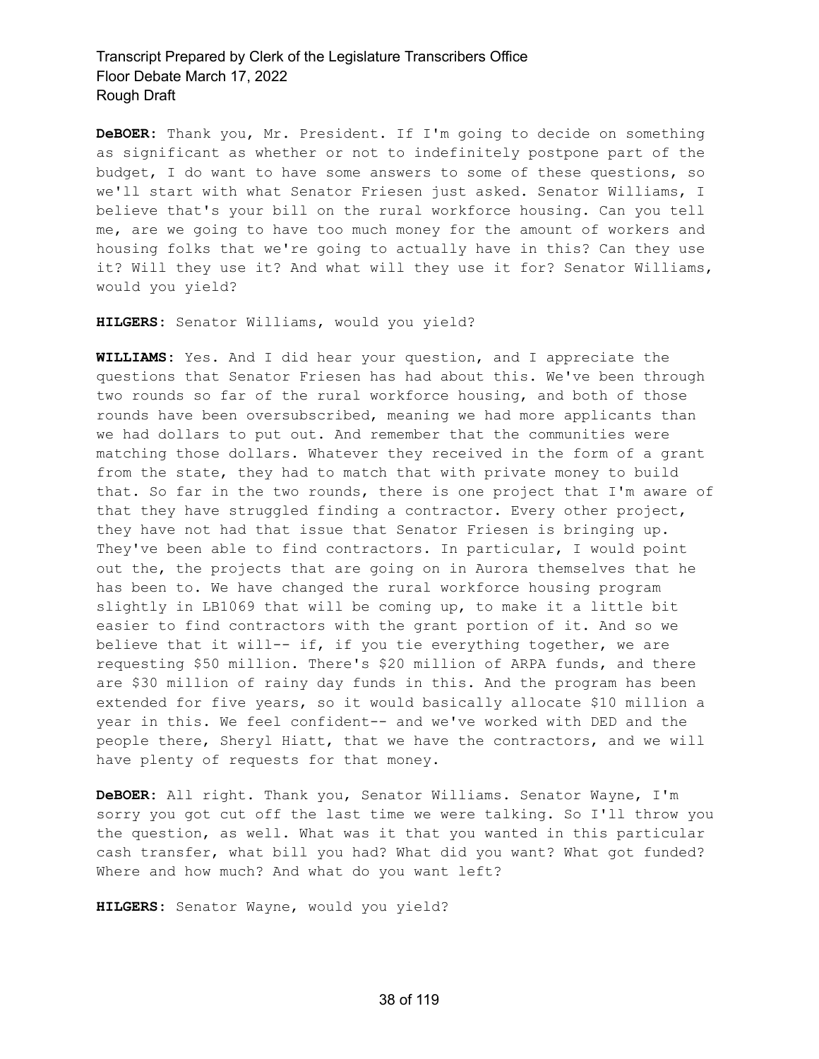**DeBOER:** Thank you, Mr. President. If I'm going to decide on something as significant as whether or not to indefinitely postpone part of the budget, I do want to have some answers to some of these questions, so we'll start with what Senator Friesen just asked. Senator Williams, I believe that's your bill on the rural workforce housing. Can you tell me, are we going to have too much money for the amount of workers and housing folks that we're going to actually have in this? Can they use it? Will they use it? And what will they use it for? Senator Williams, would you yield?

**HILGERS:** Senator Williams, would you yield?

**WILLIAMS:** Yes. And I did hear your question, and I appreciate the questions that Senator Friesen has had about this. We've been through two rounds so far of the rural workforce housing, and both of those rounds have been oversubscribed, meaning we had more applicants than we had dollars to put out. And remember that the communities were matching those dollars. Whatever they received in the form of a grant from the state, they had to match that with private money to build that. So far in the two rounds, there is one project that I'm aware of that they have struggled finding a contractor. Every other project, they have not had that issue that Senator Friesen is bringing up. They've been able to find contractors. In particular, I would point out the, the projects that are going on in Aurora themselves that he has been to. We have changed the rural workforce housing program slightly in LB1069 that will be coming up, to make it a little bit easier to find contractors with the grant portion of it. And so we believe that it will-- if, if you tie everything together, we are requesting $50 million. There's $20 million of ARPA funds, and there are $30 million of rainy day funds in this. And the program has been extended for five years, so it would basically allocate $10 million a year in this. We feel confident-- and we've worked with DED and the people there, Sheryl Hiatt, that we have the contractors, and we will have plenty of requests for that money.

**DeBOER:** All right. Thank you, Senator Williams. Senator Wayne, I'm sorry you got cut off the last time we were talking. So I'll throw you the question, as well. What was it that you wanted in this particular cash transfer, what bill you had? What did you want? What got funded? Where and how much? And what do you want left?

**HILGERS:** Senator Wayne, would you yield?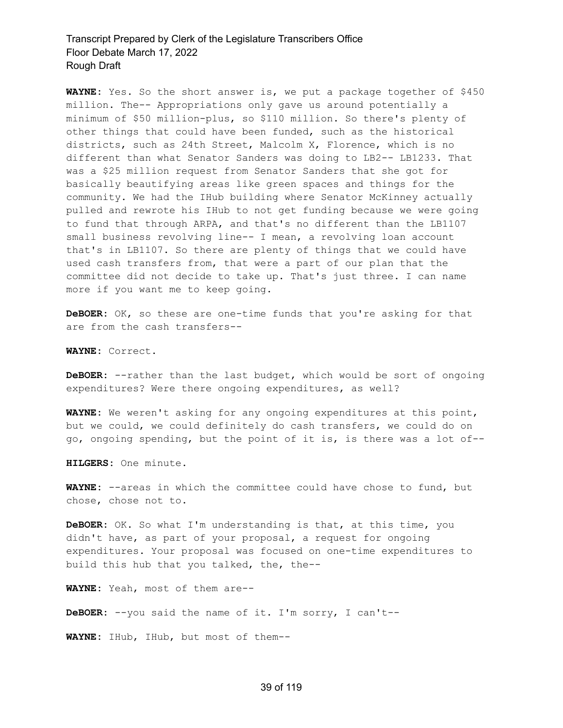**WAYNE:** Yes. So the short answer is, we put a package together of $450 million. The-- Appropriations only gave us around potentially a minimum of $50 million-plus, so $110 million. So there's plenty of other things that could have been funded, such as the historical districts, such as 24th Street, Malcolm X, Florence, which is no different than what Senator Sanders was doing to LB2-- LB1233. That was a $25 million request from Senator Sanders that she got for basically beautifying areas like green spaces and things for the community. We had the IHub building where Senator McKinney actually pulled and rewrote his IHub to not get funding because we were going to fund that through ARPA, and that's no different than the LB1107 small business revolving line-- I mean, a revolving loan account that's in LB1107. So there are plenty of things that we could have used cash transfers from, that were a part of our plan that the committee did not decide to take up. That's just three. I can name more if you want me to keep going.

**DeBOER:** OK, so these are one-time funds that you're asking for that are from the cash transfers--

**WAYNE:** Correct.

**DeBOER:** --rather than the last budget, which would be sort of ongoing expenditures? Were there ongoing expenditures, as well?

**WAYNE:** We weren't asking for any ongoing expenditures at this point, but we could, we could definitely do cash transfers, we could do on go, ongoing spending, but the point of it is, is there was a lot of--

**HILGERS:** One minute.

**WAYNE:** --areas in which the committee could have chose to fund, but chose, chose not to.

**DeBOER:** OK. So what I'm understanding is that, at this time, you didn't have, as part of your proposal, a request for ongoing expenditures. Your proposal was focused on one-time expenditures to build this hub that you talked, the, the--

**WAYNE:** Yeah, most of them are--

**DeBOER:** --you said the name of it. I'm sorry, I can't--

**WAYNE:** IHub, IHub, but most of them--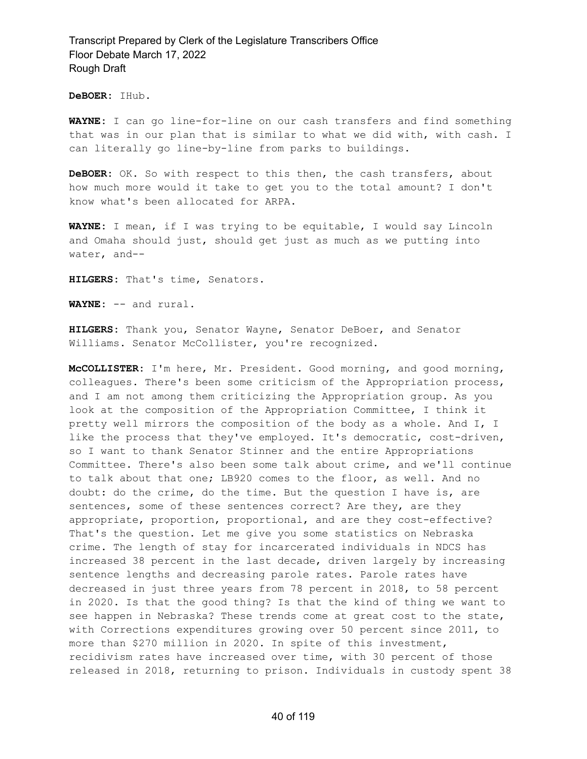**DeBOER:** IHub.

**WAYNE:** I can go line-for-line on our cash transfers and find something that was in our plan that is similar to what we did with, with cash. I can literally go line-by-line from parks to buildings.

**DeBOER:** OK. So with respect to this then, the cash transfers, about how much more would it take to get you to the total amount? I don't know what's been allocated for ARPA.

**WAYNE:** I mean, if I was trying to be equitable, I would say Lincoln and Omaha should just, should get just as much as we putting into water, and--

**HILGERS:** That's time, Senators.

**WAYNE:** -- and rural.

**HILGERS:** Thank you, Senator Wayne, Senator DeBoer, and Senator Williams. Senator McCollister, you're recognized.

**McCOLLISTER:** I'm here, Mr. President. Good morning, and good morning, colleagues. There's been some criticism of the Appropriation process, and I am not among them criticizing the Appropriation group. As you look at the composition of the Appropriation Committee, I think it pretty well mirrors the composition of the body as a whole. And I, I like the process that they've employed. It's democratic, cost-driven, so I want to thank Senator Stinner and the entire Appropriations Committee. There's also been some talk about crime, and we'll continue to talk about that one; LB920 comes to the floor, as well. And no doubt: do the crime, do the time. But the question I have is, are sentences, some of these sentences correct? Are they, are they appropriate, proportion, proportional, and are they cost-effective? That's the question. Let me give you some statistics on Nebraska crime. The length of stay for incarcerated individuals in NDCS has increased 38 percent in the last decade, driven largely by increasing sentence lengths and decreasing parole rates. Parole rates have decreased in just three years from 78 percent in 2018, to 58 percent in 2020. Is that the good thing? Is that the kind of thing we want to see happen in Nebraska? These trends come at great cost to the state, with Corrections expenditures growing over 50 percent since 2011, to more than $270 million in 2020. In spite of this investment, recidivism rates have increased over time, with 30 percent of those released in 2018, returning to prison. Individuals in custody spent 38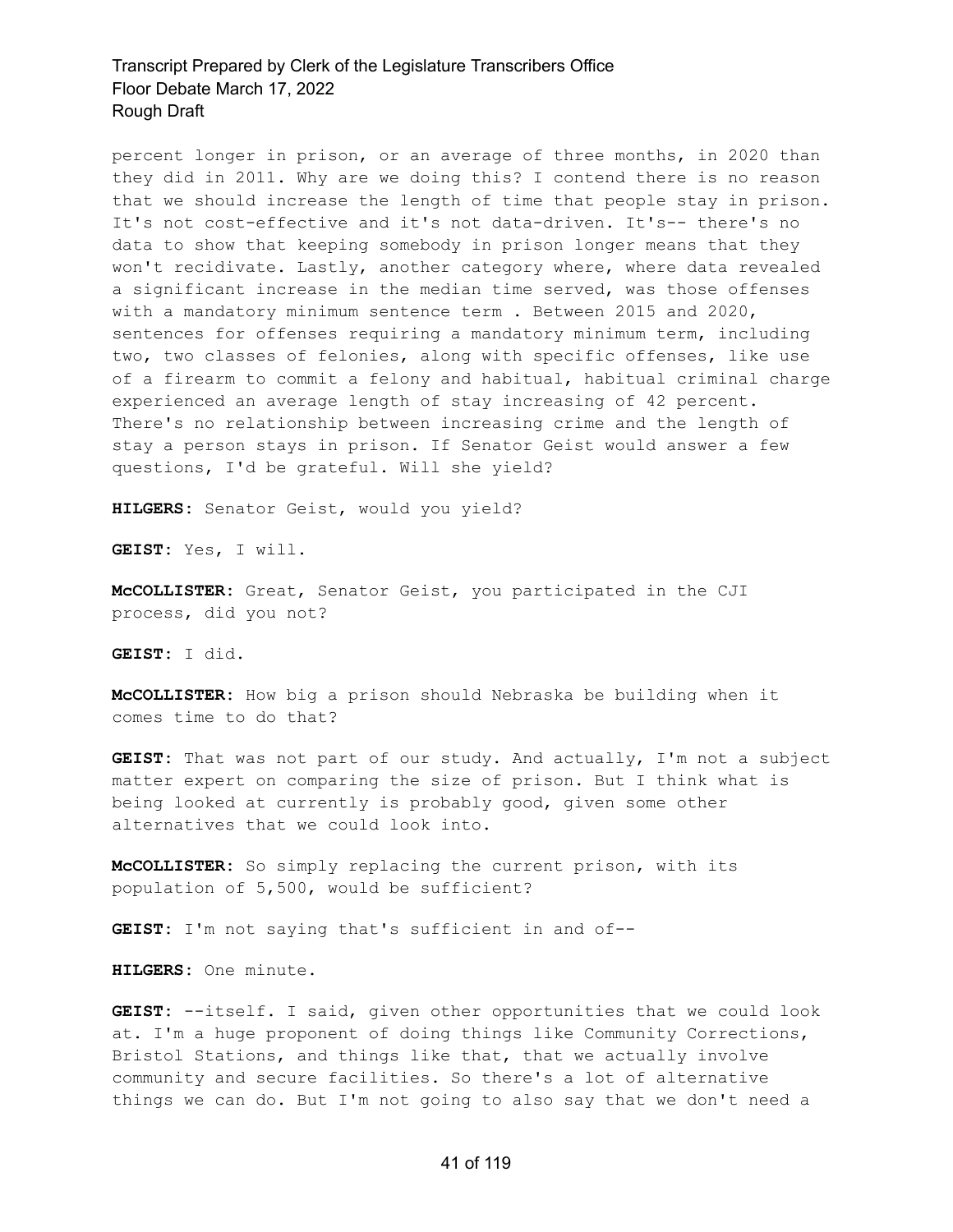percent longer in prison, or an average of three months, in 2020 than they did in 2011. Why are we doing this? I contend there is no reason that we should increase the length of time that people stay in prison. It's not cost-effective and it's not data-driven. It's-- there's no data to show that keeping somebody in prison longer means that they won't recidivate. Lastly, another category where, where data revealed a significant increase in the median time served, was those offenses with a mandatory minimum sentence term . Between 2015 and 2020, sentences for offenses requiring a mandatory minimum term, including two, two classes of felonies, along with specific offenses, like use of a firearm to commit a felony and habitual, habitual criminal charge experienced an average length of stay increasing of 42 percent. There's no relationship between increasing crime and the length of stay a person stays in prison. If Senator Geist would answer a few questions, I'd be grateful. Will she yield?

**HILGERS:** Senator Geist, would you yield?

**GEIST:** Yes, I will.

**McCOLLISTER:** Great, Senator Geist, you participated in the CJI process, did you not?

**GEIST:** I did.

**McCOLLISTER:** How big a prison should Nebraska be building when it comes time to do that?

**GEIST:** That was not part of our study. And actually, I'm not a subject matter expert on comparing the size of prison. But I think what is being looked at currently is probably good, given some other alternatives that we could look into.

**McCOLLISTER:** So simply replacing the current prison, with its population of 5,500, would be sufficient?

**GEIST:** I'm not saying that's sufficient in and of--

**HILGERS:** One minute.

**GEIST:** --itself. I said, given other opportunities that we could look at. I'm a huge proponent of doing things like Community Corrections, Bristol Stations, and things like that, that we actually involve community and secure facilities. So there's a lot of alternative things we can do. But I'm not going to also say that we don't need a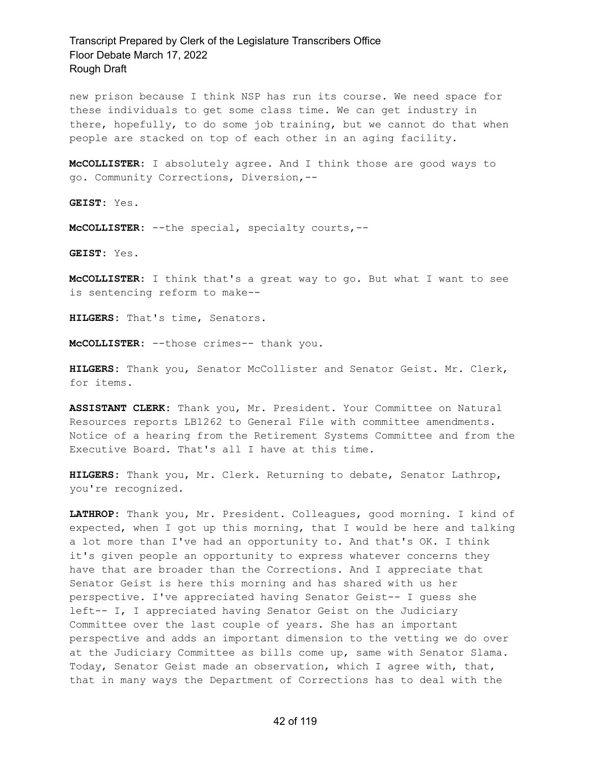new prison because I think NSP has run its course. We need space for these individuals to get some class time. We can get industry in there, hopefully, to do some job training, but we cannot do that when people are stacked on top of each other in an aging facility.

**McCOLLISTER:** I absolutely agree. And I think those are good ways to go. Community Corrections, Diversion,--

**GEIST:** Yes.

**McCOLLISTER:** --the special, specialty courts,--

**GEIST:** Yes.

**McCOLLISTER:** I think that's a great way to go. But what I want to see is sentencing reform to make--

**HILGERS:** That's time, Senators.

**McCOLLISTER:** --those crimes-- thank you.

**HILGERS:** Thank you, Senator McCollister and Senator Geist. Mr. Clerk, for items.

**ASSISTANT CLERK:** Thank you, Mr. President. Your Committee on Natural Resources reports LB1262 to General File with committee amendments. Notice of a hearing from the Retirement Systems Committee and from the Executive Board. That's all I have at this time.

**HILGERS:** Thank you, Mr. Clerk. Returning to debate, Senator Lathrop, you're recognized.

**LATHROP:** Thank you, Mr. President. Colleagues, good morning. I kind of expected, when I got up this morning, that I would be here and talking a lot more than I've had an opportunity to. And that's OK. I think it's given people an opportunity to express whatever concerns they have that are broader than the Corrections. And I appreciate that Senator Geist is here this morning and has shared with us her perspective. I've appreciated having Senator Geist-- I guess she left-- I, I appreciated having Senator Geist on the Judiciary Committee over the last couple of years. She has an important perspective and adds an important dimension to the vetting we do over at the Judiciary Committee as bills come up, same with Senator Slama. Today, Senator Geist made an observation, which I agree with, that, that in many ways the Department of Corrections has to deal with the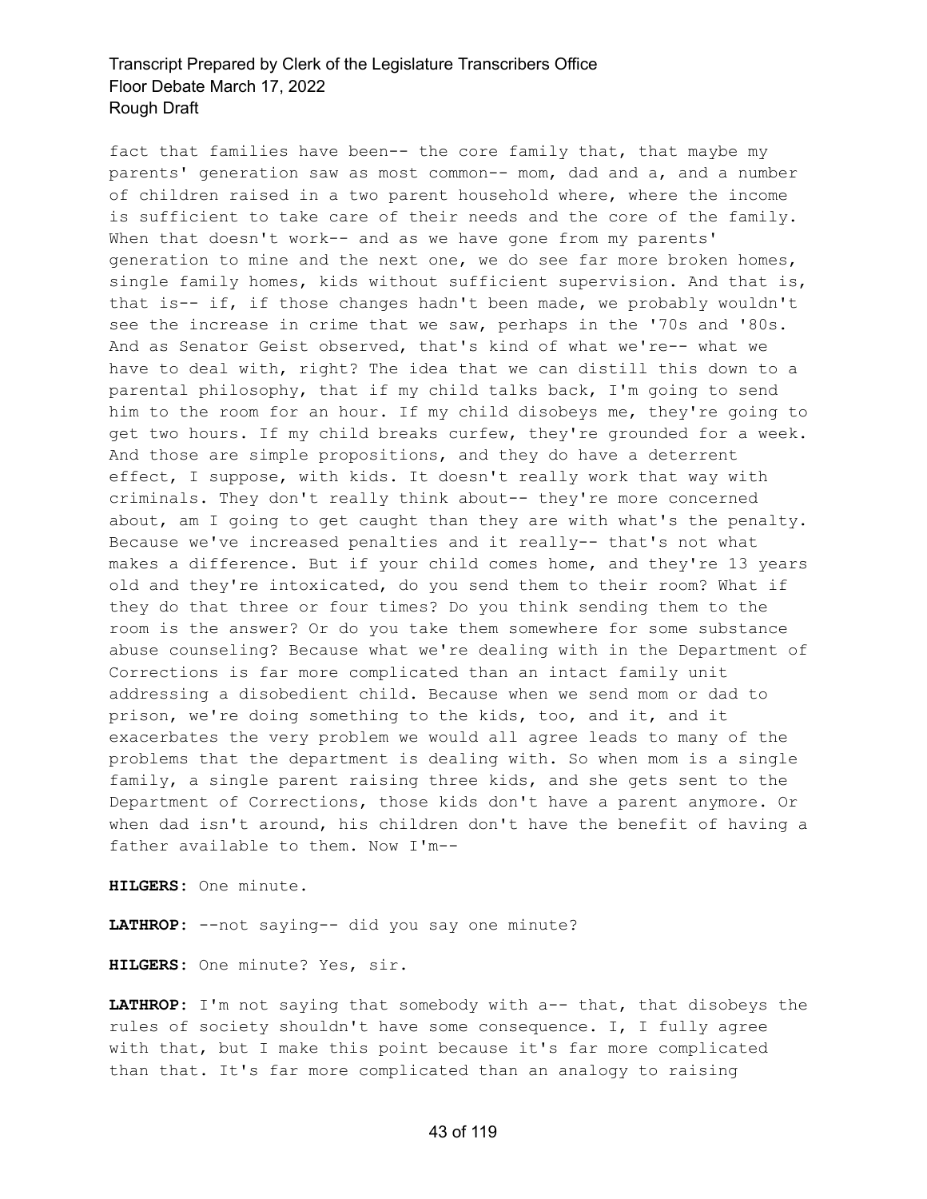fact that families have been-- the core family that, that maybe my parents' generation saw as most common-- mom, dad and a, and a number of children raised in a two parent household where, where the income is sufficient to take care of their needs and the core of the family. When that doesn't work-- and as we have gone from my parents' generation to mine and the next one, we do see far more broken homes, single family homes, kids without sufficient supervision. And that is, that is-- if, if those changes hadn't been made, we probably wouldn't see the increase in crime that we saw, perhaps in the '70s and '80s. And as Senator Geist observed, that's kind of what we're-- what we have to deal with, right? The idea that we can distill this down to a parental philosophy, that if my child talks back, I'm going to send him to the room for an hour. If my child disobeys me, they're going to get two hours. If my child breaks curfew, they're grounded for a week. And those are simple propositions, and they do have a deterrent effect, I suppose, with kids. It doesn't really work that way with criminals. They don't really think about-- they're more concerned about, am I going to get caught than they are with what's the penalty. Because we've increased penalties and it really-- that's not what makes a difference. But if your child comes home, and they're 13 years old and they're intoxicated, do you send them to their room? What if they do that three or four times? Do you think sending them to the room is the answer? Or do you take them somewhere for some substance abuse counseling? Because what we're dealing with in the Department of Corrections is far more complicated than an intact family unit addressing a disobedient child. Because when we send mom or dad to prison, we're doing something to the kids, too, and it, and it exacerbates the very problem we would all agree leads to many of the problems that the department is dealing with. So when mom is a single family, a single parent raising three kids, and she gets sent to the Department of Corrections, those kids don't have a parent anymore. Or when dad isn't around, his children don't have the benefit of having a father available to them. Now I'm--

**HILGERS:** One minute.

**LATHROP:** --not saying-- did you say one minute?

**HILGERS:** One minute? Yes, sir.

**LATHROP:** I'm not saying that somebody with a-- that, that disobeys the rules of society shouldn't have some consequence. I, I fully agree with that, but I make this point because it's far more complicated than that. It's far more complicated than an analogy to raising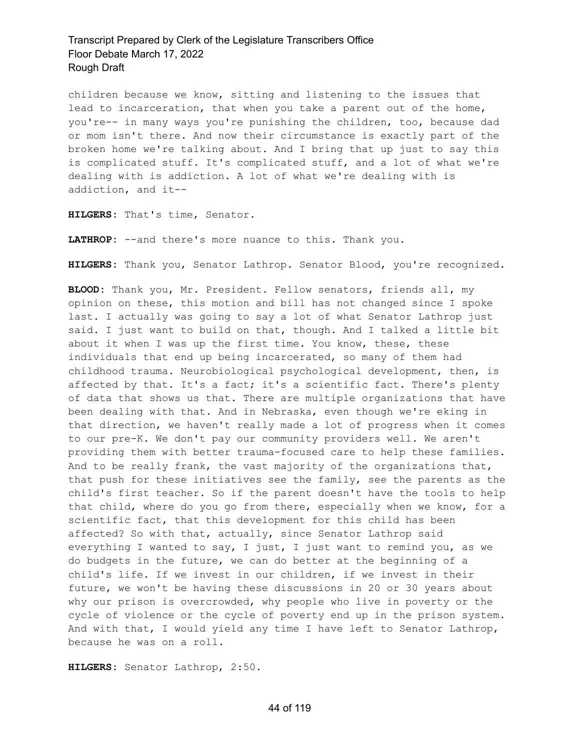children because we know, sitting and listening to the issues that lead to incarceration, that when you take a parent out of the home, you're-- in many ways you're punishing the children, too, because dad or mom isn't there. And now their circumstance is exactly part of the broken home we're talking about. And I bring that up just to say this is complicated stuff. It's complicated stuff, and a lot of what we're dealing with is addiction. A lot of what we're dealing with is addiction, and it--

**HILGERS:** That's time, Senator.

**LATHROP:** --and there's more nuance to this. Thank you.

**HILGERS:** Thank you, Senator Lathrop. Senator Blood, you're recognized.

**BLOOD:** Thank you, Mr. President. Fellow senators, friends all, my opinion on these, this motion and bill has not changed since I spoke last. I actually was going to say a lot of what Senator Lathrop just said. I just want to build on that, though. And I talked a little bit about it when I was up the first time. You know, these, these individuals that end up being incarcerated, so many of them had childhood trauma. Neurobiological psychological development, then, is affected by that. It's a fact; it's a scientific fact. There's plenty of data that shows us that. There are multiple organizations that have been dealing with that. And in Nebraska, even though we're eking in that direction, we haven't really made a lot of progress when it comes to our pre-K. We don't pay our community providers well. We aren't providing them with better trauma-focused care to help these families. And to be really frank, the vast majority of the organizations that, that push for these initiatives see the family, see the parents as the child's first teacher. So if the parent doesn't have the tools to help that child, where do you go from there, especially when we know, for a scientific fact, that this development for this child has been affected? So with that, actually, since Senator Lathrop said everything I wanted to say, I just, I just want to remind you, as we do budgets in the future, we can do better at the beginning of a child's life. If we invest in our children, if we invest in their future, we won't be having these discussions in 20 or 30 years about why our prison is overcrowded, why people who live in poverty or the cycle of violence or the cycle of poverty end up in the prison system. And with that, I would yield any time I have left to Senator Lathrop, because he was on a roll.

**HILGERS:** Senator Lathrop, 2:50.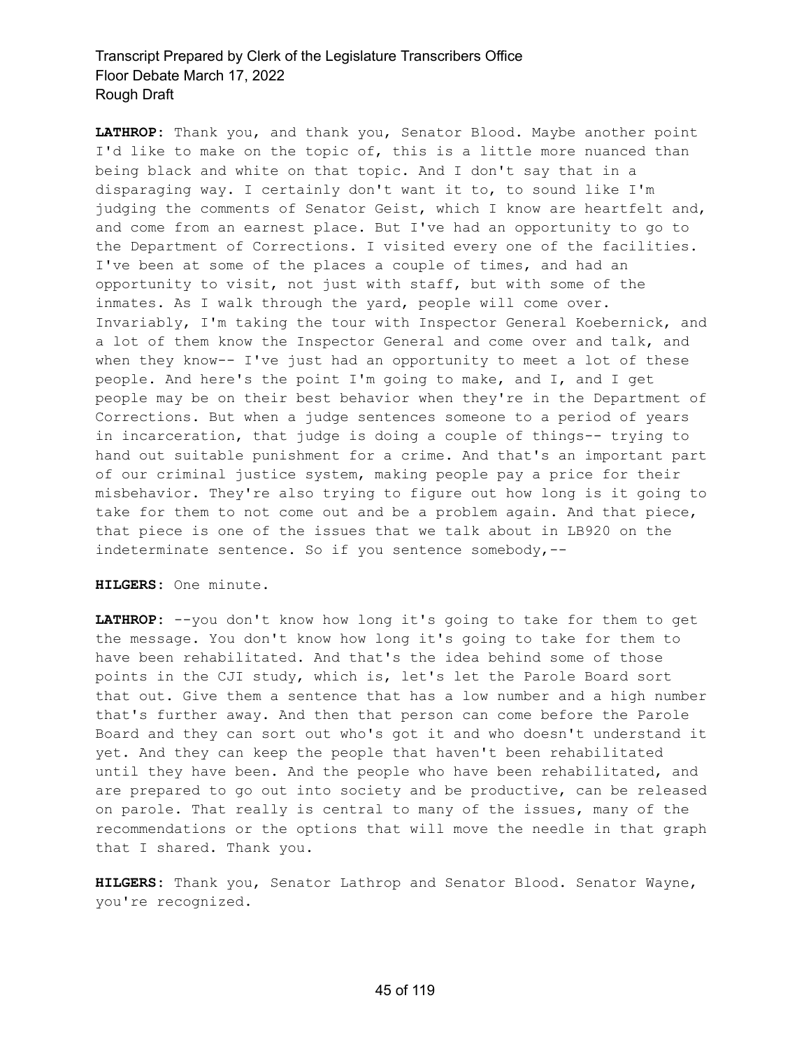**LATHROP:** Thank you, and thank you, Senator Blood. Maybe another point I'd like to make on the topic of, this is a little more nuanced than being black and white on that topic. And I don't say that in a disparaging way. I certainly don't want it to, to sound like I'm judging the comments of Senator Geist, which I know are heartfelt and, and come from an earnest place. But I've had an opportunity to go to the Department of Corrections. I visited every one of the facilities. I've been at some of the places a couple of times, and had an opportunity to visit, not just with staff, but with some of the inmates. As I walk through the yard, people will come over. Invariably, I'm taking the tour with Inspector General Koebernick, and a lot of them know the Inspector General and come over and talk, and when they know-- I've just had an opportunity to meet a lot of these people. And here's the point I'm going to make, and I, and I get people may be on their best behavior when they're in the Department of Corrections. But when a judge sentences someone to a period of years in incarceration, that judge is doing a couple of things-- trying to hand out suitable punishment for a crime. And that's an important part of our criminal justice system, making people pay a price for their misbehavior. They're also trying to figure out how long is it going to take for them to not come out and be a problem again. And that piece, that piece is one of the issues that we talk about in LB920 on the indeterminate sentence. So if you sentence somebody,--

**HILGERS:** One minute.

**LATHROP:** --you don't know how long it's going to take for them to get the message. You don't know how long it's going to take for them to have been rehabilitated. And that's the idea behind some of those points in the CJI study, which is, let's let the Parole Board sort that out. Give them a sentence that has a low number and a high number that's further away. And then that person can come before the Parole Board and they can sort out who's got it and who doesn't understand it yet. And they can keep the people that haven't been rehabilitated until they have been. And the people who have been rehabilitated, and are prepared to go out into society and be productive, can be released on parole. That really is central to many of the issues, many of the recommendations or the options that will move the needle in that graph that I shared. Thank you.

**HILGERS:** Thank you, Senator Lathrop and Senator Blood. Senator Wayne, you're recognized.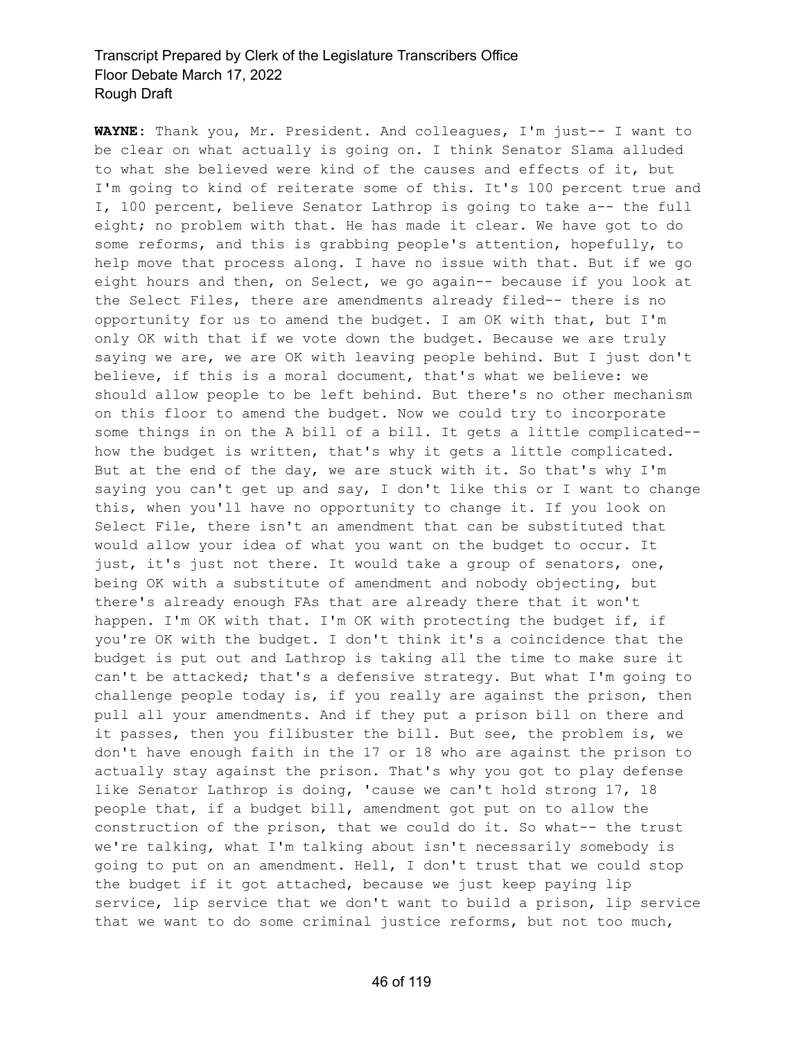**WAYNE:** Thank you, Mr. President. And colleagues, I'm just-- I want to be clear on what actually is going on. I think Senator Slama alluded to what she believed were kind of the causes and effects of it, but I'm going to kind of reiterate some of this. It's 100 percent true and I, 100 percent, believe Senator Lathrop is going to take a-- the full eight; no problem with that. He has made it clear. We have got to do some reforms, and this is grabbing people's attention, hopefully, to help move that process along. I have no issue with that. But if we go eight hours and then, on Select, we go again-- because if you look at the Select Files, there are amendments already filed-- there is no opportunity for us to amend the budget. I am OK with that, but I'm only OK with that if we vote down the budget. Because we are truly saying we are, we are OK with leaving people behind. But I just don't believe, if this is a moral document, that's what we believe: we should allow people to be left behind. But there's no other mechanism on this floor to amend the budget. Now we could try to incorporate some things in on the A bill of a bill. It gets a little complicated-- how the budget is written, that's why it gets a little complicated. But at the end of the day, we are stuck with it. So that's why I'm saying you can't get up and say, I don't like this or I want to change this, when you'll have no opportunity to change it. If you look on Select File, there isn't an amendment that can be substituted that would allow your idea of what you want on the budget to occur. It just, it's just not there. It would take a group of senators, one, being OK with a substitute of amendment and nobody objecting, but there's already enough FAs that are already there that it won't happen. I'm OK with that. I'm OK with protecting the budget if, if you're OK with the budget. I don't think it's a coincidence that the budget is put out and Lathrop is taking all the time to make sure it can't be attacked; that's a defensive strategy. But what I'm going to challenge people today is, if you really are against the prison, then pull all your amendments. And if they put a prison bill on there and it passes, then you filibuster the bill. But see, the problem is, we don't have enough faith in the 17 or 18 who are against the prison to actually stay against the prison. That's why you got to play defense like Senator Lathrop is doing, 'cause we can't hold strong 17, 18 people that, if a budget bill, amendment got put on to allow the construction of the prison, that we could do it. So what-- the trust we're talking, what I'm talking about isn't necessarily somebody is going to put on an amendment. Hell, I don't trust that we could stop the budget if it got attached, because we just keep paying lip service, lip service that we don't want to build a prison, lip service that we want to do some criminal justice reforms, but not too much,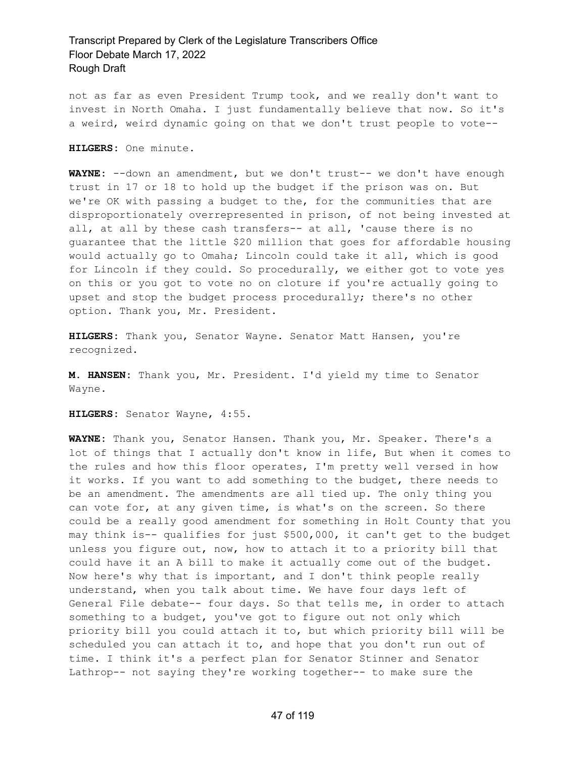not as far as even President Trump took, and we really don't want to invest in North Omaha. I just fundamentally believe that now. So it's a weird, weird dynamic going on that we don't trust people to vote--

**HILGERS:** One minute.

**WAYNE:** --down an amendment, but we don't trust-- we don't have enough trust in 17 or 18 to hold up the budget if the prison was on. But we're OK with passing a budget to the, for the communities that are disproportionately overrepresented in prison, of not being invested at all, at all by these cash transfers-- at all, 'cause there is no guarantee that the little $20 million that goes for affordable housing would actually go to Omaha; Lincoln could take it all, which is good for Lincoln if they could. So procedurally, we either got to vote yes on this or you got to vote no on cloture if you're actually going to upset and stop the budget process procedurally; there's no other option. Thank you, Mr. President.

**HILGERS:** Thank you, Senator Wayne. Senator Matt Hansen, you're recognized.

**M. HANSEN:** Thank you, Mr. President. I'd yield my time to Senator Wayne.

**HILGERS:** Senator Wayne, 4:55.

**WAYNE:** Thank you, Senator Hansen. Thank you, Mr. Speaker. There's a lot of things that I actually don't know in life, But when it comes to the rules and how this floor operates, I'm pretty well versed in how it works. If you want to add something to the budget, there needs to be an amendment. The amendments are all tied up. The only thing you can vote for, at any given time, is what's on the screen. So there could be a really good amendment for something in Holt County that you may think is-- qualifies for just $500,000, it can't get to the budget unless you figure out, now, how to attach it to a priority bill that could have it an A bill to make it actually come out of the budget. Now here's why that is important, and I don't think people really understand, when you talk about time. We have four days left of General File debate-- four days. So that tells me, in order to attach something to a budget, you've got to figure out not only which priority bill you could attach it to, but which priority bill will be scheduled you can attach it to, and hope that you don't run out of time. I think it's a perfect plan for Senator Stinner and Senator Lathrop-- not saying they're working together-- to make sure the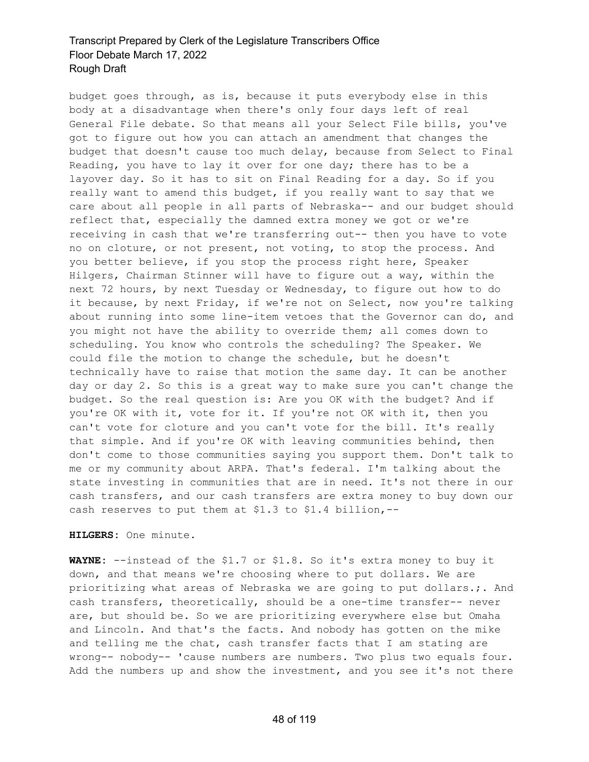budget goes through, as is, because it puts everybody else in this body at a disadvantage when there's only four days left of real General File debate. So that means all your Select File bills, you've got to figure out how you can attach an amendment that changes the budget that doesn't cause too much delay, because from Select to Final Reading, you have to lay it over for one day; there has to be a layover day. So it has to sit on Final Reading for a day. So if you really want to amend this budget, if you really want to say that we care about all people in all parts of Nebraska-- and our budget should reflect that, especially the damned extra money we got or we're receiving in cash that we're transferring out-- then you have to vote no on cloture, or not present, not voting, to stop the process. And you better believe, if you stop the process right here, Speaker Hilgers, Chairman Stinner will have to figure out a way, within the next 72 hours, by next Tuesday or Wednesday, to figure out how to do it because, by next Friday, if we're not on Select, now you're talking about running into some line-item vetoes that the Governor can do, and you might not have the ability to override them; all comes down to scheduling. You know who controls the scheduling? The Speaker. We could file the motion to change the schedule, but he doesn't technically have to raise that motion the same day. It can be another day or day 2. So this is a great way to make sure you can't change the budget. So the real question is: Are you OK with the budget? And if you're OK with it, vote for it. If you're not OK with it, then you can't vote for cloture and you can't vote for the bill. It's really that simple. And if you're OK with leaving communities behind, then don't come to those communities saying you support them. Don't talk to me or my community about ARPA. That's federal. I'm talking about the state investing in communities that are in need. It's not there in our cash transfers, and our cash transfers are extra money to buy down our cash reserves to put them at $1.3 to $1.4 billion,--

**HILGERS:** One minute.

**WAYNE:** --instead of the $1.7 or $1.8. So it's extra money to buy it down, and that means we're choosing where to put dollars. We are prioritizing what areas of Nebraska we are going to put dollars.;. And cash transfers, theoretically, should be a one-time transfer-- never are, but should be. So we are prioritizing everywhere else but Omaha and Lincoln. And that's the facts. And nobody has gotten on the mike and telling me the chat, cash transfer facts that I am stating are wrong-- nobody-- 'cause numbers are numbers. Two plus two equals four. Add the numbers up and show the investment, and you see it's not there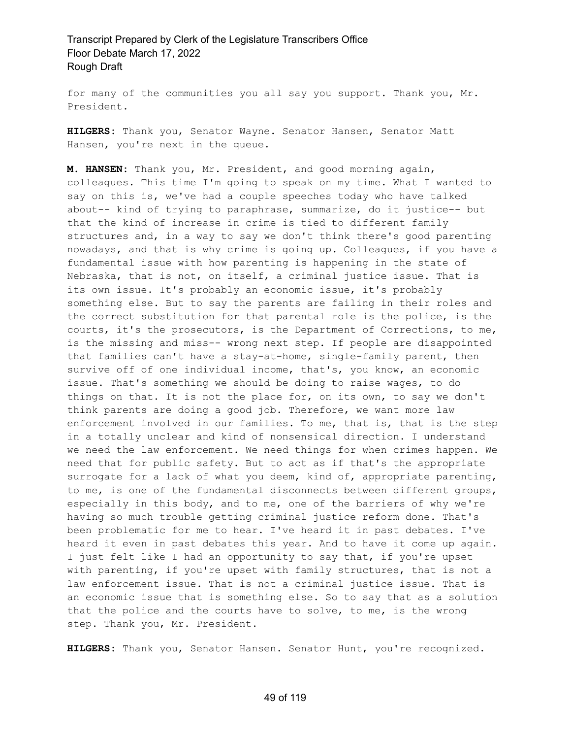for many of the communities you all say you support. Thank you, Mr. President.

**HILGERS:** Thank you, Senator Wayne. Senator Hansen, Senator Matt Hansen, you're next in the queue.

**M. HANSEN:** Thank you, Mr. President, and good morning again, colleagues. This time I'm going to speak on my time. What I wanted to say on this is, we've had a couple speeches today who have talked about-- kind of trying to paraphrase, summarize, do it justice-- but that the kind of increase in crime is tied to different family structures and, in a way to say we don't think there's good parenting nowadays, and that is why crime is going up. Colleagues, if you have a fundamental issue with how parenting is happening in the state of Nebraska, that is not, on itself, a criminal justice issue. That is its own issue. It's probably an economic issue, it's probably something else. But to say the parents are failing in their roles and the correct substitution for that parental role is the police, is the courts, it's the prosecutors, is the Department of Corrections, to me, is the missing and miss-- wrong next step. If people are disappointed that families can't have a stay-at-home, single-family parent, then survive off of one individual income, that's, you know, an economic issue. That's something we should be doing to raise wages, to do things on that. It is not the place for, on its own, to say we don't think parents are doing a good job. Therefore, we want more law enforcement involved in our families. To me, that is, that is the step in a totally unclear and kind of nonsensical direction. I understand we need the law enforcement. We need things for when crimes happen. We need that for public safety. But to act as if that's the appropriate surrogate for a lack of what you deem, kind of, appropriate parenting, to me, is one of the fundamental disconnects between different groups, especially in this body, and to me, one of the barriers of why we're having so much trouble getting criminal justice reform done. That's been problematic for me to hear. I've heard it in past debates. I've heard it even in past debates this year. And to have it come up again. I just felt like I had an opportunity to say that, if you're upset with parenting, if you're upset with family structures, that is not a law enforcement issue. That is not a criminal justice issue. That is an economic issue that is something else. So to say that as a solution that the police and the courts have to solve, to me, is the wrong step. Thank you, Mr. President.

**HILGERS:** Thank you, Senator Hansen. Senator Hunt, you're recognized.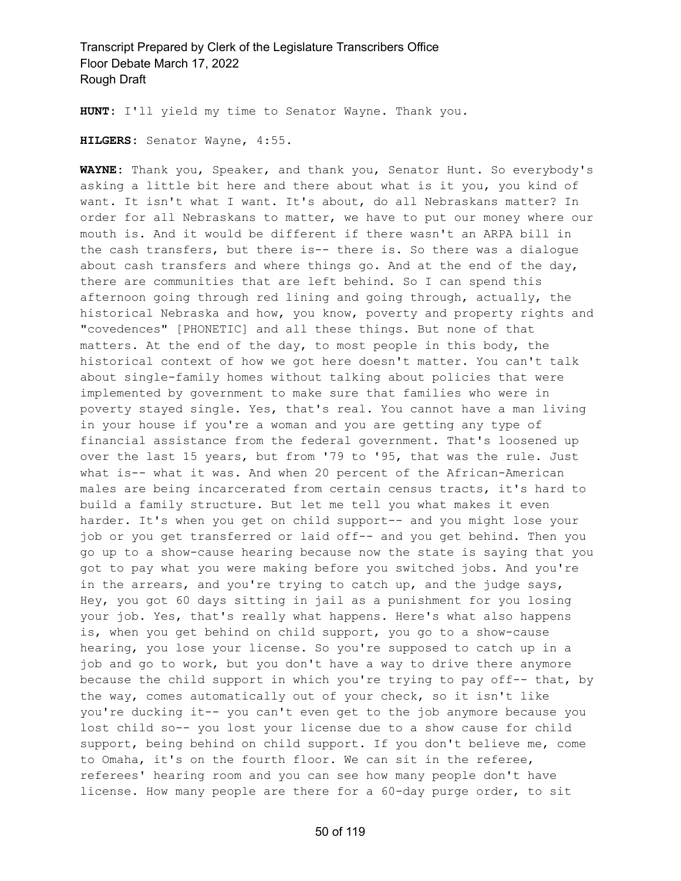**HUNT:** I'll yield my time to Senator Wayne. Thank you.

**HILGERS:** Senator Wayne, 4:55.

**WAYNE:** Thank you, Speaker, and thank you, Senator Hunt. So everybody's asking a little bit here and there about what is it you, you kind of want. It isn't what I want. It's about, do all Nebraskans matter? In order for all Nebraskans to matter, we have to put our money where our mouth is. And it would be different if there wasn't an ARPA bill in the cash transfers, but there is-- there is. So there was a dialogue about cash transfers and where things go. And at the end of the day, there are communities that are left behind. So I can spend this afternoon going through red lining and going through, actually, the historical Nebraska and how, you know, poverty and property rights and "covedences" [PHONETIC] and all these things. But none of that matters. At the end of the day, to most people in this body, the historical context of how we got here doesn't matter. You can't talk about single-family homes without talking about policies that were implemented by government to make sure that families who were in poverty stayed single. Yes, that's real. You cannot have a man living in your house if you're a woman and you are getting any type of financial assistance from the federal government. That's loosened up over the last 15 years, but from '79 to '95, that was the rule. Just what is-- what it was. And when 20 percent of the African-American males are being incarcerated from certain census tracts, it's hard to build a family structure. But let me tell you what makes it even harder. It's when you get on child support-- and you might lose your job or you get transferred or laid off-- and you get behind. Then you go up to a show-cause hearing because now the state is saying that you got to pay what you were making before you switched jobs. And you're in the arrears, and you're trying to catch up, and the judge says, Hey, you got 60 days sitting in jail as a punishment for you losing your job. Yes, that's really what happens. Here's what also happens is, when you get behind on child support, you go to a show-cause hearing, you lose your license. So you're supposed to catch up in a job and go to work, but you don't have a way to drive there anymore because the child support in which you're trying to pay off-- that, by the way, comes automatically out of your check, so it isn't like you're ducking it-- you can't even get to the job anymore because you lost child so-- you lost your license due to a show cause for child support, being behind on child support. If you don't believe me, come to Omaha, it's on the fourth floor. We can sit in the referee, referees' hearing room and you can see how many people don't have license. How many people are there for a 60-day purge order, to sit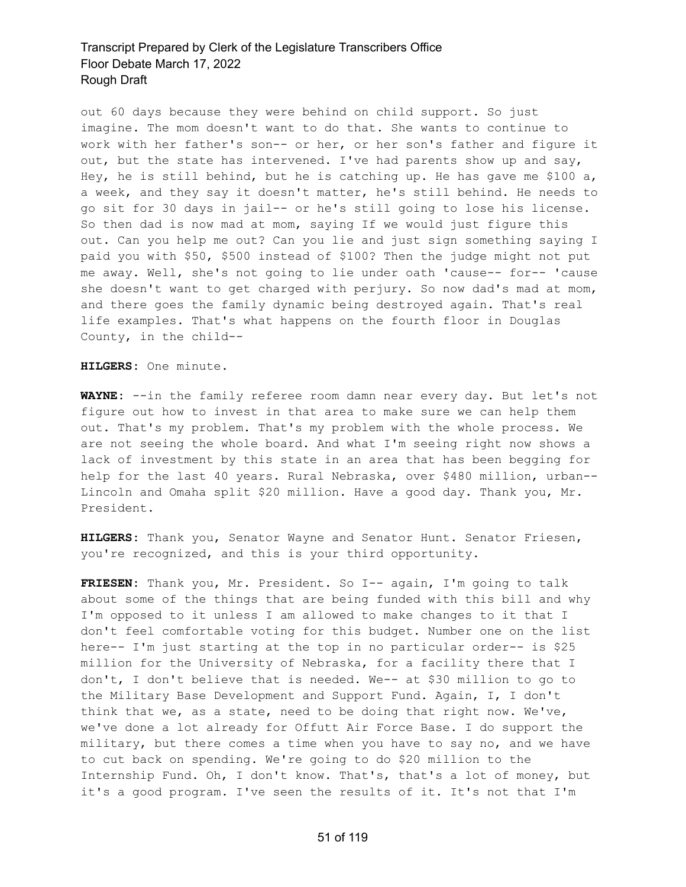out 60 days because they were behind on child support. So just imagine. The mom doesn't want to do that. She wants to continue to work with her father's son-- or her, or her son's father and figure it out, but the state has intervened. I've had parents show up and say, Hey, he is still behind, but he is catching up. He has gave me $100 a, a week, and they say it doesn't matter, he's still behind. He needs to go sit for 30 days in jail-- or he's still going to lose his license. So then dad is now mad at mom, saying If we would just figure this out. Can you help me out? Can you lie and just sign something saying I paid you with $50, $500 instead of $100? Then the judge might not put me away. Well, she's not going to lie under oath 'cause-- for-- 'cause she doesn't want to get charged with perjury. So now dad's mad at mom, and there goes the family dynamic being destroyed again. That's real life examples. That's what happens on the fourth floor in Douglas County, in the child--

**HILGERS**: One minute.

**WAYNE**: --in the family referee room damn near every day. But let's not figure out how to invest in that area to make sure we can help them out. That's my problem. That's my problem with the whole process. We are not seeing the whole board. And what I'm seeing right now shows a lack of investment by this state in an area that has been begging for help for the last 40 years. Rural Nebraska, over $480 million, urban-- Lincoln and Omaha split $20 million. Have a good day. Thank you, Mr. President.

**HILGERS**: Thank you, Senator Wayne and Senator Hunt. Senator Friesen, you're recognized, and this is your third opportunity.

**FRIESEN**: Thank you, Mr. President. So I-- again, I'm going to talk about some of the things that are being funded with this bill and why I'm opposed to it unless I am allowed to make changes to it that I don't feel comfortable voting for this budget. Number one on the list here-- I'm just starting at the top in no particular order-- is $25 million for the University of Nebraska, for a facility there that I don't, I don't believe that is needed. We-- at $30 million to go to the Military Base Development and Support Fund. Again, I, I don't think that we, as a state, need to be doing that right now. We've, we've done a lot already for Offutt Air Force Base. I do support the military, but there comes a time when you have to say no, and we have to cut back on spending. We're going to do $20 million to the Internship Fund. Oh, I don't know. That's, that's a lot of money, but it's a good program. I've seen the results of it. It's not that I'm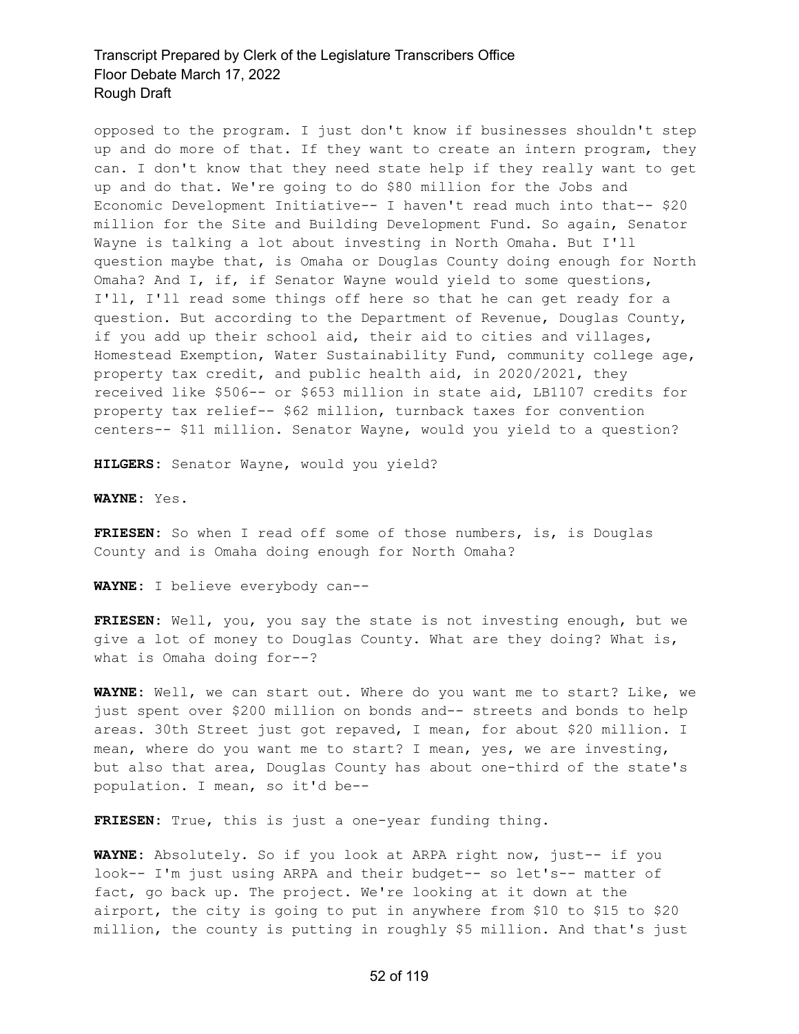opposed to the program. I just don't know if businesses shouldn't step up and do more of that. If they want to create an intern program, they can. I don't know that they need state help if they really want to get up and do that. We're going to do $80 million for the Jobs and Economic Development Initiative-- I haven't read much into that-- $20 million for the Site and Building Development Fund. So again, Senator Wayne is talking a lot about investing in North Omaha. But I'll question maybe that, is Omaha or Douglas County doing enough for North Omaha? And I, if, if Senator Wayne would yield to some questions, I'll, I'll read some things off here so that he can get ready for a question. But according to the Department of Revenue, Douglas County, if you add up their school aid, their aid to cities and villages, Homestead Exemption, Water Sustainability Fund, community college age, property tax credit, and public health aid, in 2020/2021, they received like $506-- or $653 million in state aid, LB1107 credits for property tax relief-- $62 million, turnback taxes for convention centers-- $11 million. Senator Wayne, would you yield to a question?

**HILGERS:** Senator Wayne, would you yield?

**WAYNE:** Yes.

**FRIESEN:** So when I read off some of those numbers, is, is Douglas County and is Omaha doing enough for North Omaha?

**WAYNE:** I believe everybody can--

**FRIESEN:** Well, you, you say the state is not investing enough, but we give a lot of money to Douglas County. What are they doing? What is, what is Omaha doing for--?

**WAYNE:** Well, we can start out. Where do you want me to start? Like, we just spent over $200 million on bonds and-- streets and bonds to help areas. 30th Street just got repaved, I mean, for about $20 million. I mean, where do you want me to start? I mean, yes, we are investing, but also that area, Douglas County has about one-third of the state's population. I mean, so it'd be--

**FRIESEN:** True, this is just a one-year funding thing.

**WAYNE:** Absolutely. So if you look at ARPA right now, just-- if you look-- I'm just using ARPA and their budget-- so let's-- matter of fact, go back up. The project. We're looking at it down at the airport, the city is going to put in anywhere from $10 to $15 to $20 million, the county is putting in roughly $5 million. And that's just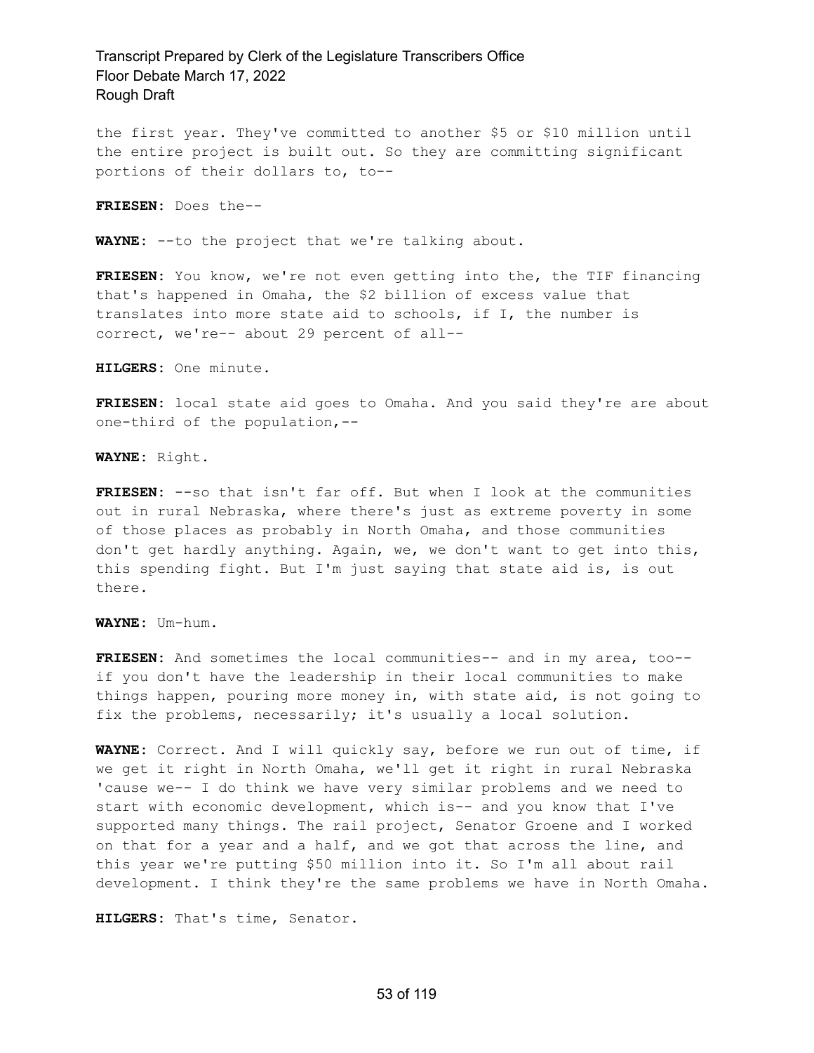the first year. They've committed to another $5 or $10 million until the entire project is built out. So they are committing significant portions of their dollars to, to--

**FRIESEN:** Does the--

**WAYNE:** --to the project that we're talking about.

**FRIESEN:** You know, we're not even getting into the, the TIF financing that's happened in Omaha, the $2 billion of excess value that translates into more state aid to schools, if I, the number is correct, we're-- about 29 percent of all--

**HILGERS:** One minute.

**FRIESEN:** local state aid goes to Omaha. And you said they're are about one-third of the population,--

**WAYNE:** Right.

**FRIESEN:** --so that isn't far off. But when I look at the communities out in rural Nebraska, where there's just as extreme poverty in some of those places as probably in North Omaha, and those communities don't get hardly anything. Again, we, we don't want to get into this, this spending fight. But I'm just saying that state aid is, is out there.

**WAYNE:** Um-hum.

**FRIESEN:** And sometimes the local communities-- and in my area, too-- if you don't have the leadership in their local communities to make things happen, pouring more money in, with state aid, is not going to fix the problems, necessarily; it's usually a local solution.

**WAYNE:** Correct. And I will quickly say, before we run out of time, if we get it right in North Omaha, we'll get it right in rural Nebraska 'cause we-- I do think we have very similar problems and we need to start with economic development, which is-- and you know that I've supported many things. The rail project, Senator Groene and I worked on that for a year and a half, and we got that across the line, and this year we're putting $50 million into it. So I'm all about rail development. I think they're the same problems we have in North Omaha.

**HILGERS:** That's time, Senator.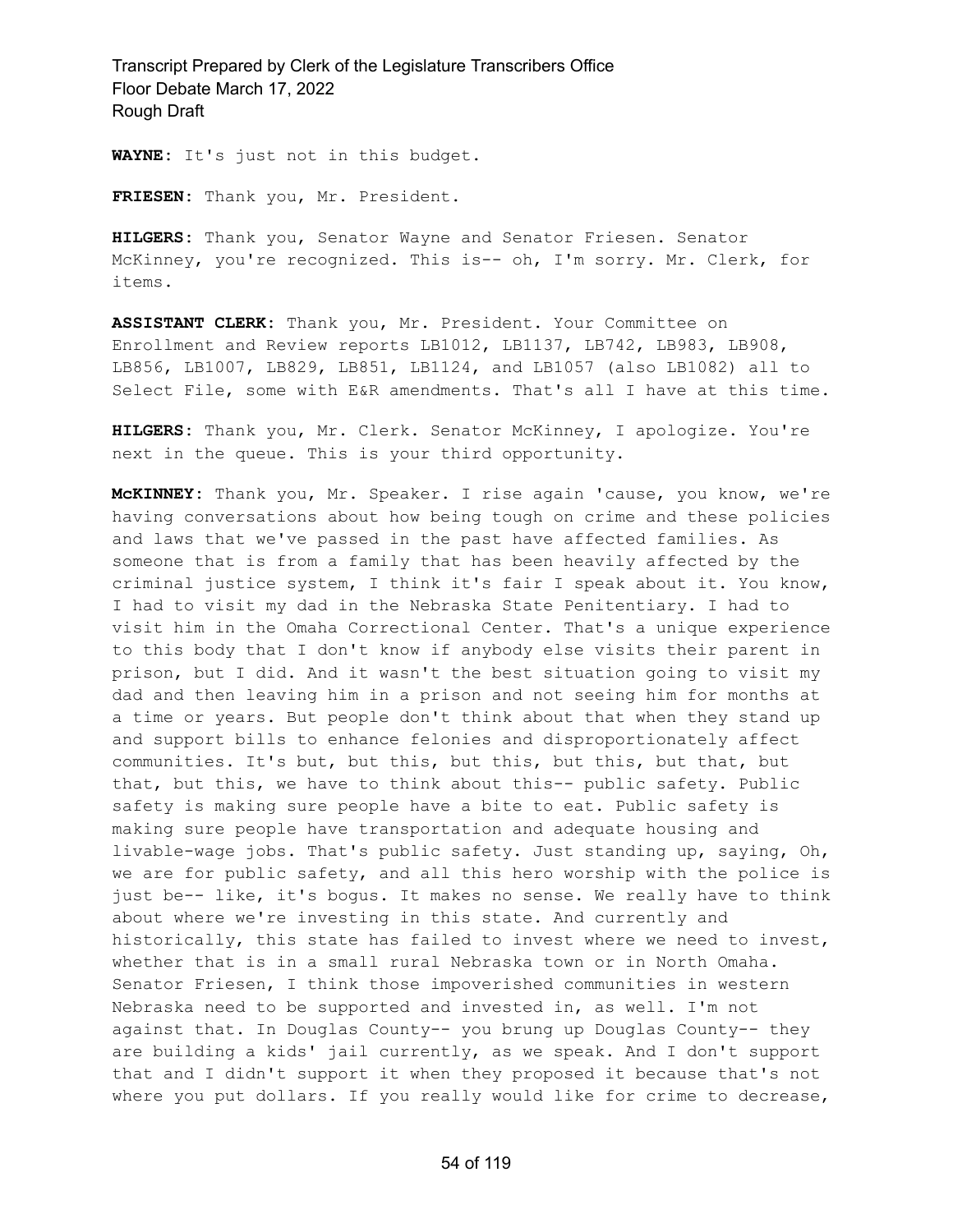**WAYNE:** It's just not in this budget.

**FRIESEN:** Thank you, Mr. President.

**HILGERS:** Thank you, Senator Wayne and Senator Friesen. Senator McKinney, you're recognized. This is-- oh, I'm sorry. Mr. Clerk, for items.

**ASSISTANT CLERK:** Thank you, Mr. President. Your Committee on Enrollment and Review reports LB1012, LB1137, LB742, LB983, LB908, LB856, LB1007, LB829, LB851, LB1124, and LB1057 (also LB1082) all to Select File, some with E&R amendments. That's all I have at this time.

**HILGERS:** Thank you, Mr. Clerk. Senator McKinney, I apologize. You're next in the queue. This is your third opportunity.

**McKINNEY:** Thank you, Mr. Speaker. I rise again 'cause, you know, we're having conversations about how being tough on crime and these policies and laws that we've passed in the past have affected families. As someone that is from a family that has been heavily affected by the criminal justice system, I think it's fair I speak about it. You know, I had to visit my dad in the Nebraska State Penitentiary. I had to visit him in the Omaha Correctional Center. That's a unique experience to this body that I don't know if anybody else visits their parent in prison, but I did. And it wasn't the best situation going to visit my dad and then leaving him in a prison and not seeing him for months at a time or years. But people don't think about that when they stand up and support bills to enhance felonies and disproportionately affect communities. It's but, but this, but this, but this, but that, but that, but this, we have to think about this-- public safety. Public safety is making sure people have a bite to eat. Public safety is making sure people have transportation and adequate housing and livable-wage jobs. That's public safety. Just standing up, saying, Oh, we are for public safety, and all this hero worship with the police is just be-- like, it's bogus. It makes no sense. We really have to think about where we're investing in this state. And currently and historically, this state has failed to invest where we need to invest, whether that is in a small rural Nebraska town or in North Omaha. Senator Friesen, I think those impoverished communities in western Nebraska need to be supported and invested in, as well. I'm not against that. In Douglas County-- you brung up Douglas County-- they are building a kids' jail currently, as we speak. And I don't support that and I didn't support it when they proposed it because that's not where you put dollars. If you really would like for crime to decrease,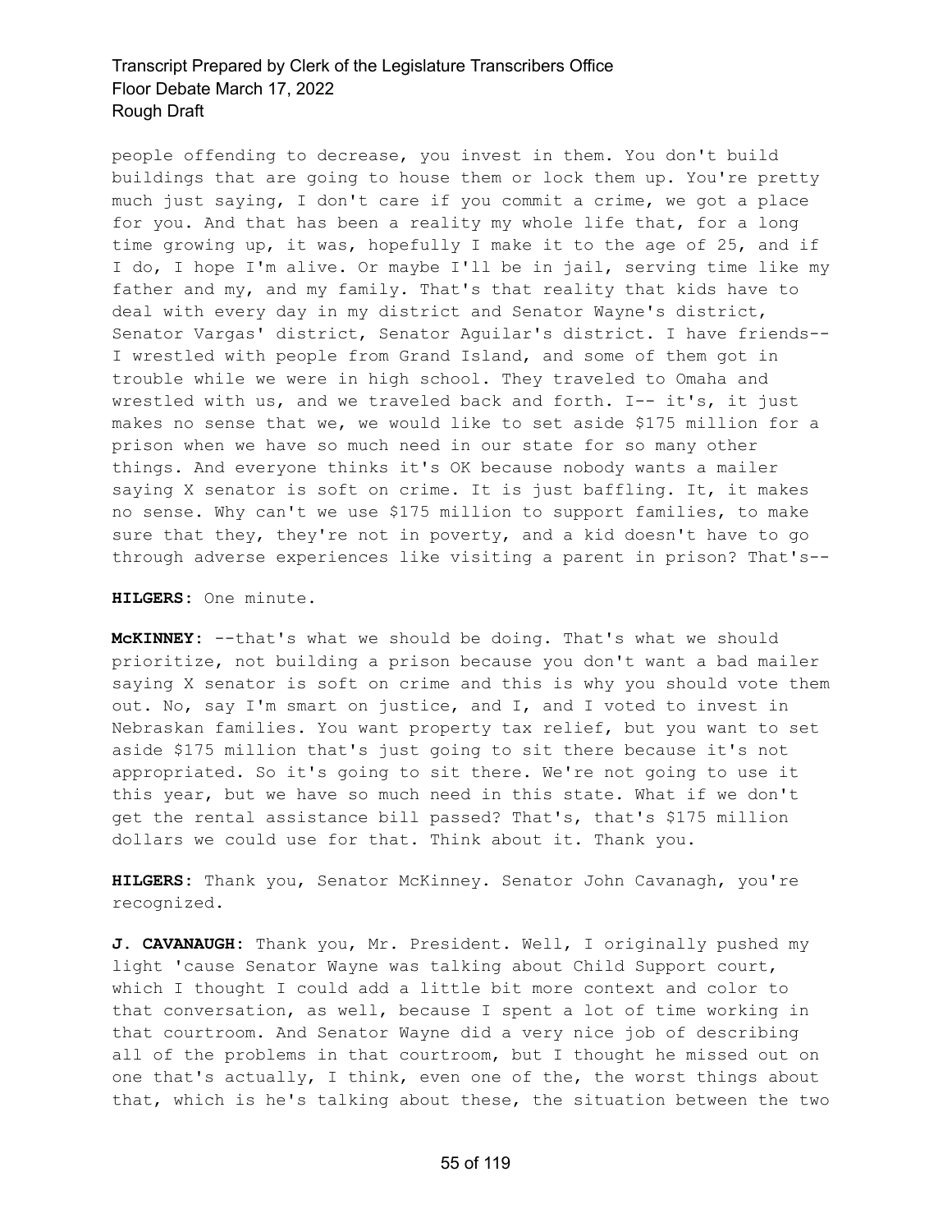people offending to decrease, you invest in them. You don't build buildings that are going to house them or lock them up. You're pretty much just saying, I don't care if you commit a crime, we got a place for you. And that has been a reality my whole life that, for a long time growing up, it was, hopefully I make it to the age of 25, and if I do, I hope I'm alive. Or maybe I'll be in jail, serving time like my father and my, and my family. That's that reality that kids have to deal with every day in my district and Senator Wayne's district, Senator Vargas' district, Senator Aguilar's district. I have friends-- I wrestled with people from Grand Island, and some of them got in trouble while we were in high school. They traveled to Omaha and wrestled with us, and we traveled back and forth. I-- it's, it just makes no sense that we, we would like to set aside $175 million for a prison when we have so much need in our state for so many other things. And everyone thinks it's OK because nobody wants a mailer saying X senator is soft on crime. It is just baffling. It, it makes no sense. Why can't we use $175 million to support families, to make sure that they, they're not in poverty, and a kid doesn't have to go through adverse experiences like visiting a parent in prison? That's--

**HILGERS:** One minute.

**McKINNEY:** --that's what we should be doing. That's what we should prioritize, not building a prison because you don't want a bad mailer saying X senator is soft on crime and this is why you should vote them out. No, say I'm smart on justice, and I, and I voted to invest in Nebraskan families. You want property tax relief, but you want to set aside $175 million that's just going to sit there because it's not appropriated. So it's going to sit there. We're not going to use it this year, but we have so much need in this state. What if we don't get the rental assistance bill passed? That's, that's $175 million dollars we could use for that. Think about it. Thank you.

**HILGERS:** Thank you, Senator McKinney. Senator John Cavanagh, you're recognized.

**J. CAVANAUGH:** Thank you, Mr. President. Well, I originally pushed my light 'cause Senator Wayne was talking about Child Support court, which I thought I could add a little bit more context and color to that conversation, as well, because I spent a lot of time working in that courtroom. And Senator Wayne did a very nice job of describing all of the problems in that courtroom, but I thought he missed out on one that's actually, I think, even one of the, the worst things about that, which is he's talking about these, the situation between the two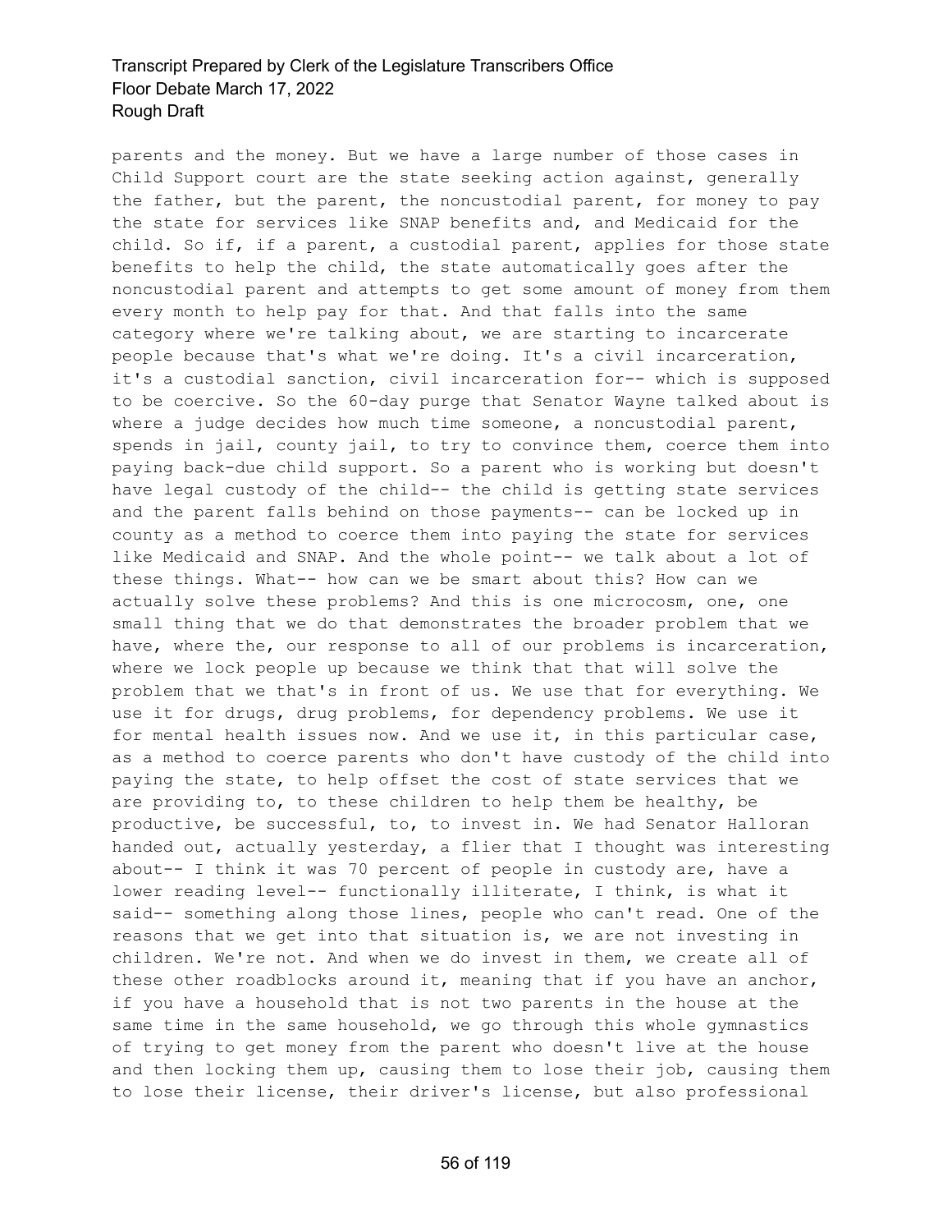parents and the money. But we have a large number of those cases in Child Support court are the state seeking action against, generally the father, but the parent, the noncustodial parent, for money to pay the state for services like SNAP benefits and, and Medicaid for the child. So if, if a parent, a custodial parent, applies for those state benefits to help the child, the state automatically goes after the noncustodial parent and attempts to get some amount of money from them every month to help pay for that. And that falls into the same category where we're talking about, we are starting to incarcerate people because that's what we're doing. It's a civil incarceration, it's a custodial sanction, civil incarceration for-- which is supposed to be coercive. So the 60-day purge that Senator Wayne talked about is where a judge decides how much time someone, a noncustodial parent, spends in jail, county jail, to try to convince them, coerce them into paying back-due child support. So a parent who is working but doesn't have legal custody of the child-- the child is getting state services and the parent falls behind on those payments-- can be locked up in county as a method to coerce them into paying the state for services like Medicaid and SNAP. And the whole point-- we talk about a lot of these things. What-- how can we be smart about this? How can we actually solve these problems? And this is one microcosm, one, one small thing that we do that demonstrates the broader problem that we have, where the, our response to all of our problems is incarceration, where we lock people up because we think that that will solve the problem that we that's in front of us. We use that for everything. We use it for drugs, drug problems, for dependency problems. We use it for mental health issues now. And we use it, in this particular case, as a method to coerce parents who don't have custody of the child into paying the state, to help offset the cost of state services that we are providing to, to these children to help them be healthy, be productive, be successful, to, to invest in. We had Senator Halloran handed out, actually yesterday, a flier that I thought was interesting about-- I think it was 70 percent of people in custody are, have a lower reading level-- functionally illiterate, I think, is what it said-- something along those lines, people who can't read. One of the reasons that we get into that situation is, we are not investing in children. We're not. And when we do invest in them, we create all of these other roadblocks around it, meaning that if you have an anchor, if you have a household that is not two parents in the house at the same time in the same household, we go through this whole gymnastics of trying to get money from the parent who doesn't live at the house and then locking them up, causing them to lose their job, causing them to lose their license, their driver's license, but also professional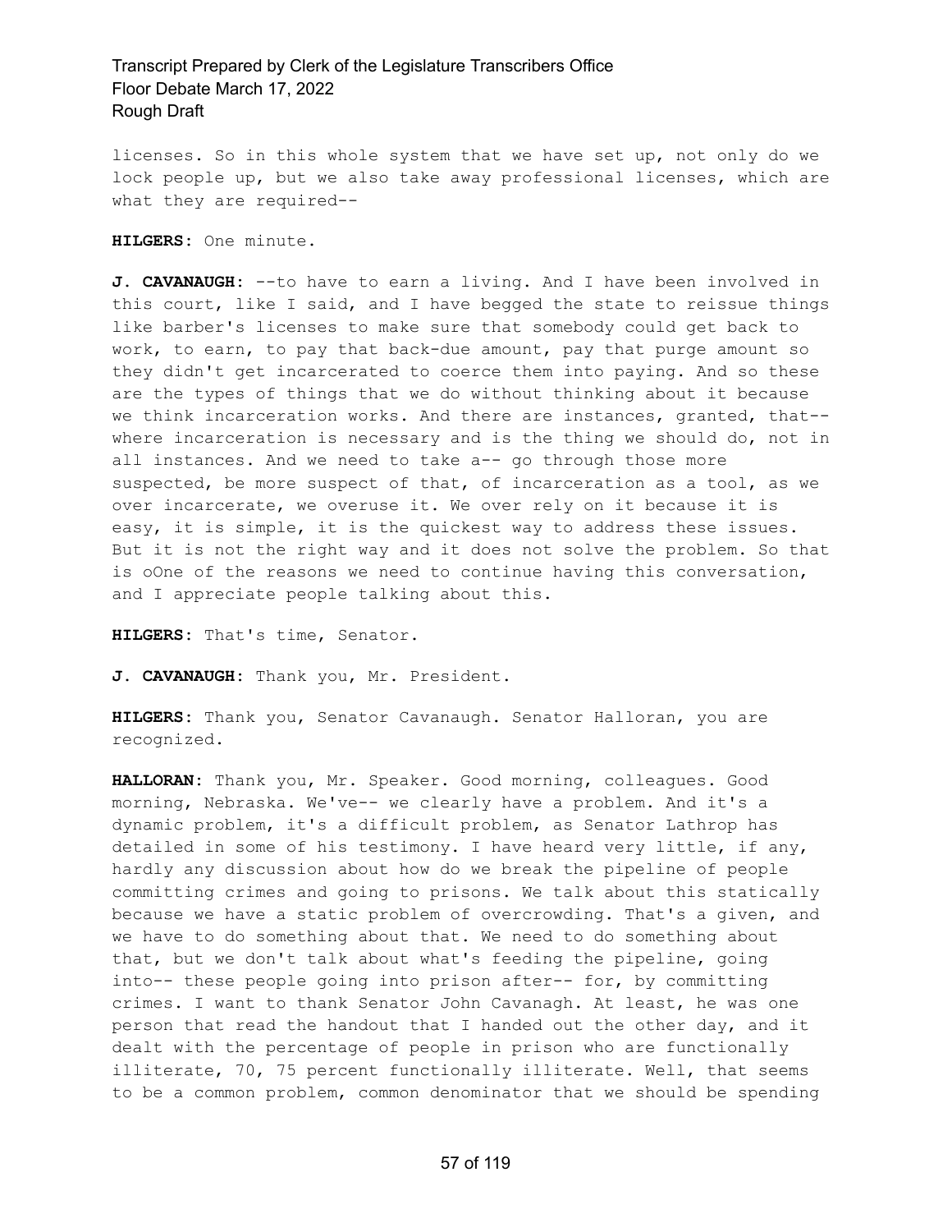licenses. So in this whole system that we have set up, not only do we lock people up, but we also take away professional licenses, which are what they are required--

**HILGERS:** One minute.

**J. CAVANAUGH:** --to have to earn a living. And I have been involved in this court, like I said, and I have begged the state to reissue things like barber's licenses to make sure that somebody could get back to work, to earn, to pay that back-due amount, pay that purge amount so they didn't get incarcerated to coerce them into paying. And so these are the types of things that we do without thinking about it because we think incarceration works. And there are instances, granted, that-- where incarceration is necessary and is the thing we should do, not in all instances. And we need to take a-- go through those more suspected, be more suspect of that, of incarceration as a tool, as we over incarcerate, we overuse it. We over rely on it because it is easy, it is simple, it is the quickest way to address these issues. But it is not the right way and it does not solve the problem. So that is oOne of the reasons we need to continue having this conversation, and I appreciate people talking about this.

**HILGERS:** That's time, Senator.

**J. CAVANAUGH:** Thank you, Mr. President.

**HILGERS:** Thank you, Senator Cavanaugh. Senator Halloran, you are recognized.

**HALLORAN:** Thank you, Mr. Speaker. Good morning, colleagues. Good morning, Nebraska. We've-- we clearly have a problem. And it's a dynamic problem, it's a difficult problem, as Senator Lathrop has detailed in some of his testimony. I have heard very little, if any, hardly any discussion about how do we break the pipeline of people committing crimes and going to prisons. We talk about this statically because we have a static problem of overcrowding. That's a given, and we have to do something about that. We need to do something about that, but we don't talk about what's feeding the pipeline, going into-- these people going into prison after-- for, by committing crimes. I want to thank Senator John Cavanagh. At least, he was one person that read the handout that I handed out the other day, and it dealt with the percentage of people in prison who are functionally illiterate, 70, 75 percent functionally illiterate. Well, that seems to be a common problem, common denominator that we should be spending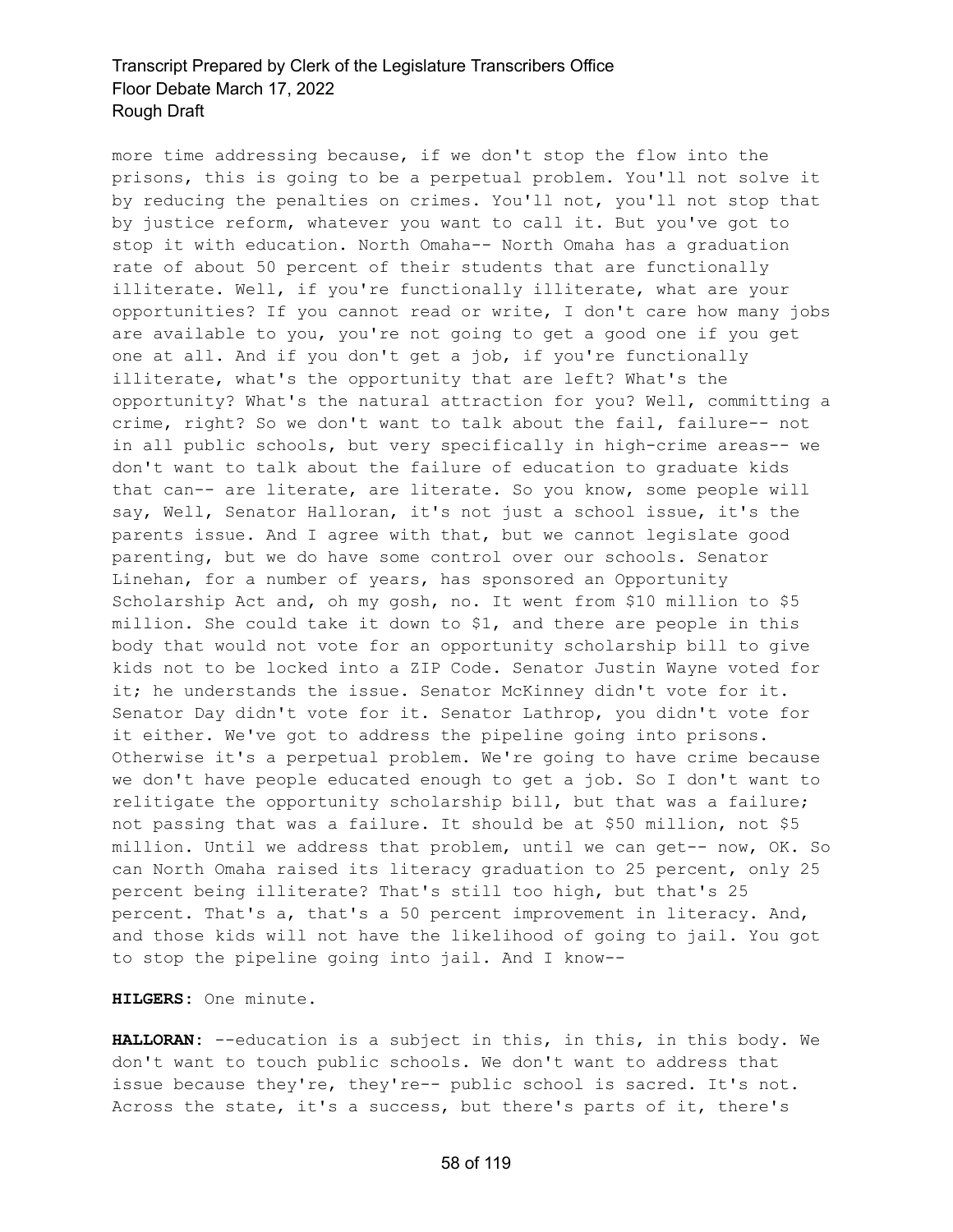more time addressing because, if we don't stop the flow into the prisons, this is going to be a perpetual problem. You'll not solve it by reducing the penalties on crimes. You'll not, you'll not stop that by justice reform, whatever you want to call it. But you've got to stop it with education. North Omaha-- North Omaha has a graduation rate of about 50 percent of their students that are functionally illiterate. Well, if you're functionally illiterate, what are your opportunities? If you cannot read or write, I don't care how many jobs are available to you, you're not going to get a good one if you get one at all. And if you don't get a job, if you're functionally illiterate, what's the opportunity that are left? What's the opportunity? What's the natural attraction for you? Well, committing a crime, right? So we don't want to talk about the fail, failure-- not in all public schools, but very specifically in high-crime areas-- we don't want to talk about the failure of education to graduate kids that can-- are literate, are literate. So you know, some people will say, Well, Senator Halloran, it's not just a school issue, it's the parents issue. And I agree with that, but we cannot legislate good parenting, but we do have some control over our schools. Senator Linehan, for a number of years, has sponsored an Opportunity Scholarship Act and, oh my gosh, no. It went from $10 million to $5 million. She could take it down to $1, and there are people in this body that would not vote for an opportunity scholarship bill to give kids not to be locked into a ZIP Code. Senator Justin Wayne voted for it; he understands the issue. Senator McKinney didn't vote for it. Senator Day didn't vote for it. Senator Lathrop, you didn't vote for it either. We've got to address the pipeline going into prisons. Otherwise it's a perpetual problem. We're going to have crime because we don't have people educated enough to get a job. So I don't want to relitigate the opportunity scholarship bill, but that was a failure; not passing that was a failure. It should be at $50 million, not $5 million. Until we address that problem, until we can get-- now, OK. So can North Omaha raised its literacy graduation to 25 percent, only 25 percent being illiterate? That's still too high, but that's 25 percent. That's a, that's a 50 percent improvement in literacy. And, and those kids will not have the likelihood of going to jail. You got to stop the pipeline going into jail. And I know--

**HILGERS:** One minute.

**HALLORAN:** --education is a subject in this, in this, in this body. We don't want to touch public schools. We don't want to address that issue because they're, they're-- public school is sacred. It's not. Across the state, it's a success, but there's parts of it, there's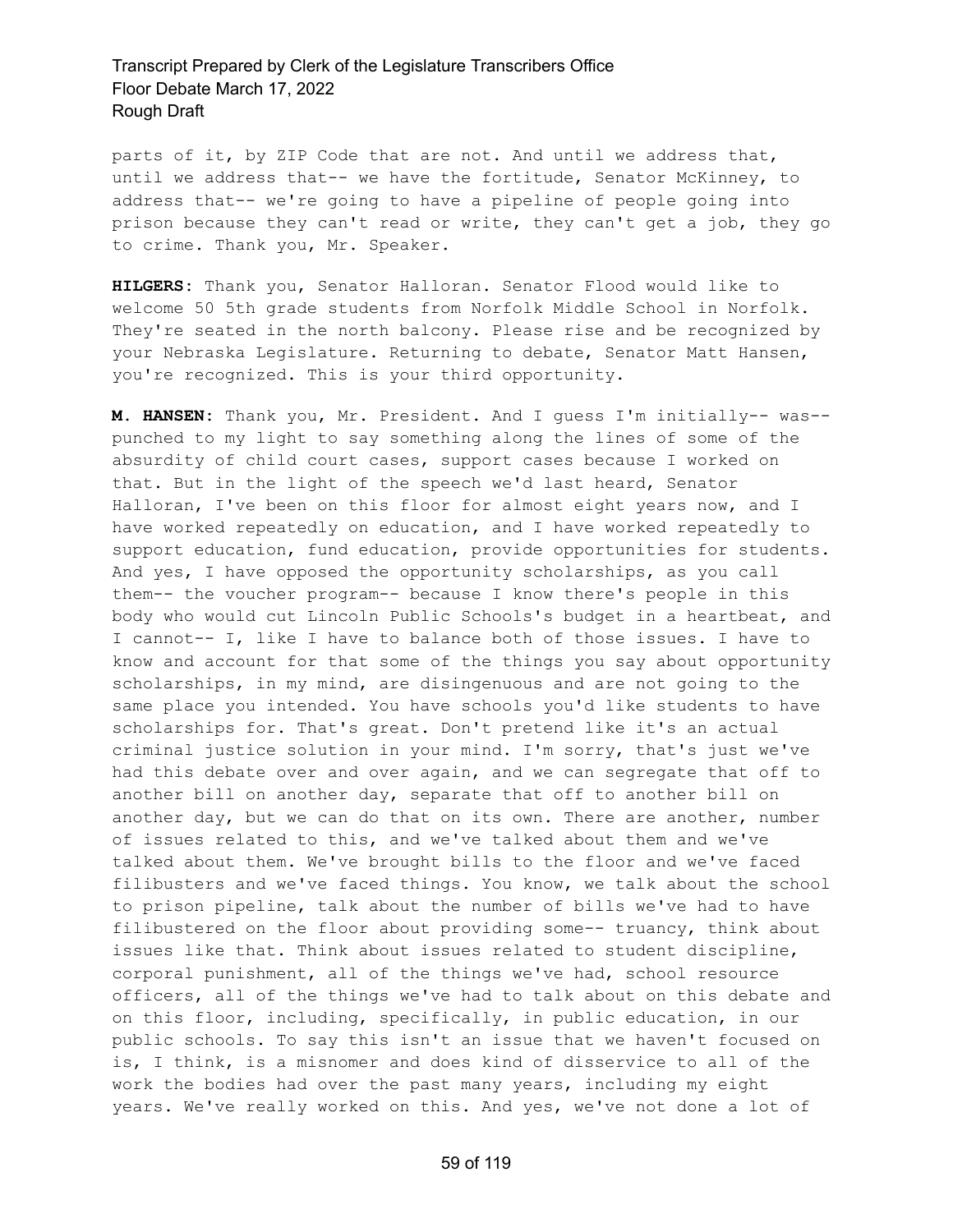parts of it, by ZIP Code that are not. And until we address that, until we address that-- we have the fortitude, Senator McKinney, to address that-- we're going to have a pipeline of people going into prison because they can't read or write, they can't get a job, they go to crime. Thank you, Mr. Speaker.

**HILGERS:** Thank you, Senator Halloran. Senator Flood would like to welcome 50 5th grade students from Norfolk Middle School in Norfolk. They're seated in the north balcony. Please rise and be recognized by your Nebraska Legislature. Returning to debate, Senator Matt Hansen, you're recognized. This is your third opportunity.

**M. HANSEN:** Thank you, Mr. President. And I guess I'm initially-- was-- punched to my light to say something along the lines of some of the absurdity of child court cases, support cases because I worked on that. But in the light of the speech we'd last heard, Senator Halloran, I've been on this floor for almost eight years now, and I have worked repeatedly on education, and I have worked repeatedly to support education, fund education, provide opportunities for students. And yes, I have opposed the opportunity scholarships, as you call them-- the voucher program-- because I know there's people in this body who would cut Lincoln Public Schools's budget in a heartbeat, and I cannot-- I, like I have to balance both of those issues. I have to know and account for that some of the things you say about opportunity scholarships, in my mind, are disingenuous and are not going to the same place you intended. You have schools you'd like students to have scholarships for. That's great. Don't pretend like it's an actual criminal justice solution in your mind. I'm sorry, that's just we've had this debate over and over again, and we can segregate that off to another bill on another day, separate that off to another bill on another day, but we can do that on its own. There are another, number of issues related to this, and we've talked about them and we've talked about them. We've brought bills to the floor and we've faced filibusters and we've faced things. You know, we talk about the school to prison pipeline, talk about the number of bills we've had to have filibustered on the floor about providing some-- truancy, think about issues like that. Think about issues related to student discipline, corporal punishment, all of the things we've had, school resource officers, all of the things we've had to talk about on this debate and on this floor, including, specifically, in public education, in our public schools. To say this isn't an issue that we haven't focused on is, I think, is a misnomer and does kind of disservice to all of the work the bodies had over the past many years, including my eight years. We've really worked on this. And yes, we've not done a lot of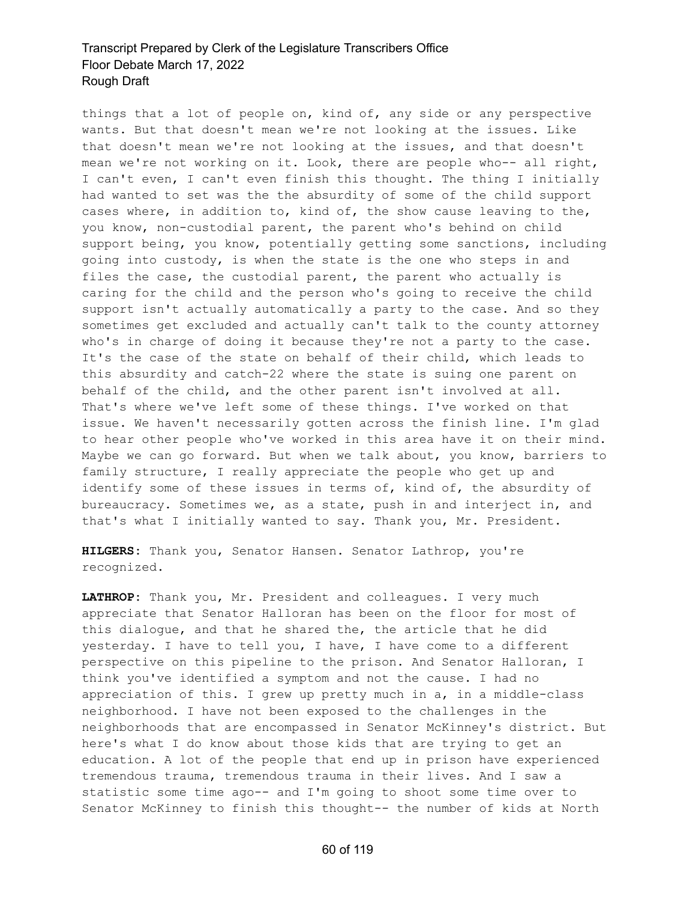things that a lot of people on, kind of, any side or any perspective wants. But that doesn't mean we're not looking at the issues. Like that doesn't mean we're not looking at the issues, and that doesn't mean we're not working on it. Look, there are people who-- all right, I can't even, I can't even finish this thought. The thing I initially had wanted to set was the the absurdity of some of the child support cases where, in addition to, kind of, the show cause leaving to the, you know, non-custodial parent, the parent who's behind on child support being, you know, potentially getting some sanctions, including going into custody, is when the state is the one who steps in and files the case, the custodial parent, the parent who actually is caring for the child and the person who's going to receive the child support isn't actually automatically a party to the case. And so they sometimes get excluded and actually can't talk to the county attorney who's in charge of doing it because they're not a party to the case. It's the case of the state on behalf of their child, which leads to this absurdity and catch-22 where the state is suing one parent on behalf of the child, and the other parent isn't involved at all. That's where we've left some of these things. I've worked on that issue. We haven't necessarily gotten across the finish line. I'm glad to hear other people who've worked in this area have it on their mind. Maybe we can go forward. But when we talk about, you know, barriers to family structure, I really appreciate the people who get up and identify some of these issues in terms of, kind of, the absurdity of bureaucracy. Sometimes we, as a state, push in and interject in, and that's what I initially wanted to say. Thank you, Mr. President.

**HILGERS:** Thank you, Senator Hansen. Senator Lathrop, you're recognized.

**LATHROP:** Thank you, Mr. President and colleagues. I very much appreciate that Senator Halloran has been on the floor for most of this dialogue, and that he shared the, the article that he did yesterday. I have to tell you, I have, I have come to a different perspective on this pipeline to the prison. And Senator Halloran, I think you've identified a symptom and not the cause. I had no appreciation of this. I grew up pretty much in a, in a middle-class neighborhood. I have not been exposed to the challenges in the neighborhoods that are encompassed in Senator McKinney's district. But here's what I do know about those kids that are trying to get an education. A lot of the people that end up in prison have experienced tremendous trauma, tremendous trauma in their lives. And I saw a statistic some time ago-- and I'm going to shoot some time over to Senator McKinney to finish this thought-- the number of kids at North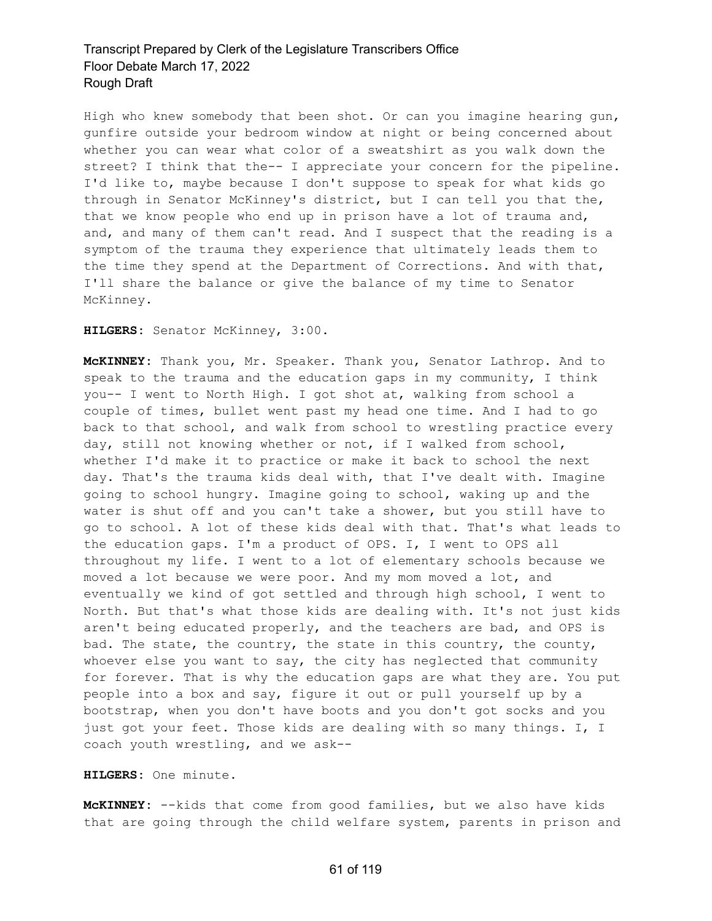High who knew somebody that been shot. Or can you imagine hearing gun, gunfire outside your bedroom window at night or being concerned about whether you can wear what color of a sweatshirt as you walk down the street? I think that the-- I appreciate your concern for the pipeline. I'd like to, maybe because I don't suppose to speak for what kids go through in Senator McKinney's district, but I can tell you that the, that we know people who end up in prison have a lot of trauma and, and, and many of them can't read. And I suspect that the reading is a symptom of the trauma they experience that ultimately leads them to the time they spend at the Department of Corrections. And with that, I'll share the balance or give the balance of my time to Senator McKinney.

**HILGERS:** Senator McKinney, 3:00.

**McKINNEY:** Thank you, Mr. Speaker. Thank you, Senator Lathrop. And to speak to the trauma and the education gaps in my community, I think you-- I went to North High. I got shot at, walking from school a couple of times, bullet went past my head one time. And I had to go back to that school, and walk from school to wrestling practice every day, still not knowing whether or not, if I walked from school, whether I'd make it to practice or make it back to school the next day. That's the trauma kids deal with, that I've dealt with. Imagine going to school hungry. Imagine going to school, waking up and the water is shut off and you can't take a shower, but you still have to go to school. A lot of these kids deal with that. That's what leads to the education gaps. I'm a product of OPS. I, I went to OPS all throughout my life. I went to a lot of elementary schools because we moved a lot because we were poor. And my mom moved a lot, and eventually we kind of got settled and through high school, I went to North. But that's what those kids are dealing with. It's not just kids aren't being educated properly, and the teachers are bad, and OPS is bad. The state, the country, the state in this country, the county, whoever else you want to say, the city has neglected that community for forever. That is why the education gaps are what they are. You put people into a box and say, figure it out or pull yourself up by a bootstrap, when you don't have boots and you don't got socks and you just got your feet. Those kids are dealing with so many things. I, I coach youth wrestling, and we ask--

**HILGERS:** One minute.

**McKINNEY:** --kids that come from good families, but we also have kids that are going through the child welfare system, parents in prison and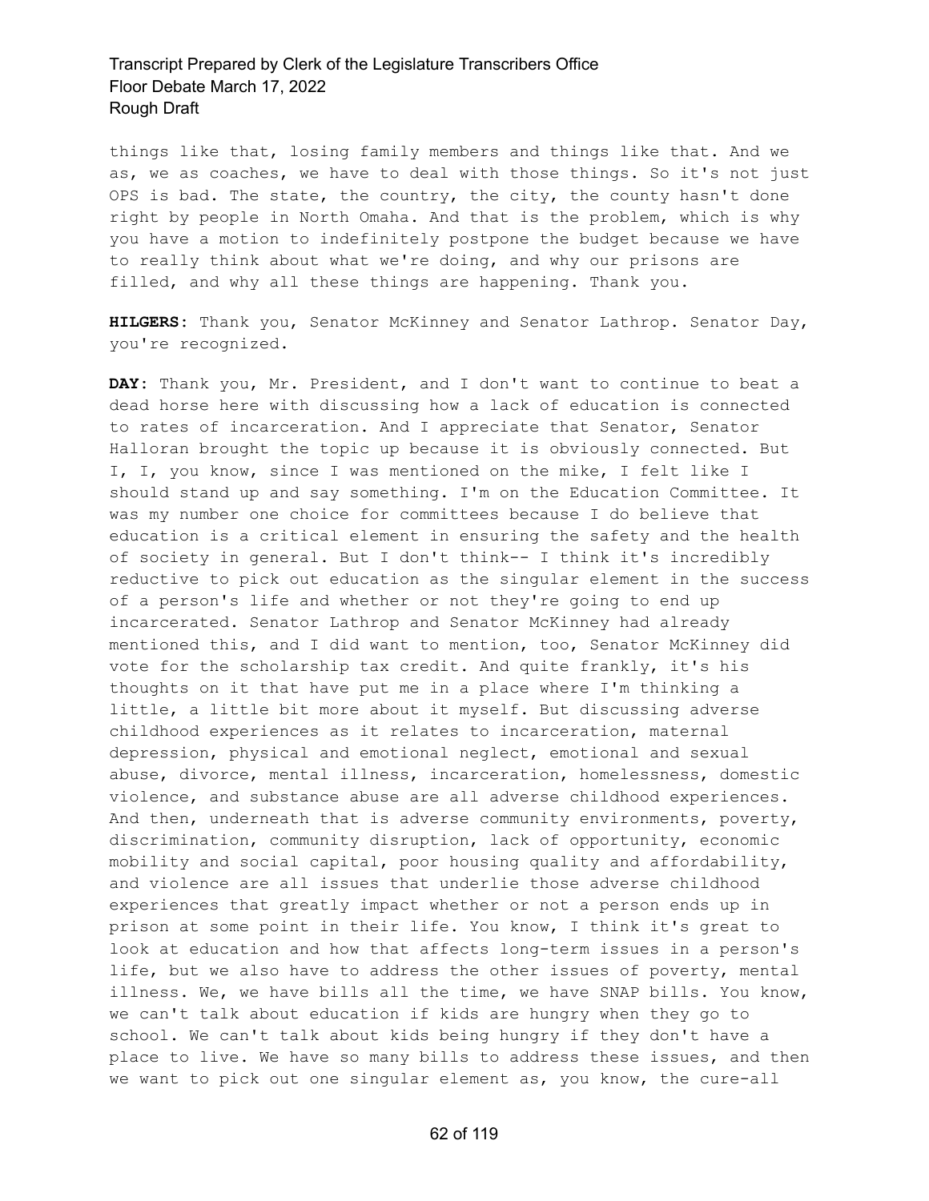things like that, losing family members and things like that. And we as, we as coaches, we have to deal with those things. So it's not just OPS is bad. The state, the country, the city, the county hasn't done right by people in North Omaha. And that is the problem, which is why you have a motion to indefinitely postpone the budget because we have to really think about what we're doing, and why our prisons are filled, and why all these things are happening. Thank you.

**HILGERS:** Thank you, Senator McKinney and Senator Lathrop. Senator Day, you're recognized.

**DAY:** Thank you, Mr. President, and I don't want to continue to beat a dead horse here with discussing how a lack of education is connected to rates of incarceration. And I appreciate that Senator, Senator Halloran brought the topic up because it is obviously connected. But I, I, you know, since I was mentioned on the mike, I felt like I should stand up and say something. I'm on the Education Committee. It was my number one choice for committees because I do believe that education is a critical element in ensuring the safety and the health of society in general. But I don't think-- I think it's incredibly reductive to pick out education as the singular element in the success of a person's life and whether or not they're going to end up incarcerated. Senator Lathrop and Senator McKinney had already mentioned this, and I did want to mention, too, Senator McKinney did vote for the scholarship tax credit. And quite frankly, it's his thoughts on it that have put me in a place where I'm thinking a little, a little bit more about it myself. But discussing adverse childhood experiences as it relates to incarceration, maternal depression, physical and emotional neglect, emotional and sexual abuse, divorce, mental illness, incarceration, homelessness, domestic violence, and substance abuse are all adverse childhood experiences. And then, underneath that is adverse community environments, poverty, discrimination, community disruption, lack of opportunity, economic mobility and social capital, poor housing quality and affordability, and violence are all issues that underlie those adverse childhood experiences that greatly impact whether or not a person ends up in prison at some point in their life. You know, I think it's great to look at education and how that affects long-term issues in a person's life, but we also have to address the other issues of poverty, mental illness. We, we have bills all the time, we have SNAP bills. You know, we can't talk about education if kids are hungry when they go to school. We can't talk about kids being hungry if they don't have a place to live. We have so many bills to address these issues, and then we want to pick out one singular element as, you know, the cure-all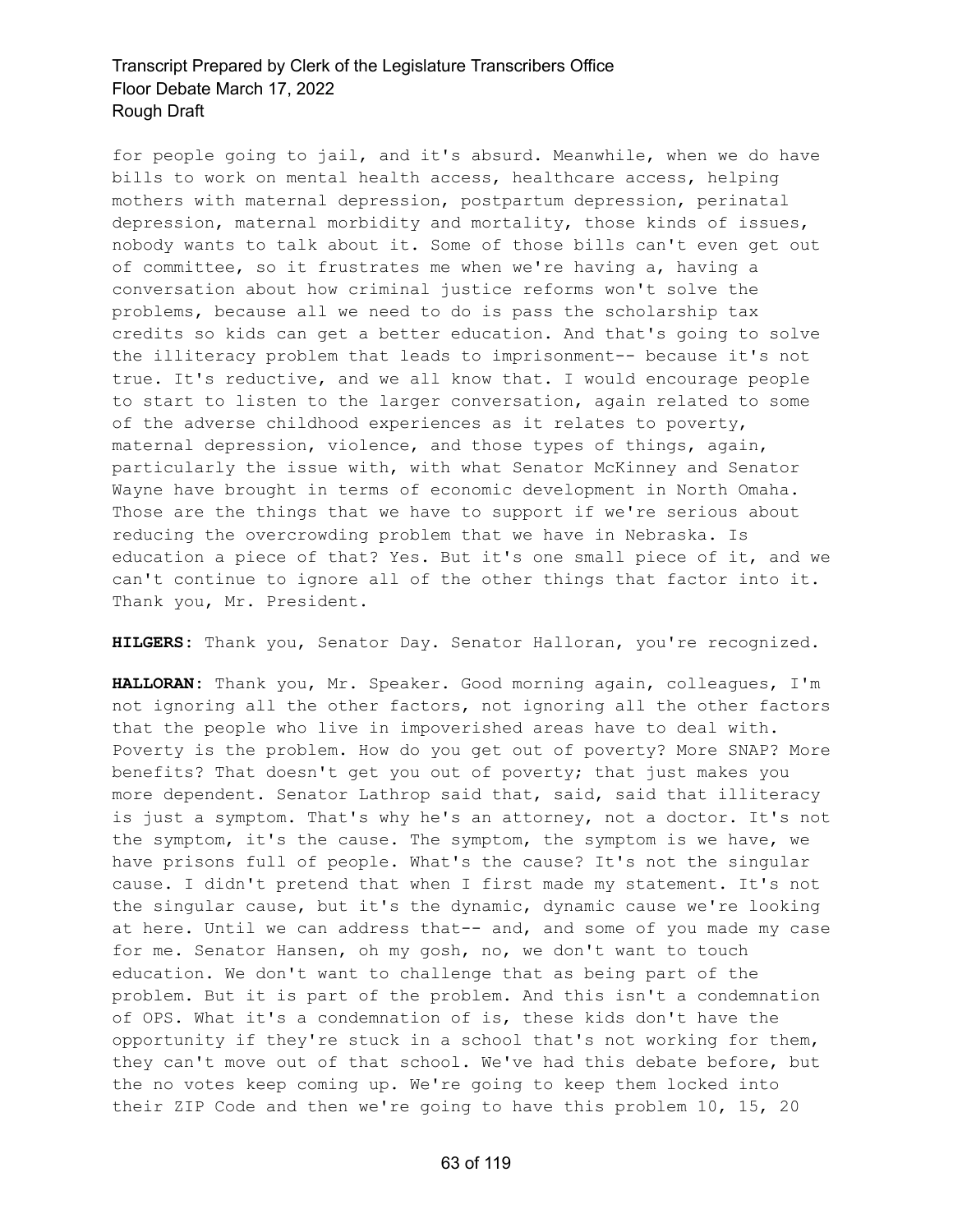for people going to jail, and it's absurd. Meanwhile, when we do have bills to work on mental health access, healthcare access, helping mothers with maternal depression, postpartum depression, perinatal depression, maternal morbidity and mortality, those kinds of issues, nobody wants to talk about it. Some of those bills can't even get out of committee, so it frustrates me when we're having a, having a conversation about how criminal justice reforms won't solve the problems, because all we need to do is pass the scholarship tax credits so kids can get a better education. And that's going to solve the illiteracy problem that leads to imprisonment-- because it's not true. It's reductive, and we all know that. I would encourage people to start to listen to the larger conversation, again related to some of the adverse childhood experiences as it relates to poverty, maternal depression, violence, and those types of things, again, particularly the issue with, with what Senator McKinney and Senator Wayne have brought in terms of economic development in North Omaha. Those are the things that we have to support if we're serious about reducing the overcrowding problem that we have in Nebraska. Is education a piece of that? Yes. But it's one small piece of it, and we can't continue to ignore all of the other things that factor into it. Thank you, Mr. President.

**HILGERS:** Thank you, Senator Day. Senator Halloran, you're recognized.

**HALLORAN:** Thank you, Mr. Speaker. Good morning again, colleagues, I'm not ignoring all the other factors, not ignoring all the other factors that the people who live in impoverished areas have to deal with. Poverty is the problem. How do you get out of poverty? More SNAP? More benefits? That doesn't get you out of poverty; that just makes you more dependent. Senator Lathrop said that, said, said that illiteracy is just a symptom. That's why he's an attorney, not a doctor. It's not the symptom, it's the cause. The symptom, the symptom is we have, we have prisons full of people. What's the cause? It's not the singular cause. I didn't pretend that when I first made my statement. It's not the singular cause, but it's the dynamic, dynamic cause we're looking at here. Until we can address that-- and, and some of you made my case for me. Senator Hansen, oh my gosh, no, we don't want to touch education. We don't want to challenge that as being part of the problem. But it is part of the problem. And this isn't a condemnation of OPS. What it's a condemnation of is, these kids don't have the opportunity if they're stuck in a school that's not working for them, they can't move out of that school. We've had this debate before, but the no votes keep coming up. We're going to keep them locked into their ZIP Code and then we're going to have this problem 10, 15, 20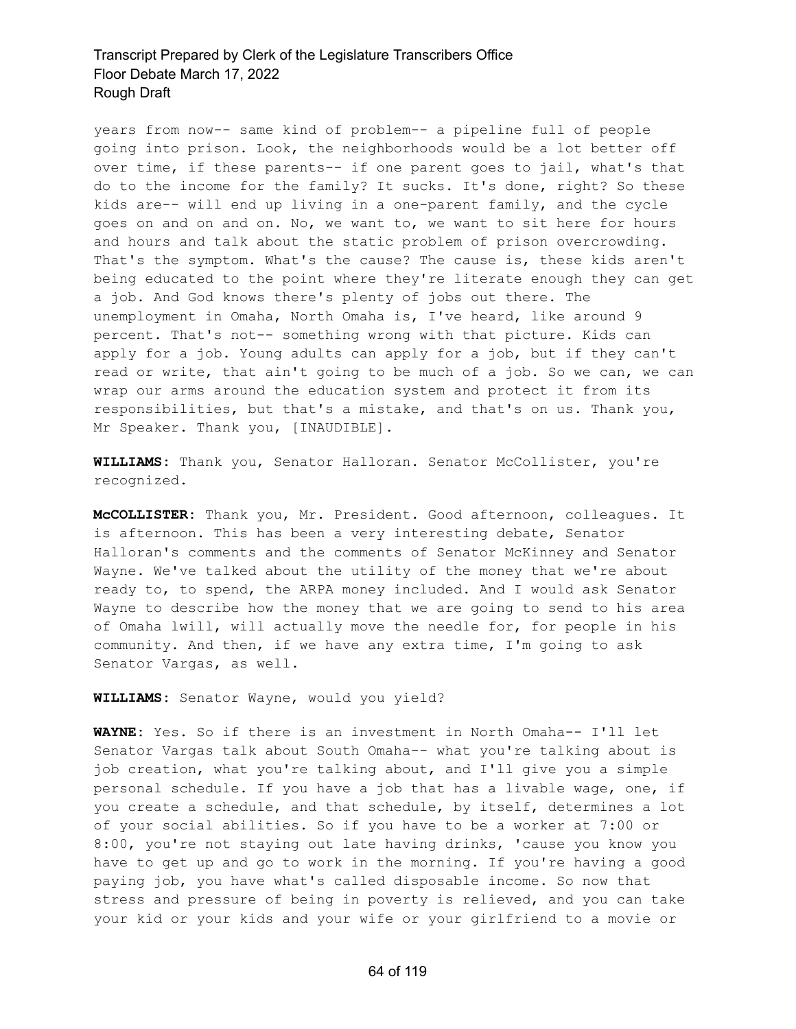years from now-- same kind of problem-- a pipeline full of people going into prison. Look, the neighborhoods would be a lot better off over time, if these parents-- if one parent goes to jail, what's that do to the income for the family? It sucks. It's done, right? So these kids are-- will end up living in a one-parent family, and the cycle goes on and on and on. No, we want to, we want to sit here for hours and hours and talk about the static problem of prison overcrowding. That's the symptom. What's the cause? The cause is, these kids aren't being educated to the point where they're literate enough they can get a job. And God knows there's plenty of jobs out there. The unemployment in Omaha, North Omaha is, I've heard, like around 9 percent. That's not-- something wrong with that picture. Kids can apply for a job. Young adults can apply for a job, but if they can't read or write, that ain't going to be much of a job. So we can, we can wrap our arms around the education system and protect it from its responsibilities, but that's a mistake, and that's on us. Thank you, Mr Speaker. Thank you, [INAUDIBLE].

**WILLIAMS:** Thank you, Senator Halloran. Senator McCollister, you're recognized.

**McCOLLISTER:** Thank you, Mr. President. Good afternoon, colleagues. It is afternoon. This has been a very interesting debate, Senator Halloran's comments and the comments of Senator McKinney and Senator Wayne. We've talked about the utility of the money that we're about ready to, to spend, the ARPA money included. And I would ask Senator Wayne to describe how the money that we are going to send to his area of Omaha lwill, will actually move the needle for, for people in his community. And then, if we have any extra time, I'm going to ask Senator Vargas, as well.

**WILLIAMS:** Senator Wayne, would you yield?

**WAYNE:** Yes. So if there is an investment in North Omaha-- I'll let Senator Vargas talk about South Omaha-- what you're talking about is job creation, what you're talking about, and I'll give you a simple personal schedule. If you have a job that has a livable wage, one, if you create a schedule, and that schedule, by itself, determines a lot of your social abilities. So if you have to be a worker at 7:00 or 8:00, you're not staying out late having drinks, 'cause you know you have to get up and go to work in the morning. If you're having a good paying job, you have what's called disposable income. So now that stress and pressure of being in poverty is relieved, and you can take your kid or your kids and your wife or your girlfriend to a movie or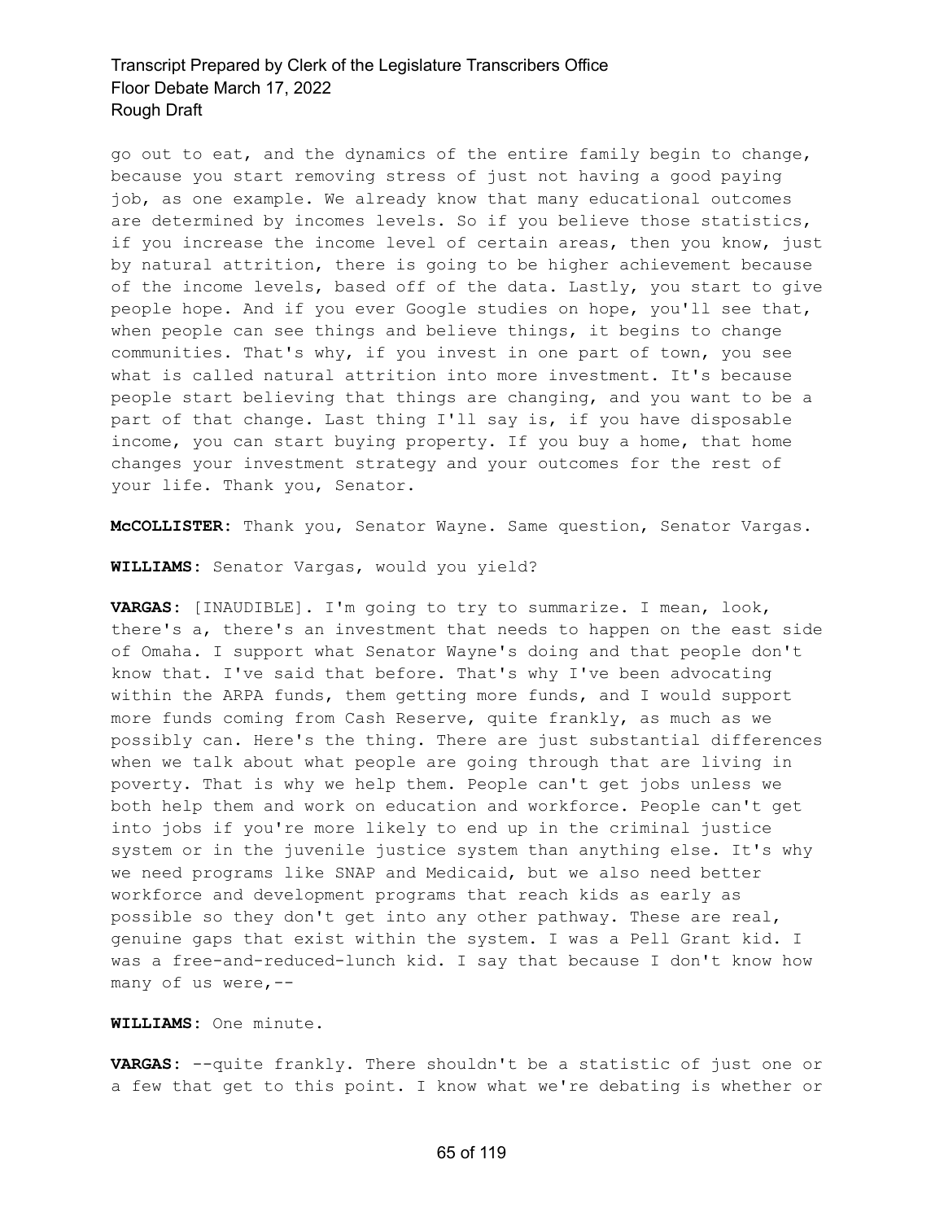go out to eat, and the dynamics of the entire family begin to change, because you start removing stress of just not having a good paying job, as one example. We already know that many educational outcomes are determined by incomes levels. So if you believe those statistics, if you increase the income level of certain areas, then you know, just by natural attrition, there is going to be higher achievement because of the income levels, based off of the data. Lastly, you start to give people hope. And if you ever Google studies on hope, you'll see that, when people can see things and believe things, it begins to change communities. That's why, if you invest in one part of town, you see what is called natural attrition into more investment. It's because people start believing that things are changing, and you want to be a part of that change. Last thing I'll say is, if you have disposable income, you can start buying property. If you buy a home, that home changes your investment strategy and your outcomes for the rest of your life. Thank you, Senator.

**McCOLLISTER:** Thank you, Senator Wayne. Same question, Senator Vargas.

**WILLIAMS:** Senator Vargas, would you yield?

**VARGAS:** [INAUDIBLE]. I'm going to try to summarize. I mean, look, there's a, there's an investment that needs to happen on the east side of Omaha. I support what Senator Wayne's doing and that people don't know that. I've said that before. That's why I've been advocating within the ARPA funds, them getting more funds, and I would support more funds coming from Cash Reserve, quite frankly, as much as we possibly can. Here's the thing. There are just substantial differences when we talk about what people are going through that are living in poverty. That is why we help them. People can't get jobs unless we both help them and work on education and workforce. People can't get into jobs if you're more likely to end up in the criminal justice system or in the juvenile justice system than anything else. It's why we need programs like SNAP and Medicaid, but we also need better workforce and development programs that reach kids as early as possible so they don't get into any other pathway. These are real, genuine gaps that exist within the system. I was a Pell Grant kid. I was a free-and-reduced-lunch kid. I say that because I don't know how many of us were,--

**WILLIAMS:** One minute.

**VARGAS:** --quite frankly. There shouldn't be a statistic of just one or a few that get to this point. I know what we're debating is whether or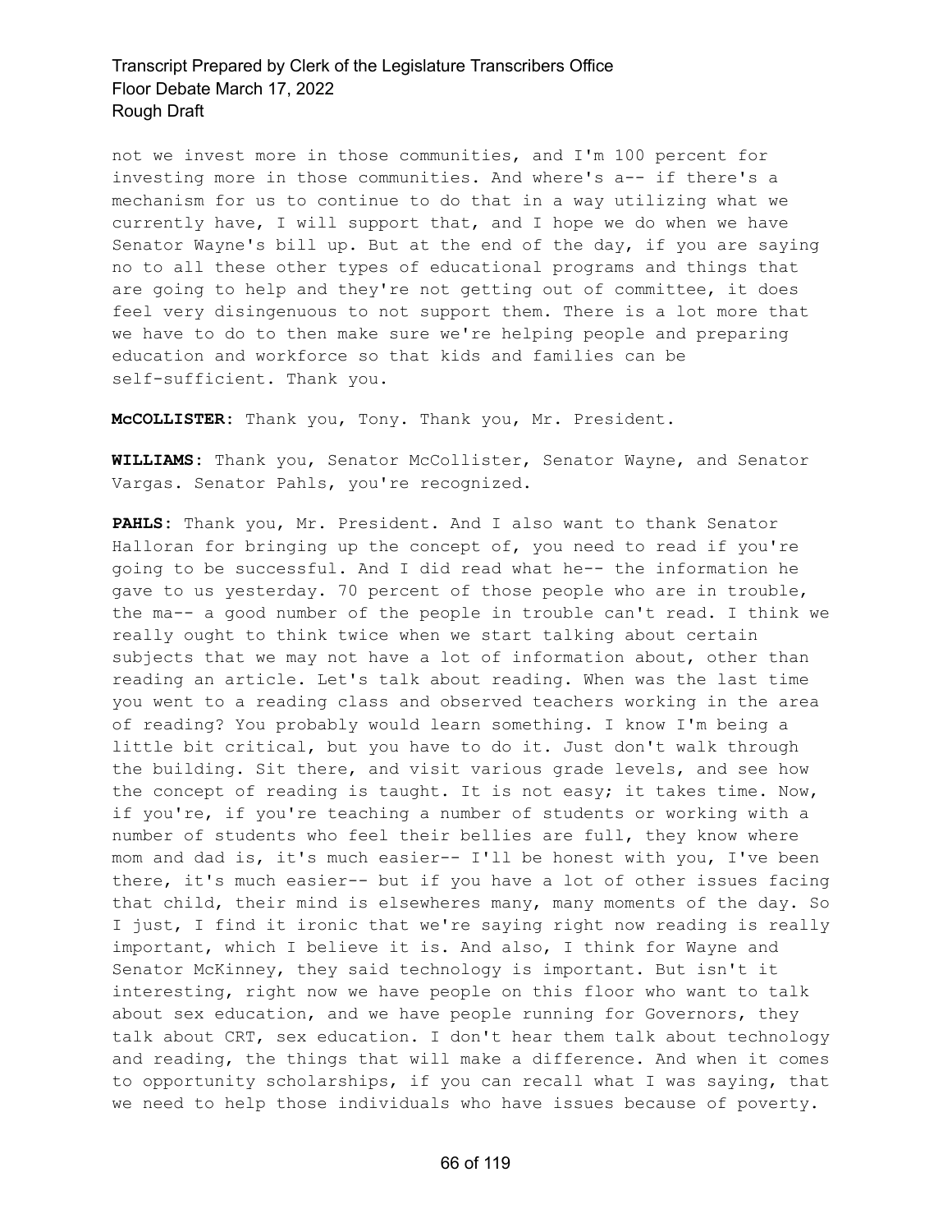not we invest more in those communities, and I'm 100 percent for investing more in those communities. And where's a-- if there's a mechanism for us to continue to do that in a way utilizing what we currently have, I will support that, and I hope we do when we have Senator Wayne's bill up. But at the end of the day, if you are saying no to all these other types of educational programs and things that are going to help and they're not getting out of committee, it does feel very disingenuous to not support them. There is a lot more that we have to do to then make sure we're helping people and preparing education and workforce so that kids and families can be self-sufficient. Thank you.

**McCOLLISTER:** Thank you, Tony. Thank you, Mr. President.

**WILLIAMS:** Thank you, Senator McCollister, Senator Wayne, and Senator Vargas. Senator Pahls, you're recognized.

**PAHLS:** Thank you, Mr. President. And I also want to thank Senator Halloran for bringing up the concept of, you need to read if you're going to be successful. And I did read what he-- the information he gave to us yesterday. 70 percent of those people who are in trouble, the ma-- a good number of the people in trouble can't read. I think we really ought to think twice when we start talking about certain subjects that we may not have a lot of information about, other than reading an article. Let's talk about reading. When was the last time you went to a reading class and observed teachers working in the area of reading? You probably would learn something. I know I'm being a little bit critical, but you have to do it. Just don't walk through the building. Sit there, and visit various grade levels, and see how the concept of reading is taught. It is not easy; it takes time. Now, if you're, if you're teaching a number of students or working with a number of students who feel their bellies are full, they know where mom and dad is, it's much easier-- I'll be honest with you, I've been there, it's much easier-- but if you have a lot of other issues facing that child, their mind is elsewheres many, many moments of the day. So I just, I find it ironic that we're saying right now reading is really important, which I believe it is. And also, I think for Wayne and Senator McKinney, they said technology is important. But isn't it interesting, right now we have people on this floor who want to talk about sex education, and we have people running for Governors, they talk about CRT, sex education. I don't hear them talk about technology and reading, the things that will make a difference. And when it comes to opportunity scholarships, if you can recall what I was saying, that we need to help those individuals who have issues because of poverty.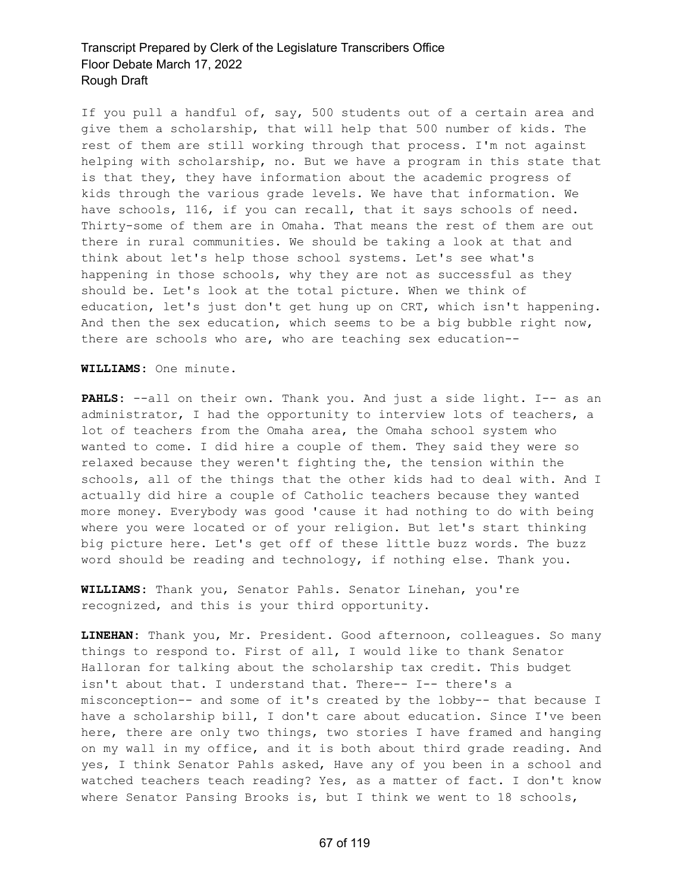If you pull a handful of, say, 500 students out of a certain area and give them a scholarship, that will help that 500 number of kids. The rest of them are still working through that process. I'm not against helping with scholarship, no. But we have a program in this state that is that they, they have information about the academic progress of kids through the various grade levels. We have that information. We have schools, 116, if you can recall, that it says schools of need. Thirty-some of them are in Omaha. That means the rest of them are out there in rural communities. We should be taking a look at that and think about let's help those school systems. Let's see what's happening in those schools, why they are not as successful as they should be. Let's look at the total picture. When we think of education, let's just don't get hung up on CRT, which isn't happening. And then the sex education, which seems to be a big bubble right now, there are schools who are, who are teaching sex education--

**WILLIAMS:** One minute.

**PAHLS:** --all on their own. Thank you. And just a side light. I-- as an administrator, I had the opportunity to interview lots of teachers, a lot of teachers from the Omaha area, the Omaha school system who wanted to come. I did hire a couple of them. They said they were so relaxed because they weren't fighting the, the tension within the schools, all of the things that the other kids had to deal with. And I actually did hire a couple of Catholic teachers because they wanted more money. Everybody was good 'cause it had nothing to do with being where you were located or of your religion. But let's start thinking big picture here. Let's get off of these little buzz words. The buzz word should be reading and technology, if nothing else. Thank you.

**WILLIAMS:** Thank you, Senator Pahls. Senator Linehan, you're recognized, and this is your third opportunity.

**LINEHAN:** Thank you, Mr. President. Good afternoon, colleagues. So many things to respond to. First of all, I would like to thank Senator Halloran for talking about the scholarship tax credit. This budget isn't about that. I understand that. There-- I-- there's a misconception-- and some of it's created by the lobby-- that because I have a scholarship bill, I don't care about education. Since I've been here, there are only two things, two stories I have framed and hanging on my wall in my office, and it is both about third grade reading. And yes, I think Senator Pahls asked, Have any of you been in a school and watched teachers teach reading? Yes, as a matter of fact. I don't know where Senator Pansing Brooks is, but I think we went to 18 schools,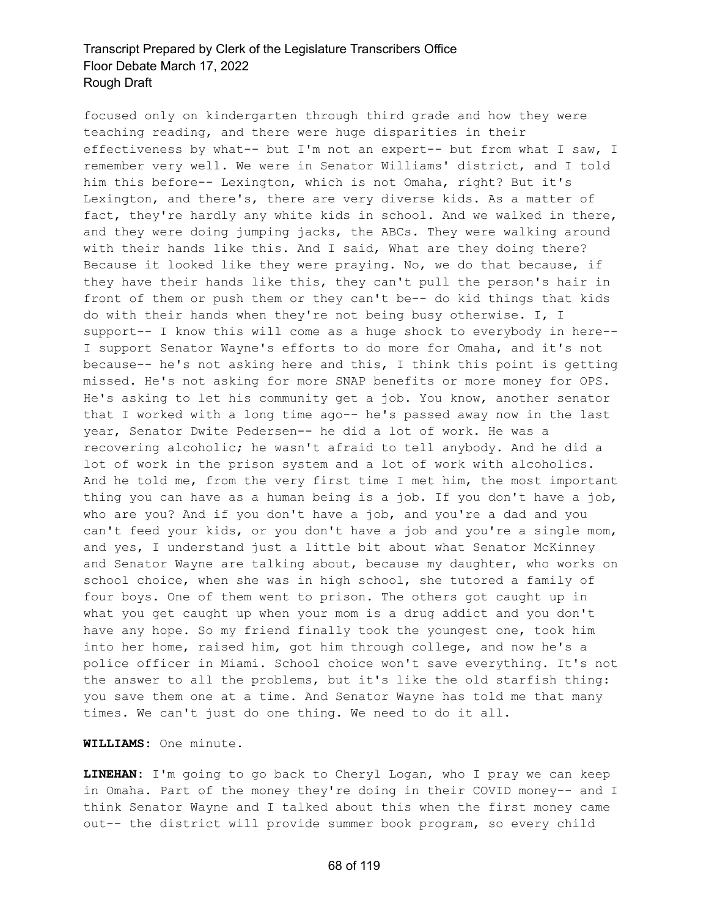focused only on kindergarten through third grade and how they were teaching reading, and there were huge disparities in their effectiveness by what-- but I'm not an expert-- but from what I saw, I remember very well. We were in Senator Williams' district, and I told him this before-- Lexington, which is not Omaha, right? But it's Lexington, and there's, there are very diverse kids. As a matter of fact, they're hardly any white kids in school. And we walked in there, and they were doing jumping jacks, the ABCs. They were walking around with their hands like this. And I said, What are they doing there? Because it looked like they were praying. No, we do that because, if they have their hands like this, they can't pull the person's hair in front of them or push them or they can't be-- do kid things that kids do with their hands when they're not being busy otherwise. I, I support-- I know this will come as a huge shock to everybody in here-- I support Senator Wayne's efforts to do more for Omaha, and it's not because-- he's not asking here and this, I think this point is getting missed. He's not asking for more SNAP benefits or more money for OPS. He's asking to let his community get a job. You know, another senator that I worked with a long time ago-- he's passed away now in the last year, Senator Dwite Pedersen-- he did a lot of work. He was a recovering alcoholic; he wasn't afraid to tell anybody. And he did a lot of work in the prison system and a lot of work with alcoholics. And he told me, from the very first time I met him, the most important thing you can have as a human being is a job. If you don't have a job, who are you? And if you don't have a job, and you're a dad and you can't feed your kids, or you don't have a job and you're a single mom, and yes, I understand just a little bit about what Senator McKinney and Senator Wayne are talking about, because my daughter, who works on school choice, when she was in high school, she tutored a family of four boys. One of them went to prison. The others got caught up in what you get caught up when your mom is a drug addict and you don't have any hope. So my friend finally took the youngest one, took him into her home, raised him, got him through college, and now he's a police officer in Miami. School choice won't save everything. It's not the answer to all the problems, but it's like the old starfish thing: you save them one at a time. And Senator Wayne has told me that many times. We can't just do one thing. We need to do it all.

**WILLIAMS:** One minute.

**LINEHAN:** I'm going to go back to Cheryl Logan, who I pray we can keep in Omaha. Part of the money they're doing in their COVID money-- and I think Senator Wayne and I talked about this when the first money came out-- the district will provide summer book program, so every child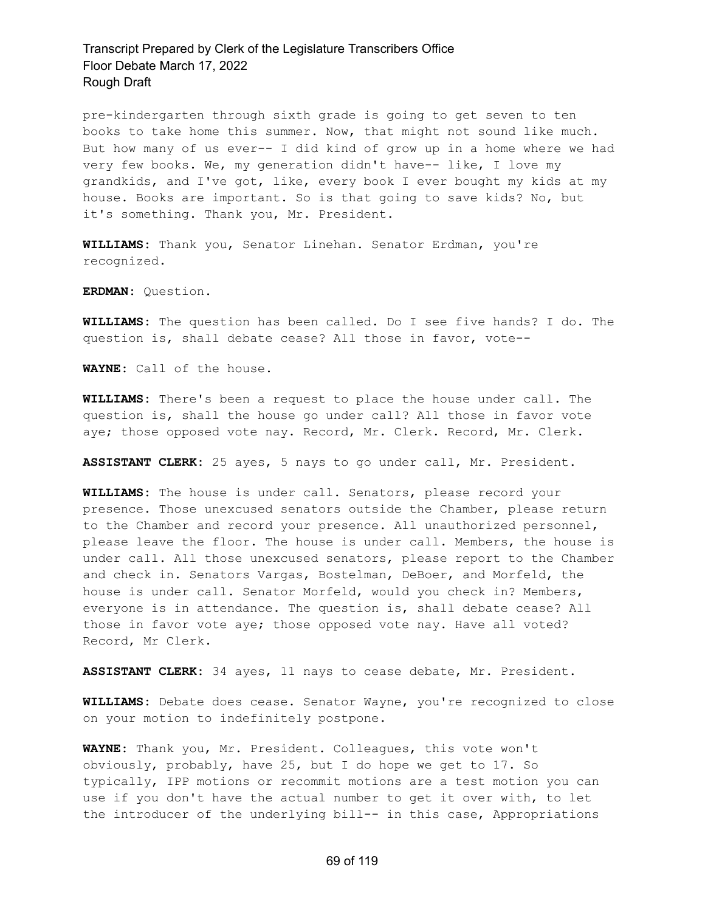pre-kindergarten through sixth grade is going to get seven to ten books to take home this summer. Now, that might not sound like much. But how many of us ever-- I did kind of grow up in a home where we had very few books. We, my generation didn't have-- like, I love my grandkids, and I've got, like, every book I ever bought my kids at my house. Books are important. So is that going to save kids? No, but it's something. Thank you, Mr. President.

**WILLIAMS:** Thank you, Senator Linehan. Senator Erdman, you're recognized.

**ERDMAN:** Question.

**WILLIAMS:** The question has been called. Do I see five hands? I do. The question is, shall debate cease? All those in favor, vote--

**WAYNE:** Call of the house.

**WILLIAMS:** There's been a request to place the house under call. The question is, shall the house go under call? All those in favor vote aye; those opposed vote nay. Record, Mr. Clerk. Record, Mr. Clerk.

**ASSISTANT CLERK:** 25 ayes, 5 nays to go under call, Mr. President.

**WILLIAMS:** The house is under call. Senators, please record your presence. Those unexcused senators outside the Chamber, please return to the Chamber and record your presence. All unauthorized personnel, please leave the floor. The house is under call. Members, the house is under call. All those unexcused senators, please report to the Chamber and check in. Senators Vargas, Bostelman, DeBoer, and Morfeld, the house is under call. Senator Morfeld, would you check in? Members, everyone is in attendance. The question is, shall debate cease? All those in favor vote aye; those opposed vote nay. Have all voted? Record, Mr Clerk.

**ASSISTANT CLERK:** 34 ayes, 11 nays to cease debate, Mr. President.

**WILLIAMS:** Debate does cease. Senator Wayne, you're recognized to close on your motion to indefinitely postpone.

**WAYNE:** Thank you, Mr. President. Colleagues, this vote won't obviously, probably, have 25, but I do hope we get to 17. So typically, IPP motions or recommit motions are a test motion you can use if you don't have the actual number to get it over with, to let the introducer of the underlying bill-- in this case, Appropriations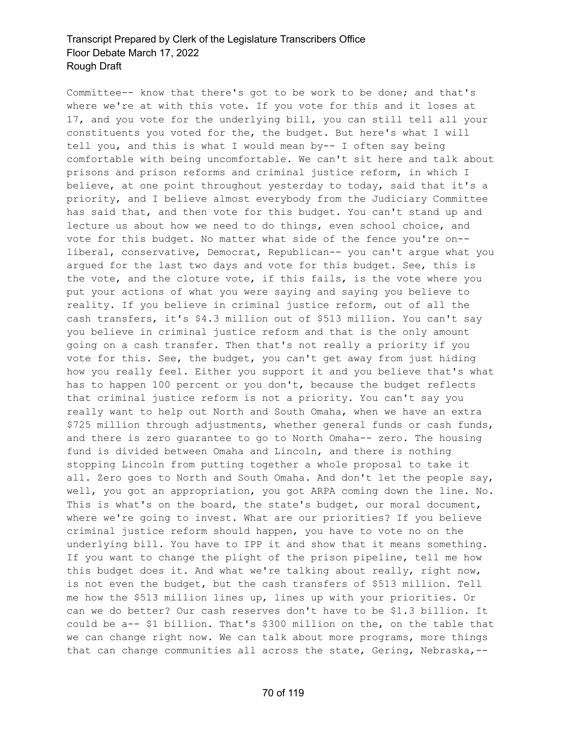Committee-- know that there's got to be work to be done; and that's where we're at with this vote. If you vote for this and it loses at 17, and you vote for the underlying bill, you can still tell all your constituents you voted for the, the budget. But here's what I will tell you, and this is what I would mean by-- I often say being comfortable with being uncomfortable. We can't sit here and talk about prisons and prison reforms and criminal justice reform, in which I believe, at one point throughout yesterday to today, said that it's a priority, and I believe almost everybody from the Judiciary Committee has said that, and then vote for this budget. You can't stand up and lecture us about how we need to do things, even school choice, and vote for this budget. No matter what side of the fence you're on-- liberal, conservative, Democrat, Republican-- you can't argue what you argued for the last two days and vote for this budget. See, this is the vote, and the cloture vote, if this fails, is the vote where you put your actions of what you were saying and saying you believe to reality. If you believe in criminal justice reform, out of all the cash transfers, it's $4.3 million out of $513 million. You can't say you believe in criminal justice reform and that is the only amount going on a cash transfer. Then that's not really a priority if you vote for this. See, the budget, you can't get away from just hiding how you really feel. Either you support it and you believe that's what has to happen 100 percent or you don't, because the budget reflects that criminal justice reform is not a priority. You can't say you really want to help out North and South Omaha, when we have an extra $725 million through adjustments, whether general funds or cash funds, and there is zero guarantee to go to North Omaha-- zero. The housing fund is divided between Omaha and Lincoln, and there is nothing stopping Lincoln from putting together a whole proposal to take it all. Zero goes to North and South Omaha. And don't let the people say, well, you got an appropriation, you got ARPA coming down the line. No. This is what's on the board, the state's budget, our moral document, where we're going to invest. What are our priorities? If you believe criminal justice reform should happen, you have to vote no on the underlying bill. You have to IPP it and show that it means something. If you want to change the plight of the prison pipeline, tell me how this budget does it. And what we're talking about really, right now, is not even the budget, but the cash transfers of $513 million. Tell me how the $513 million lines up, lines up with your priorities. Or can we do better? Our cash reserves don't have to be $1.3 billion. It could be a-- $1 billion. That's $300 million on the, on the table that we can change right now. We can talk about more programs, more things that can change communities all across the state, Gering, Nebraska,--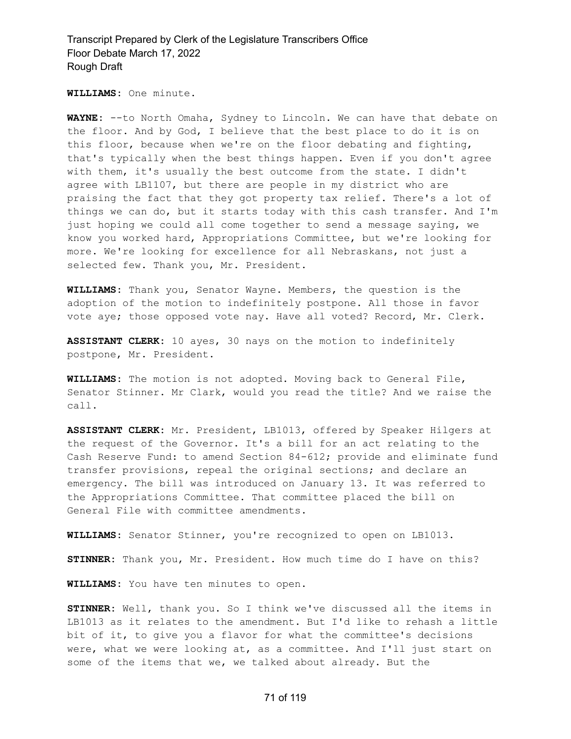**WILLIAMS:** One minute.

**WAYNE:** --to North Omaha, Sydney to Lincoln. We can have that debate on the floor. And by God, I believe that the best place to do it is on this floor, because when we're on the floor debating and fighting, that's typically when the best things happen. Even if you don't agree with them, it's usually the best outcome from the state. I didn't agree with LB1107, but there are people in my district who are praising the fact that they got property tax relief. There's a lot of things we can do, but it starts today with this cash transfer. And I'm just hoping we could all come together to send a message saying, we know you worked hard, Appropriations Committee, but we're looking for more. We're looking for excellence for all Nebraskans, not just a selected few. Thank you, Mr. President.

**WILLIAMS:** Thank you, Senator Wayne. Members, the question is the adoption of the motion to indefinitely postpone. All those in favor vote aye; those opposed vote nay. Have all voted? Record, Mr. Clerk.

**ASSISTANT CLERK:** 10 ayes, 30 nays on the motion to indefinitely postpone, Mr. President.

**WILLIAMS:** The motion is not adopted. Moving back to General File, Senator Stinner. Mr Clark, would you read the title? And we raise the call.

**ASSISTANT CLERK:** Mr. President, LB1013, offered by Speaker Hilgers at the request of the Governor. It's a bill for an act relating to the Cash Reserve Fund: to amend Section 84-612; provide and eliminate fund transfer provisions, repeal the original sections; and declare an emergency. The bill was introduced on January 13. It was referred to the Appropriations Committee. That committee placed the bill on General File with committee amendments.

**WILLIAMS:** Senator Stinner, you're recognized to open on LB1013.

**STINNER:** Thank you, Mr. President. How much time do I have on this?

**WILLIAMS:** You have ten minutes to open.

**STINNER:** Well, thank you. So I think we've discussed all the items in LB1013 as it relates to the amendment. But I'd like to rehash a little bit of it, to give you a flavor for what the committee's decisions were, what we were looking at, as a committee. And I'll just start on some of the items that we, we talked about already. But the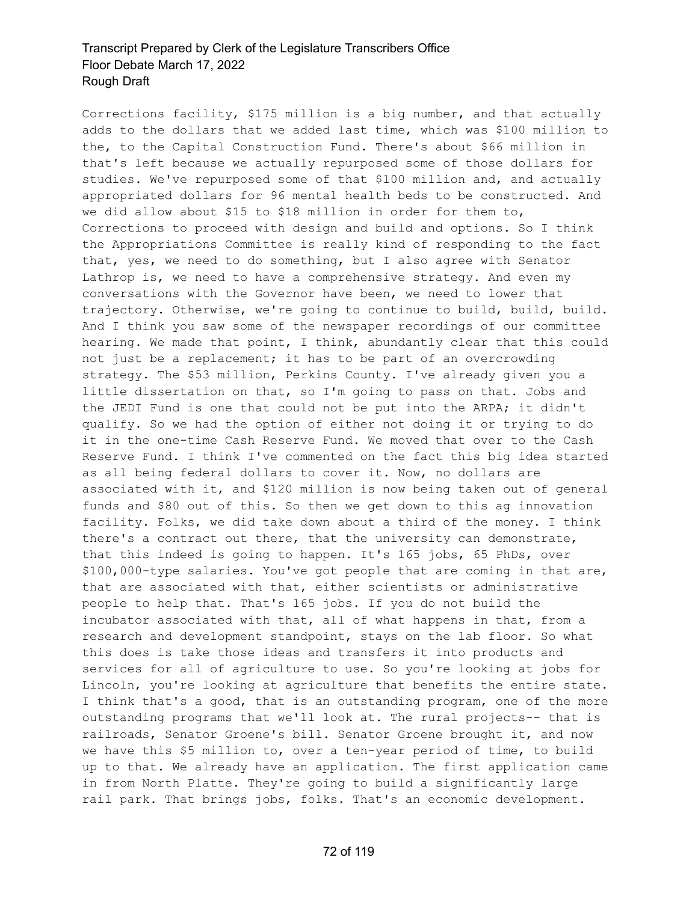Corrections facility, $175 million is a big number, and that actually adds to the dollars that we added last time, which was $100 million to the, to the Capital Construction Fund. There's about $66 million in that's left because we actually repurposed some of those dollars for studies. We've repurposed some of that $100 million and, and actually appropriated dollars for 96 mental health beds to be constructed. And we did allow about $15 to $18 million in order for them to, Corrections to proceed with design and build and options. So I think the Appropriations Committee is really kind of responding to the fact that, yes, we need to do something, but I also agree with Senator Lathrop is, we need to have a comprehensive strategy. And even my conversations with the Governor have been, we need to lower that trajectory. Otherwise, we're going to continue to build, build, build. And I think you saw some of the newspaper recordings of our committee hearing. We made that point, I think, abundantly clear that this could not just be a replacement; it has to be part of an overcrowding strategy. The $53 million, Perkins County. I've already given you a little dissertation on that, so I'm going to pass on that. Jobs and the JEDI Fund is one that could not be put into the ARPA; it didn't qualify. So we had the option of either not doing it or trying to do it in the one-time Cash Reserve Fund. We moved that over to the Cash Reserve Fund. I think I've commented on the fact this big idea started as all being federal dollars to cover it. Now, no dollars are associated with it, and $120 million is now being taken out of general funds and $80 out of this. So then we get down to this ag innovation facility. Folks, we did take down about a third of the money. I think there's a contract out there, that the university can demonstrate, that this indeed is going to happen. It's 165 jobs, 65 PhDs, over $100,000-type salaries. You've got people that are coming in that are, that are associated with that, either scientists or administrative people to help that. That's 165 jobs. If you do not build the incubator associated with that, all of what happens in that, from a research and development standpoint, stays on the lab floor. So what this does is take those ideas and transfers it into products and services for all of agriculture to use. So you're looking at jobs for Lincoln, you're looking at agriculture that benefits the entire state. I think that's a good, that is an outstanding program, one of the more outstanding programs that we'll look at. The rural projects-- that is railroads, Senator Groene's bill. Senator Groene brought it, and now we have this $5 million to, over a ten-year period of time, to build up to that. We already have an application. The first application came in from North Platte. They're going to build a significantly large rail park. That brings jobs, folks. That's an economic development.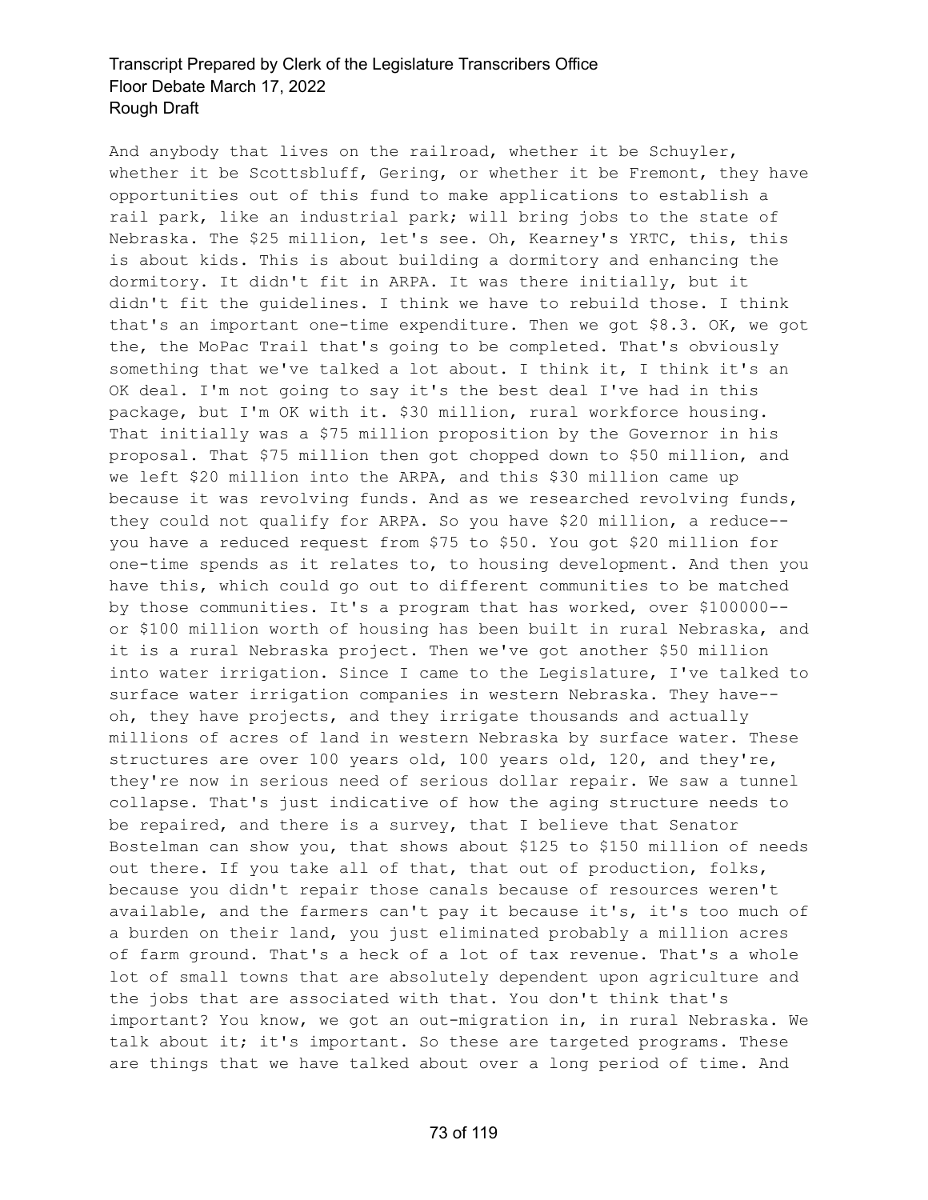And anybody that lives on the railroad, whether it be Schuyler, whether it be Scottsbluff, Gering, or whether it be Fremont, they have opportunities out of this fund to make applications to establish a rail park, like an industrial park; will bring jobs to the state of Nebraska. The $25 million, let's see. Oh, Kearney's YRTC, this, this is about kids. This is about building a dormitory and enhancing the dormitory. It didn't fit in ARPA. It was there initially, but it didn't fit the guidelines. I think we have to rebuild those. I think that's an important one-time expenditure. Then we got $8.3. OK, we got the, the MoPac Trail that's going to be completed. That's obviously something that we've talked a lot about. I think it, I think it's an OK deal. I'm not going to say it's the best deal I've had in this package, but I'm OK with it. $30 million, rural workforce housing. That initially was a $75 million proposition by the Governor in his proposal. That $75 million then got chopped down to $50 million, and we left $20 million into the ARPA, and this $30 million came up because it was revolving funds. And as we researched revolving funds, they could not qualify for ARPA. So you have $20 million, a reduce-- you have a reduced request from $75 to $50. You got $20 million for one-time spends as it relates to, to housing development. And then you have this, which could go out to different communities to be matched by those communities. It's a program that has worked, over $100000-- or $100 million worth of housing has been built in rural Nebraska, and it is a rural Nebraska project. Then we've got another $50 million into water irrigation. Since I came to the Legislature, I've talked to surface water irrigation companies in western Nebraska. They have-- oh, they have projects, and they irrigate thousands and actually millions of acres of land in western Nebraska by surface water. These structures are over 100 years old, 100 years old, 120, and they're, they're now in serious need of serious dollar repair. We saw a tunnel collapse. That's just indicative of how the aging structure needs to be repaired, and there is a survey, that I believe that Senator Bostelman can show you, that shows about $125 to $150 million of needs out there. If you take all of that, that out of production, folks, because you didn't repair those canals because of resources weren't available, and the farmers can't pay it because it's, it's too much of a burden on their land, you just eliminated probably a million acres of farm ground. That's a heck of a lot of tax revenue. That's a whole lot of small towns that are absolutely dependent upon agriculture and the jobs that are associated with that. You don't think that's important? You know, we got an out-migration in, in rural Nebraska. We talk about it; it's important. So these are targeted programs. These are things that we have talked about over a long period of time. And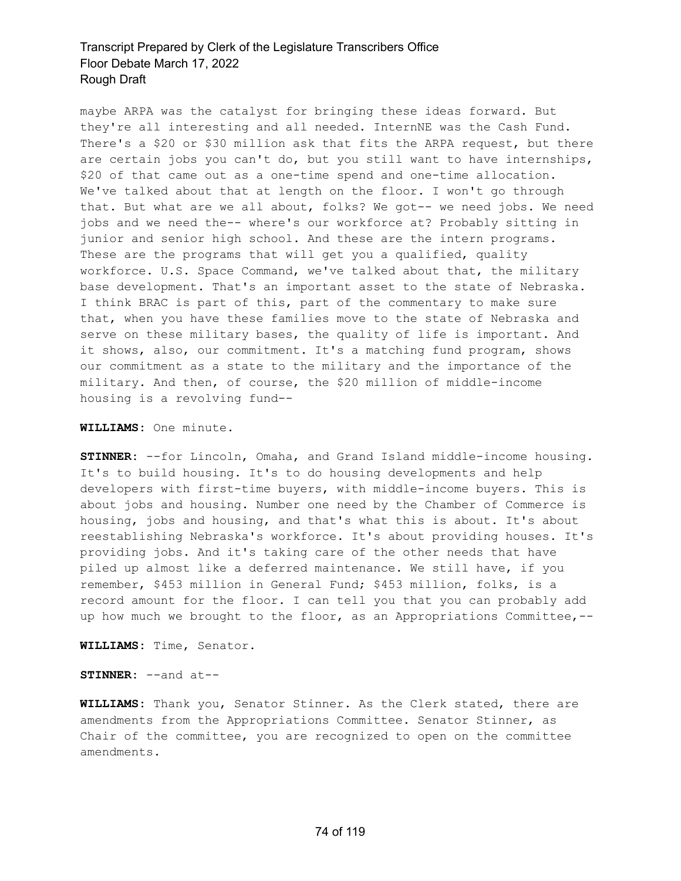maybe ARPA was the catalyst for bringing these ideas forward. But they're all interesting and all needed. InternNE was the Cash Fund. There's a $20 or $30 million ask that fits the ARPA request, but there are certain jobs you can't do, but you still want to have internships, $20 of that came out as a one-time spend and one-time allocation. We've talked about that at length on the floor. I won't go through that. But what are we all about, folks? We got-- we need jobs. We need jobs and we need the-- where's our workforce at? Probably sitting in junior and senior high school. And these are the intern programs. These are the programs that will get you a qualified, quality workforce. U.S. Space Command, we've talked about that, the military base development. That's an important asset to the state of Nebraska. I think BRAC is part of this, part of the commentary to make sure that, when you have these families move to the state of Nebraska and serve on these military bases, the quality of life is important. And it shows, also, our commitment. It's a matching fund program, shows our commitment as a state to the military and the importance of the military. And then, of course, the $20 million of middle-income housing is a revolving fund--

**WILLIAMS:** One minute.

**STINNER:** --for Lincoln, Omaha, and Grand Island middle-income housing. It's to build housing. It's to do housing developments and help developers with first-time buyers, with middle-income buyers. This is about jobs and housing. Number one need by the Chamber of Commerce is housing, jobs and housing, and that's what this is about. It's about reestablishing Nebraska's workforce. It's about providing houses. It's providing jobs. And it's taking care of the other needs that have piled up almost like a deferred maintenance. We still have, if you remember, $453 million in General Fund; $453 million, folks, is a record amount for the floor. I can tell you that you can probably add up how much we brought to the floor, as an Appropriations Committee,--

**WILLIAMS:** Time, Senator.

**STINNER:** --and at--

**WILLIAMS:** Thank you, Senator Stinner. As the Clerk stated, there are amendments from the Appropriations Committee. Senator Stinner, as Chair of the committee, you are recognized to open on the committee amendments.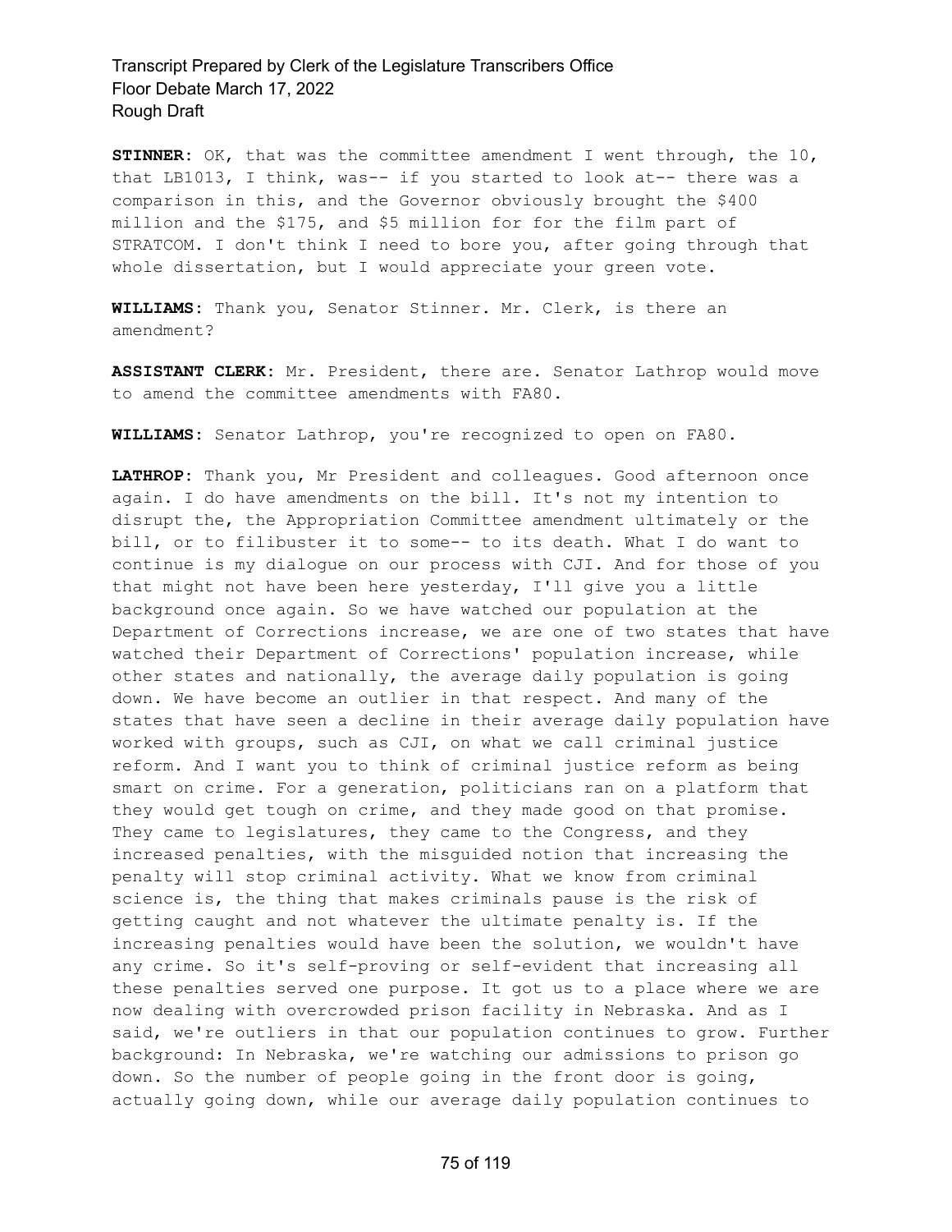**STINNER:** OK, that was the committee amendment I went through, the 10, that LB1013, I think, was-- if you started to look at-- there was a comparison in this, and the Governor obviously brought the $400 million and the $175, and $5 million for for the film part of STRATCOM. I don't think I need to bore you, after going through that whole dissertation, but I would appreciate your green vote.

**WILLIAMS:** Thank you, Senator Stinner. Mr. Clerk, is there an amendment?

**ASSISTANT CLERK:** Mr. President, there are. Senator Lathrop would move to amend the committee amendments with FA80.

**WILLIAMS:** Senator Lathrop, you're recognized to open on FA80.

**LATHROP:** Thank you, Mr President and colleagues. Good afternoon once again. I do have amendments on the bill. It's not my intention to disrupt the, the Appropriation Committee amendment ultimately or the bill, or to filibuster it to some-- to its death. What I do want to continue is my dialogue on our process with CJI. And for those of you that might not have been here yesterday, I'll give you a little background once again. So we have watched our population at the Department of Corrections increase, we are one of two states that have watched their Department of Corrections' population increase, while other states and nationally, the average daily population is going down. We have become an outlier in that respect. And many of the states that have seen a decline in their average daily population have worked with groups, such as CJI, on what we call criminal justice reform. And I want you to think of criminal justice reform as being smart on crime. For a generation, politicians ran on a platform that they would get tough on crime, and they made good on that promise. They came to legislatures, they came to the Congress, and they increased penalties, with the misguided notion that increasing the penalty will stop criminal activity. What we know from criminal science is, the thing that makes criminals pause is the risk of getting caught and not whatever the ultimate penalty is. If the increasing penalties would have been the solution, we wouldn't have any crime. So it's self-proving or self-evident that increasing all these penalties served one purpose. It got us to a place where we are now dealing with overcrowded prison facility in Nebraska. And as I said, we're outliers in that our population continues to grow. Further background: In Nebraska, we're watching our admissions to prison go down. So the number of people going in the front door is going, actually going down, while our average daily population continues to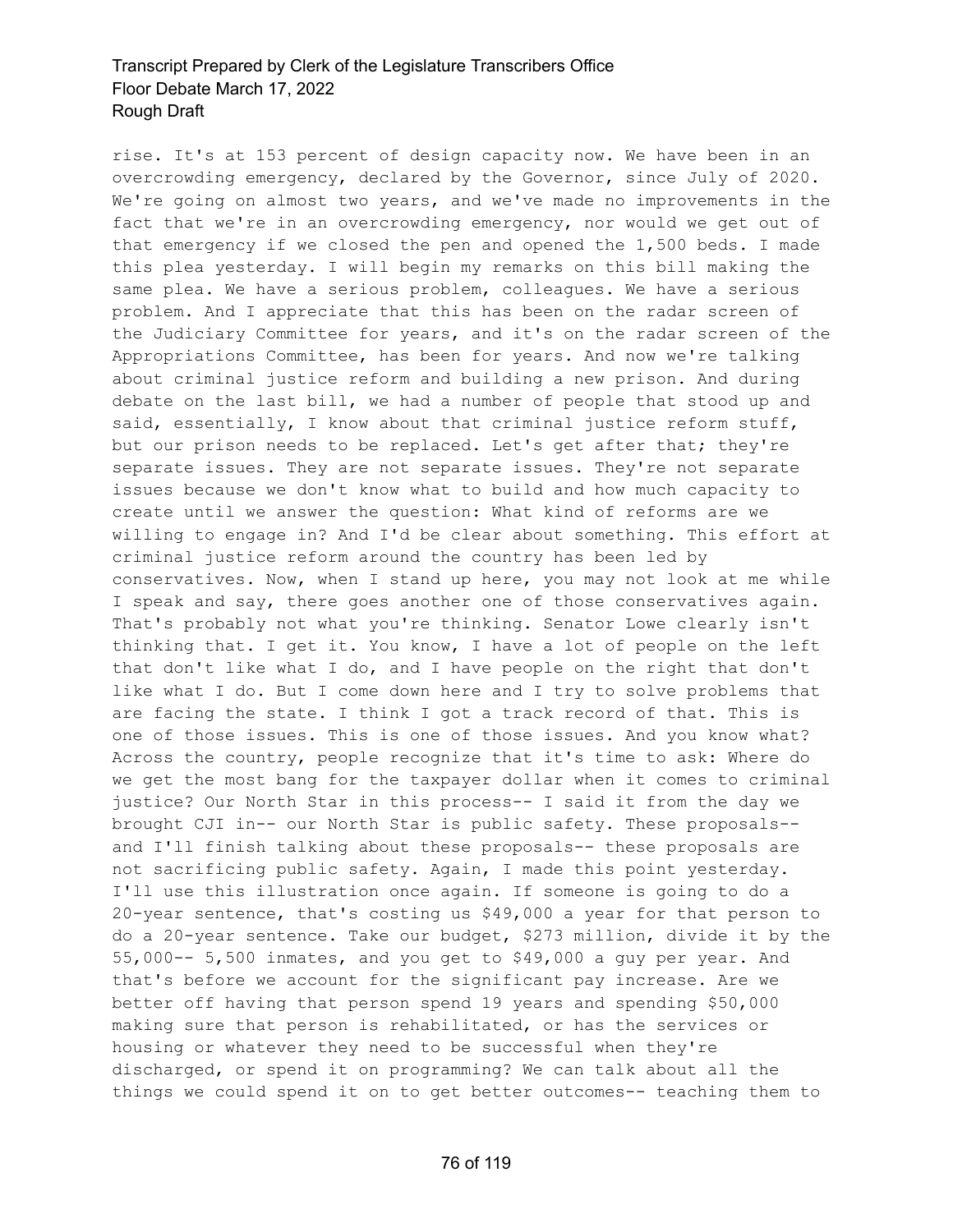rise. It's at 153 percent of design capacity now. We have been in an overcrowding emergency, declared by the Governor, since July of 2020. We're going on almost two years, and we've made no improvements in the fact that we're in an overcrowding emergency, nor would we get out of that emergency if we closed the pen and opened the 1,500 beds. I made this plea yesterday. I will begin my remarks on this bill making the same plea. We have a serious problem, colleagues. We have a serious problem. And I appreciate that this has been on the radar screen of the Judiciary Committee for years, and it's on the radar screen of the Appropriations Committee, has been for years. And now we're talking about criminal justice reform and building a new prison. And during debate on the last bill, we had a number of people that stood up and said, essentially, I know about that criminal justice reform stuff, but our prison needs to be replaced. Let's get after that; they're separate issues. They are not separate issues. They're not separate issues because we don't know what to build and how much capacity to create until we answer the question: What kind of reforms are we willing to engage in? And I'd be clear about something. This effort at criminal justice reform around the country has been led by conservatives. Now, when I stand up here, you may not look at me while I speak and say, there goes another one of those conservatives again. That's probably not what you're thinking. Senator Lowe clearly isn't thinking that. I get it. You know, I have a lot of people on the left that don't like what I do, and I have people on the right that don't like what I do. But I come down here and I try to solve problems that are facing the state. I think I got a track record of that. This is one of those issues. This is one of those issues. And you know what? Across the country, people recognize that it's time to ask: Where do we get the most bang for the taxpayer dollar when it comes to criminal justice? Our North Star in this process-- I said it from the day we brought CJI in-- our North Star is public safety. These proposals-- and I'll finish talking about these proposals-- these proposals are not sacrificing public safety. Again, I made this point yesterday. I'll use this illustration once again. If someone is going to do a 20-year sentence, that's costing us $49,000 a year for that person to do a 20-year sentence. Take our budget, $273 million, divide it by the 55,000-- 5,500 inmates, and you get to $49,000 a guy per year. And that's before we account for the significant pay increase. Are we better off having that person spend 19 years and spending $50,000 making sure that person is rehabilitated, or has the services or housing or whatever they need to be successful when they're discharged, or spend it on programming? We can talk about all the things we could spend it on to get better outcomes-- teaching them to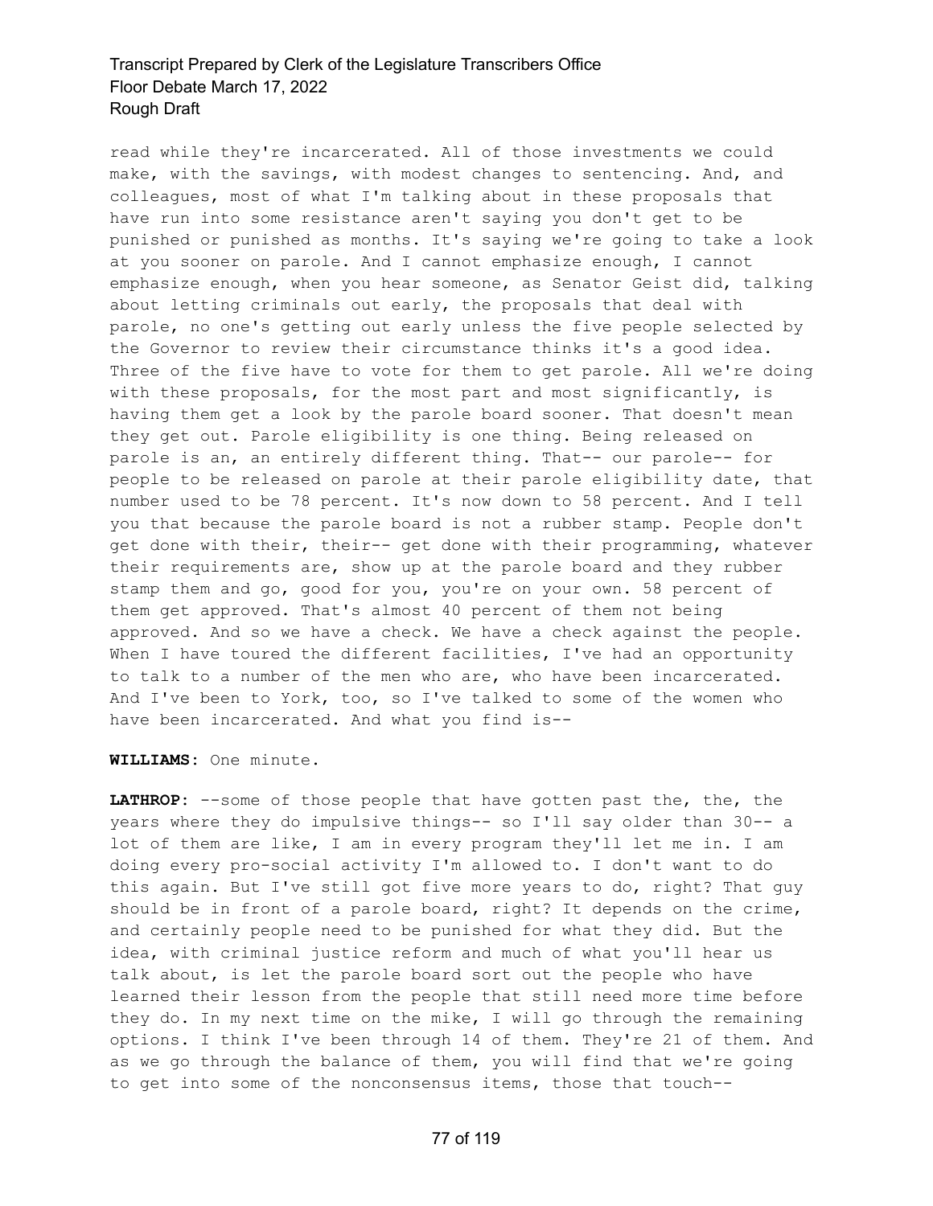read while they're incarcerated. All of those investments we could make, with the savings, with modest changes to sentencing. And, and colleagues, most of what I'm talking about in these proposals that have run into some resistance aren't saying you don't get to be punished or punished as months. It's saying we're going to take a look at you sooner on parole. And I cannot emphasize enough, I cannot emphasize enough, when you hear someone, as Senator Geist did, talking about letting criminals out early, the proposals that deal with parole, no one's getting out early unless the five people selected by the Governor to review their circumstance thinks it's a good idea. Three of the five have to vote for them to get parole. All we're doing with these proposals, for the most part and most significantly, is having them get a look by the parole board sooner. That doesn't mean they get out. Parole eligibility is one thing. Being released on parole is an, an entirely different thing. That-- our parole-- for people to be released on parole at their parole eligibility date, that number used to be 78 percent. It's now down to 58 percent. And I tell you that because the parole board is not a rubber stamp. People don't get done with their, their-- get done with their programming, whatever their requirements are, show up at the parole board and they rubber stamp them and go, good for you, you're on your own. 58 percent of them get approved. That's almost 40 percent of them not being approved. And so we have a check. We have a check against the people. When I have toured the different facilities, I've had an opportunity to talk to a number of the men who are, who have been incarcerated. And I've been to York, too, so I've talked to some of the women who have been incarcerated. And what you find is--

**WILLIAMS:** One minute.

**LATHROP:** --some of those people that have gotten past the, the, the years where they do impulsive things-- so I'll say older than 30-- a lot of them are like, I am in every program they'll let me in. I am doing every pro-social activity I'm allowed to. I don't want to do this again. But I've still got five more years to do, right? That guy should be in front of a parole board, right? It depends on the crime, and certainly people need to be punished for what they did. But the idea, with criminal justice reform and much of what you'll hear us talk about, is let the parole board sort out the people who have learned their lesson from the people that still need more time before they do. In my next time on the mike, I will go through the remaining options. I think I've been through 14 of them. They're 21 of them. And as we go through the balance of them, you will find that we're going to get into some of the nonconsensus items, those that touch--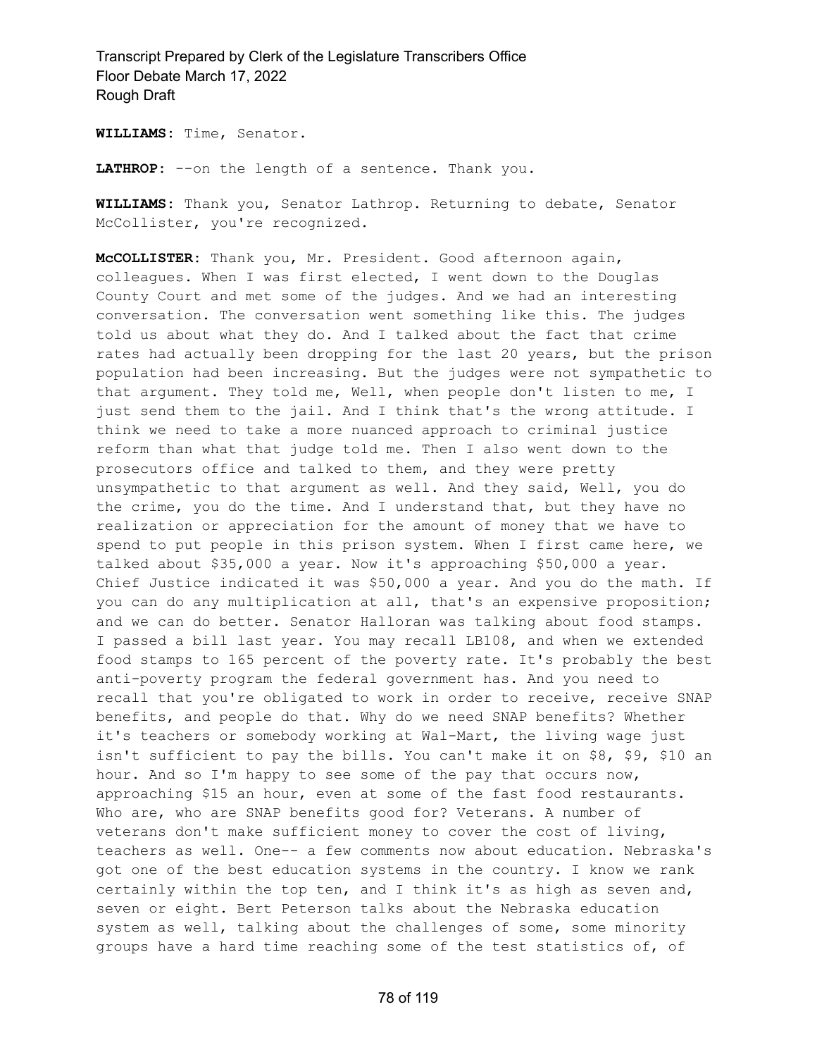**WILLIAMS:** Time, Senator.

**LATHROP:** --on the length of a sentence. Thank you.

**WILLIAMS:** Thank you, Senator Lathrop. Returning to debate, Senator McCollister, you're recognized.

**McCOLLISTER:** Thank you, Mr. President. Good afternoon again, colleagues. When I was first elected, I went down to the Douglas County Court and met some of the judges. And we had an interesting conversation. The conversation went something like this. The judges told us about what they do. And I talked about the fact that crime rates had actually been dropping for the last 20 years, but the prison population had been increasing. But the judges were not sympathetic to that argument. They told me, Well, when people don't listen to me, I just send them to the jail. And I think that's the wrong attitude. I think we need to take a more nuanced approach to criminal justice reform than what that judge told me. Then I also went down to the prosecutors office and talked to them, and they were pretty unsympathetic to that argument as well. And they said, Well, you do the crime, you do the time. And I understand that, but they have no realization or appreciation for the amount of money that we have to spend to put people in this prison system. When I first came here, we talked about $35,000 a year. Now it's approaching $50,000 a year. Chief Justice indicated it was $50,000 a year. And you do the math. If you can do any multiplication at all, that's an expensive proposition; and we can do better. Senator Halloran was talking about food stamps. I passed a bill last year. You may recall LB108, and when we extended food stamps to 165 percent of the poverty rate. It's probably the best anti-poverty program the federal government has. And you need to recall that you're obligated to work in order to receive, receive SNAP benefits, and people do that. Why do we need SNAP benefits? Whether it's teachers or somebody working at Wal-Mart, the living wage just isn't sufficient to pay the bills. You can't make it on $8, $9, $10 an hour. And so I'm happy to see some of the pay that occurs now, approaching $15 an hour, even at some of the fast food restaurants. Who are, who are SNAP benefits good for? Veterans. A number of veterans don't make sufficient money to cover the cost of living, teachers as well. One-- a few comments now about education. Nebraska's got one of the best education systems in the country. I know we rank certainly within the top ten, and I think it's as high as seven and, seven or eight. Bert Peterson talks about the Nebraska education system as well, talking about the challenges of some, some minority groups have a hard time reaching some of the test statistics of, of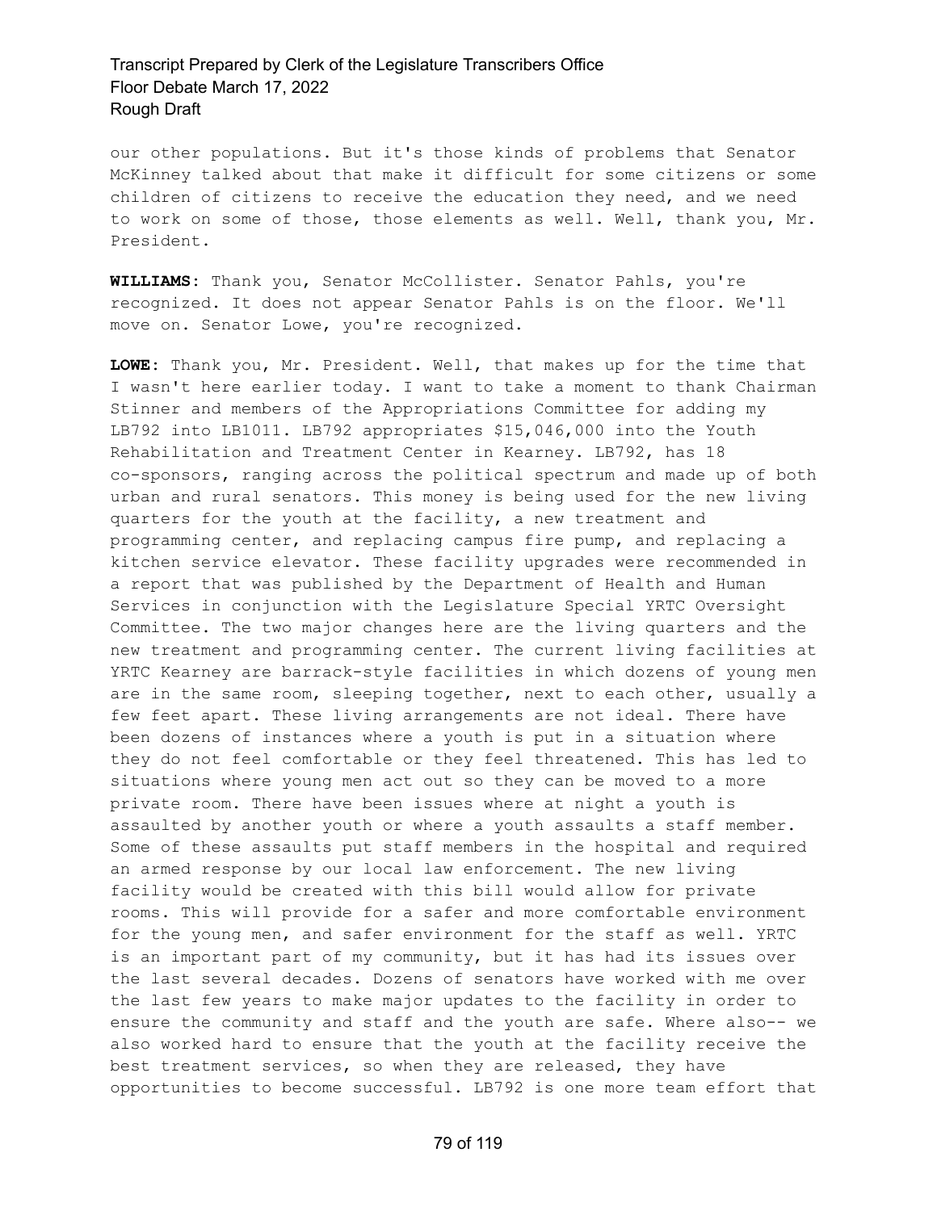our other populations. But it's those kinds of problems that Senator McKinney talked about that make it difficult for some citizens or some children of citizens to receive the education they need, and we need to work on some of those, those elements as well. Well, thank you, Mr. President.

**WILLIAMS:** Thank you, Senator McCollister. Senator Pahls, you're recognized. It does not appear Senator Pahls is on the floor. We'll move on. Senator Lowe, you're recognized.

**LOWE:** Thank you, Mr. President. Well, that makes up for the time that I wasn't here earlier today. I want to take a moment to thank Chairman Stinner and members of the Appropriations Committee for adding my LB792 into LB1011. LB792 appropriates $15,046,000 into the Youth Rehabilitation and Treatment Center in Kearney. LB792, has 18 co-sponsors, ranging across the political spectrum and made up of both urban and rural senators. This money is being used for the new living quarters for the youth at the facility, a new treatment and programming center, and replacing campus fire pump, and replacing a kitchen service elevator. These facility upgrades were recommended in a report that was published by the Department of Health and Human Services in conjunction with the Legislature Special YRTC Oversight Committee. The two major changes here are the living quarters and the new treatment and programming center. The current living facilities at YRTC Kearney are barrack-style facilities in which dozens of young men are in the same room, sleeping together, next to each other, usually a few feet apart. These living arrangements are not ideal. There have been dozens of instances where a youth is put in a situation where they do not feel comfortable or they feel threatened. This has led to situations where young men act out so they can be moved to a more private room. There have been issues where at night a youth is assaulted by another youth or where a youth assaults a staff member. Some of these assaults put staff members in the hospital and required an armed response by our local law enforcement. The new living facility would be created with this bill would allow for private rooms. This will provide for a safer and more comfortable environment for the young men, and safer environment for the staff as well. YRTC is an important part of my community, but it has had its issues over the last several decades. Dozens of senators have worked with me over the last few years to make major updates to the facility in order to ensure the community and staff and the youth are safe. Where also-- we also worked hard to ensure that the youth at the facility receive the best treatment services, so when they are released, they have opportunities to become successful. LB792 is one more team effort that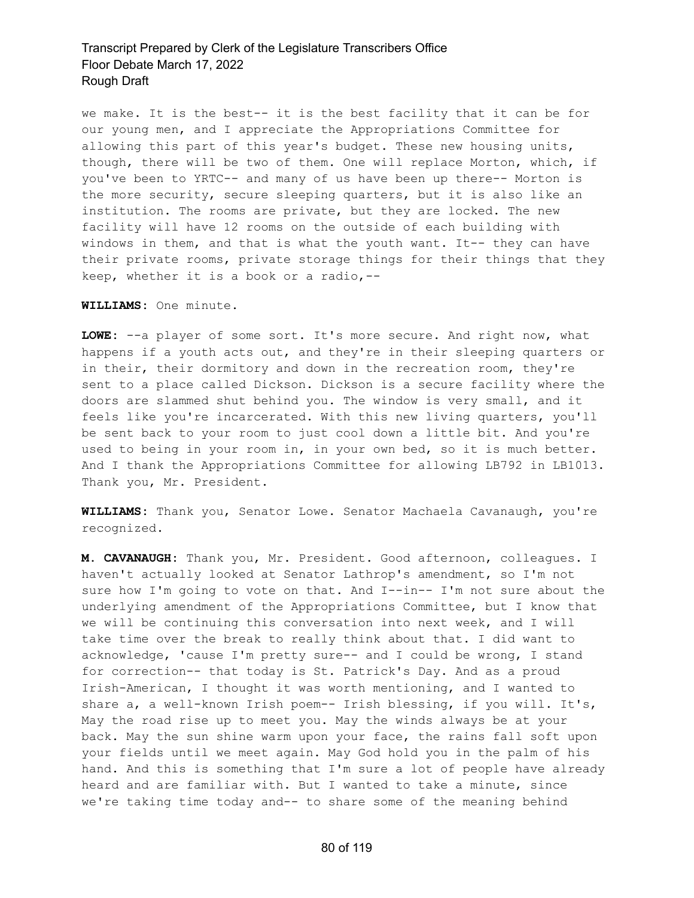we make. It is the best-- it is the best facility that it can be for our young men, and I appreciate the Appropriations Committee for allowing this part of this year's budget. These new housing units, though, there will be two of them. One will replace Morton, which, if you've been to YRTC-- and many of us have been up there-- Morton is the more security, secure sleeping quarters, but it is also like an institution. The rooms are private, but they are locked. The new facility will have 12 rooms on the outside of each building with windows in them, and that is what the youth want. It-- they can have their private rooms, private storage things for their things that they keep, whether it is a book or a radio,--

**WILLIAMS:** One minute.

**LOWE:** --a player of some sort. It's more secure. And right now, what happens if a youth acts out, and they're in their sleeping quarters or in their, their dormitory and down in the recreation room, they're sent to a place called Dickson. Dickson is a secure facility where the doors are slammed shut behind you. The window is very small, and it feels like you're incarcerated. With this new living quarters, you'll be sent back to your room to just cool down a little bit. And you're used to being in your room in, in your own bed, so it is much better. And I thank the Appropriations Committee for allowing LB792 in LB1013. Thank you, Mr. President.

**WILLIAMS:** Thank you, Senator Lowe. Senator Machaela Cavanaugh, you're recognized.

**M. CAVANAUGH:** Thank you, Mr. President. Good afternoon, colleagues. I haven't actually looked at Senator Lathrop's amendment, so I'm not sure how I'm going to vote on that. And I--in-- I'm not sure about the underlying amendment of the Appropriations Committee, but I know that we will be continuing this conversation into next week, and I will take time over the break to really think about that. I did want to acknowledge, 'cause I'm pretty sure-- and I could be wrong, I stand for correction-- that today is St. Patrick's Day. And as a proud Irish-American, I thought it was worth mentioning, and I wanted to share a, a well-known Irish poem-- Irish blessing, if you will. It's, May the road rise up to meet you. May the winds always be at your back. May the sun shine warm upon your face, the rains fall soft upon your fields until we meet again. May God hold you in the palm of his hand. And this is something that I'm sure a lot of people have already heard and are familiar with. But I wanted to take a minute, since we're taking time today and-- to share some of the meaning behind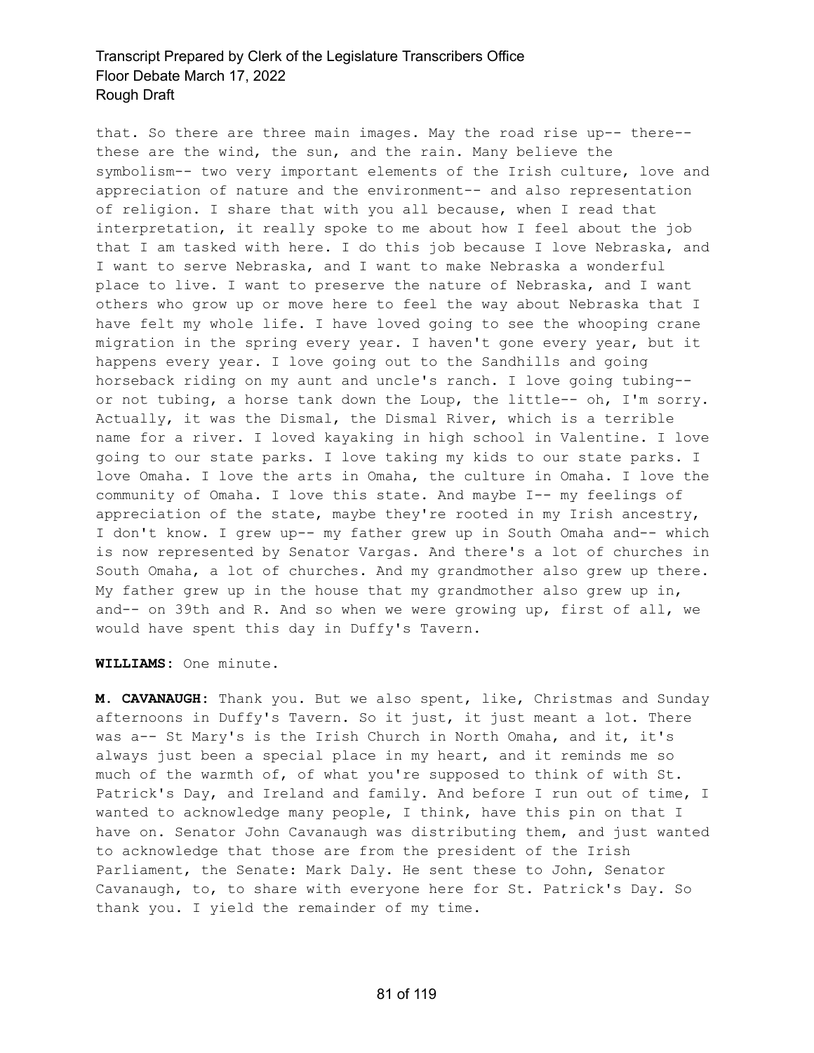that. So there are three main images. May the road rise up-- there-- these are the wind, the sun, and the rain. Many believe the symbolism-- two very important elements of the Irish culture, love and appreciation of nature and the environment-- and also representation of religion. I share that with you all because, when I read that interpretation, it really spoke to me about how I feel about the job that I am tasked with here. I do this job because I love Nebraska, and I want to serve Nebraska, and I want to make Nebraska a wonderful place to live. I want to preserve the nature of Nebraska, and I want others who grow up or move here to feel the way about Nebraska that I have felt my whole life. I have loved going to see the whooping crane migration in the spring every year. I haven't gone every year, but it happens every year. I love going out to the Sandhills and going horseback riding on my aunt and uncle's ranch. I love going tubing-- or not tubing, a horse tank down the Loup, the little-- oh, I'm sorry. Actually, it was the Dismal, the Dismal River, which is a terrible name for a river. I loved kayaking in high school in Valentine. I love going to our state parks. I love taking my kids to our state parks. I love Omaha. I love the arts in Omaha, the culture in Omaha. I love the community of Omaha. I love this state. And maybe I-- my feelings of appreciation of the state, maybe they're rooted in my Irish ancestry, I don't know. I grew up-- my father grew up in South Omaha and-- which is now represented by Senator Vargas. And there's a lot of churches in South Omaha, a lot of churches. And my grandmother also grew up there. My father grew up in the house that my grandmother also grew up in, and-- on 39th and R. And so when we were growing up, first of all, we would have spent this day in Duffy's Tavern.

**WILLIAMS:** One minute.

**M. CAVANAUGH:** Thank you. But we also spent, like, Christmas and Sunday afternoons in Duffy's Tavern. So it just, it just meant a lot. There was a-- St Mary's is the Irish Church in North Omaha, and it, it's always just been a special place in my heart, and it reminds me so much of the warmth of, of what you're supposed to think of with St. Patrick's Day, and Ireland and family. And before I run out of time, I wanted to acknowledge many people, I think, have this pin on that I have on. Senator John Cavanaugh was distributing them, and just wanted to acknowledge that those are from the president of the Irish Parliament, the Senate: Mark Daly. He sent these to John, Senator Cavanaugh, to, to share with everyone here for St. Patrick's Day. So thank you. I yield the remainder of my time.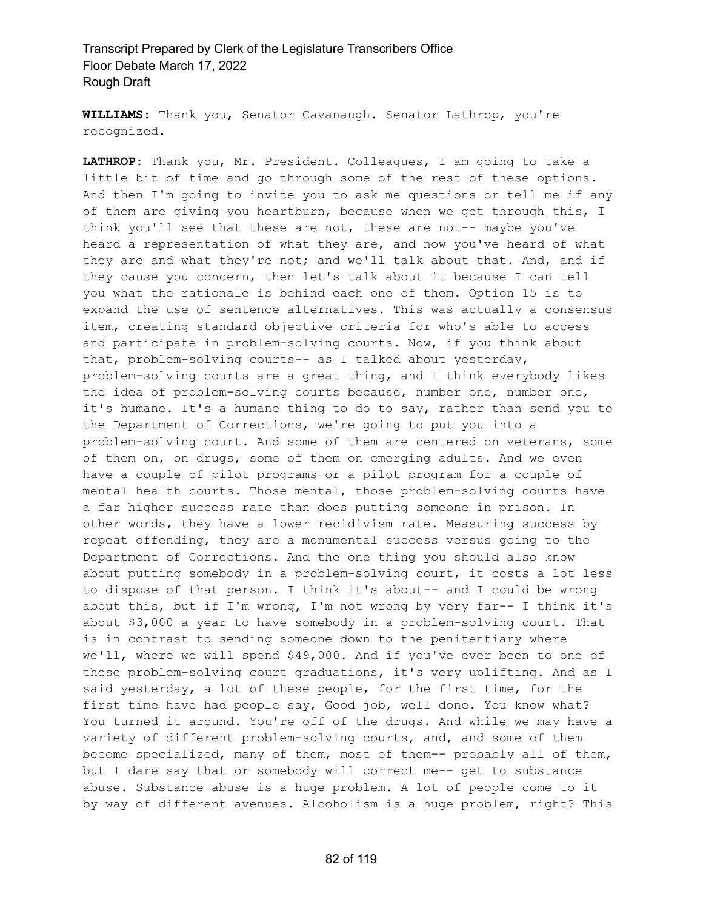**WILLIAMS:** Thank you, Senator Cavanaugh. Senator Lathrop, you're recognized.

**LATHROP:** Thank you, Mr. President. Colleagues, I am going to take a little bit of time and go through some of the rest of these options. And then I'm going to invite you to ask me questions or tell me if any of them are giving you heartburn, because when we get through this, I think you'll see that these are not, these are not-- maybe you've heard a representation of what they are, and now you've heard of what they are and what they're not; and we'll talk about that. And, and if they cause you concern, then let's talk about it because I can tell you what the rationale is behind each one of them. Option 15 is to expand the use of sentence alternatives. This was actually a consensus item, creating standard objective criteria for who's able to access and participate in problem-solving courts. Now, if you think about that, problem-solving courts-- as I talked about yesterday, problem-solving courts are a great thing, and I think everybody likes the idea of problem-solving courts because, number one, number one, it's humane. It's a humane thing to do to say, rather than send you to the Department of Corrections, we're going to put you into a problem-solving court. And some of them are centered on veterans, some of them on, on drugs, some of them on emerging adults. And we even have a couple of pilot programs or a pilot program for a couple of mental health courts. Those mental, those problem-solving courts have a far higher success rate than does putting someone in prison. In other words, they have a lower recidivism rate. Measuring success by repeat offending, they are a monumental success versus going to the Department of Corrections. And the one thing you should also know about putting somebody in a problem-solving court, it costs a lot less to dispose of that person. I think it's about-- and I could be wrong about this, but if I'm wrong, I'm not wrong by very far-- I think it's about $3,000 a year to have somebody in a problem-solving court. That is in contrast to sending someone down to the penitentiary where we'll, where we will spend $49,000. And if you've ever been to one of these problem-solving court graduations, it's very uplifting. And as I said yesterday, a lot of these people, for the first time, for the first time have had people say, Good job, well done. You know what? You turned it around. You're off of the drugs. And while we may have a variety of different problem-solving courts, and, and some of them become specialized, many of them, most of them-- probably all of them, but I dare say that or somebody will correct me-- get to substance abuse. Substance abuse is a huge problem. A lot of people come to it by way of different avenues. Alcoholism is a huge problem, right? This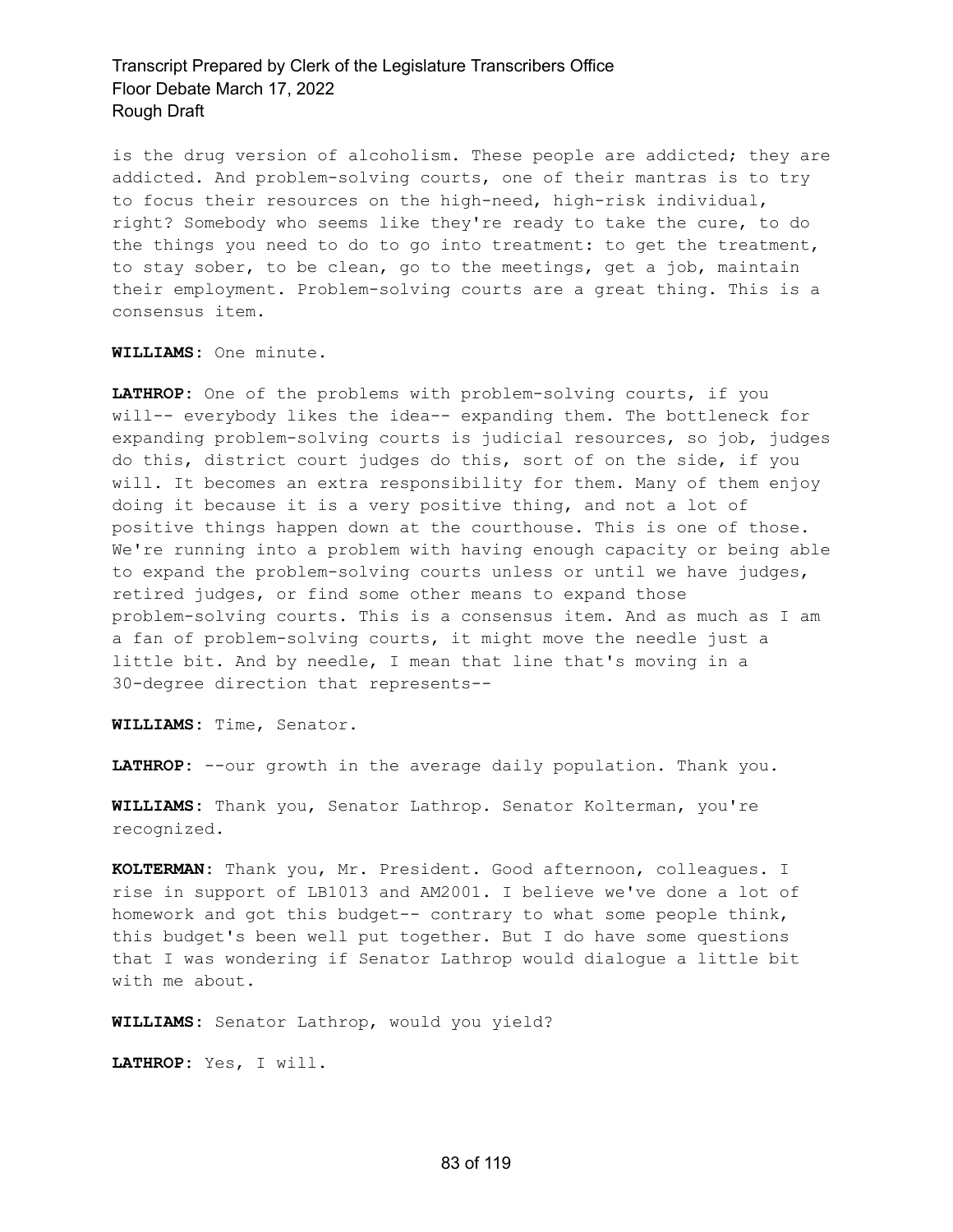is the drug version of alcoholism. These people are addicted; they are addicted. And problem-solving courts, one of their mantras is to try to focus their resources on the high-need, high-risk individual, right? Somebody who seems like they're ready to take the cure, to do the things you need to do to go into treatment: to get the treatment, to stay sober, to be clean, go to the meetings, get a job, maintain their employment. Problem-solving courts are a great thing. This is a consensus item.

**WILLIAMS:** One minute.

**LATHROP:** One of the problems with problem-solving courts, if you will-- everybody likes the idea-- expanding them. The bottleneck for expanding problem-solving courts is judicial resources, so job, judges do this, district court judges do this, sort of on the side, if you will. It becomes an extra responsibility for them. Many of them enjoy doing it because it is a very positive thing, and not a lot of positive things happen down at the courthouse. This is one of those. We're running into a problem with having enough capacity or being able to expand the problem-solving courts unless or until we have judges, retired judges, or find some other means to expand those problem-solving courts. This is a consensus item. And as much as I am a fan of problem-solving courts, it might move the needle just a little bit. And by needle, I mean that line that's moving in a 30-degree direction that represents--

**WILLIAMS:** Time, Senator.

**LATHROP:** --our growth in the average daily population. Thank you.

**WILLIAMS:** Thank you, Senator Lathrop. Senator Kolterman, you're recognized.

**KOLTERMAN:** Thank you, Mr. President. Good afternoon, colleagues. I rise in support of LB1013 and AM2001. I believe we've done a lot of homework and got this budget-- contrary to what some people think, this budget's been well put together. But I do have some questions that I was wondering if Senator Lathrop would dialogue a little bit with me about.

**WILLIAMS:** Senator Lathrop, would you yield?

**LATHROP:** Yes, I will.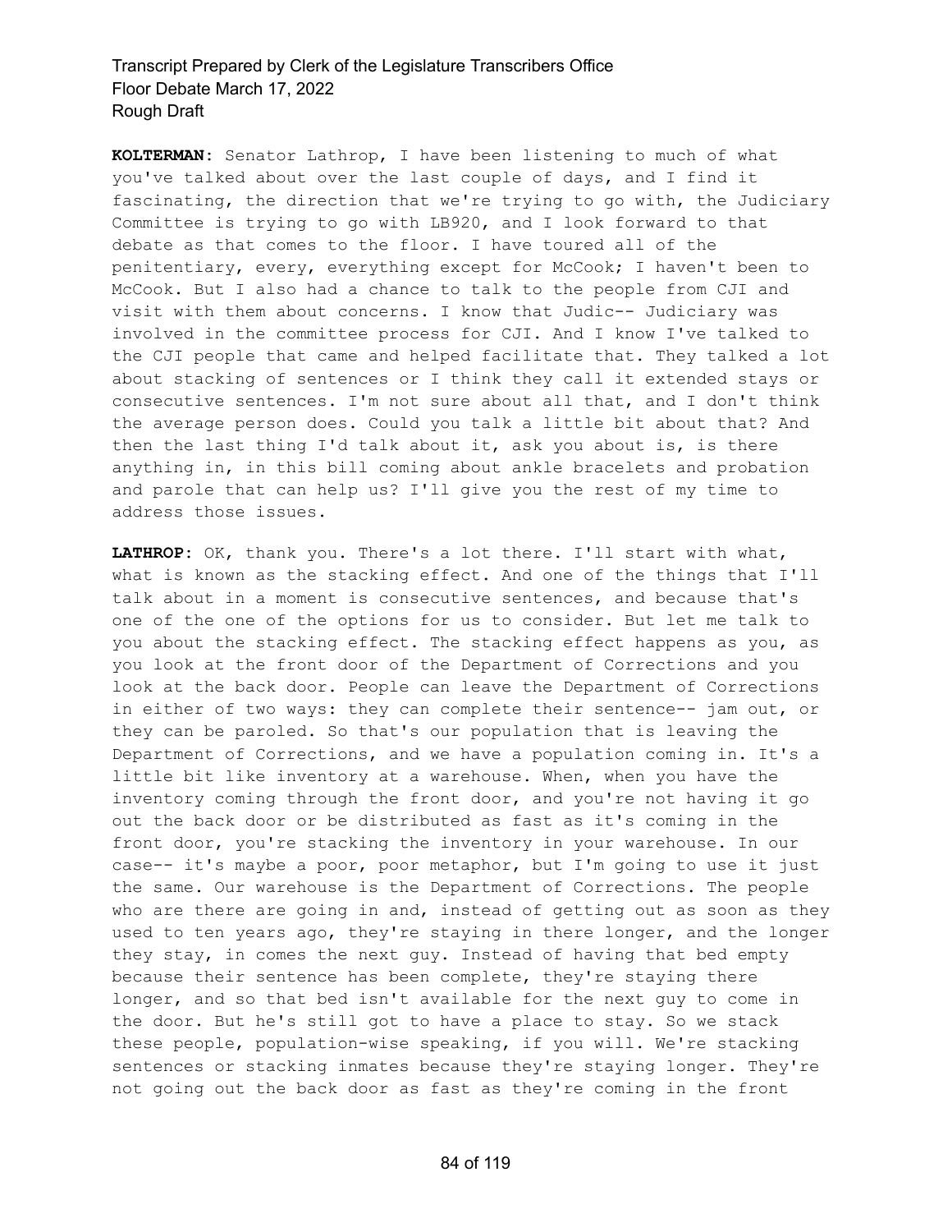**KOLTERMAN:** Senator Lathrop, I have been listening to much of what you've talked about over the last couple of days, and I find it fascinating, the direction that we're trying to go with, the Judiciary Committee is trying to go with LB920, and I look forward to that debate as that comes to the floor. I have toured all of the penitentiary, every, everything except for McCook; I haven't been to McCook. But I also had a chance to talk to the people from CJI and visit with them about concerns. I know that Judic-- Judiciary was involved in the committee process for CJI. And I know I've talked to the CJI people that came and helped facilitate that. They talked a lot about stacking of sentences or I think they call it extended stays or consecutive sentences. I'm not sure about all that, and I don't think the average person does. Could you talk a little bit about that? And then the last thing I'd talk about it, ask you about is, is there anything in, in this bill coming about ankle bracelets and probation and parole that can help us? I'll give you the rest of my time to address those issues.

**LATHROP:** OK, thank you. There's a lot there. I'll start with what, what is known as the stacking effect. And one of the things that I'll talk about in a moment is consecutive sentences, and because that's one of the one of the options for us to consider. But let me talk to you about the stacking effect. The stacking effect happens as you, as you look at the front door of the Department of Corrections and you look at the back door. People can leave the Department of Corrections in either of two ways: they can complete their sentence-- jam out, or they can be paroled. So that's our population that is leaving the Department of Corrections, and we have a population coming in. It's a little bit like inventory at a warehouse. When, when you have the inventory coming through the front door, and you're not having it go out the back door or be distributed as fast as it's coming in the front door, you're stacking the inventory in your warehouse. In our case-- it's maybe a poor, poor metaphor, but I'm going to use it just the same. Our warehouse is the Department of Corrections. The people who are there are going in and, instead of getting out as soon as they used to ten years ago, they're staying in there longer, and the longer they stay, in comes the next guy. Instead of having that bed empty because their sentence has been complete, they're staying there longer, and so that bed isn't available for the next guy to come in the door. But he's still got to have a place to stay. So we stack these people, population-wise speaking, if you will. We're stacking sentences or stacking inmates because they're staying longer. They're not going out the back door as fast as they're coming in the front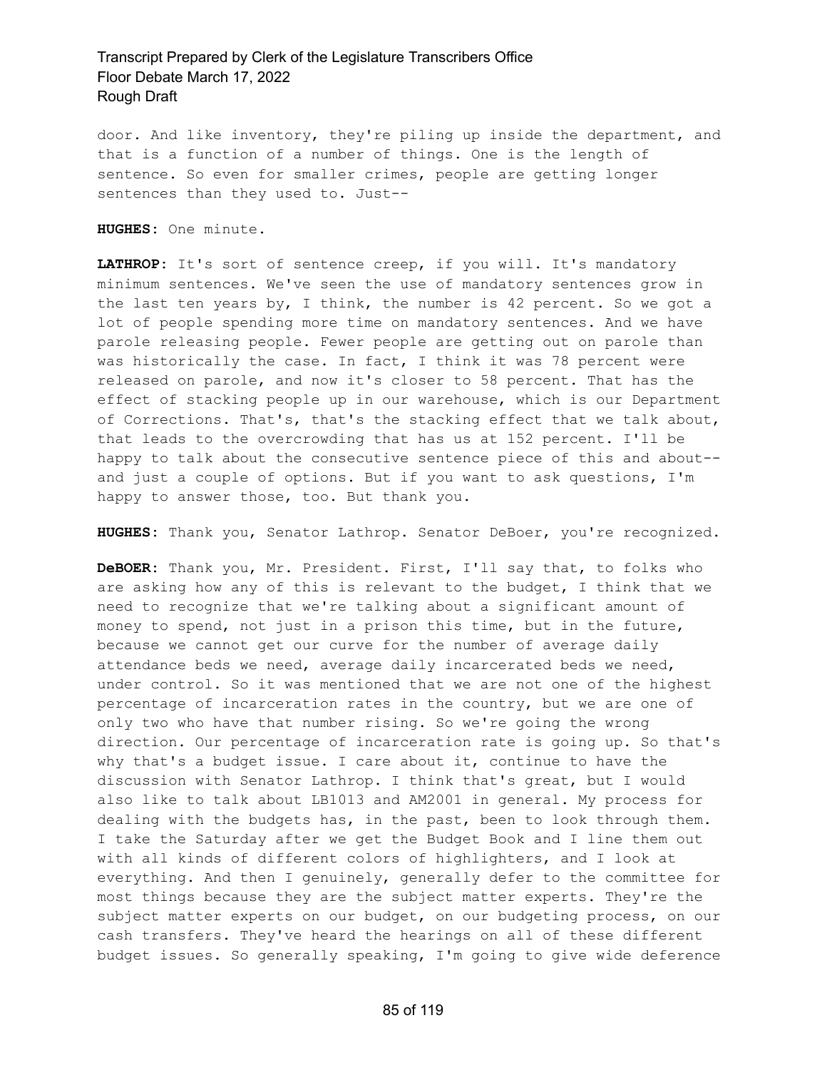door. And like inventory, they're piling up inside the department, and that is a function of a number of things. One is the length of sentence. So even for smaller crimes, people are getting longer sentences than they used to. Just--

**HUGHES:** One minute.

**LATHROP:** It's sort of sentence creep, if you will. It's mandatory minimum sentences. We've seen the use of mandatory sentences grow in the last ten years by, I think, the number is 42 percent. So we got a lot of people spending more time on mandatory sentences. And we have parole releasing people. Fewer people are getting out on parole than was historically the case. In fact, I think it was 78 percent were released on parole, and now it's closer to 58 percent. That has the effect of stacking people up in our warehouse, which is our Department of Corrections. That's, that's the stacking effect that we talk about, that leads to the overcrowding that has us at 152 percent. I'll be happy to talk about the consecutive sentence piece of this and about-- and just a couple of options. But if you want to ask questions, I'm happy to answer those, too. But thank you.

**HUGHES:** Thank you, Senator Lathrop. Senator DeBoer, you're recognized.

**DeBOER:** Thank you, Mr. President. First, I'll say that, to folks who are asking how any of this is relevant to the budget, I think that we need to recognize that we're talking about a significant amount of money to spend, not just in a prison this time, but in the future, because we cannot get our curve for the number of average daily attendance beds we need, average daily incarcerated beds we need, under control. So it was mentioned that we are not one of the highest percentage of incarceration rates in the country, but we are one of only two who have that number rising. So we're going the wrong direction. Our percentage of incarceration rate is going up. So that's why that's a budget issue. I care about it, continue to have the discussion with Senator Lathrop. I think that's great, but I would also like to talk about LB1013 and AM2001 in general. My process for dealing with the budgets has, in the past, been to look through them. I take the Saturday after we get the Budget Book and I line them out with all kinds of different colors of highlighters, and I look at everything. And then I genuinely, generally defer to the committee for most things because they are the subject matter experts. They're the subject matter experts on our budget, on our budgeting process, on our cash transfers. They've heard the hearings on all of these different budget issues. So generally speaking, I'm going to give wide deference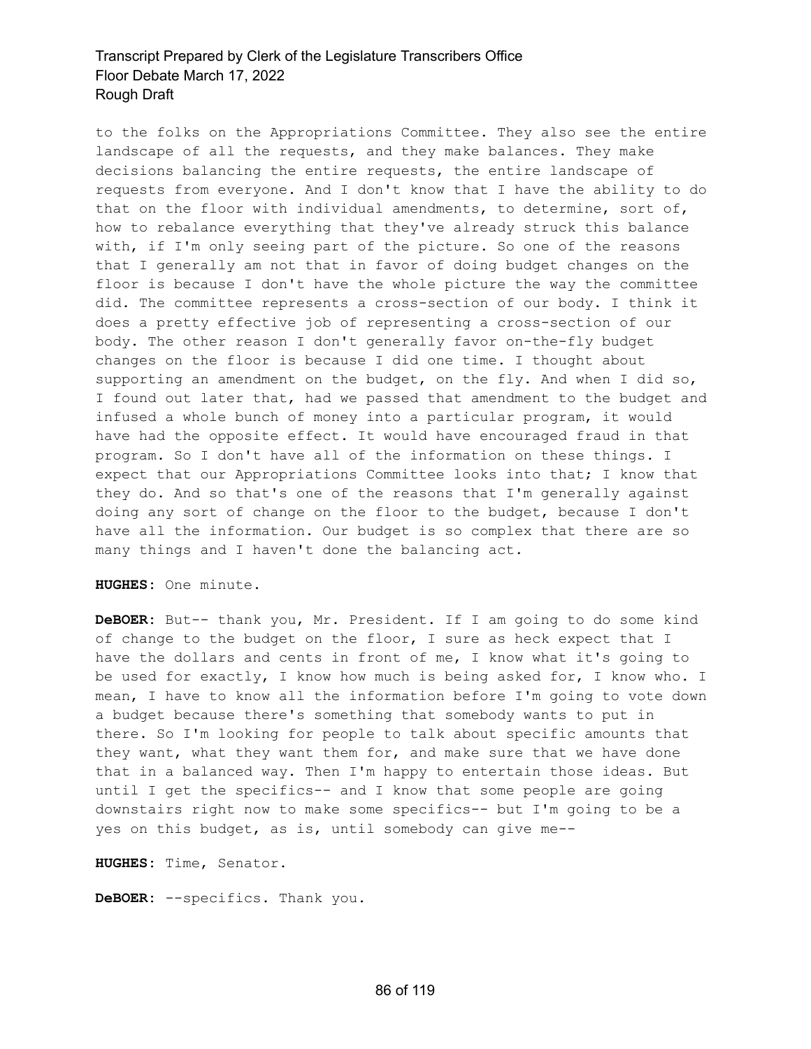to the folks on the Appropriations Committee. They also see the entire landscape of all the requests, and they make balances. They make decisions balancing the entire requests, the entire landscape of requests from everyone. And I don't know that I have the ability to do that on the floor with individual amendments, to determine, sort of, how to rebalance everything that they've already struck this balance with, if I'm only seeing part of the picture. So one of the reasons that I generally am not that in favor of doing budget changes on the floor is because I don't have the whole picture the way the committee did. The committee represents a cross-section of our body. I think it does a pretty effective job of representing a cross-section of our body. The other reason I don't generally favor on-the-fly budget changes on the floor is because I did one time. I thought about supporting an amendment on the budget, on the fly. And when I did so, I found out later that, had we passed that amendment to the budget and infused a whole bunch of money into a particular program, it would have had the opposite effect. It would have encouraged fraud in that program. So I don't have all of the information on these things. I expect that our Appropriations Committee looks into that; I know that they do. And so that's one of the reasons that I'm generally against doing any sort of change on the floor to the budget, because I don't have all the information. Our budget is so complex that there are so many things and I haven't done the balancing act.

**HUGHES:** One minute.

**DeBOER:** But-- thank you, Mr. President. If I am going to do some kind of change to the budget on the floor, I sure as heck expect that I have the dollars and cents in front of me, I know what it's going to be used for exactly, I know how much is being asked for, I know who. I mean, I have to know all the information before I'm going to vote down a budget because there's something that somebody wants to put in there. So I'm looking for people to talk about specific amounts that they want, what they want them for, and make sure that we have done that in a balanced way. Then I'm happy to entertain those ideas. But until I get the specifics-- and I know that some people are going downstairs right now to make some specifics-- but I'm going to be a yes on this budget, as is, until somebody can give me--

**HUGHES:** Time, Senator.

**DeBOER:** --specifics. Thank you.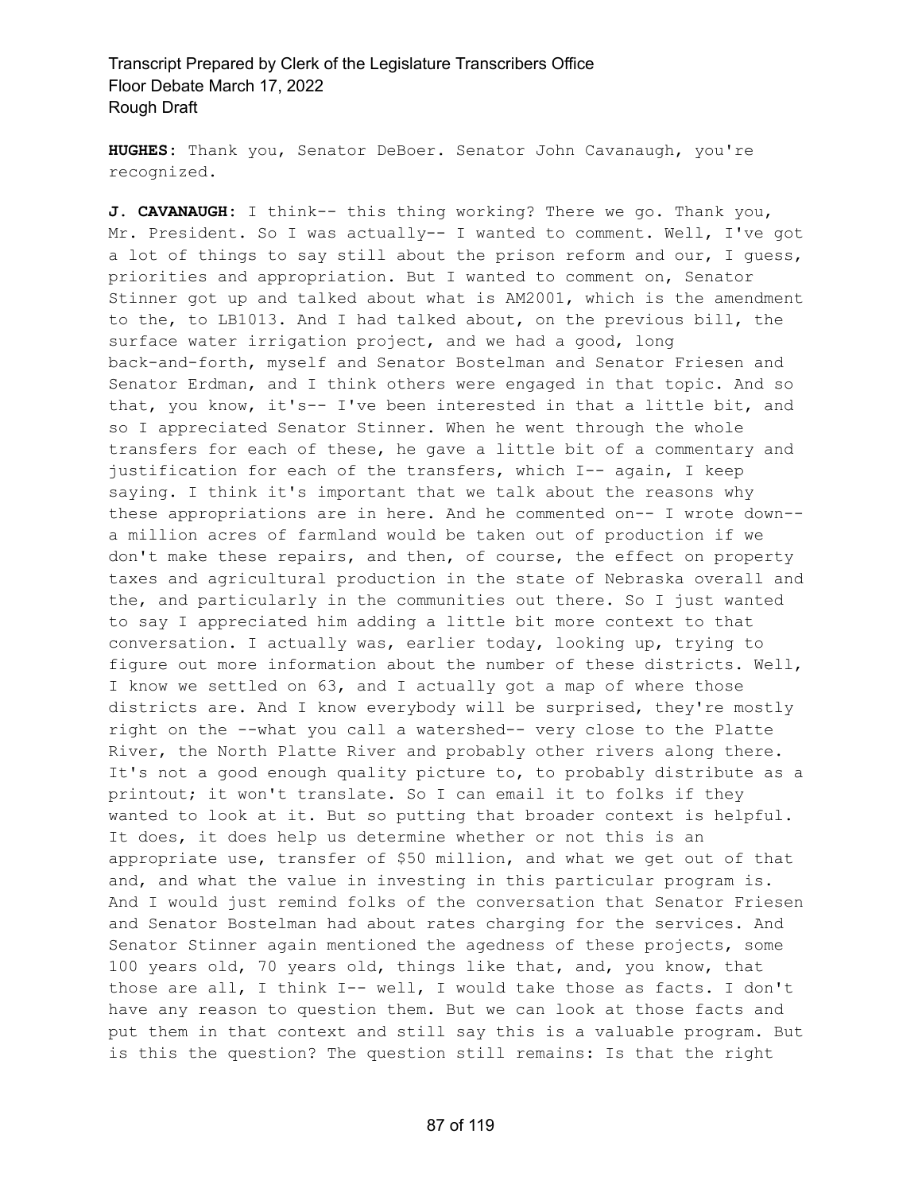**HUGHES:** Thank you, Senator DeBoer. Senator John Cavanaugh, you're recognized.

**J. CAVANAUGH:** I think-- this thing working? There we go. Thank you, Mr. President. So I was actually-- I wanted to comment. Well, I've got a lot of things to say still about the prison reform and our, I guess, priorities and appropriation. But I wanted to comment on, Senator Stinner got up and talked about what is AM2001, which is the amendment to the, to LB1013. And I had talked about, on the previous bill, the surface water irrigation project, and we had a good, long back-and-forth, myself and Senator Bostelman and Senator Friesen and Senator Erdman, and I think others were engaged in that topic. And so that, you know, it's-- I've been interested in that a little bit, and so I appreciated Senator Stinner. When he went through the whole transfers for each of these, he gave a little bit of a commentary and justification for each of the transfers, which I-- again, I keep saying. I think it's important that we talk about the reasons why these appropriations are in here. And he commented on-- I wrote down-- a million acres of farmland would be taken out of production if we don't make these repairs, and then, of course, the effect on property taxes and agricultural production in the state of Nebraska overall and the, and particularly in the communities out there. So I just wanted to say I appreciated him adding a little bit more context to that conversation. I actually was, earlier today, looking up, trying to figure out more information about the number of these districts. Well, I know we settled on 63, and I actually got a map of where those districts are. And I know everybody will be surprised, they're mostly right on the --what you call a watershed-- very close to the Platte River, the North Platte River and probably other rivers along there. It's not a good enough quality picture to, to probably distribute as a printout; it won't translate. So I can email it to folks if they wanted to look at it. But so putting that broader context is helpful. It does, it does help us determine whether or not this is an appropriate use, transfer of $50 million, and what we get out of that and, and what the value in investing in this particular program is. And I would just remind folks of the conversation that Senator Friesen and Senator Bostelman had about rates charging for the services. And Senator Stinner again mentioned the agedness of these projects, some 100 years old, 70 years old, things like that, and, you know, that those are all, I think I-- well, I would take those as facts. I don't have any reason to question them. But we can look at those facts and put them in that context and still say this is a valuable program. But is this the question? The question still remains: Is that the right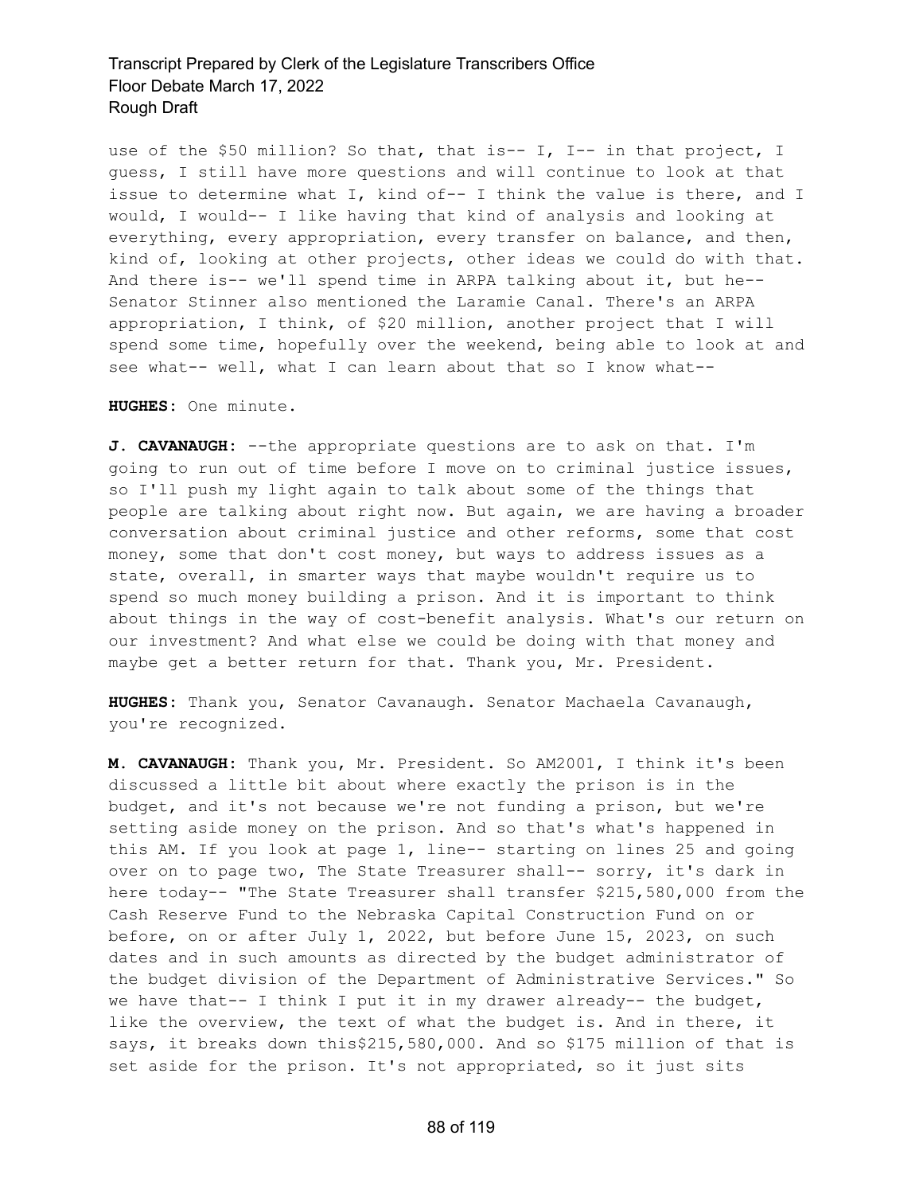use of the $50 million? So that, that is-- I, I-- in that project, I guess, I still have more questions and will continue to look at that issue to determine what I, kind of-- I think the value is there, and I would, I would-- I like having that kind of analysis and looking at everything, every appropriation, every transfer on balance, and then, kind of, looking at other projects, other ideas we could do with that. And there is-- we'll spend time in ARPA talking about it, but he-- Senator Stinner also mentioned the Laramie Canal. There's an ARPA appropriation, I think, of $20 million, another project that I will spend some time, hopefully over the weekend, being able to look at and see what-- well, what I can learn about that so I know what--

**HUGHES:** One minute.

**J. CAVANAUGH:** --the appropriate questions are to ask on that. I'm going to run out of time before I move on to criminal justice issues, so I'll push my light again to talk about some of the things that people are talking about right now. But again, we are having a broader conversation about criminal justice and other reforms, some that cost money, some that don't cost money, but ways to address issues as a state, overall, in smarter ways that maybe wouldn't require us to spend so much money building a prison. And it is important to think about things in the way of cost-benefit analysis. What's our return on our investment? And what else we could be doing with that money and maybe get a better return for that. Thank you, Mr. President.

**HUGHES:** Thank you, Senator Cavanaugh. Senator Machaela Cavanaugh, you're recognized.

**M. CAVANAUGH:** Thank you, Mr. President. So AM2001, I think it's been discussed a little bit about where exactly the prison is in the budget, and it's not because we're not funding a prison, but we're setting aside money on the prison. And so that's what's happened in this AM. If you look at page 1, line-- starting on lines 25 and going over on to page two, The State Treasurer shall-- sorry, it's dark in here today-- "The State Treasurer shall transfer $215,580,000 from the Cash Reserve Fund to the Nebraska Capital Construction Fund on or before, on or after July 1, 2022, but before June 15, 2023, on such dates and in such amounts as directed by the budget administrator of the budget division of the Department of Administrative Services." So we have that-- I think I put it in my drawer already-- the budget, like the overview, the text of what the budget is. And in there, it says, it breaks down this$215,580,000. And so $175 million of that is set aside for the prison. It's not appropriated, so it just sits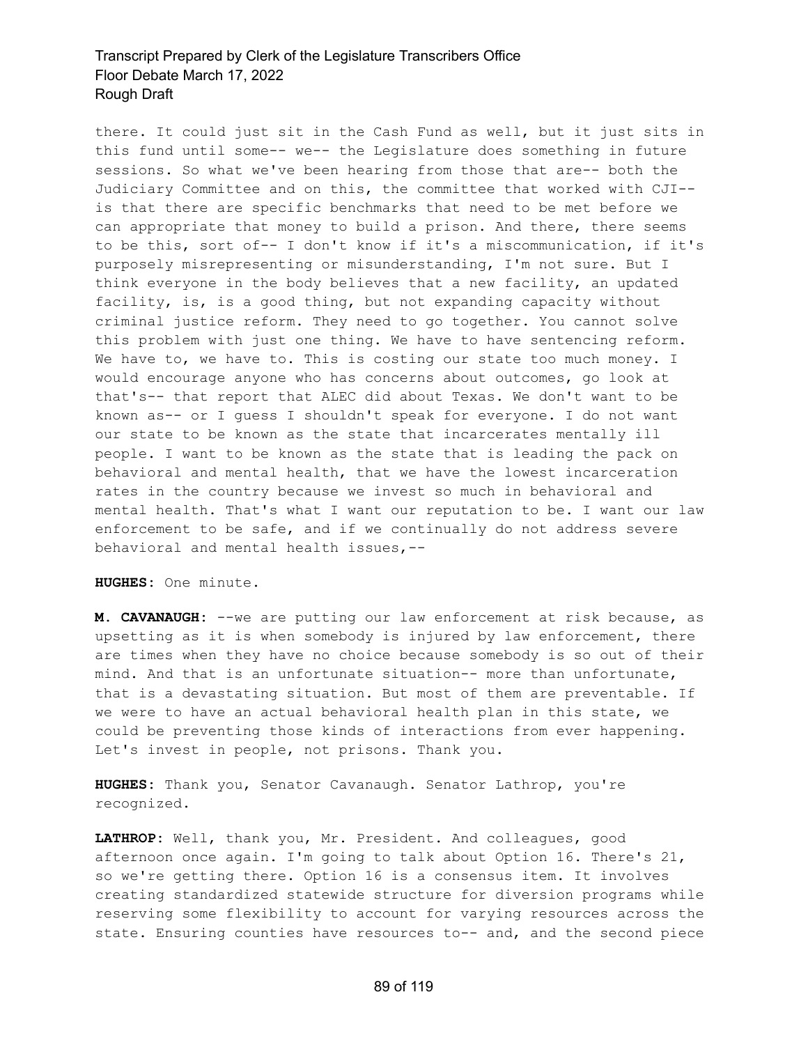there. It could just sit in the Cash Fund as well, but it just sits in this fund until some-- we-- the Legislature does something in future sessions. So what we've been hearing from those that are-- both the Judiciary Committee and on this, the committee that worked with CJI-- is that there are specific benchmarks that need to be met before we can appropriate that money to build a prison. And there, there seems to be this, sort of-- I don't know if it's a miscommunication, if it's purposely misrepresenting or misunderstanding, I'm not sure. But I think everyone in the body believes that a new facility, an updated facility, is, is a good thing, but not expanding capacity without criminal justice reform. They need to go together. You cannot solve this problem with just one thing. We have to have sentencing reform. We have to, we have to. This is costing our state too much money. I would encourage anyone who has concerns about outcomes, go look at that's-- that report that ALEC did about Texas. We don't want to be known as-- or I guess I shouldn't speak for everyone. I do not want our state to be known as the state that incarcerates mentally ill people. I want to be known as the state that is leading the pack on behavioral and mental health, that we have the lowest incarceration rates in the country because we invest so much in behavioral and mental health. That's what I want our reputation to be. I want our law enforcement to be safe, and if we continually do not address severe behavioral and mental health issues,--

**HUGHES:** One minute.

**M. CAVANAUGH:** --we are putting our law enforcement at risk because, as upsetting as it is when somebody is injured by law enforcement, there are times when they have no choice because somebody is so out of their mind. And that is an unfortunate situation-- more than unfortunate, that is a devastating situation. But most of them are preventable. If we were to have an actual behavioral health plan in this state, we could be preventing those kinds of interactions from ever happening. Let's invest in people, not prisons. Thank you.

**HUGHES:** Thank you, Senator Cavanaugh. Senator Lathrop, you're recognized.

**LATHROP:** Well, thank you, Mr. President. And colleagues, good afternoon once again. I'm going to talk about Option 16. There's 21, so we're getting there. Option 16 is a consensus item. It involves creating standardized statewide structure for diversion programs while reserving some flexibility to account for varying resources across the state. Ensuring counties have resources to-- and, and the second piece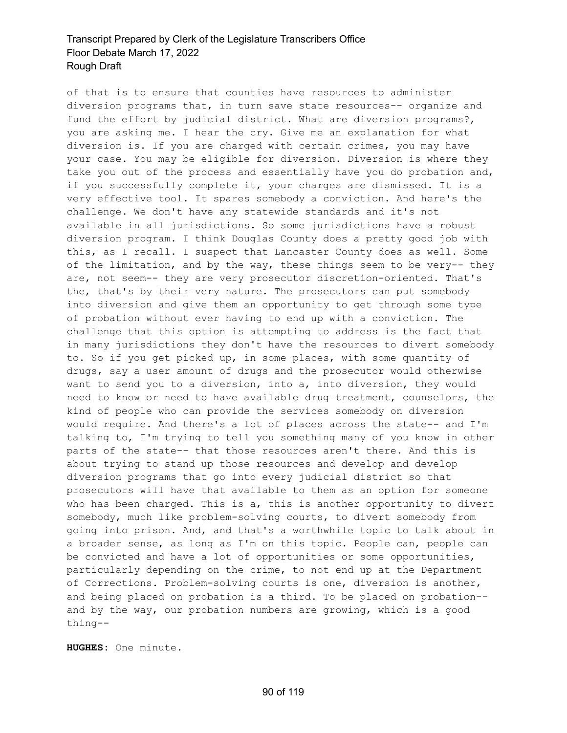of that is to ensure that counties have resources to administer diversion programs that, in turn save state resources-- organize and fund the effort by judicial district. What are diversion programs?, you are asking me. I hear the cry. Give me an explanation for what diversion is. If you are charged with certain crimes, you may have your case. You may be eligible for diversion. Diversion is where they take you out of the process and essentially have you do probation and, if you successfully complete it, your charges are dismissed. It is a very effective tool. It spares somebody a conviction. And here's the challenge. We don't have any statewide standards and it's not available in all jurisdictions. So some jurisdictions have a robust diversion program. I think Douglas County does a pretty good job with this, as I recall. I suspect that Lancaster County does as well. Some of the limitation, and by the way, these things seem to be very-- they are, not seem-- they are very prosecutor discretion-oriented. That's the, that's by their very nature. The prosecutors can put somebody into diversion and give them an opportunity to get through some type of probation without ever having to end up with a conviction. The challenge that this option is attempting to address is the fact that in many jurisdictions they don't have the resources to divert somebody to. So if you get picked up, in some places, with some quantity of drugs, say a user amount of drugs and the prosecutor would otherwise want to send you to a diversion, into a, into diversion, they would need to know or need to have available drug treatment, counselors, the kind of people who can provide the services somebody on diversion would require. And there's a lot of places across the state-- and I'm talking to, I'm trying to tell you something many of you know in other parts of the state-- that those resources aren't there. And this is about trying to stand up those resources and develop and develop diversion programs that go into every judicial district so that prosecutors will have that available to them as an option for someone who has been charged. This is a, this is another opportunity to divert somebody, much like problem-solving courts, to divert somebody from going into prison. And, and that's a worthwhile topic to talk about in a broader sense, as long as I'm on this topic. People can, people can be convicted and have a lot of opportunities or some opportunities, particularly depending on the crime, to not end up at the Department of Corrections. Problem-solving courts is one, diversion is another, and being placed on probation is a third. To be placed on probation-- and by the way, our probation numbers are growing, which is a good thing--

**HUGHES:** One minute.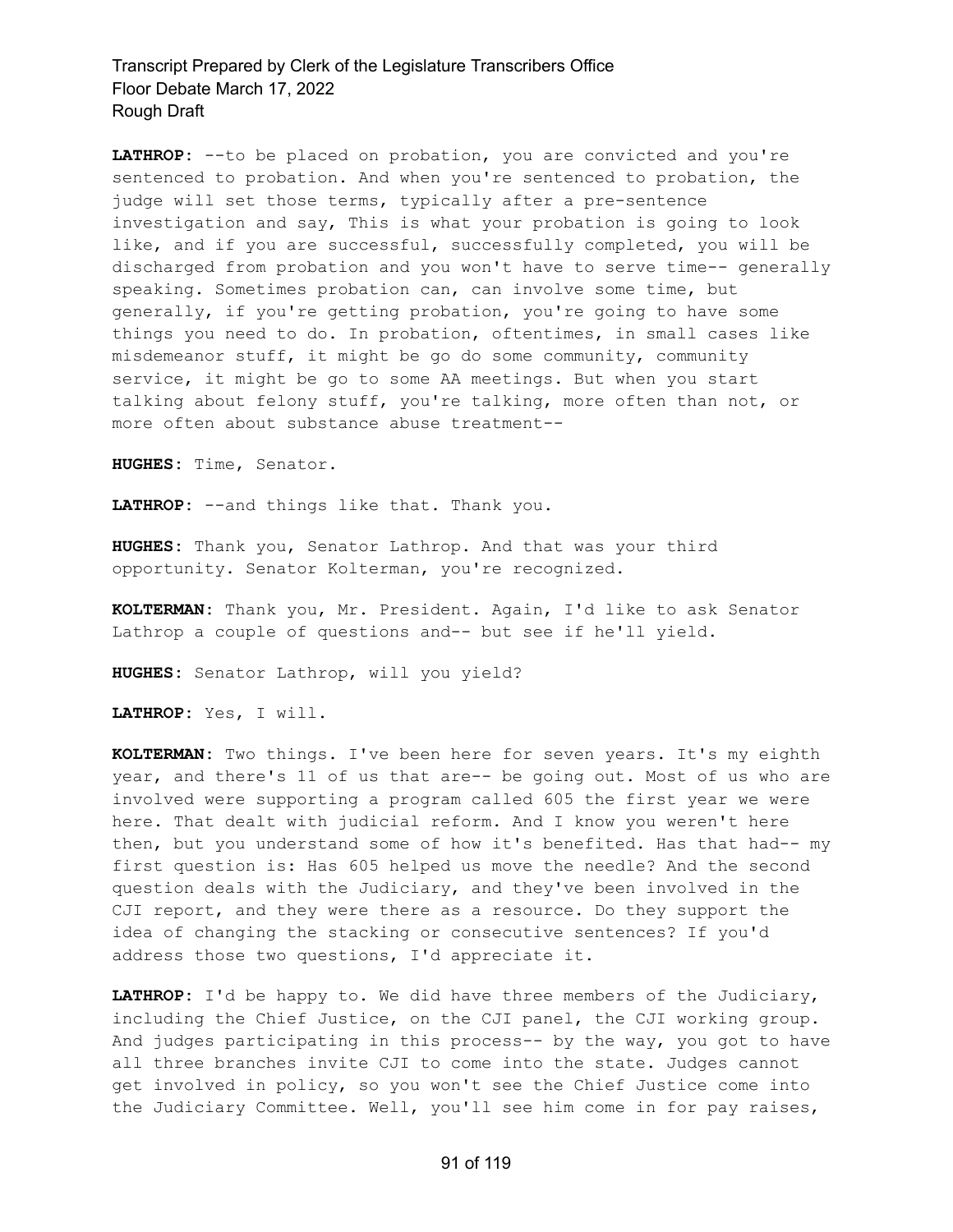**LATHROP:** --to be placed on probation, you are convicted and you're sentenced to probation. And when you're sentenced to probation, the judge will set those terms, typically after a pre-sentence investigation and say, This is what your probation is going to look like, and if you are successful, successfully completed, you will be discharged from probation and you won't have to serve time-- generally speaking. Sometimes probation can, can involve some time, but generally, if you're getting probation, you're going to have some things you need to do. In probation, oftentimes, in small cases like misdemeanor stuff, it might be go do some community, community service, it might be go to some AA meetings. But when you start talking about felony stuff, you're talking, more often than not, or more often about substance abuse treatment--

**HUGHES:** Time, Senator.

**LATHROP:** --and things like that. Thank you.

**HUGHES:** Thank you, Senator Lathrop. And that was your third opportunity. Senator Kolterman, you're recognized.

**KOLTERMAN:** Thank you, Mr. President. Again, I'd like to ask Senator Lathrop a couple of questions and-- but see if he'll yield.

**HUGHES:** Senator Lathrop, will you yield?

**LATHROP:** Yes, I will.

**KOLTERMAN:** Two things. I've been here for seven years. It's my eighth year, and there's 11 of us that are-- be going out. Most of us who are involved were supporting a program called 605 the first year we were here. That dealt with judicial reform. And I know you weren't here then, but you understand some of how it's benefited. Has that had-- my first question is: Has 605 helped us move the needle? And the second question deals with the Judiciary, and they've been involved in the CJI report, and they were there as a resource. Do they support the idea of changing the stacking or consecutive sentences? If you'd address those two questions, I'd appreciate it.

**LATHROP:** I'd be happy to. We did have three members of the Judiciary, including the Chief Justice, on the CJI panel, the CJI working group. And judges participating in this process-- by the way, you got to have all three branches invite CJI to come into the state. Judges cannot get involved in policy, so you won't see the Chief Justice come into the Judiciary Committee. Well, you'll see him come in for pay raises,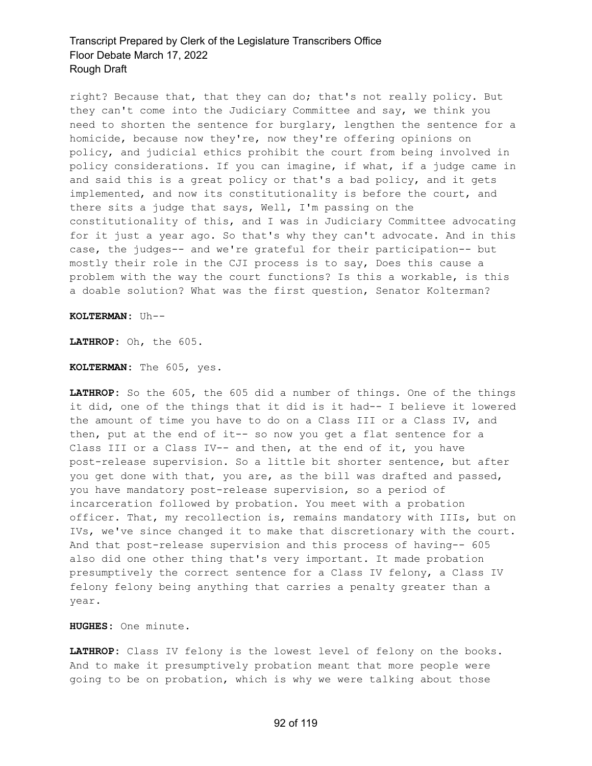right? Because that, that they can do; that's not really policy. But they can't come into the Judiciary Committee and say, we think you need to shorten the sentence for burglary, lengthen the sentence for a homicide, because now they're, now they're offering opinions on policy, and judicial ethics prohibit the court from being involved in policy considerations. If you can imagine, if what, if a judge came in and said this is a great policy or that's a bad policy, and it gets implemented, and now its constitutionality is before the court, and there sits a judge that says, Well, I'm passing on the constitutionality of this, and I was in Judiciary Committee advocating for it just a year ago. So that's why they can't advocate. And in this case, the judges-- and we're grateful for their participation-- but mostly their role in the CJI process is to say, Does this cause a problem with the way the court functions? Is this a workable, is this a doable solution? What was the first question, Senator Kolterman?

**KOLTERMAN:** Uh--

**LATHROP:** Oh, the 605.

**KOLTERMAN:** The 605, yes.

**LATHROP:** So the 605, the 605 did a number of things. One of the things it did, one of the things that it did is it had-- I believe it lowered the amount of time you have to do on a Class III or a Class IV, and then, put at the end of it-- so now you get a flat sentence for a Class III or a Class IV-- and then, at the end of it, you have post-release supervision. So a little bit shorter sentence, but after you get done with that, you are, as the bill was drafted and passed, you have mandatory post-release supervision, so a period of incarceration followed by probation. You meet with a probation officer. That, my recollection is, remains mandatory with IIIs, but on IVs, we've since changed it to make that discretionary with the court. And that post-release supervision and this process of having-- 605 also did one other thing that's very important. It made probation presumptively the correct sentence for a Class IV felony, a Class IV felony felony being anything that carries a penalty greater than a year.

**HUGHES:** One minute.

**LATHROP:** Class IV felony is the lowest level of felony on the books. And to make it presumptively probation meant that more people were going to be on probation, which is why we were talking about those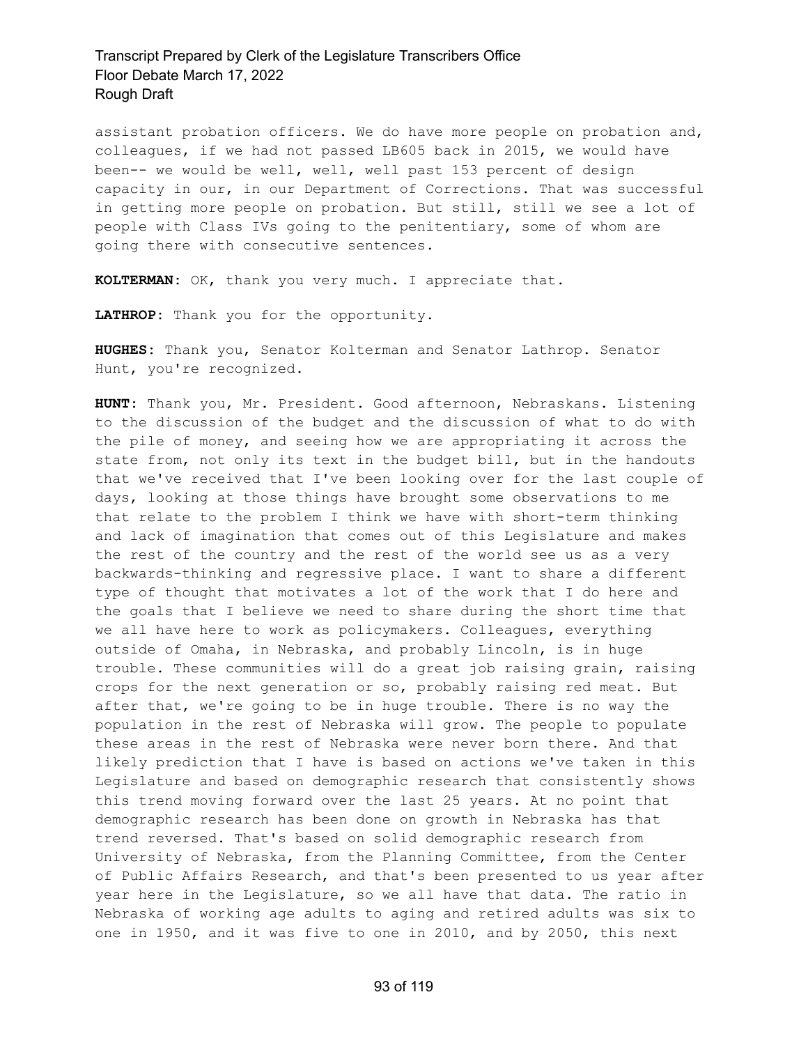assistant probation officers. We do have more people on probation and, colleagues, if we had not passed LB605 back in 2015, we would have been-- we would be well, well, well past 153 percent of design capacity in our, in our Department of Corrections. That was successful in getting more people on probation. But still, still we see a lot of people with Class IVs going to the penitentiary, some of whom are going there with consecutive sentences.

**KOLTERMAN:** OK, thank you very much. I appreciate that.

**LATHROP:** Thank you for the opportunity.

**HUGHES:** Thank you, Senator Kolterman and Senator Lathrop. Senator Hunt, you're recognized.

**HUNT:** Thank you, Mr. President. Good afternoon, Nebraskans. Listening to the discussion of the budget and the discussion of what to do with the pile of money, and seeing how we are appropriating it across the state from, not only its text in the budget bill, but in the handouts that we've received that I've been looking over for the last couple of days, looking at those things have brought some observations to me that relate to the problem I think we have with short-term thinking and lack of imagination that comes out of this Legislature and makes the rest of the country and the rest of the world see us as a very backwards-thinking and regressive place. I want to share a different type of thought that motivates a lot of the work that I do here and the goals that I believe we need to share during the short time that we all have here to work as policymakers. Colleagues, everything outside of Omaha, in Nebraska, and probably Lincoln, is in huge trouble. These communities will do a great job raising grain, raising crops for the next generation or so, probably raising red meat. But after that, we're going to be in huge trouble. There is no way the population in the rest of Nebraska will grow. The people to populate these areas in the rest of Nebraska were never born there. And that likely prediction that I have is based on actions we've taken in this Legislature and based on demographic research that consistently shows this trend moving forward over the last 25 years. At no point that demographic research has been done on growth in Nebraska has that trend reversed. That's based on solid demographic research from University of Nebraska, from the Planning Committee, from the Center of Public Affairs Research, and that's been presented to us year after year here in the Legislature, so we all have that data. The ratio in Nebraska of working age adults to aging and retired adults was six to one in 1950, and it was five to one in 2010, and by 2050, this next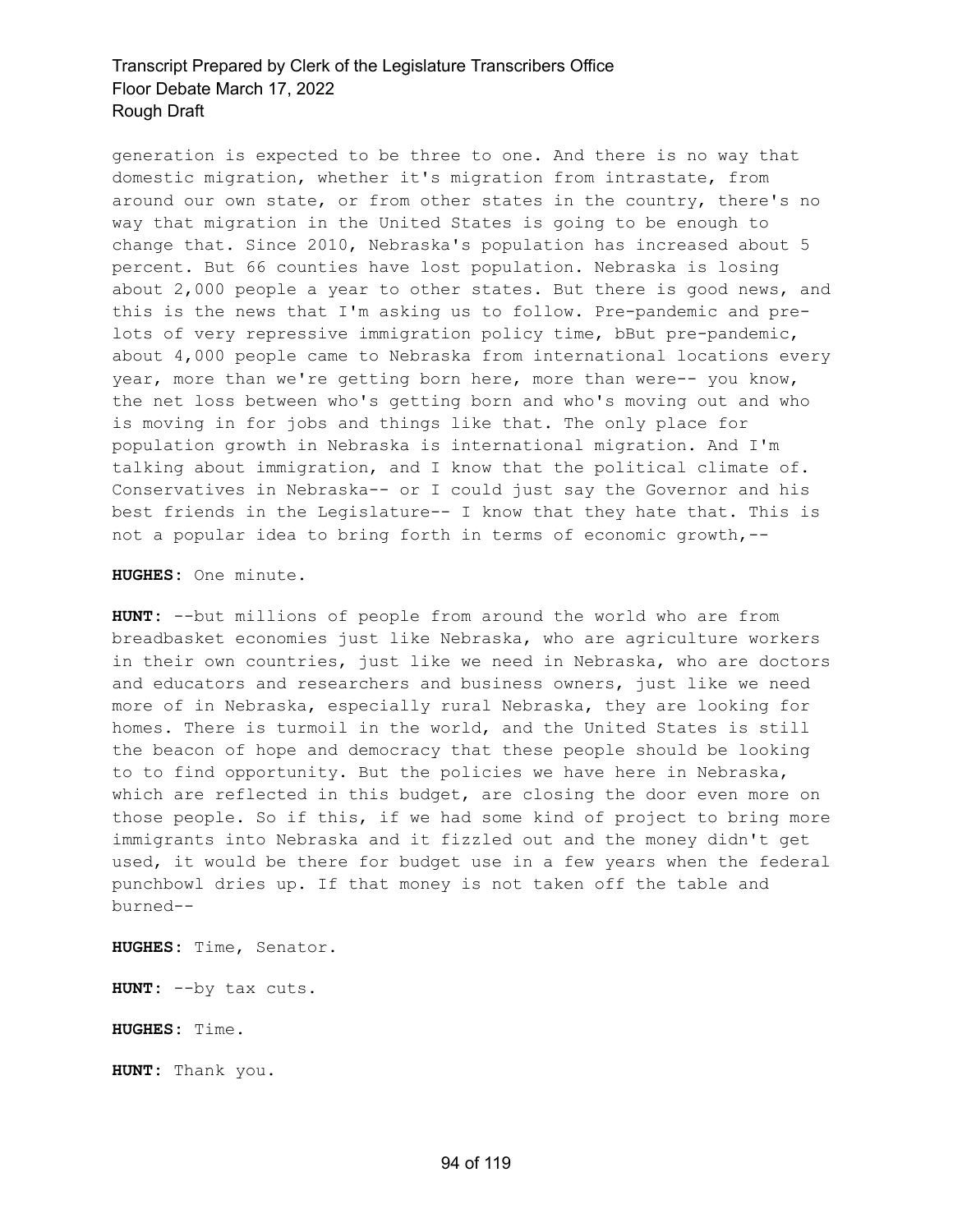generation is expected to be three to one. And there is no way that domestic migration, whether it's migration from intrastate, from around our own state, or from other states in the country, there's no way that migration in the United States is going to be enough to change that. Since 2010, Nebraska's population has increased about 5 percent. But 66 counties have lost population. Nebraska is losing about 2,000 people a year to other states. But there is good news, and this is the news that I'm asking us to follow. Pre-pandemic and pre-lots of very repressive immigration policy time, bBut pre-pandemic, about 4,000 people came to Nebraska from international locations every year, more than we're getting born here, more than were-- you know, the net loss between who's getting born and who's moving out and who is moving in for jobs and things like that. The only place for population growth in Nebraska is international migration. And I'm talking about immigration, and I know that the political climate of. Conservatives in Nebraska-- or I could just say the Governor and his best friends in the Legislature-- I know that they hate that. This is not a popular idea to bring forth in terms of economic growth,--

**HUGHES:** One minute.

**HUNT:** --but millions of people from around the world who are from breadbasket economies just like Nebraska, who are agriculture workers in their own countries, just like we need in Nebraska, who are doctors and educators and researchers and business owners, just like we need more of in Nebraska, especially rural Nebraska, they are looking for homes. There is turmoil in the world, and the United States is still the beacon of hope and democracy that these people should be looking to to find opportunity. But the policies we have here in Nebraska, which are reflected in this budget, are closing the door even more on those people. So if this, if we had some kind of project to bring more immigrants into Nebraska and it fizzled out and the money didn't get used, it would be there for budget use in a few years when the federal punchbowl dries up. If that money is not taken off the table and burned--

**HUGHES:** Time, Senator.

**HUNT:** --by tax cuts.

**HUGHES:** Time.

**HUNT:** Thank you.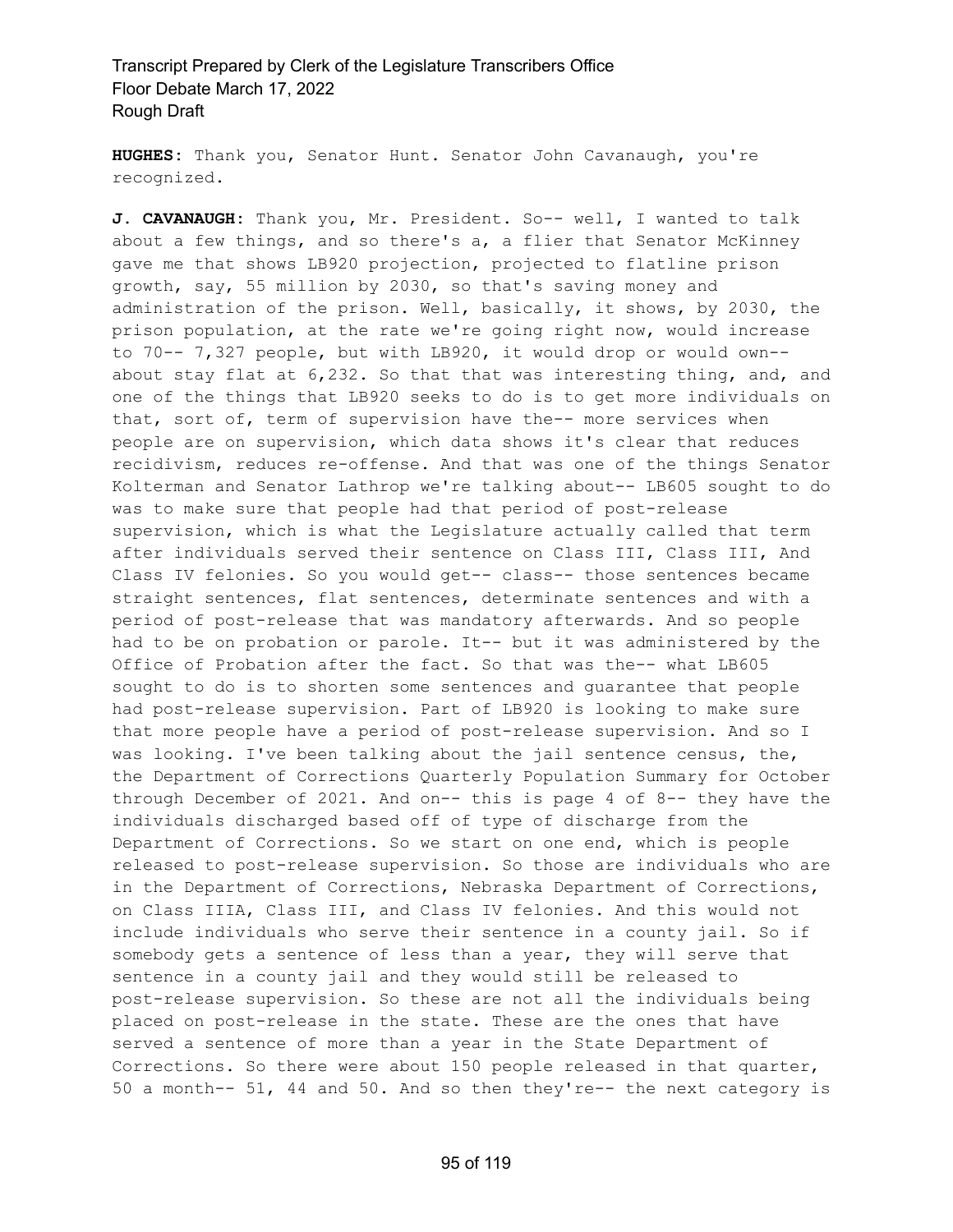**HUGHES:** Thank you, Senator Hunt. Senator John Cavanaugh, you're recognized.

**J. CAVANAUGH:** Thank you, Mr. President. So-- well, I wanted to talk about a few things, and so there's a, a flier that Senator McKinney gave me that shows LB920 projection, projected to flatline prison growth, say, 55 million by 2030, so that's saving money and administration of the prison. Well, basically, it shows, by 2030, the prison population, at the rate we're going right now, would increase to 70-- 7,327 people, but with LB920, it would drop or would own-- about stay flat at 6,232. So that that was interesting thing, and, and one of the things that LB920 seeks to do is to get more individuals on that, sort of, term of supervision have the-- more services when people are on supervision, which data shows it's clear that reduces recidivism, reduces re-offense. And that was one of the things Senator Kolterman and Senator Lathrop we're talking about-- LB605 sought to do was to make sure that people had that period of post-release supervision, which is what the Legislature actually called that term after individuals served their sentence on Class III, Class III, And Class IV felonies. So you would get-- class-- those sentences became straight sentences, flat sentences, determinate sentences and with a period of post-release that was mandatory afterwards. And so people had to be on probation or parole. It-- but it was administered by the Office of Probation after the fact. So that was the-- what LB605 sought to do is to shorten some sentences and guarantee that people had post-release supervision. Part of LB920 is looking to make sure that more people have a period of post-release supervision. And so I was looking. I've been talking about the jail sentence census, the, the Department of Corrections Quarterly Population Summary for October through December of 2021. And on-- this is page 4 of 8-- they have the individuals discharged based off of type of discharge from the Department of Corrections. So we start on one end, which is people released to post-release supervision. So those are individuals who are in the Department of Corrections, Nebraska Department of Corrections, on Class IIIA, Class III, and Class IV felonies. And this would not include individuals who serve their sentence in a county jail. So if somebody gets a sentence of less than a year, they will serve that sentence in a county jail and they would still be released to post-release supervision. So these are not all the individuals being placed on post-release in the state. These are the ones that have served a sentence of more than a year in the State Department of Corrections. So there were about 150 people released in that quarter, 50 a month-- 51, 44 and 50. And so then they're-- the next category is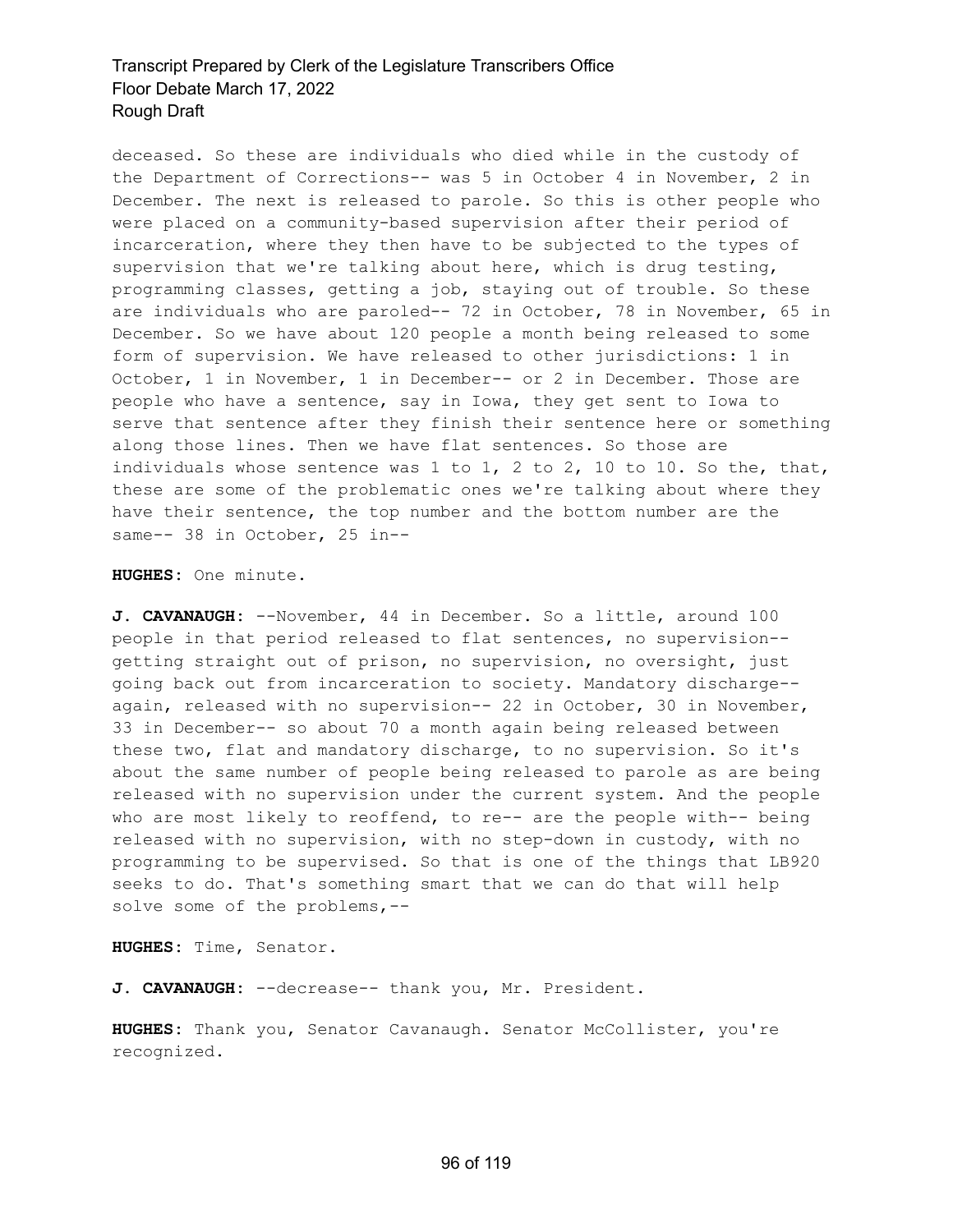deceased. So these are individuals who died while in the custody of the Department of Corrections-- was 5 in October 4 in November, 2 in December. The next is released to parole. So this is other people who were placed on a community-based supervision after their period of incarceration, where they then have to be subjected to the types of supervision that we're talking about here, which is drug testing, programming classes, getting a job, staying out of trouble. So these are individuals who are paroled-- 72 in October, 78 in November, 65 in December. So we have about 120 people a month being released to some form of supervision. We have released to other jurisdictions: 1 in October, 1 in November, 1 in December-- or 2 in December. Those are people who have a sentence, say in Iowa, they get sent to Iowa to serve that sentence after they finish their sentence here or something along those lines. Then we have flat sentences. So those are individuals whose sentence was 1 to 1, 2 to 2, 10 to 10. So the, that, these are some of the problematic ones we're talking about where they have their sentence, the top number and the bottom number are the same-- 38 in October, 25 in--

**HUGHES:** One minute.

**J. CAVANAUGH:** --November, 44 in December. So a little, around 100 people in that period released to flat sentences, no supervision-- getting straight out of prison, no supervision, no oversight, just going back out from incarceration to society. Mandatory discharge-- again, released with no supervision-- 22 in October, 30 in November, 33 in December-- so about 70 a month again being released between these two, flat and mandatory discharge, to no supervision. So it's about the same number of people being released to parole as are being released with no supervision under the current system. And the people who are most likely to reoffend, to re-- are the people with-- being released with no supervision, with no step-down in custody, with no programming to be supervised. So that is one of the things that LB920 seeks to do. That's something smart that we can do that will help solve some of the problems,--

**HUGHES:** Time, Senator.

**J. CAVANAUGH:** --decrease-- thank you, Mr. President.

**HUGHES:** Thank you, Senator Cavanaugh. Senator McCollister, you're recognized.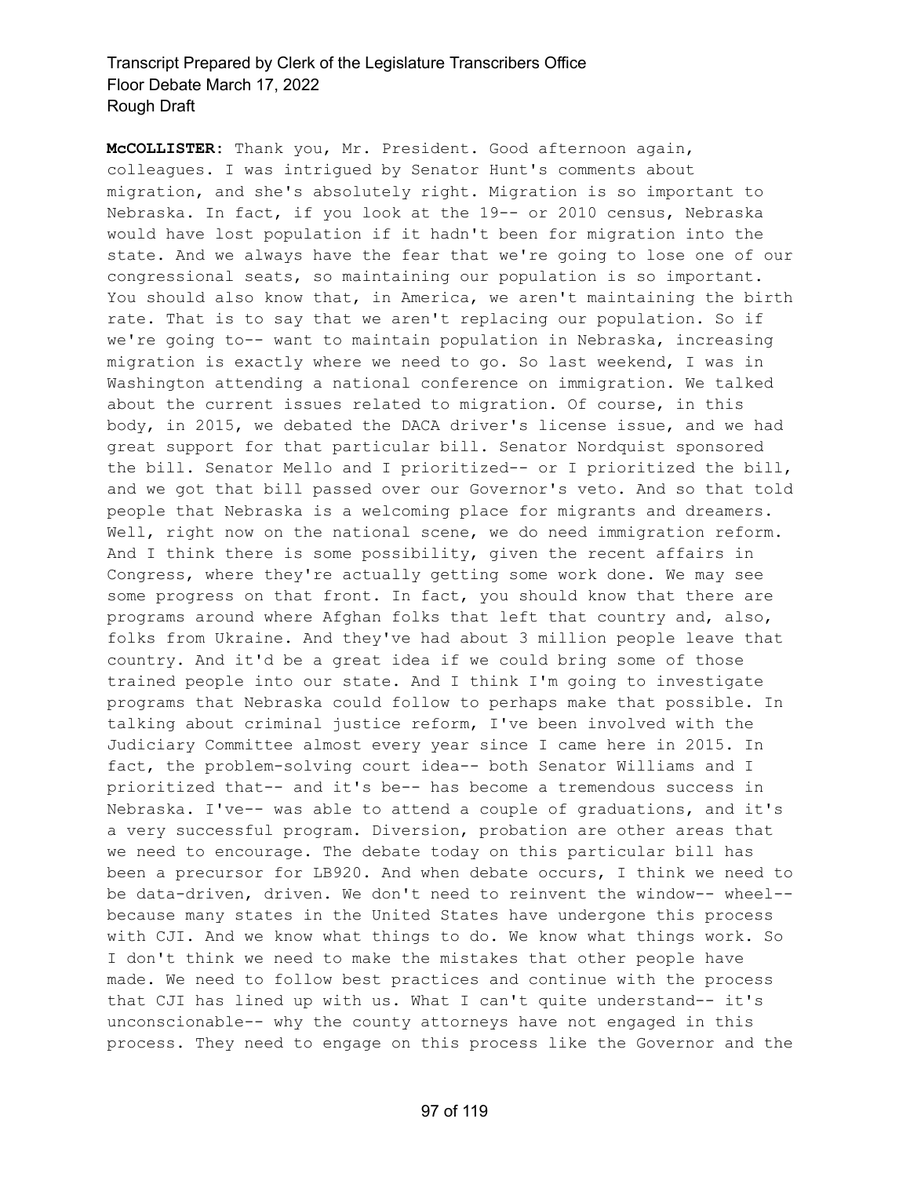**McCOLLISTER:** Thank you, Mr. President. Good afternoon again, colleagues. I was intrigued by Senator Hunt's comments about migration, and she's absolutely right. Migration is so important to Nebraska. In fact, if you look at the 19-- or 2010 census, Nebraska would have lost population if it hadn't been for migration into the state. And we always have the fear that we're going to lose one of our congressional seats, so maintaining our population is so important. You should also know that, in America, we aren't maintaining the birth rate. That is to say that we aren't replacing our population. So if we're going to-- want to maintain population in Nebraska, increasing migration is exactly where we need to go. So last weekend, I was in Washington attending a national conference on immigration. We talked about the current issues related to migration. Of course, in this body, in 2015, we debated the DACA driver's license issue, and we had great support for that particular bill. Senator Nordquist sponsored the bill. Senator Mello and I prioritized-- or I prioritized the bill, and we got that bill passed over our Governor's veto. And so that told people that Nebraska is a welcoming place for migrants and dreamers. Well, right now on the national scene, we do need immigration reform. And I think there is some possibility, given the recent affairs in Congress, where they're actually getting some work done. We may see some progress on that front. In fact, you should know that there are programs around where Afghan folks that left that country and, also, folks from Ukraine. And they've had about 3 million people leave that country. And it'd be a great idea if we could bring some of those trained people into our state. And I think I'm going to investigate programs that Nebraska could follow to perhaps make that possible. In talking about criminal justice reform, I've been involved with the Judiciary Committee almost every year since I came here in 2015. In fact, the problem-solving court idea-- both Senator Williams and I prioritized that-- and it's be-- has become a tremendous success in Nebraska. I've-- was able to attend a couple of graduations, and it's a very successful program. Diversion, probation are other areas that we need to encourage. The debate today on this particular bill has been a precursor for LB920. And when debate occurs, I think we need to be data-driven, driven. We don't need to reinvent the window-- wheel-- because many states in the United States have undergone this process with CJI. And we know what things to do. We know what things work. So I don't think we need to make the mistakes that other people have made. We need to follow best practices and continue with the process that CJI has lined up with us. What I can't quite understand-- it's unconscionable-- why the county attorneys have not engaged in this process. They need to engage on this process like the Governor and the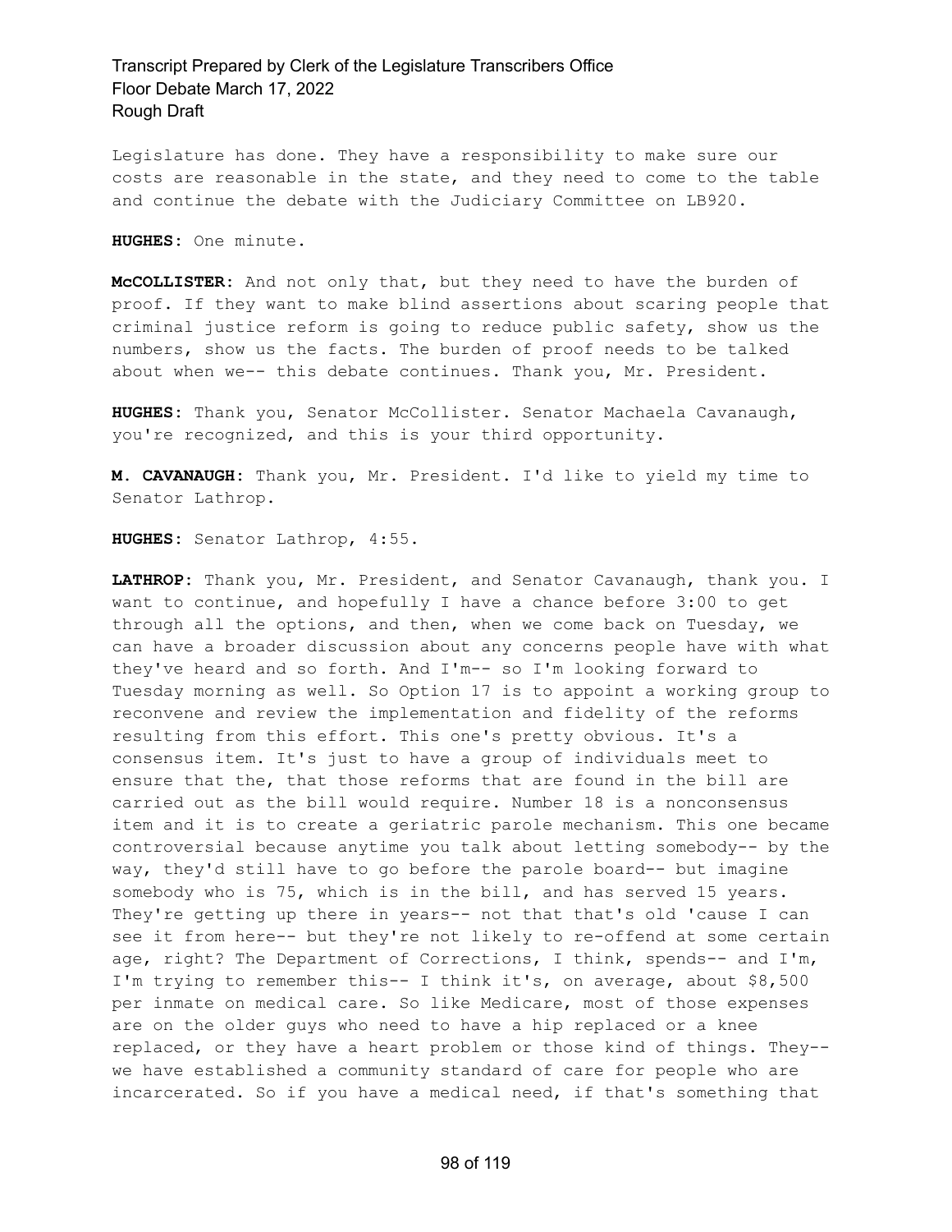Legislature has done. They have a responsibility to make sure our costs are reasonable in the state, and they need to come to the table and continue the debate with the Judiciary Committee on LB920.

**HUGHES:** One minute.

**McCOLLISTER:** And not only that, but they need to have the burden of proof. If they want to make blind assertions about scaring people that criminal justice reform is going to reduce public safety, show us the numbers, show us the facts. The burden of proof needs to be talked about when we-- this debate continues. Thank you, Mr. President.

**HUGHES:** Thank you, Senator McCollister. Senator Machaela Cavanaugh, you're recognized, and this is your third opportunity.

**M. CAVANAUGH:** Thank you, Mr. President. I'd like to yield my time to Senator Lathrop.

**HUGHES:** Senator Lathrop, 4:55.

**LATHROP:** Thank you, Mr. President, and Senator Cavanaugh, thank you. I want to continue, and hopefully I have a chance before 3:00 to get through all the options, and then, when we come back on Tuesday, we can have a broader discussion about any concerns people have with what they've heard and so forth. And I'm-- so I'm looking forward to Tuesday morning as well. So Option 17 is to appoint a working group to reconvene and review the implementation and fidelity of the reforms resulting from this effort. This one's pretty obvious. It's a consensus item. It's just to have a group of individuals meet to ensure that the, that those reforms that are found in the bill are carried out as the bill would require. Number 18 is a nonconsensus item and it is to create a geriatric parole mechanism. This one became controversial because anytime you talk about letting somebody-- by the way, they'd still have to go before the parole board-- but imagine somebody who is 75, which is in the bill, and has served 15 years. They're getting up there in years-- not that that's old 'cause I can see it from here-- but they're not likely to re-offend at some certain age, right? The Department of Corrections, I think, spends-- and I'm, I'm trying to remember this-- I think it's, on average, about $8,500 per inmate on medical care. So like Medicare, most of those expenses are on the older guys who need to have a hip replaced or a knee replaced, or they have a heart problem or those kind of things. They-- we have established a community standard of care for people who are incarcerated. So if you have a medical need, if that's something that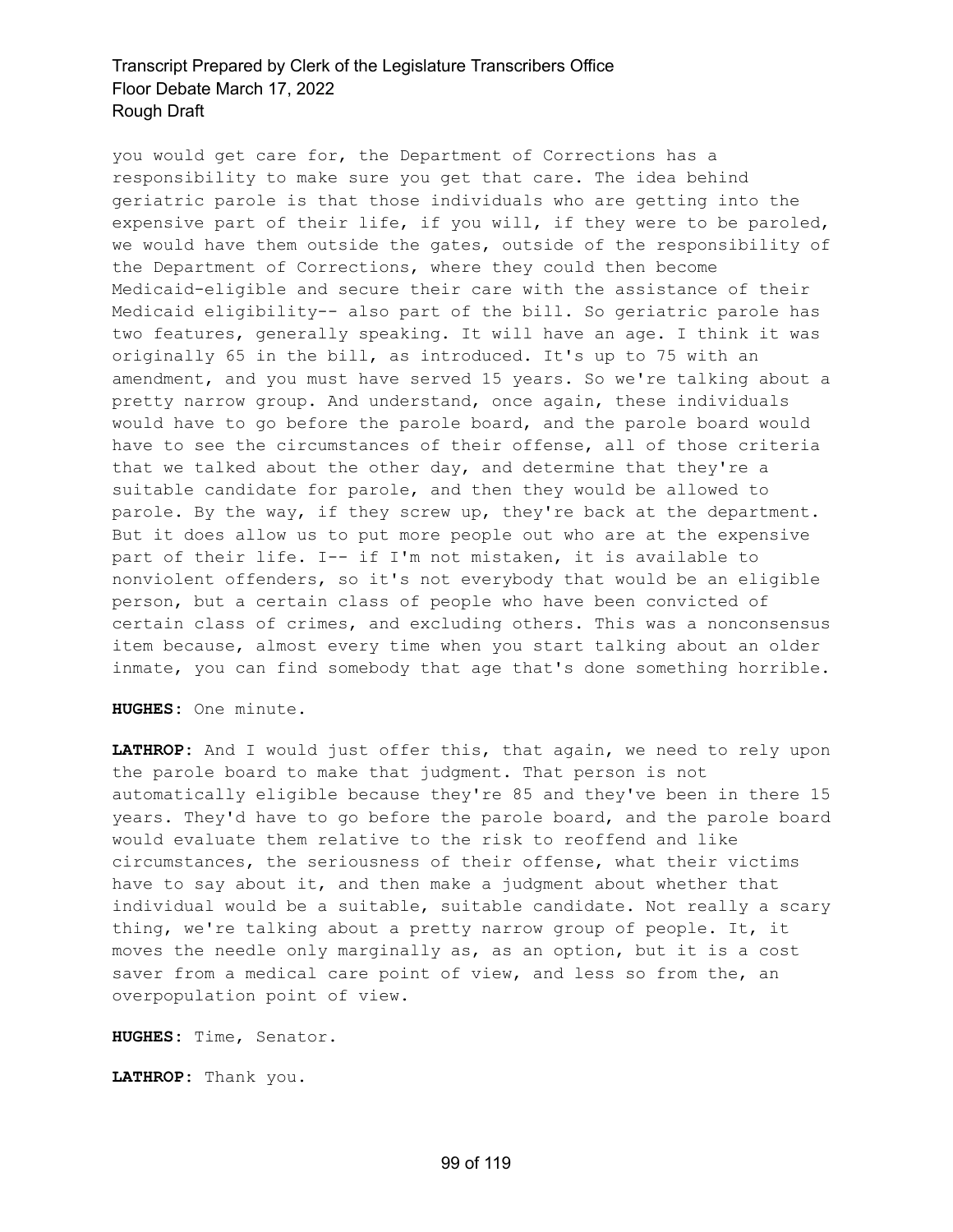you would get care for, the Department of Corrections has a responsibility to make sure you get that care. The idea behind geriatric parole is that those individuals who are getting into the expensive part of their life, if you will, if they were to be paroled, we would have them outside the gates, outside of the responsibility of the Department of Corrections, where they could then become Medicaid-eligible and secure their care with the assistance of their Medicaid eligibility-- also part of the bill. So geriatric parole has two features, generally speaking. It will have an age. I think it was originally 65 in the bill, as introduced. It's up to 75 with an amendment, and you must have served 15 years. So we're talking about a pretty narrow group. And understand, once again, these individuals would have to go before the parole board, and the parole board would have to see the circumstances of their offense, all of those criteria that we talked about the other day, and determine that they're a suitable candidate for parole, and then they would be allowed to parole. By the way, if they screw up, they're back at the department. But it does allow us to put more people out who are at the expensive part of their life. I-- if I'm not mistaken, it is available to nonviolent offenders, so it's not everybody that would be an eligible person, but a certain class of people who have been convicted of certain class of crimes, and excluding others. This was a nonconsensus item because, almost every time when you start talking about an older inmate, you can find somebody that age that's done something horrible.

**HUGHES:** One minute.

**LATHROP:** And I would just offer this, that again, we need to rely upon the parole board to make that judgment. That person is not automatically eligible because they're 85 and they've been in there 15 years. They'd have to go before the parole board, and the parole board would evaluate them relative to the risk to reoffend and like circumstances, the seriousness of their offense, what their victims have to say about it, and then make a judgment about whether that individual would be a suitable, suitable candidate. Not really a scary thing, we're talking about a pretty narrow group of people. It, it moves the needle only marginally as, as an option, but it is a cost saver from a medical care point of view, and less so from the, an overpopulation point of view.

**HUGHES:** Time, Senator.

**LATHROP:** Thank you.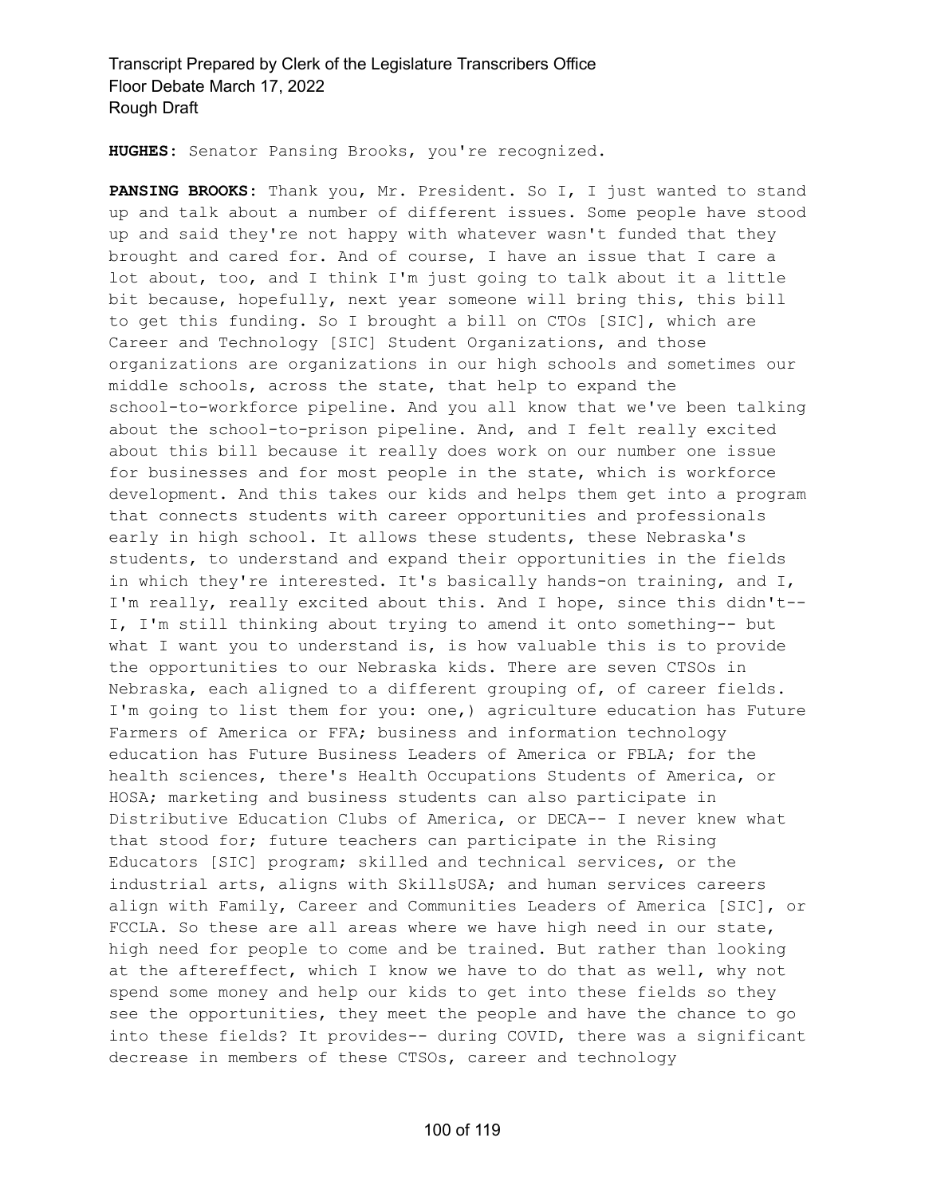**HUGHES:** Senator Pansing Brooks, you're recognized.

**PANSING BROOKS:** Thank you, Mr. President. So I, I just wanted to stand up and talk about a number of different issues. Some people have stood up and said they're not happy with whatever wasn't funded that they brought and cared for. And of course, I have an issue that I care a lot about, too, and I think I'm just going to talk about it a little bit because, hopefully, next year someone will bring this, this bill to get this funding. So I brought a bill on CTOs [SIC], which are Career and Technology [SIC] Student Organizations, and those organizations are organizations in our high schools and sometimes our middle schools, across the state, that help to expand the school-to-workforce pipeline. And you all know that we've been talking about the school-to-prison pipeline. And, and I felt really excited about this bill because it really does work on our number one issue for businesses and for most people in the state, which is workforce development. And this takes our kids and helps them get into a program that connects students with career opportunities and professionals early in high school. It allows these students, these Nebraska's students, to understand and expand their opportunities in the fields in which they're interested. It's basically hands-on training, and I, I'm really, really excited about this. And I hope, since this didn't-- I, I'm still thinking about trying to amend it onto something-- but what I want you to understand is, is how valuable this is to provide the opportunities to our Nebraska kids. There are seven CTSOs in Nebraska, each aligned to a different grouping of, of career fields. I'm going to list them for you: one,) agriculture education has Future Farmers of America or FFA; business and information technology education has Future Business Leaders of America or FBLA; for the health sciences, there's Health Occupations Students of America, or HOSA; marketing and business students can also participate in Distributive Education Clubs of America, or DECA-- I never knew what that stood for; future teachers can participate in the Rising Educators [SIC] program; skilled and technical services, or the industrial arts, aligns with SkillsUSA; and human services careers align with Family, Career and Communities Leaders of America [SIC], or FCCLA. So these are all areas where we have high need in our state, high need for people to come and be trained. But rather than looking at the aftereffect, which I know we have to do that as well, why not spend some money and help our kids to get into these fields so they see the opportunities, they meet the people and have the chance to go into these fields? It provides-- during COVID, there was a significant decrease in members of these CTSOs, career and technology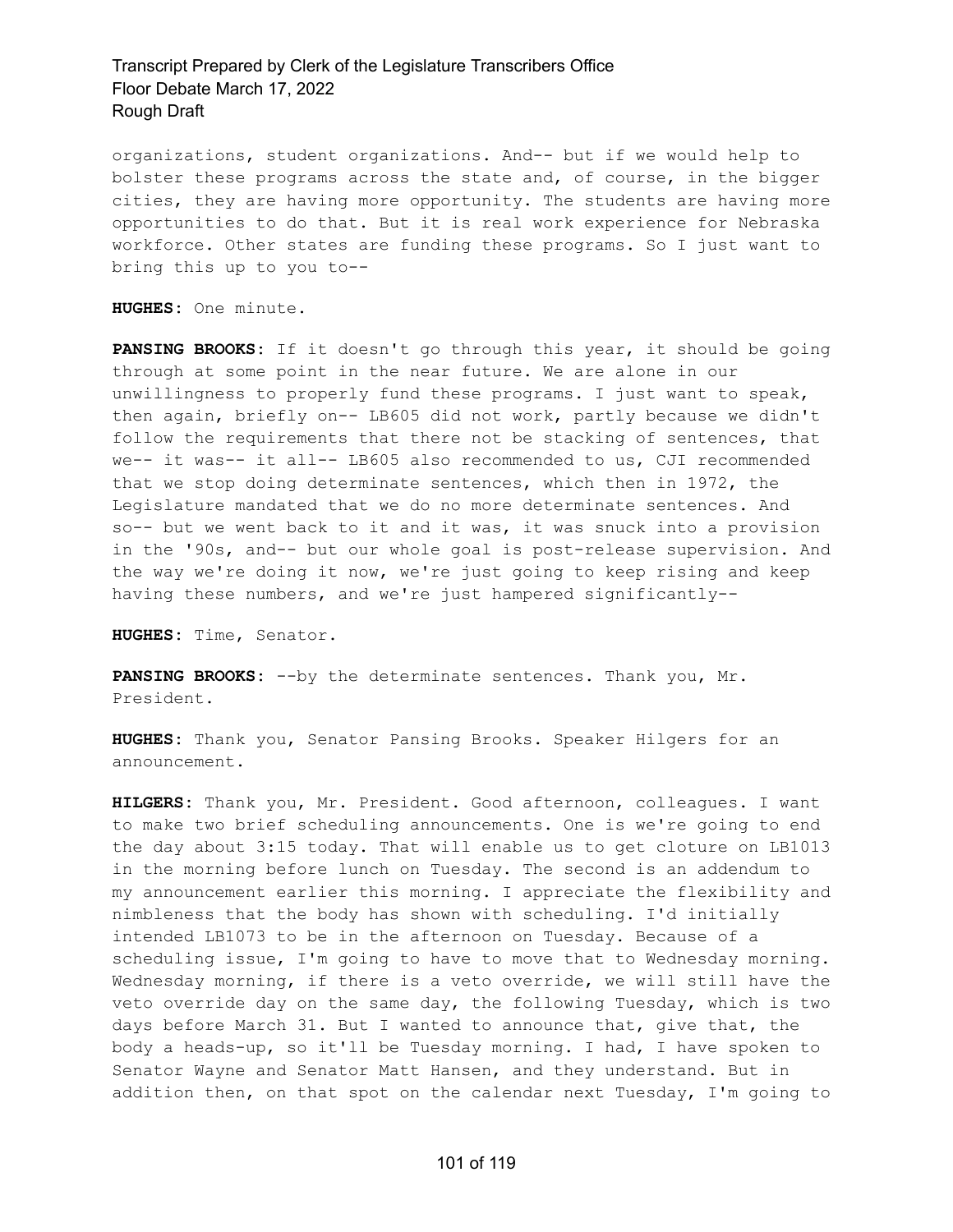organizations, student organizations. And-- but if we would help to bolster these programs across the state and, of course, in the bigger cities, they are having more opportunity. The students are having more opportunities to do that. But it is real work experience for Nebraska workforce. Other states are funding these programs. So I just want to bring this up to you to--

**HUGHES:** One minute.

**PANSING BROOKS:** If it doesn't go through this year, it should be going through at some point in the near future. We are alone in our unwillingness to properly fund these programs. I just want to speak, then again, briefly on-- LB605 did not work, partly because we didn't follow the requirements that there not be stacking of sentences, that we-- it was-- it all-- LB605 also recommended to us, CJI recommended that we stop doing determinate sentences, which then in 1972, the Legislature mandated that we do no more determinate sentences. And so-- but we went back to it and it was, it was snuck into a provision in the '90s, and-- but our whole goal is post-release supervision. And the way we're doing it now, we're just going to keep rising and keep having these numbers, and we're just hampered significantly--

**HUGHES:** Time, Senator.

**PANSING BROOKS:** --by the determinate sentences. Thank you, Mr. President.

**HUGHES:** Thank you, Senator Pansing Brooks. Speaker Hilgers for an announcement.

**HILGERS:** Thank you, Mr. President. Good afternoon, colleagues. I want to make two brief scheduling announcements. One is we're going to end the day about 3:15 today. That will enable us to get cloture on LB1013 in the morning before lunch on Tuesday. The second is an addendum to my announcement earlier this morning. I appreciate the flexibility and nimbleness that the body has shown with scheduling. I'd initially intended LB1073 to be in the afternoon on Tuesday. Because of a scheduling issue, I'm going to have to move that to Wednesday morning. Wednesday morning, if there is a veto override, we will still have the veto override day on the same day, the following Tuesday, which is two days before March 31. But I wanted to announce that, give that, the body a heads-up, so it'll be Tuesday morning. I had, I have spoken to Senator Wayne and Senator Matt Hansen, and they understand. But in addition then, on that spot on the calendar next Tuesday, I'm going to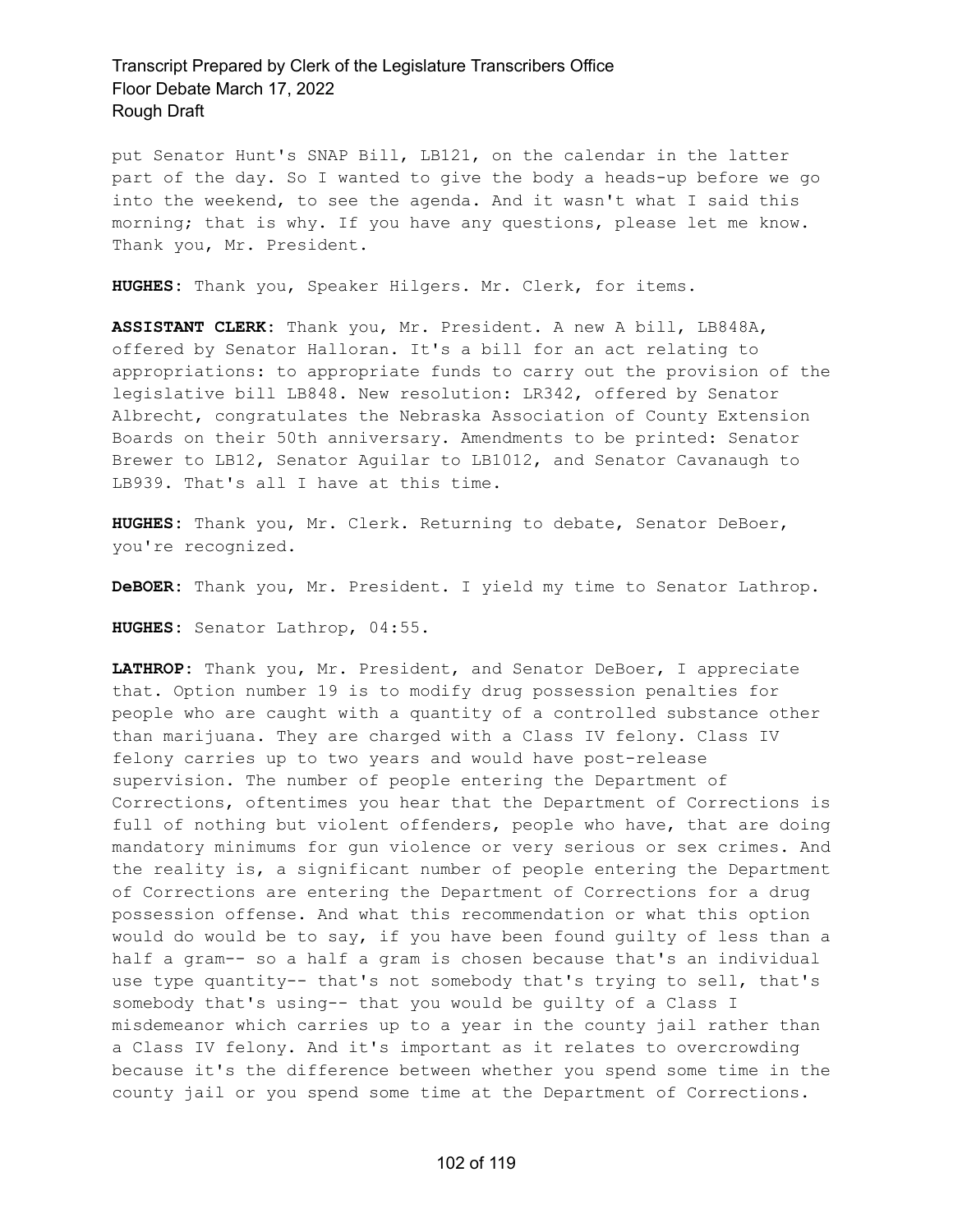put Senator Hunt's SNAP Bill, LB121, on the calendar in the latter part of the day. So I wanted to give the body a heads-up before we go into the weekend, to see the agenda. And it wasn't what I said this morning; that is why. If you have any questions, please let me know. Thank you, Mr. President.

**HUGHES:** Thank you, Speaker Hilgers. Mr. Clerk, for items.

**ASSISTANT CLERK:** Thank you, Mr. President. A new A bill, LB848A, offered by Senator Halloran. It's a bill for an act relating to appropriations: to appropriate funds to carry out the provision of the legislative bill LB848. New resolution: LR342, offered by Senator Albrecht, congratulates the Nebraska Association of County Extension Boards on their 50th anniversary. Amendments to be printed: Senator Brewer to LB12, Senator Aguilar to LB1012, and Senator Cavanaugh to LB939. That's all I have at this time.

**HUGHES:** Thank you, Mr. Clerk. Returning to debate, Senator DeBoer, you're recognized.

**DeBOER:** Thank you, Mr. President. I yield my time to Senator Lathrop.

**HUGHES:** Senator Lathrop, 04:55.

**LATHROP:** Thank you, Mr. President, and Senator DeBoer, I appreciate that. Option number 19 is to modify drug possession penalties for people who are caught with a quantity of a controlled substance other than marijuana. They are charged with a Class IV felony. Class IV felony carries up to two years and would have post-release supervision. The number of people entering the Department of Corrections, oftentimes you hear that the Department of Corrections is full of nothing but violent offenders, people who have, that are doing mandatory minimums for gun violence or very serious or sex crimes. And the reality is, a significant number of people entering the Department of Corrections are entering the Department of Corrections for a drug possession offense. And what this recommendation or what this option would do would be to say, if you have been found guilty of less than a half a gram-- so a half a gram is chosen because that's an individual use type quantity-- that's not somebody that's trying to sell, that's somebody that's using-- that you would be guilty of a Class I misdemeanor which carries up to a year in the county jail rather than a Class IV felony. And it's important as it relates to overcrowding because it's the difference between whether you spend some time in the county jail or you spend some time at the Department of Corrections.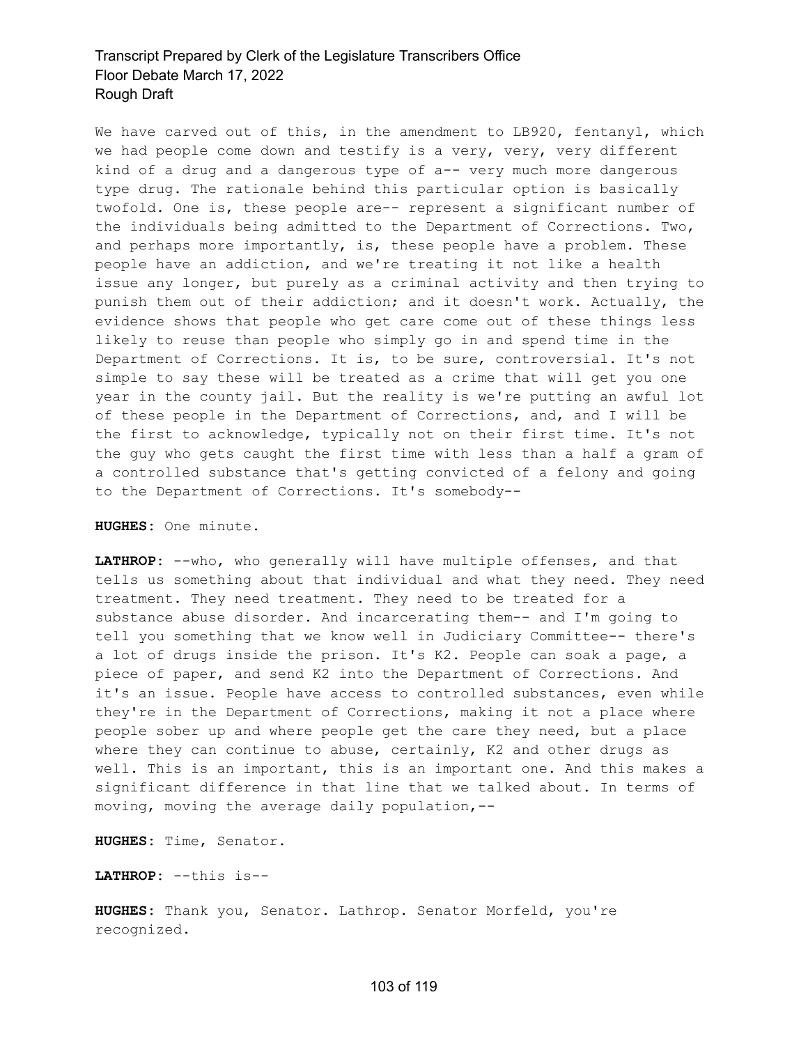We have carved out of this, in the amendment to LB920, fentanyl, which we had people come down and testify is a very, very, very different kind of a drug and a dangerous type of a-- very much more dangerous type drug. The rationale behind this particular option is basically twofold. One is, these people are-- represent a significant number of the individuals being admitted to the Department of Corrections. Two, and perhaps more importantly, is, these people have a problem. These people have an addiction, and we're treating it not like a health issue any longer, but purely as a criminal activity and then trying to punish them out of their addiction; and it doesn't work. Actually, the evidence shows that people who get care come out of these things less likely to reuse than people who simply go in and spend time in the Department of Corrections. It is, to be sure, controversial. It's not simple to say these will be treated as a crime that will get you one year in the county jail. But the reality is we're putting an awful lot of these people in the Department of Corrections, and, and I will be the first to acknowledge, typically not on their first time. It's not the guy who gets caught the first time with less than a half a gram of a controlled substance that's getting convicted of a felony and going to the Department of Corrections. It's somebody--

**HUGHES:** One minute.

**LATHROP:** --who, who generally will have multiple offenses, and that tells us something about that individual and what they need. They need treatment. They need treatment. They need to be treated for a substance abuse disorder. And incarcerating them-- and I'm going to tell you something that we know well in Judiciary Committee-- there's a lot of drugs inside the prison. It's K2. People can soak a page, a piece of paper, and send K2 into the Department of Corrections. And it's an issue. People have access to controlled substances, even while they're in the Department of Corrections, making it not a place where people sober up and where people get the care they need, but a place where they can continue to abuse, certainly, K2 and other drugs as well. This is an important, this is an important one. And this makes a significant difference in that line that we talked about. In terms of moving, moving the average daily population,--

**HUGHES:** Time, Senator.

**LATHROP:** --this is--

**HUGHES:** Thank you, Senator. Lathrop. Senator Morfeld, you're recognized.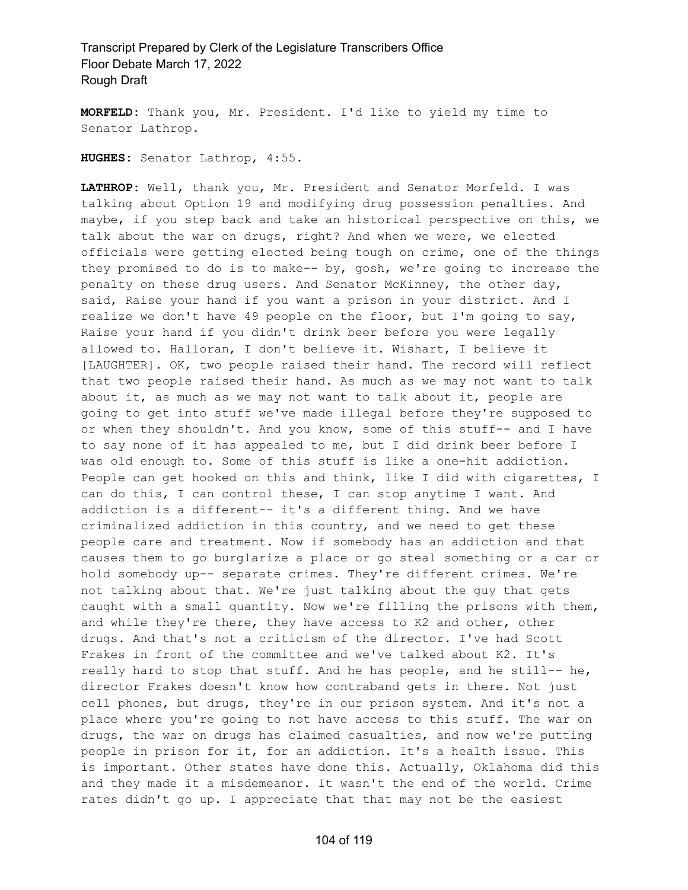**MORFELD:** Thank you, Mr. President. I'd like to yield my time to Senator Lathrop.

**HUGHES:** Senator Lathrop, 4:55.

**LATHROP:** Well, thank you, Mr. President and Senator Morfeld. I was talking about Option 19 and modifying drug possession penalties. And maybe, if you step back and take an historical perspective on this, we talk about the war on drugs, right? And when we were, we elected officials were getting elected being tough on crime, one of the things they promised to do is to make-- by, gosh, we're going to increase the penalty on these drug users. And Senator McKinney, the other day, said, Raise your hand if you want a prison in your district. And I realize we don't have 49 people on the floor, but I'm going to say, Raise your hand if you didn't drink beer before you were legally allowed to. Halloran, I don't believe it. Wishart, I believe it [LAUGHTER]. OK, two people raised their hand. The record will reflect that two people raised their hand. As much as we may not want to talk about it, as much as we may not want to talk about it, people are going to get into stuff we've made illegal before they're supposed to or when they shouldn't. And you know, some of this stuff-- and I have to say none of it has appealed to me, but I did drink beer before I was old enough to. Some of this stuff is like a one-hit addiction. People can get hooked on this and think, like I did with cigarettes, I can do this, I can control these, I can stop anytime I want. And addiction is a different-- it's a different thing. And we have criminalized addiction in this country, and we need to get these people care and treatment. Now if somebody has an addiction and that causes them to go burglarize a place or go steal something or a car or hold somebody up-- separate crimes. They're different crimes. We're not talking about that. We're just talking about the guy that gets caught with a small quantity. Now we're filling the prisons with them, and while they're there, they have access to K2 and other, other drugs. And that's not a criticism of the director. I've had Scott Frakes in front of the committee and we've talked about K2. It's really hard to stop that stuff. And he has people, and he still-- he, director Frakes doesn't know how contraband gets in there. Not just cell phones, but drugs, they're in our prison system. And it's not a place where you're going to not have access to this stuff. The war on drugs, the war on drugs has claimed casualties, and now we're putting people in prison for it, for an addiction. It's a health issue. This is important. Other states have done this. Actually, Oklahoma did this and they made it a misdemeanor. It wasn't the end of the world. Crime rates didn't go up. I appreciate that that may not be the easiest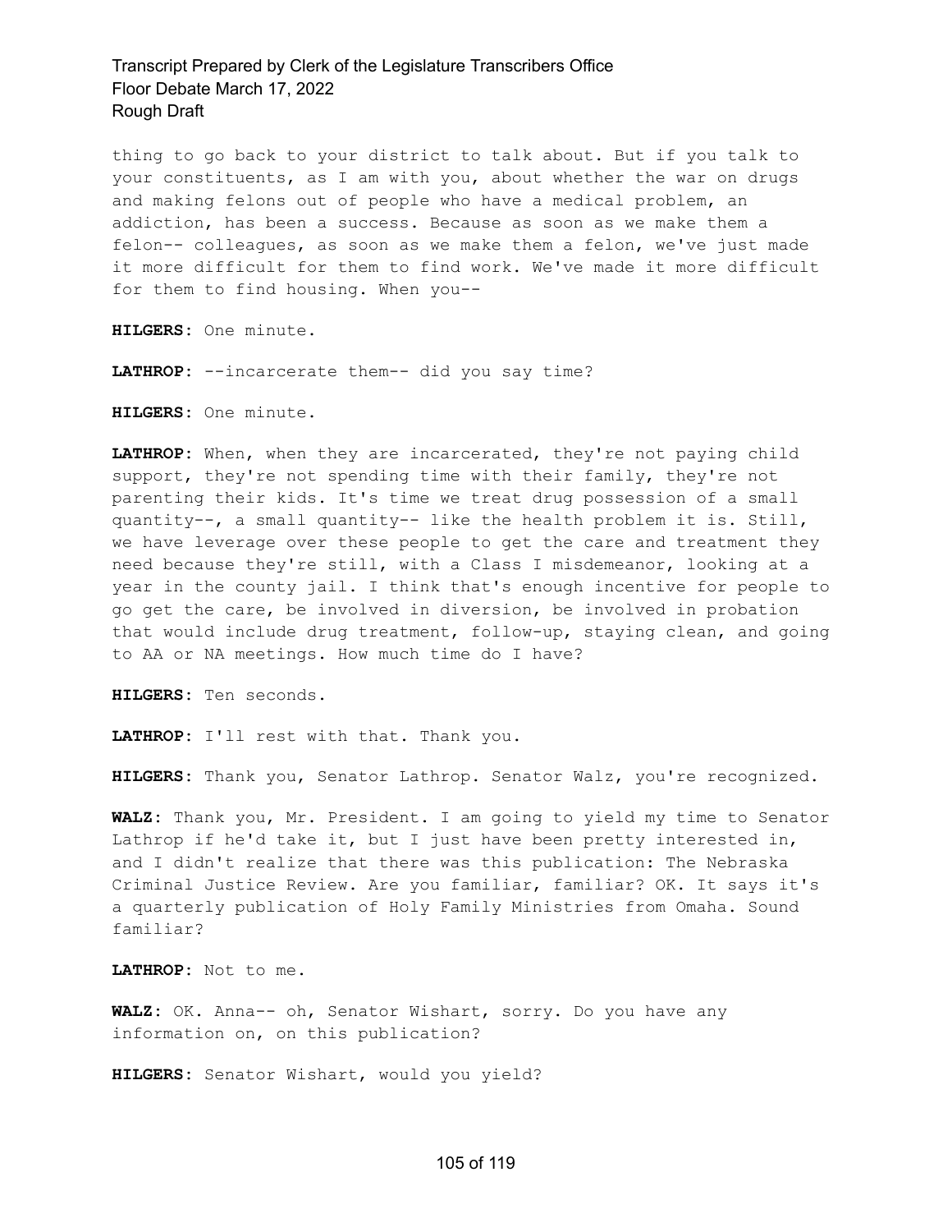thing to go back to your district to talk about. But if you talk to your constituents, as I am with you, about whether the war on drugs and making felons out of people who have a medical problem, an addiction, has been a success. Because as soon as we make them a felon-- colleagues, as soon as we make them a felon, we've just made it more difficult for them to find work. We've made it more difficult for them to find housing. When you--

**HILGERS:** One minute.

**LATHROP:** --incarcerate them-- did you say time?

**HILGERS:** One minute.

**LATHROP:** When, when they are incarcerated, they're not paying child support, they're not spending time with their family, they're not parenting their kids. It's time we treat drug possession of a small quantity--, a small quantity-- like the health problem it is. Still, we have leverage over these people to get the care and treatment they need because they're still, with a Class I misdemeanor, looking at a year in the county jail. I think that's enough incentive for people to go get the care, be involved in diversion, be involved in probation that would include drug treatment, follow-up, staying clean, and going to AA or NA meetings. How much time do I have?

**HILGERS:** Ten seconds.

**LATHROP:** I'll rest with that. Thank you.

**HILGERS:** Thank you, Senator Lathrop. Senator Walz, you're recognized.

**WALZ:** Thank you, Mr. President. I am going to yield my time to Senator Lathrop if he'd take it, but I just have been pretty interested in, and I didn't realize that there was this publication: The Nebraska Criminal Justice Review. Are you familiar, familiar? OK. It says it's a quarterly publication of Holy Family Ministries from Omaha. Sound familiar?

**LATHROP:** Not to me.

**WALZ:** OK. Anna-- oh, Senator Wishart, sorry. Do you have any information on, on this publication?

**HILGERS:** Senator Wishart, would you yield?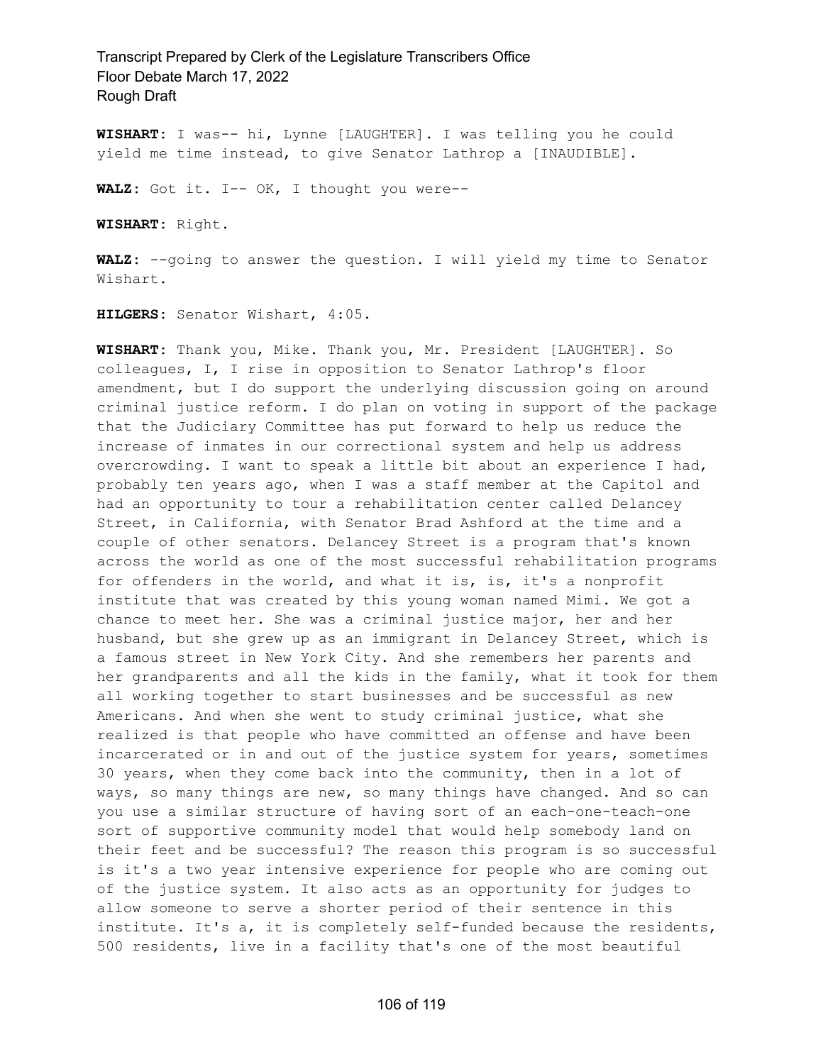**WISHART:** I was-- hi, Lynne [LAUGHTER]. I was telling you he could yield me time instead, to give Senator Lathrop a [INAUDIBLE].

**WALZ:** Got it. I-- OK, I thought you were--

**WISHART:** Right.

**WALZ:** --going to answer the question. I will yield my time to Senator Wishart.

**HILGERS:** Senator Wishart, 4:05.

**WISHART:** Thank you, Mike. Thank you, Mr. President [LAUGHTER]. So colleagues, I, I rise in opposition to Senator Lathrop's floor amendment, but I do support the underlying discussion going on around criminal justice reform. I do plan on voting in support of the package that the Judiciary Committee has put forward to help us reduce the increase of inmates in our correctional system and help us address overcrowding. I want to speak a little bit about an experience I had, probably ten years ago, when I was a staff member at the Capitol and had an opportunity to tour a rehabilitation center called Delancey Street, in California, with Senator Brad Ashford at the time and a couple of other senators. Delancey Street is a program that's known across the world as one of the most successful rehabilitation programs for offenders in the world, and what it is, is, it's a nonprofit institute that was created by this young woman named Mimi. We got a chance to meet her. She was a criminal justice major, her and her husband, but she grew up as an immigrant in Delancey Street, which is a famous street in New York City. And she remembers her parents and her grandparents and all the kids in the family, what it took for them all working together to start businesses and be successful as new Americans. And when she went to study criminal justice, what she realized is that people who have committed an offense and have been incarcerated or in and out of the justice system for years, sometimes 30 years, when they come back into the community, then in a lot of ways, so many things are new, so many things have changed. And so can you use a similar structure of having sort of an each-one-teach-one sort of supportive community model that would help somebody land on their feet and be successful? The reason this program is so successful is it's a two year intensive experience for people who are coming out of the justice system. It also acts as an opportunity for judges to allow someone to serve a shorter period of their sentence in this institute. It's a, it is completely self-funded because the residents, 500 residents, live in a facility that's one of the most beautiful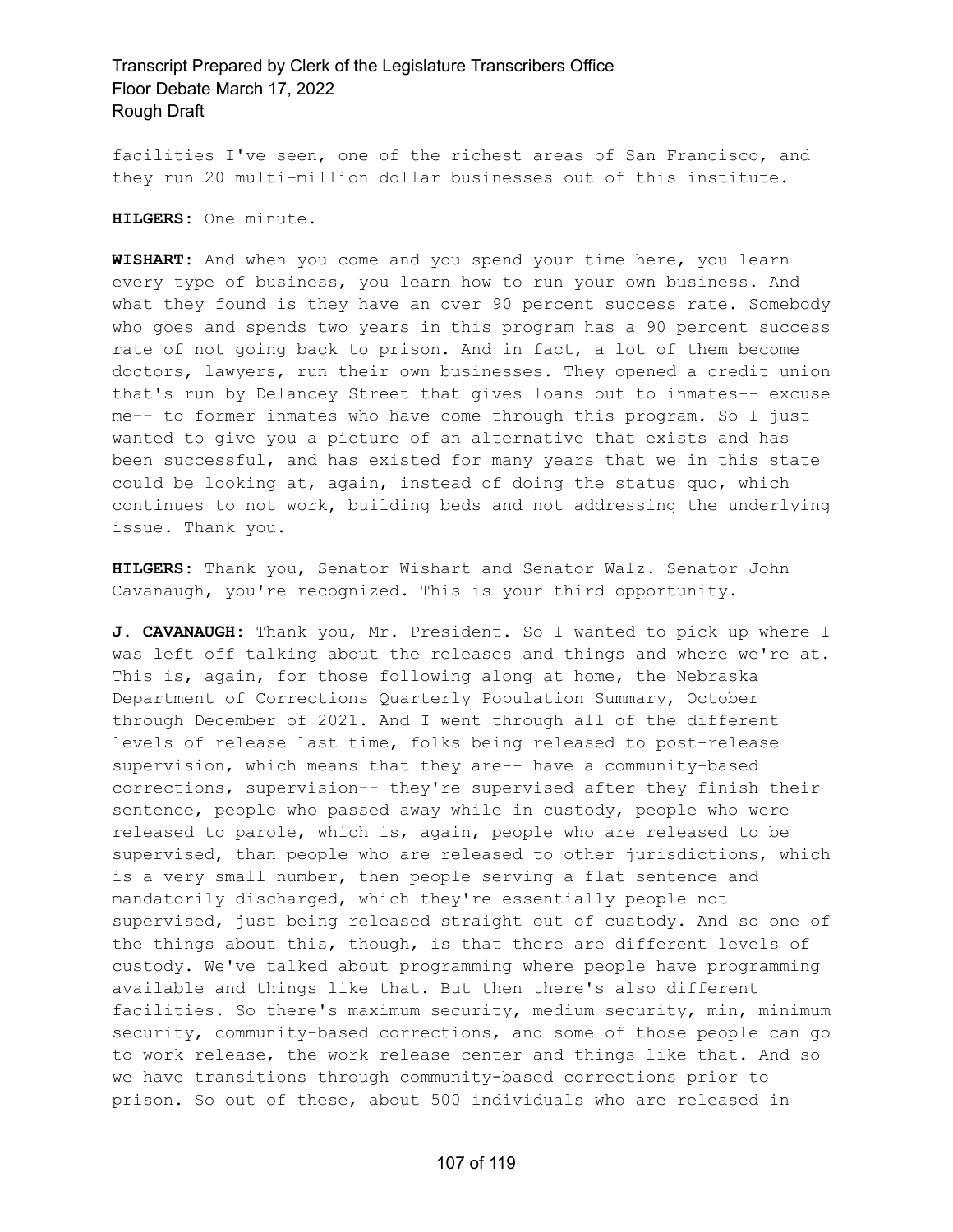facilities I've seen, one of the richest areas of San Francisco, and they run 20 multi-million dollar businesses out of this institute.

**HILGERS:** One minute.

**WISHART:** And when you come and you spend your time here, you learn every type of business, you learn how to run your own business. And what they found is they have an over 90 percent success rate. Somebody who goes and spends two years in this program has a 90 percent success rate of not going back to prison. And in fact, a lot of them become doctors, lawyers, run their own businesses. They opened a credit union that's run by Delancey Street that gives loans out to inmates-- excuse me-- to former inmates who have come through this program. So I just wanted to give you a picture of an alternative that exists and has been successful, and has existed for many years that we in this state could be looking at, again, instead of doing the status quo, which continues to not work, building beds and not addressing the underlying issue. Thank you.

**HILGERS:** Thank you, Senator Wishart and Senator Walz. Senator John Cavanaugh, you're recognized. This is your third opportunity.

**J. CAVANAUGH:** Thank you, Mr. President. So I wanted to pick up where I was left off talking about the releases and things and where we're at. This is, again, for those following along at home, the Nebraska Department of Corrections Quarterly Population Summary, October through December of 2021. And I went through all of the different levels of release last time, folks being released to post-release supervision, which means that they are-- have a community-based corrections, supervision-- they're supervised after they finish their sentence, people who passed away while in custody, people who were released to parole, which is, again, people who are released to be supervised, than people who are released to other jurisdictions, which is a very small number, then people serving a flat sentence and mandatorily discharged, which they're essentially people not supervised, just being released straight out of custody. And so one of the things about this, though, is that there are different levels of custody. We've talked about programming where people have programming available and things like that. But then there's also different facilities. So there's maximum security, medium security, min, minimum security, community-based corrections, and some of those people can go to work release, the work release center and things like that. And so we have transitions through community-based corrections prior to prison. So out of these, about 500 individuals who are released in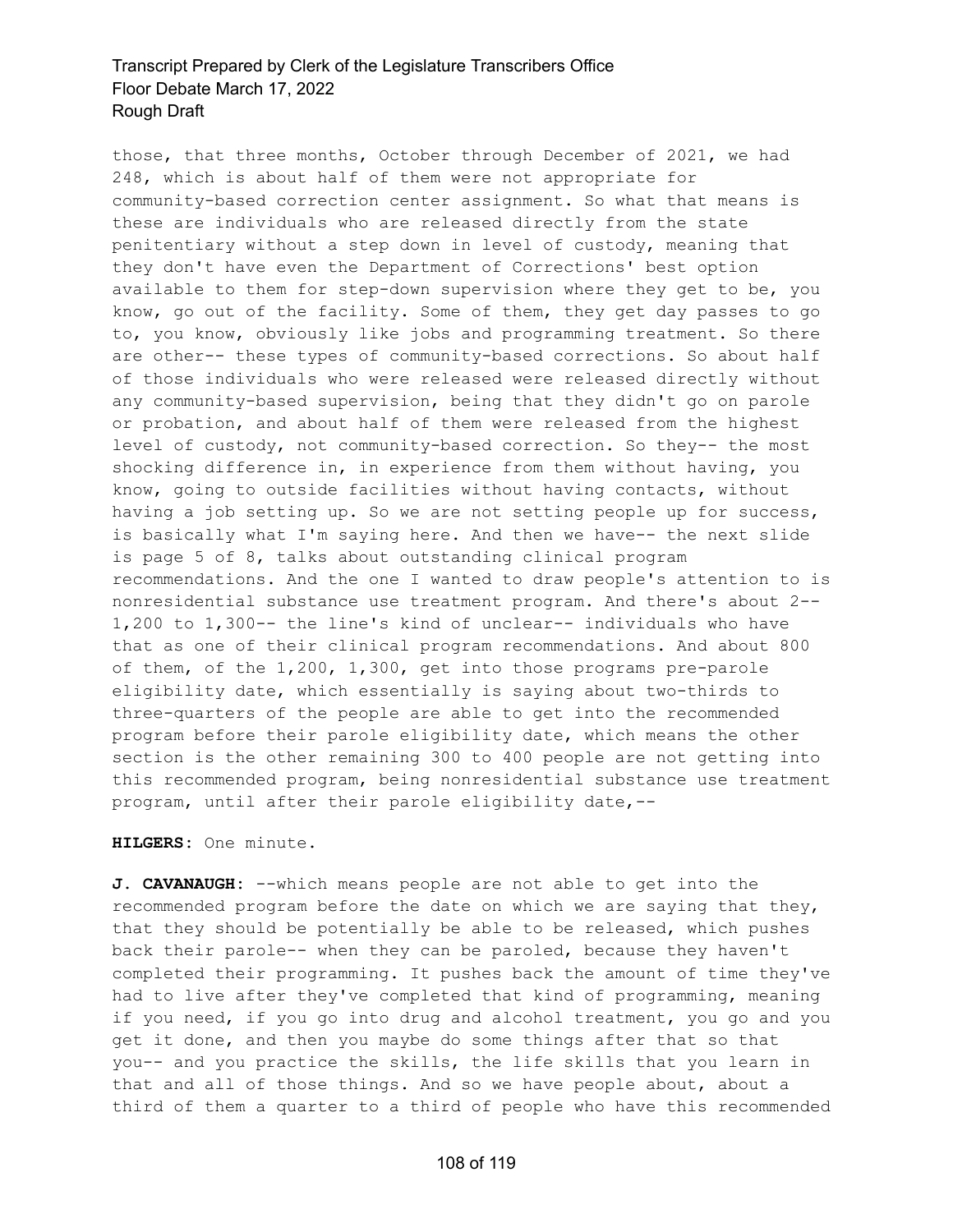those, that three months, October through December of 2021, we had 248, which is about half of them were not appropriate for community-based correction center assignment. So what that means is these are individuals who are released directly from the state penitentiary without a step down in level of custody, meaning that they don't have even the Department of Corrections' best option available to them for step-down supervision where they get to be, you know, go out of the facility. Some of them, they get day passes to go to, you know, obviously like jobs and programming treatment. So there are other-- these types of community-based corrections. So about half of those individuals who were released were released directly without any community-based supervision, being that they didn't go on parole or probation, and about half of them were released from the highest level of custody, not community-based correction. So they-- the most shocking difference in, in experience from them without having, you know, going to outside facilities without having contacts, without having a job setting up. So we are not setting people up for success, is basically what I'm saying here. And then we have-- the next slide is page 5 of 8, talks about outstanding clinical program recommendations. And the one I wanted to draw people's attention to is nonresidential substance use treatment program. And there's about 2-- 1,200 to 1,300-- the line's kind of unclear-- individuals who have that as one of their clinical program recommendations. And about 800 of them, of the 1,200, 1,300, get into those programs pre-parole eligibility date, which essentially is saying about two-thirds to three-quarters of the people are able to get into the recommended program before their parole eligibility date, which means the other section is the other remaining 300 to 400 people are not getting into this recommended program, being nonresidential substance use treatment program, until after their parole eligibility date,--

**HILGERS:** One minute.

**J. CAVANAUGH:** --which means people are not able to get into the recommended program before the date on which we are saying that they, that they should be potentially be able to be released, which pushes back their parole-- when they can be paroled, because they haven't completed their programming. It pushes back the amount of time they've had to live after they've completed that kind of programming, meaning if you need, if you go into drug and alcohol treatment, you go and you get it done, and then you maybe do some things after that so that you-- and you practice the skills, the life skills that you learn in that and all of those things. And so we have people about, about a third of them a quarter to a third of people who have this recommended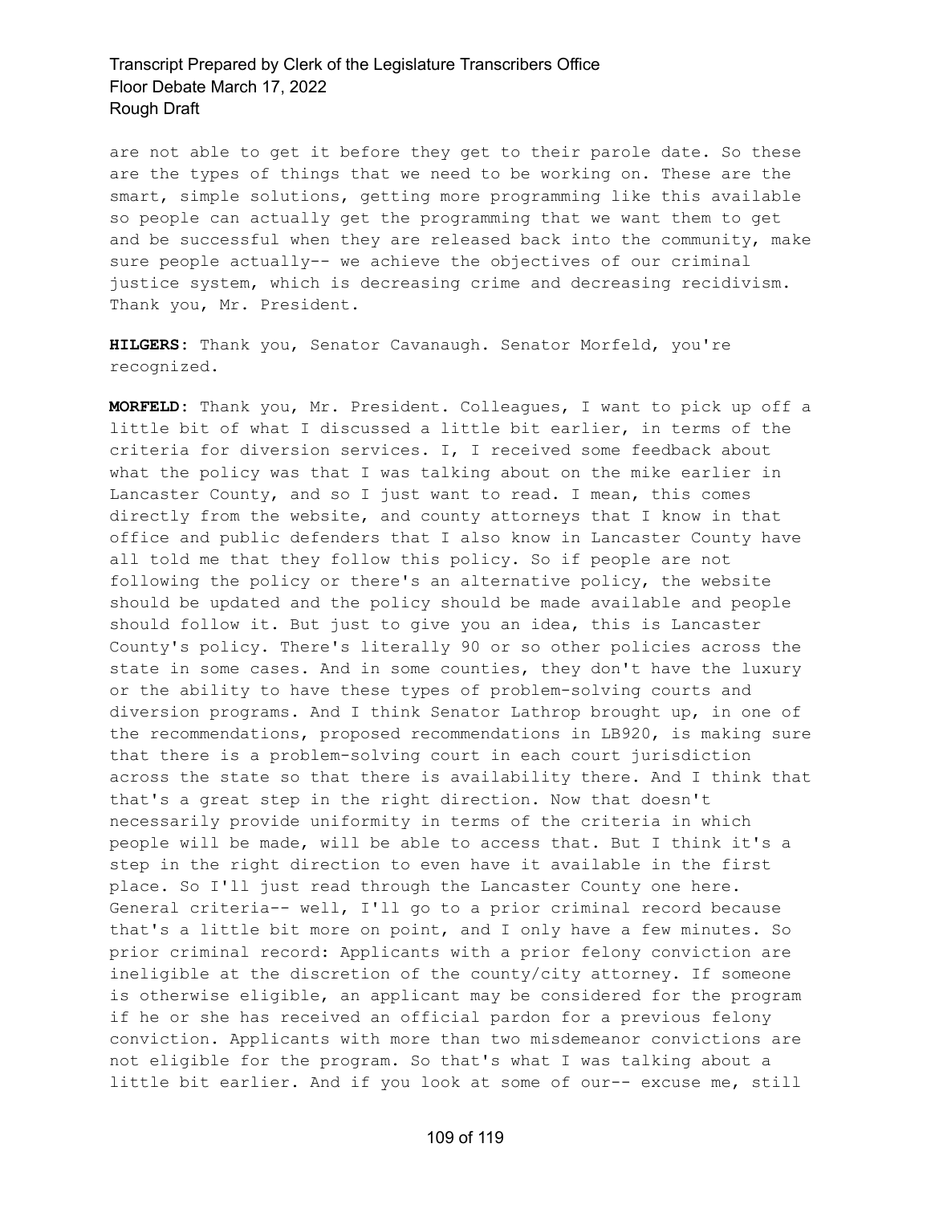are not able to get it before they get to their parole date. So these are the types of things that we need to be working on. These are the smart, simple solutions, getting more programming like this available so people can actually get the programming that we want them to get and be successful when they are released back into the community, make sure people actually-- we achieve the objectives of our criminal justice system, which is decreasing crime and decreasing recidivism. Thank you, Mr. President.

**HILGERS:** Thank you, Senator Cavanaugh. Senator Morfeld, you're recognized.

**MORFELD:** Thank you, Mr. President. Colleagues, I want to pick up off a little bit of what I discussed a little bit earlier, in terms of the criteria for diversion services. I, I received some feedback about what the policy was that I was talking about on the mike earlier in Lancaster County, and so I just want to read. I mean, this comes directly from the website, and county attorneys that I know in that office and public defenders that I also know in Lancaster County have all told me that they follow this policy. So if people are not following the policy or there's an alternative policy, the website should be updated and the policy should be made available and people should follow it. But just to give you an idea, this is Lancaster County's policy. There's literally 90 or so other policies across the state in some cases. And in some counties, they don't have the luxury or the ability to have these types of problem-solving courts and diversion programs. And I think Senator Lathrop brought up, in one of the recommendations, proposed recommendations in LB920, is making sure that there is a problem-solving court in each court jurisdiction across the state so that there is availability there. And I think that that's a great step in the right direction. Now that doesn't necessarily provide uniformity in terms of the criteria in which people will be made, will be able to access that. But I think it's a step in the right direction to even have it available in the first place. So I'll just read through the Lancaster County one here. General criteria-- well, I'll go to a prior criminal record because that's a little bit more on point, and I only have a few minutes. So prior criminal record: Applicants with a prior felony conviction are ineligible at the discretion of the county/city attorney. If someone is otherwise eligible, an applicant may be considered for the program if he or she has received an official pardon for a previous felony conviction. Applicants with more than two misdemeanor convictions are not eligible for the program. So that's what I was talking about a little bit earlier. And if you look at some of our-- excuse me, still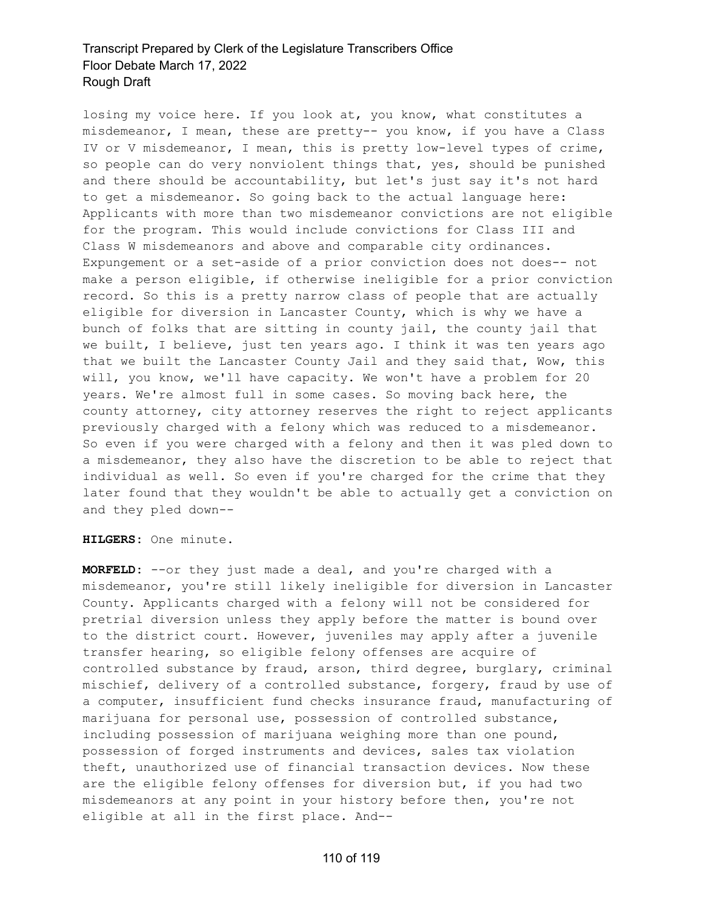losing my voice here. If you look at, you know, what constitutes a misdemeanor, I mean, these are pretty-- you know, if you have a Class IV or V misdemeanor, I mean, this is pretty low-level types of crime, so people can do very nonviolent things that, yes, should be punished and there should be accountability, but let's just say it's not hard to get a misdemeanor. So going back to the actual language here: Applicants with more than two misdemeanor convictions are not eligible for the program. This would include convictions for Class III and Class W misdemeanors and above and comparable city ordinances. Expungement or a set-aside of a prior conviction does not does-- not make a person eligible, if otherwise ineligible for a prior conviction record. So this is a pretty narrow class of people that are actually eligible for diversion in Lancaster County, which is why we have a bunch of folks that are sitting in county jail, the county jail that we built, I believe, just ten years ago. I think it was ten years ago that we built the Lancaster County Jail and they said that, Wow, this will, you know, we'll have capacity. We won't have a problem for 20 years. We're almost full in some cases. So moving back here, the county attorney, city attorney reserves the right to reject applicants previously charged with a felony which was reduced to a misdemeanor. So even if you were charged with a felony and then it was pled down to a misdemeanor, they also have the discretion to be able to reject that individual as well. So even if you're charged for the crime that they later found that they wouldn't be able to actually get a conviction on and they pled down--

**HILGERS:** One minute.

**MORFELD:** --or they just made a deal, and you're charged with a misdemeanor, you're still likely ineligible for diversion in Lancaster County. Applicants charged with a felony will not be considered for pretrial diversion unless they apply before the matter is bound over to the district court. However, juveniles may apply after a juvenile transfer hearing, so eligible felony offenses are acquire of controlled substance by fraud, arson, third degree, burglary, criminal mischief, delivery of a controlled substance, forgery, fraud by use of a computer, insufficient fund checks insurance fraud, manufacturing of marijuana for personal use, possession of controlled substance, including possession of marijuana weighing more than one pound, possession of forged instruments and devices, sales tax violation theft, unauthorized use of financial transaction devices. Now these are the eligible felony offenses for diversion but, if you had two misdemeanors at any point in your history before then, you're not eligible at all in the first place. And--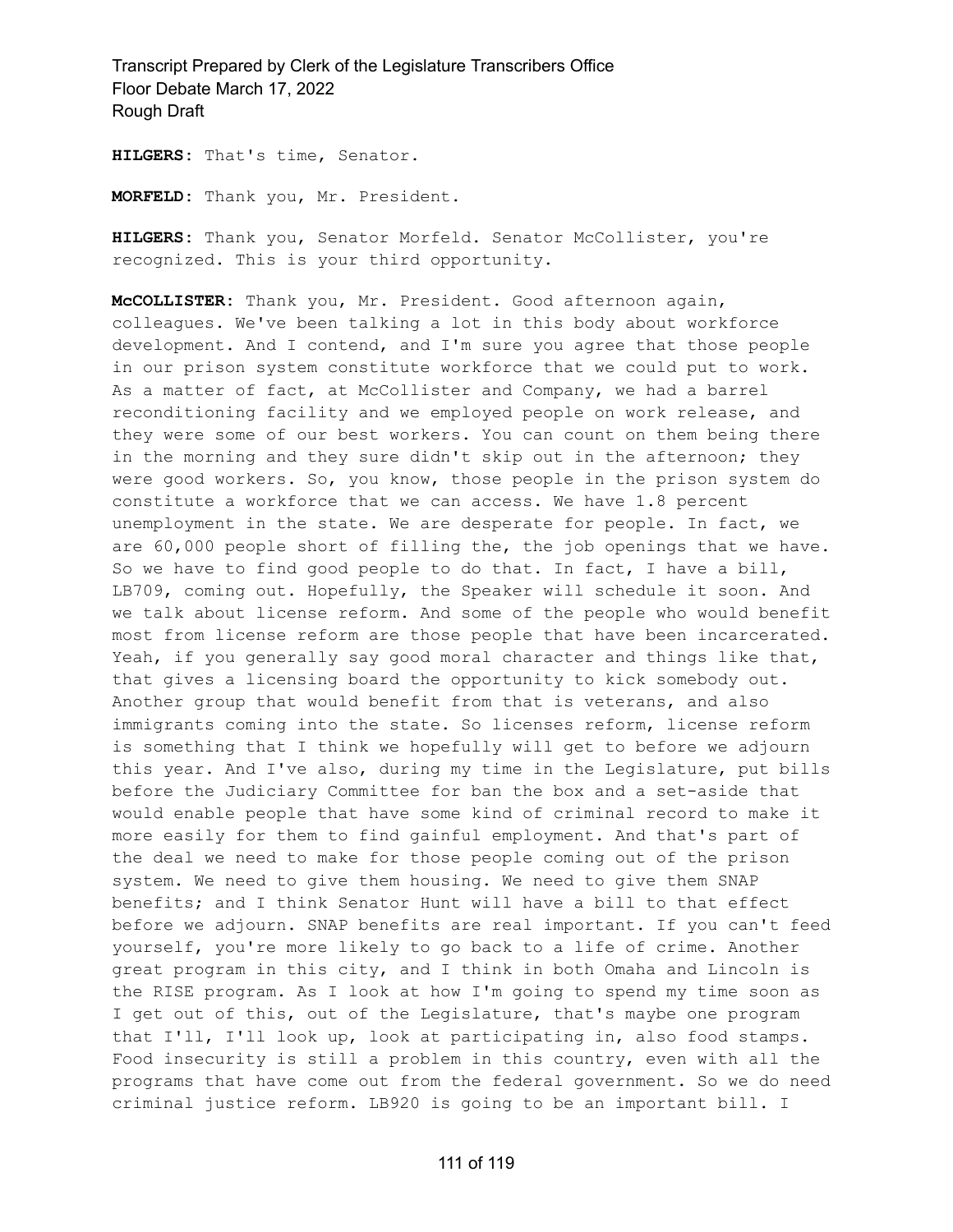**HILGERS:** That's time, Senator.

**MORFELD:** Thank you, Mr. President.

**HILGERS:** Thank you, Senator Morfeld. Senator McCollister, you're recognized. This is your third opportunity.

**McCOLLISTER:** Thank you, Mr. President. Good afternoon again, colleagues. We've been talking a lot in this body about workforce development. And I contend, and I'm sure you agree that those people in our prison system constitute workforce that we could put to work. As a matter of fact, at McCollister and Company, we had a barrel reconditioning facility and we employed people on work release, and they were some of our best workers. You can count on them being there in the morning and they sure didn't skip out in the afternoon; they were good workers. So, you know, those people in the prison system do constitute a workforce that we can access. We have 1.8 percent unemployment in the state. We are desperate for people. In fact, we are 60,000 people short of filling the, the job openings that we have. So we have to find good people to do that. In fact, I have a bill, LB709, coming out. Hopefully, the Speaker will schedule it soon. And we talk about license reform. And some of the people who would benefit most from license reform are those people that have been incarcerated. Yeah, if you generally say good moral character and things like that, that gives a licensing board the opportunity to kick somebody out. Another group that would benefit from that is veterans, and also immigrants coming into the state. So licenses reform, license reform is something that I think we hopefully will get to before we adjourn this year. And I've also, during my time in the Legislature, put bills before the Judiciary Committee for ban the box and a set-aside that would enable people that have some kind of criminal record to make it more easily for them to find gainful employment. And that's part of the deal we need to make for those people coming out of the prison system. We need to give them housing. We need to give them SNAP benefits; and I think Senator Hunt will have a bill to that effect before we adjourn. SNAP benefits are real important. If you can't feed yourself, you're more likely to go back to a life of crime. Another great program in this city, and I think in both Omaha and Lincoln is the RISE program. As I look at how I'm going to spend my time soon as I get out of this, out of the Legislature, that's maybe one program that I'll, I'll look up, look at participating in, also food stamps. Food insecurity is still a problem in this country, even with all the programs that have come out from the federal government. So we do need criminal justice reform. LB920 is going to be an important bill. I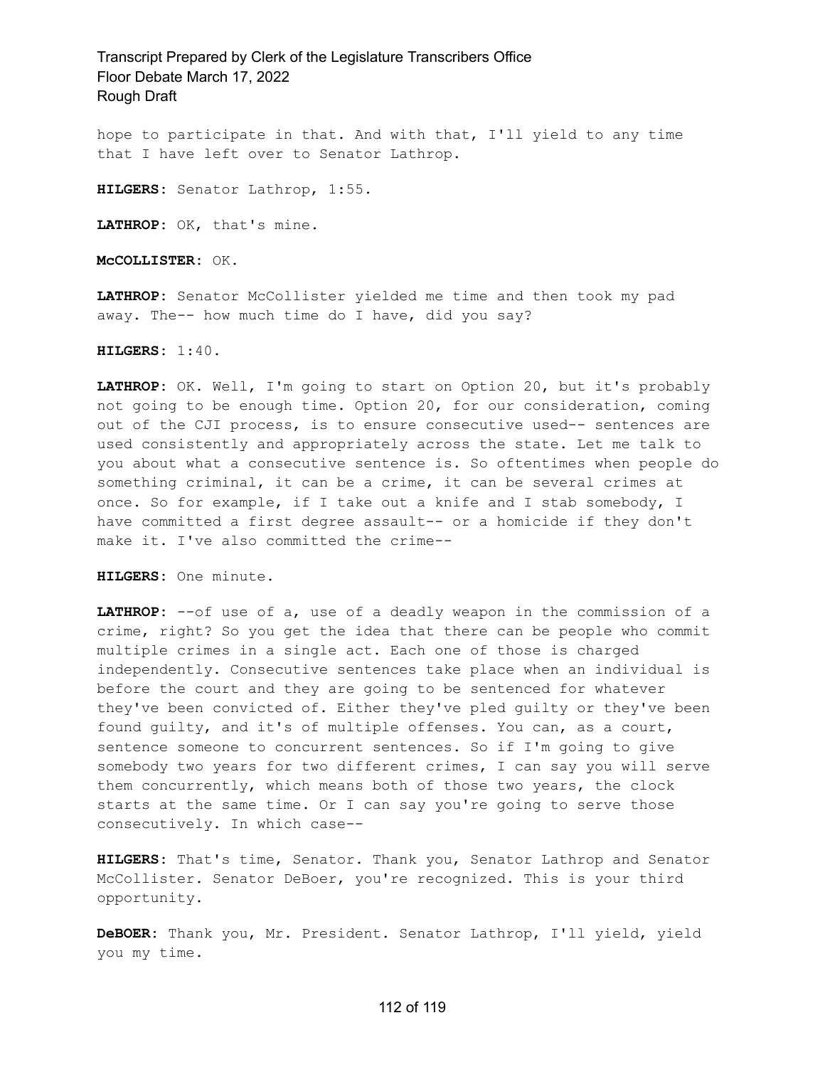hope to participate in that. And with that, I'll yield to any time that I have left over to Senator Lathrop.

**HILGERS:** Senator Lathrop, 1:55.

**LATHROP:** OK, that's mine.

**McCOLLISTER:** OK.

**LATHROP:** Senator McCollister yielded me time and then took my pad away. The-- how much time do I have, did you say?

**HILGERS:** 1:40.

**LATHROP:** OK. Well, I'm going to start on Option 20, but it's probably not going to be enough time. Option 20, for our consideration, coming out of the CJI process, is to ensure consecutive used-- sentences are used consistently and appropriately across the state. Let me talk to you about what a consecutive sentence is. So oftentimes when people do something criminal, it can be a crime, it can be several crimes at once. So for example, if I take out a knife and I stab somebody, I have committed a first degree assault-- or a homicide if they don't make it. I've also committed the crime--

**HILGERS:** One minute.

**LATHROP:** --of use of a, use of a deadly weapon in the commission of a crime, right? So you get the idea that there can be people who commit multiple crimes in a single act. Each one of those is charged independently. Consecutive sentences take place when an individual is before the court and they are going to be sentenced for whatever they've been convicted of. Either they've pled guilty or they've been found guilty, and it's of multiple offenses. You can, as a court, sentence someone to concurrent sentences. So if I'm going to give somebody two years for two different crimes, I can say you will serve them concurrently, which means both of those two years, the clock starts at the same time. Or I can say you're going to serve those consecutively. In which case--

**HILGERS:** That's time, Senator. Thank you, Senator Lathrop and Senator McCollister. Senator DeBoer, you're recognized. This is your third opportunity.

**DeBOER:** Thank you, Mr. President. Senator Lathrop, I'll yield, yield you my time.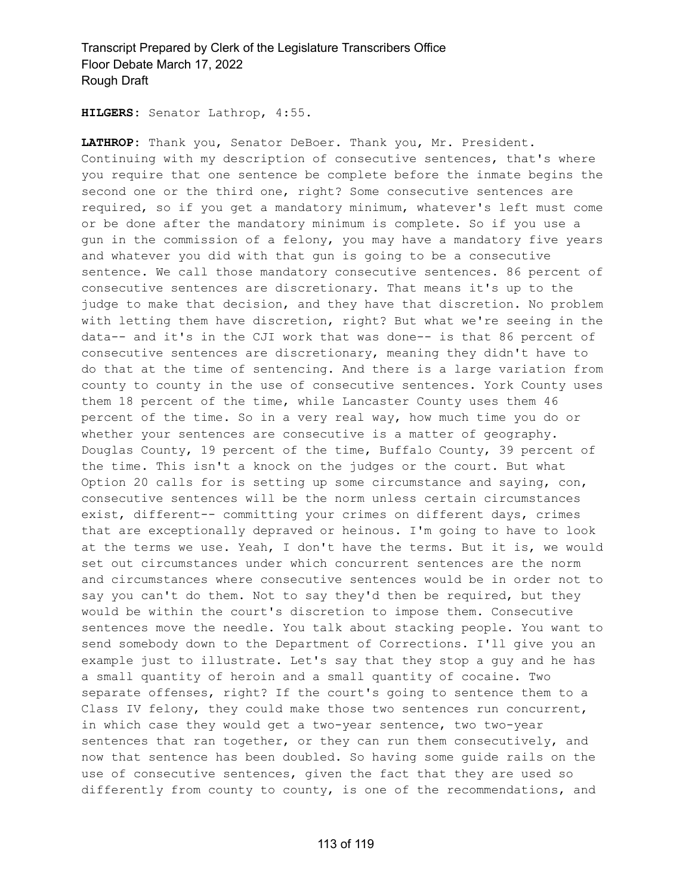**HILGERS:** Senator Lathrop, 4:55.

**LATHROP:** Thank you, Senator DeBoer. Thank you, Mr. President. Continuing with my description of consecutive sentences, that's where you require that one sentence be complete before the inmate begins the second one or the third one, right? Some consecutive sentences are required, so if you get a mandatory minimum, whatever's left must come or be done after the mandatory minimum is complete. So if you use a gun in the commission of a felony, you may have a mandatory five years and whatever you did with that gun is going to be a consecutive sentence. We call those mandatory consecutive sentences. 86 percent of consecutive sentences are discretionary. That means it's up to the judge to make that decision, and they have that discretion. No problem with letting them have discretion, right? But what we're seeing in the data-- and it's in the CJI work that was done-- is that 86 percent of consecutive sentences are discretionary, meaning they didn't have to do that at the time of sentencing. And there is a large variation from county to county in the use of consecutive sentences. York County uses them 18 percent of the time, while Lancaster County uses them 46 percent of the time. So in a very real way, how much time you do or whether your sentences are consecutive is a matter of geography. Douglas County, 19 percent of the time, Buffalo County, 39 percent of the time. This isn't a knock on the judges or the court. But what Option 20 calls for is setting up some circumstance and saying, con, consecutive sentences will be the norm unless certain circumstances exist, different-- committing your crimes on different days, crimes that are exceptionally depraved or heinous. I'm going to have to look at the terms we use. Yeah, I don't have the terms. But it is, we would set out circumstances under which concurrent sentences are the norm and circumstances where consecutive sentences would be in order not to say you can't do them. Not to say they'd then be required, but they would be within the court's discretion to impose them. Consecutive sentences move the needle. You talk about stacking people. You want to send somebody down to the Department of Corrections. I'll give you an example just to illustrate. Let's say that they stop a guy and he has a small quantity of heroin and a small quantity of cocaine. Two separate offenses, right? If the court's going to sentence them to a Class IV felony, they could make those two sentences run concurrent, in which case they would get a two-year sentence, two two-year sentences that ran together, or they can run them consecutively, and now that sentence has been doubled. So having some guide rails on the use of consecutive sentences, given the fact that they are used so differently from county to county, is one of the recommendations, and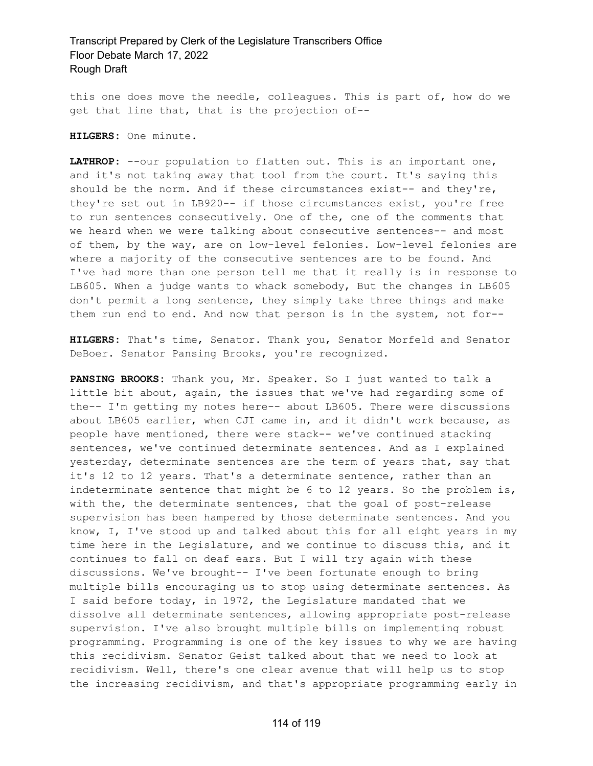this one does move the needle, colleagues. This is part of, how do we get that line that, that is the projection of--

**HILGERS:** One minute.

**LATHROP:** --our population to flatten out. This is an important one, and it's not taking away that tool from the court. It's saying this should be the norm. And if these circumstances exist-- and they're, they're set out in LB920-- if those circumstances exist, you're free to run sentences consecutively. One of the, one of the comments that we heard when we were talking about consecutive sentences-- and most of them, by the way, are on low-level felonies. Low-level felonies are where a majority of the consecutive sentences are to be found. And I've had more than one person tell me that it really is in response to LB605. When a judge wants to whack somebody, But the changes in LB605 don't permit a long sentence, they simply take three things and make them run end to end. And now that person is in the system, not for--

**HILGERS:** That's time, Senator. Thank you, Senator Morfeld and Senator DeBoer. Senator Pansing Brooks, you're recognized.

**PANSING BROOKS:** Thank you, Mr. Speaker. So I just wanted to talk a little bit about, again, the issues that we've had regarding some of the-- I'm getting my notes here-- about LB605. There were discussions about LB605 earlier, when CJI came in, and it didn't work because, as people have mentioned, there were stack-- we've continued stacking sentences, we've continued determinate sentences. And as I explained yesterday, determinate sentences are the term of years that, say that it's 12 to 12 years. That's a determinate sentence, rather than an indeterminate sentence that might be 6 to 12 years. So the problem is, with the, the determinate sentences, that the goal of post-release supervision has been hampered by those determinate sentences. And you know, I, I've stood up and talked about this for all eight years in my time here in the Legislature, and we continue to discuss this, and it continues to fall on deaf ears. But I will try again with these discussions. We've brought-- I've been fortunate enough to bring multiple bills encouraging us to stop using determinate sentences. As I said before today, in 1972, the Legislature mandated that we dissolve all determinate sentences, allowing appropriate post-release supervision. I've also brought multiple bills on implementing robust programming. Programming is one of the key issues to why we are having this recidivism. Senator Geist talked about that we need to look at recidivism. Well, there's one clear avenue that will help us to stop the increasing recidivism, and that's appropriate programming early in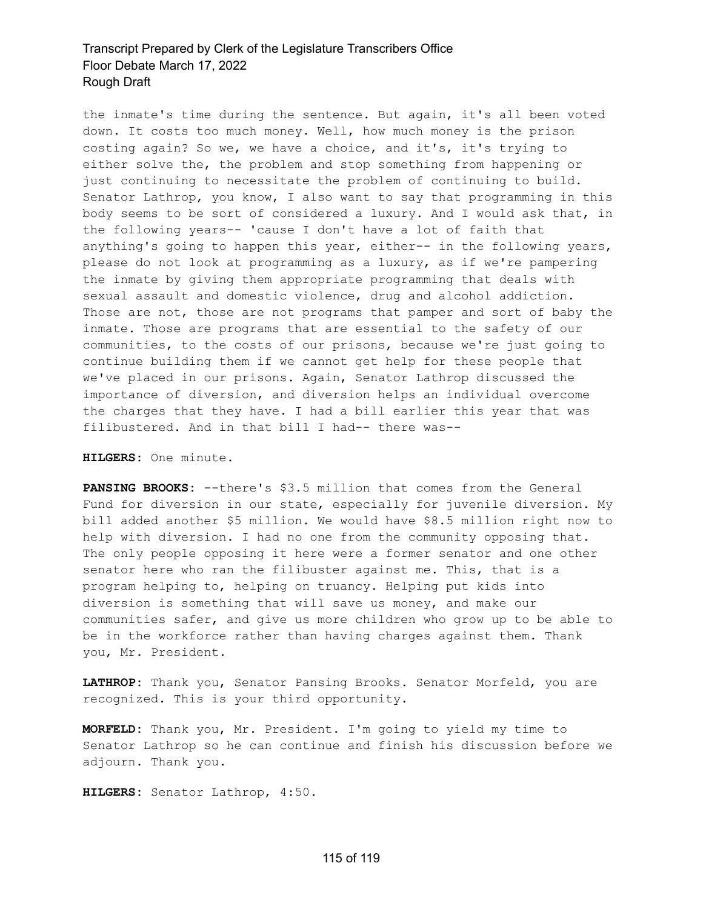the inmate's time during the sentence. But again, it's all been voted down. It costs too much money. Well, how much money is the prison costing again? So we, we have a choice, and it's, it's trying to either solve the, the problem and stop something from happening or just continuing to necessitate the problem of continuing to build. Senator Lathrop, you know, I also want to say that programming in this body seems to be sort of considered a luxury. And I would ask that, in the following years-- 'cause I don't have a lot of faith that anything's going to happen this year, either-- in the following years, please do not look at programming as a luxury, as if we're pampering the inmate by giving them appropriate programming that deals with sexual assault and domestic violence, drug and alcohol addiction. Those are not, those are not programs that pamper and sort of baby the inmate. Those are programs that are essential to the safety of our communities, to the costs of our prisons, because we're just going to continue building them if we cannot get help for these people that we've placed in our prisons. Again, Senator Lathrop discussed the importance of diversion, and diversion helps an individual overcome the charges that they have. I had a bill earlier this year that was filibustered. And in that bill I had-- there was--

**HILGERS:** One minute.

**PANSING BROOKS:** --there's $3.5 million that comes from the General Fund for diversion in our state, especially for juvenile diversion. My bill added another $5 million. We would have $8.5 million right now to help with diversion. I had no one from the community opposing that. The only people opposing it here were a former senator and one other senator here who ran the filibuster against me. This, that is a program helping to, helping on truancy. Helping put kids into diversion is something that will save us money, and make our communities safer, and give us more children who grow up to be able to be in the workforce rather than having charges against them. Thank you, Mr. President.

**LATHROP:** Thank you, Senator Pansing Brooks. Senator Morfeld, you are recognized. This is your third opportunity.

**MORFELD:** Thank you, Mr. President. I'm going to yield my time to Senator Lathrop so he can continue and finish his discussion before we adjourn. Thank you.

**HILGERS:** Senator Lathrop, 4:50.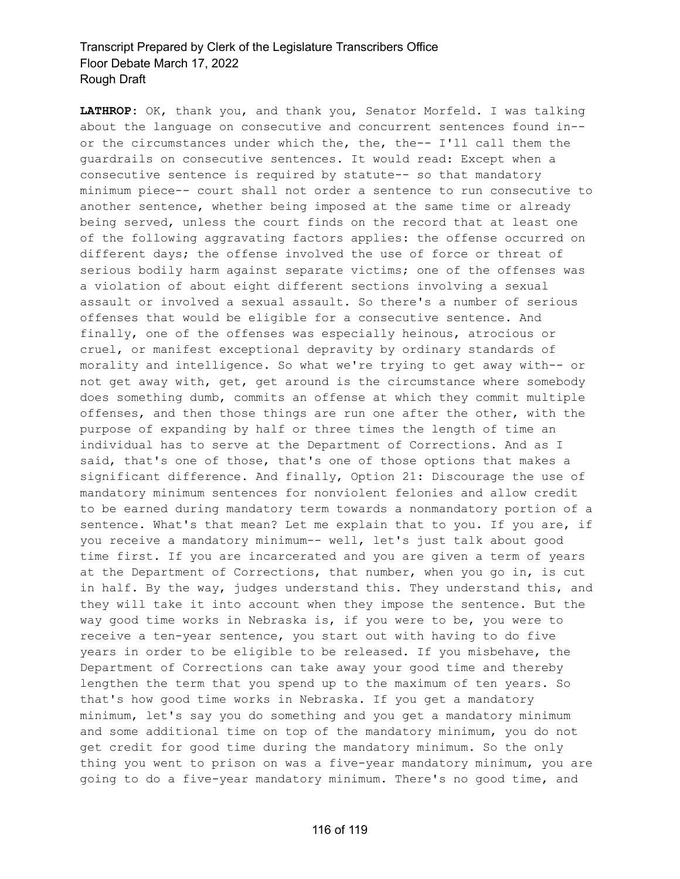**LATHROP:** OK, thank you, and thank you, Senator Morfeld. I was talking about the language on consecutive and concurrent sentences found in-- or the circumstances under which the, the, the-- I'll call them the guardrails on consecutive sentences. It would read: Except when a consecutive sentence is required by statute-- so that mandatory minimum piece-- court shall not order a sentence to run consecutive to another sentence, whether being imposed at the same time or already being served, unless the court finds on the record that at least one of the following aggravating factors applies: the offense occurred on different days; the offense involved the use of force or threat of serious bodily harm against separate victims; one of the offenses was a violation of about eight different sections involving a sexual assault or involved a sexual assault. So there's a number of serious offenses that would be eligible for a consecutive sentence. And finally, one of the offenses was especially heinous, atrocious or cruel, or manifest exceptional depravity by ordinary standards of morality and intelligence. So what we're trying to get away with-- or not get away with, get, get around is the circumstance where somebody does something dumb, commits an offense at which they commit multiple offenses, and then those things are run one after the other, with the purpose of expanding by half or three times the length of time an individual has to serve at the Department of Corrections. And as I said, that's one of those, that's one of those options that makes a significant difference. And finally, Option 21: Discourage the use of mandatory minimum sentences for nonviolent felonies and allow credit to be earned during mandatory term towards a nonmandatory portion of a sentence. What's that mean? Let me explain that to you. If you are, if you receive a mandatory minimum-- well, let's just talk about good time first. If you are incarcerated and you are given a term of years at the Department of Corrections, that number, when you go in, is cut in half. By the way, judges understand this. They understand this, and they will take it into account when they impose the sentence. But the way good time works in Nebraska is, if you were to be, you were to receive a ten-year sentence, you start out with having to do five years in order to be eligible to be released. If you misbehave, the Department of Corrections can take away your good time and thereby lengthen the term that you spend up to the maximum of ten years. So that's how good time works in Nebraska. If you get a mandatory minimum, let's say you do something and you get a mandatory minimum and some additional time on top of the mandatory minimum, you do not get credit for good time during the mandatory minimum. So the only thing you went to prison on was a five-year mandatory minimum, you are going to do a five-year mandatory minimum. There's no good time, and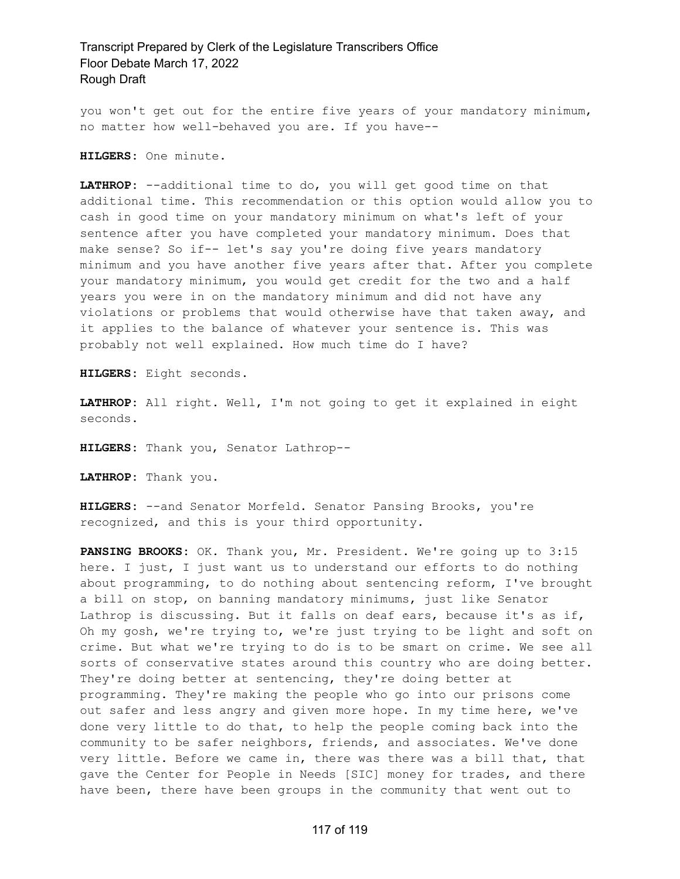you won't get out for the entire five years of your mandatory minimum, no matter how well-behaved you are. If you have--

**HILGERS:** One minute.

**LATHROP:** --additional time to do, you will get good time on that additional time. This recommendation or this option would allow you to cash in good time on your mandatory minimum on what's left of your sentence after you have completed your mandatory minimum. Does that make sense? So if-- let's say you're doing five years mandatory minimum and you have another five years after that. After you complete your mandatory minimum, you would get credit for the two and a half years you were in on the mandatory minimum and did not have any violations or problems that would otherwise have that taken away, and it applies to the balance of whatever your sentence is. This was probably not well explained. How much time do I have?

**HILGERS:** Eight seconds.

**LATHROP:** All right. Well, I'm not going to get it explained in eight seconds.

**HILGERS:** Thank you, Senator Lathrop--

**LATHROP:** Thank you.

**HILGERS:** --and Senator Morfeld. Senator Pansing Brooks, you're recognized, and this is your third opportunity.

**PANSING BROOKS:** OK. Thank you, Mr. President. We're going up to 3:15 here. I just, I just want us to understand our efforts to do nothing about programming, to do nothing about sentencing reform, I've brought a bill on stop, on banning mandatory minimums, just like Senator Lathrop is discussing. But it falls on deaf ears, because it's as if, Oh my gosh, we're trying to, we're just trying to be light and soft on crime. But what we're trying to do is to be smart on crime. We see all sorts of conservative states around this country who are doing better. They're doing better at sentencing, they're doing better at programming. They're making the people who go into our prisons come out safer and less angry and given more hope. In my time here, we've done very little to do that, to help the people coming back into the community to be safer neighbors, friends, and associates. We've done very little. Before we came in, there was there was a bill that, that gave the Center for People in Needs [SIC] money for trades, and there have been, there have been groups in the community that went out to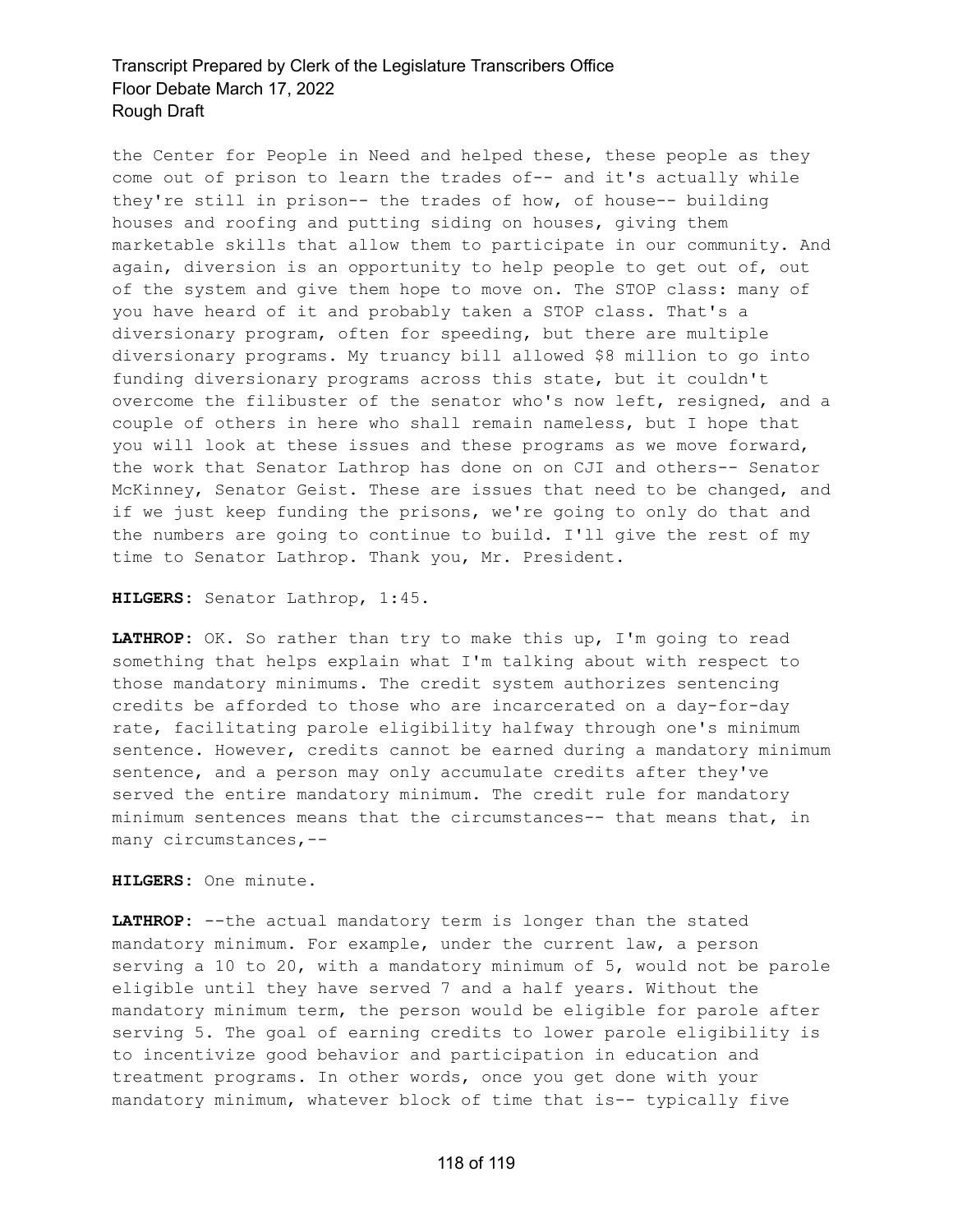the Center for People in Need and helped these, these people as they come out of prison to learn the trades of-- and it's actually while they're still in prison-- the trades of how, of house-- building houses and roofing and putting siding on houses, giving them marketable skills that allow them to participate in our community. And again, diversion is an opportunity to help people to get out of, out of the system and give them hope to move on. The STOP class: many of you have heard of it and probably taken a STOP class. That's a diversionary program, often for speeding, but there are multiple diversionary programs. My truancy bill allowed $8 million to go into funding diversionary programs across this state, but it couldn't overcome the filibuster of the senator who's now left, resigned, and a couple of others in here who shall remain nameless, but I hope that you will look at these issues and these programs as we move forward, the work that Senator Lathrop has done on on CJI and others-- Senator McKinney, Senator Geist. These are issues that need to be changed, and if we just keep funding the prisons, we're going to only do that and the numbers are going to continue to build. I'll give the rest of my time to Senator Lathrop. Thank you, Mr. President.

**HILGERS:** Senator Lathrop, 1:45.

**LATHROP:** OK. So rather than try to make this up, I'm going to read something that helps explain what I'm talking about with respect to those mandatory minimums. The credit system authorizes sentencing credits be afforded to those who are incarcerated on a day-for-day rate, facilitating parole eligibility halfway through one's minimum sentence. However, credits cannot be earned during a mandatory minimum sentence, and a person may only accumulate credits after they've served the entire mandatory minimum. The credit rule for mandatory minimum sentences means that the circumstances-- that means that, in many circumstances,--

**HILGERS:** One minute.

**LATHROP:** --the actual mandatory term is longer than the stated mandatory minimum. For example, under the current law, a person serving a 10 to 20, with a mandatory minimum of 5, would not be parole eligible until they have served 7 and a half years. Without the mandatory minimum term, the person would be eligible for parole after serving 5. The goal of earning credits to lower parole eligibility is to incentivize good behavior and participation in education and treatment programs. In other words, once you get done with your mandatory minimum, whatever block of time that is-- typically five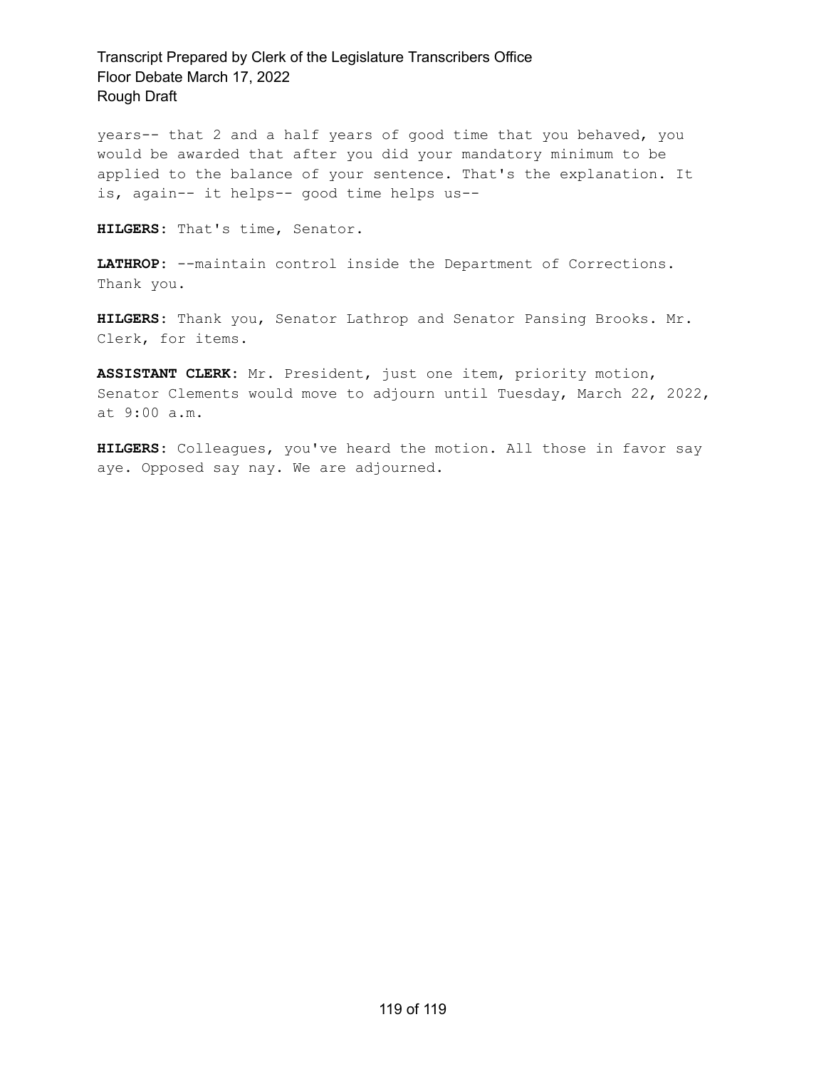years-- that 2 and a half years of good time that you behaved, you would be awarded that after you did your mandatory minimum to be applied to the balance of your sentence. That's the explanation. It is, again-- it helps-- good time helps us--

**HILGERS:** That's time, Senator.

**LATHROP:** --maintain control inside the Department of Corrections. Thank you.

**HILGERS:** Thank you, Senator Lathrop and Senator Pansing Brooks. Mr. Clerk, for items.

**ASSISTANT CLERK:** Mr. President, just one item, priority motion, Senator Clements would move to adjourn until Tuesday, March 22, 2022, at 9:00 a.m.

**HILGERS:** Colleagues, you've heard the motion. All those in favor say aye. Opposed say nay. We are adjourned.